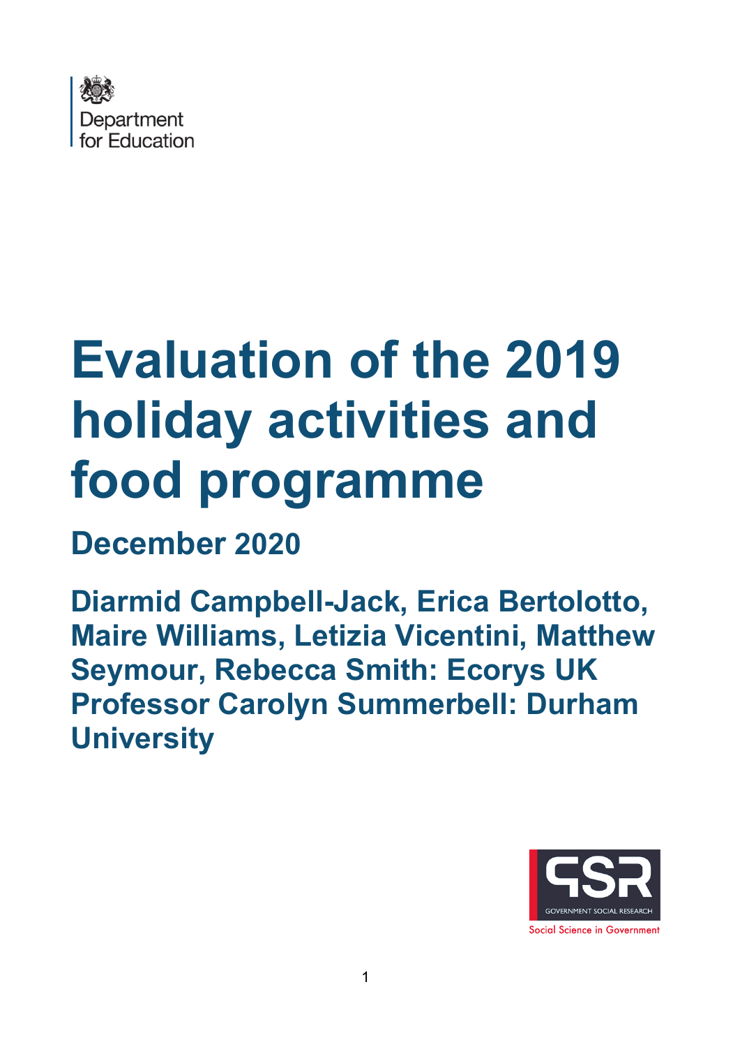Department for Education

# Evaluation of the 2019 holiday activities and food programme

## December 2020

**Diarmid Campbell-Jack, Erica Bertolotto, Maire Williams, Letizia Vicentini, Matthew Seymour, Rebecca Smith: Ecorys UK Professor Carolyn Summerbell: Durham University**

GSR GOVERNMENT SOCIAL RESEARCH

Social Science in Government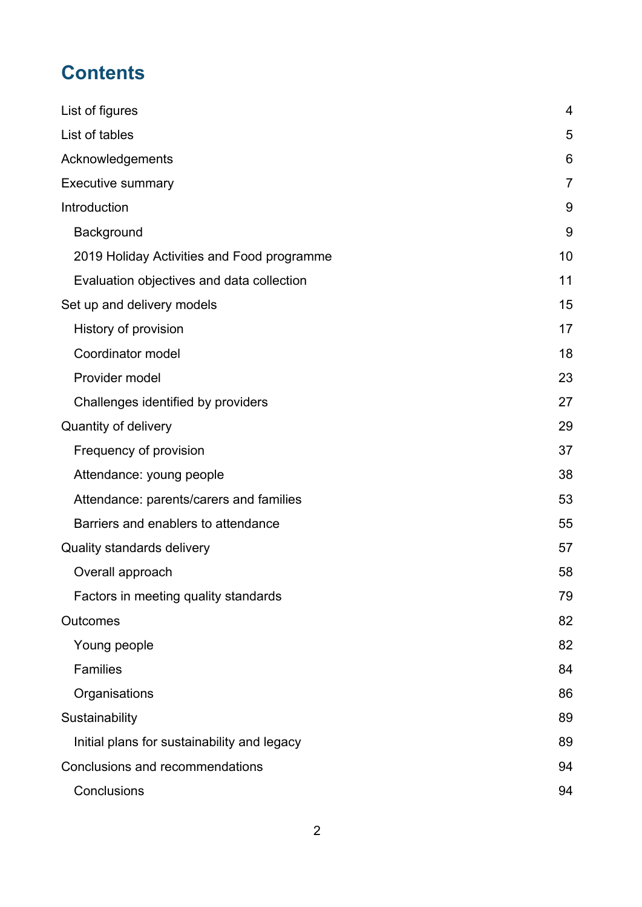# Contents

| | |
|---|---|
| List of figures | 4 |
| List of tables | 5 |
| Acknowledgements | 6 |
| Executive summary | 7 |
| Introduction | 9 |
| Background | 9 |
| 2019 Holiday Activities and Food programme | 10 |
| Evaluation objectives and data collection | 11 |
| Set up and delivery models | 15 |
| History of provision | 17 |
| Coordinator model | 18 |
| Provider model | 23 |
| Challenges identified by providers | 27 |
| Quantity of delivery | 29 |
| Frequency of provision | 37 |
| Attendance: young people | 38 |
| Attendance: parents/carers and families | 53 |
| Barriers and enablers to attendance | 55 |
| Quality standards delivery | 57 |
| Overall approach | 58 |
| Factors in meeting quality standards | 79 |
| Outcomes | 82 |
| Young people | 82 |
| Families | 84 |
| Organisations | 86 |
| Sustainability | 89 |
| Initial plans for sustainability and legacy | 89 |
| Conclusions and recommendations | 94 |
| Conclusions | 94 |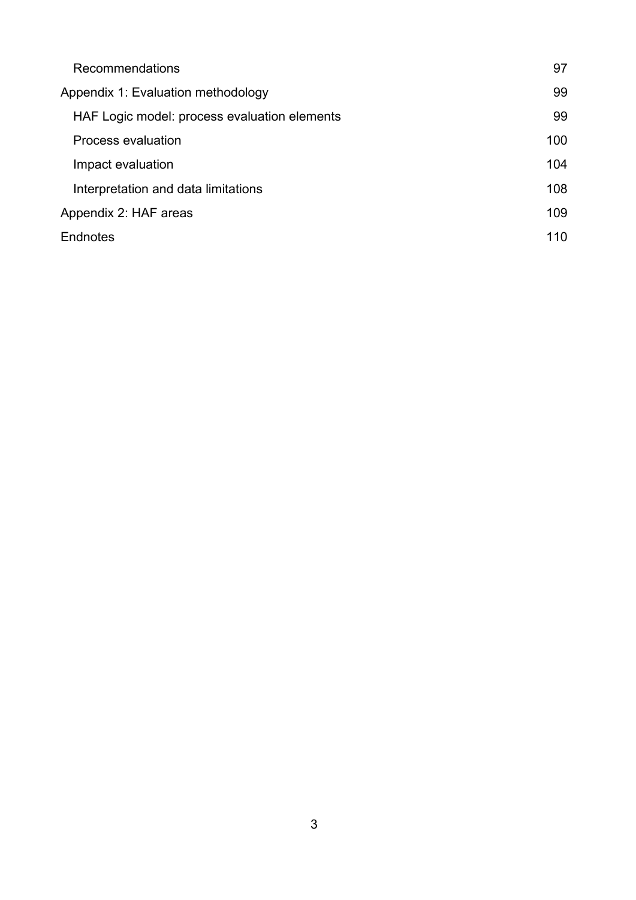- Recommendations 97

Appendix 1: Evaluation methodology 99

- HAF Logic model: process evaluation elements 99
- Process evaluation 100
- Impact evaluation 104
- Interpretation and data limitations 108

Appendix 2: HAF areas 109

Endnotes 110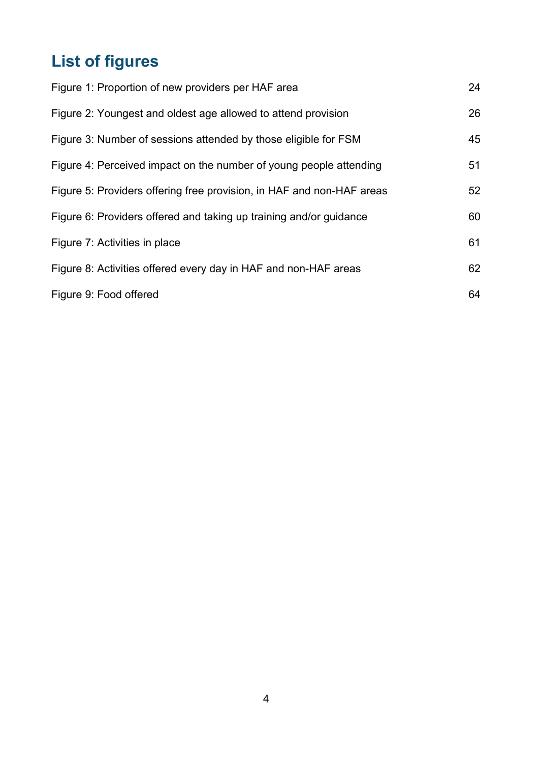# List of figures

Figure 1: Proportion of new providers per HAF area 24

Figure 2: Youngest and oldest age allowed to attend provision 26

Figure 3: Number of sessions attended by those eligible for FSM 45

Figure 4: Perceived impact on the number of young people attending 51

Figure 5: Providers offering free provision, in HAF and non-HAF areas 52

Figure 6: Providers offered and taking up training and/or guidance 60

Figure 7: Activities in place 61

Figure 8: Activities offered every day in HAF and non-HAF areas 62

Figure 9: Food offered 64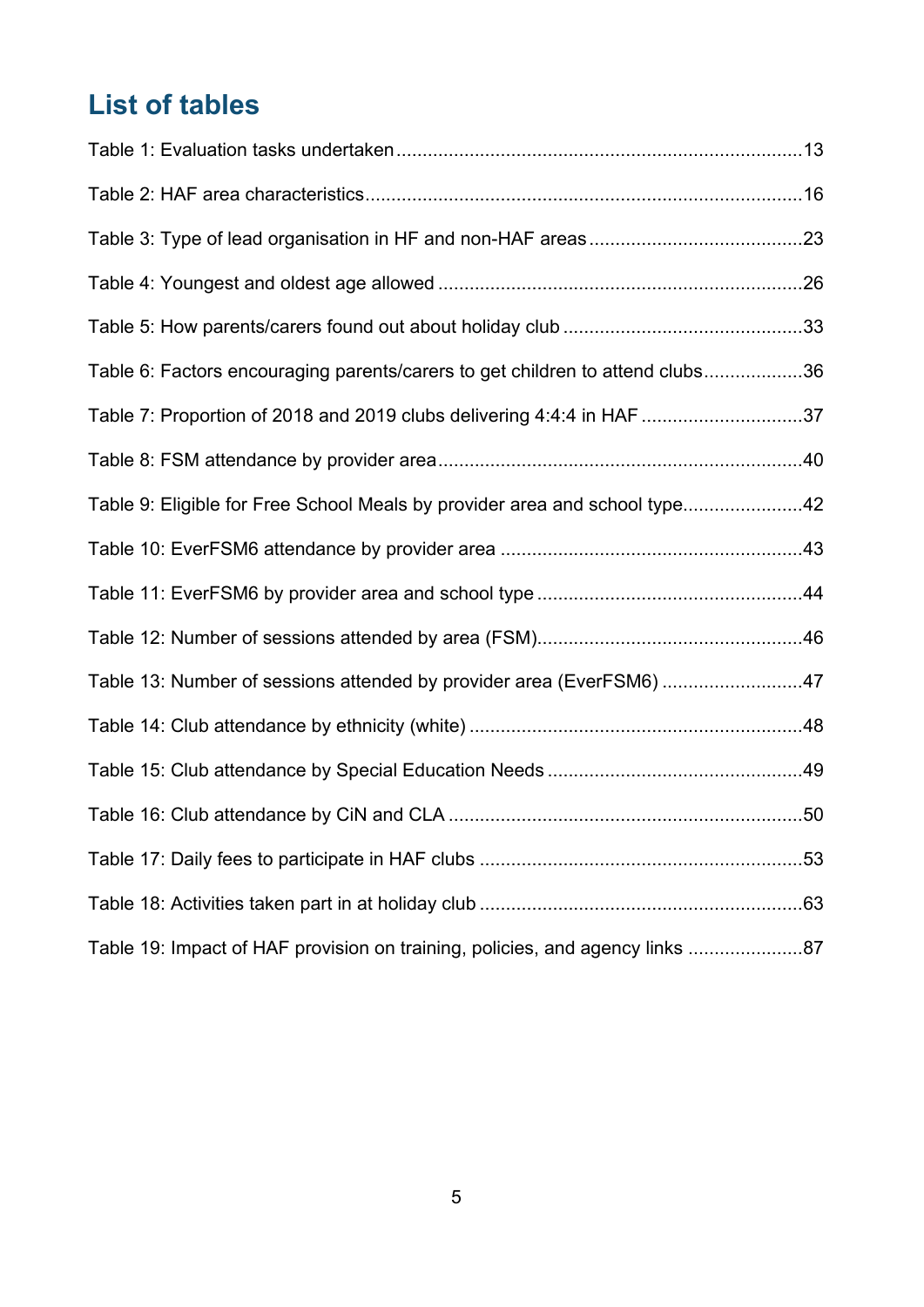# List of tables

Table 1: Evaluation tasks undertaken ............................................................................13

Table 2: HAF area characteristics ..................................................................................16

Table 3: Type of lead organisation in HF and non-HAF areas ........................................23

Table 4: Youngest and oldest age allowed .....................................................................26

Table 5: How parents/carers found out about holiday club .............................................33

Table 6: Factors encouraging parents/carers to get children to attend clubs ..................36

Table 7: Proportion of 2018 and 2019 clubs delivering 4:4:4 in HAF ..............................37

Table 8: FSM attendance by provider area ....................................................................40

Table 9: Eligible for Free School Meals by provider area and school type ......................42

Table 10: EverFSM6 attendance by provider area .........................................................43

Table 11: EverFSM6 by provider area and school type ..................................................44

Table 12: Number of sessions attended by area (FSM) ..................................................46

Table 13: Number of sessions attended by provider area (EverFSM6) ..........................47

Table 14: Club attendance by ethnicity (white) ...............................................................48

Table 15: Club attendance by Special Education Needs ................................................49

Table 16: Club attendance by CiN and CLA ...................................................................50

Table 17: Daily fees to participate in HAF clubs .............................................................53

Table 18: Activities taken part in at holiday club .............................................................63

Table 19: Impact of HAF provision on training, policies, and agency links .....................87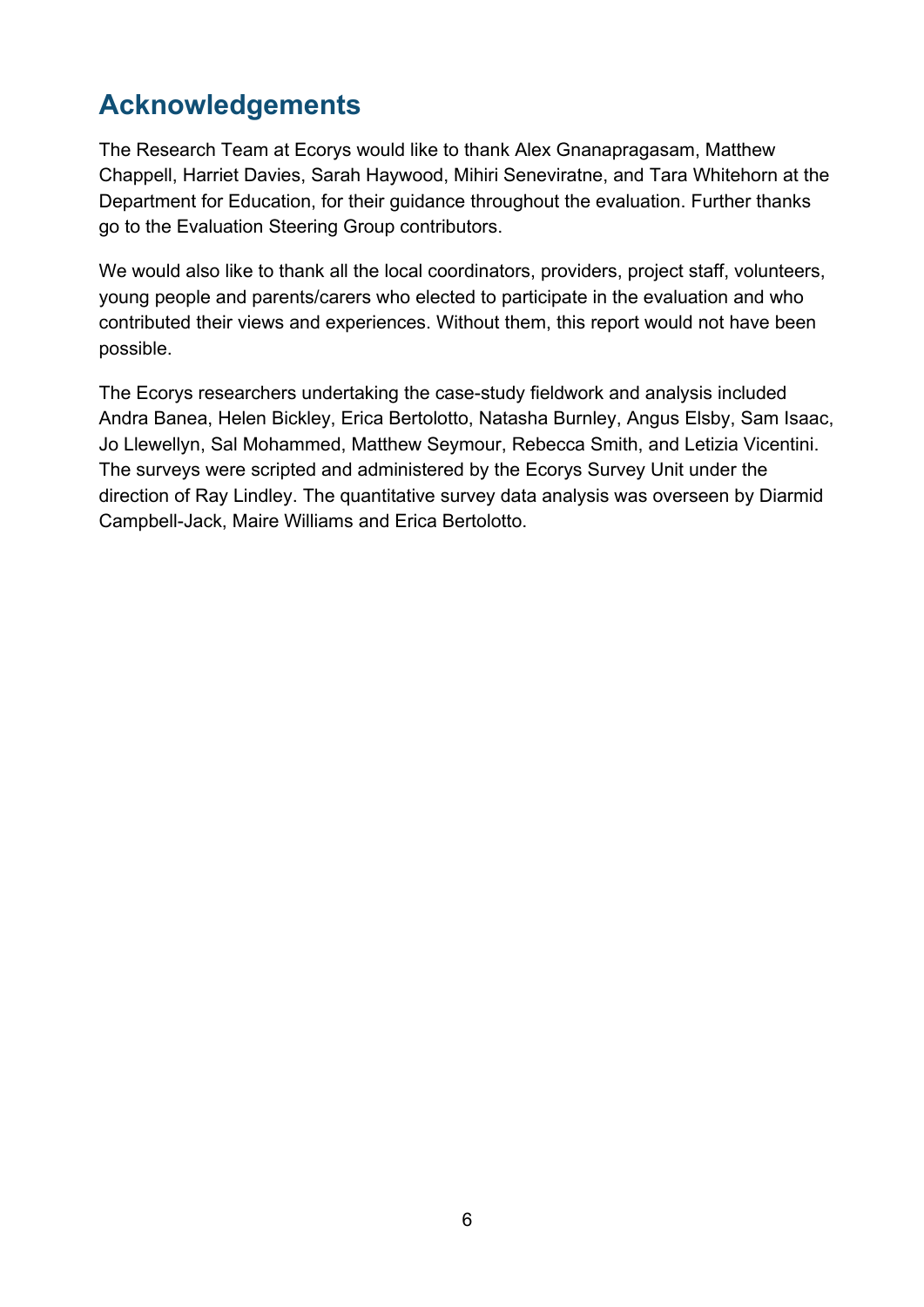# Acknowledgements

The Research Team at Ecorys would like to thank Alex Gnanapragasam, Matthew Chappell, Harriet Davies, Sarah Haywood, Mihiri Seneviratne, and Tara Whitehorn at the Department for Education, for their guidance throughout the evaluation. Further thanks go to the Evaluation Steering Group contributors.

We would also like to thank all the local coordinators, providers, project staff, volunteers, young people and parents/carers who elected to participate in the evaluation and who contributed their views and experiences. Without them, this report would not have been possible.

The Ecorys researchers undertaking the case-study fieldwork and analysis included Andra Banea, Helen Bickley, Erica Bertolotto, Natasha Burnley, Angus Elsby, Sam Isaac, Jo Llewellyn, Sal Mohammed, Matthew Seymour, Rebecca Smith, and Letizia Vicentini. The surveys were scripted and administered by the Ecorys Survey Unit under the direction of Ray Lindley. The quantitative survey data analysis was overseen by Diarmid Campbell-Jack, Maire Williams and Erica Bertolotto.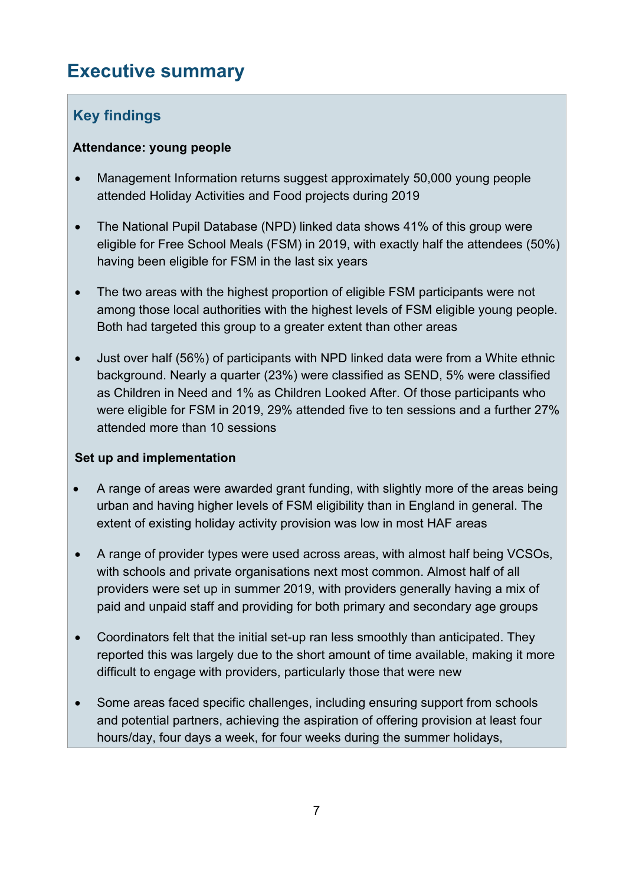# Executive summary

## Key findings

**Attendance: young people**

- Management Information returns suggest approximately 50,000 young people attended Holiday Activities and Food projects during 2019
- The National Pupil Database (NPD) linked data shows 41% of this group were eligible for Free School Meals (FSM) in 2019, with exactly half the attendees (50%) having been eligible for FSM in the last six years
- The two areas with the highest proportion of eligible FSM participants were not among those local authorities with the highest levels of FSM eligible young people. Both had targeted this group to a greater extent than other areas
- Just over half (56%) of participants with NPD linked data were from a White ethnic background. Nearly a quarter (23%) were classified as SEND, 5% were classified as Children in Need and 1% as Children Looked After. Of those participants who were eligible for FSM in 2019, 29% attended five to ten sessions and a further 27% attended more than 10 sessions

**Set up and implementation**

- A range of areas were awarded grant funding, with slightly more of the areas being urban and having higher levels of FSM eligibility than in England in general. The extent of existing holiday activity provision was low in most HAF areas
- A range of provider types were used across areas, with almost half being VCSOs, with schools and private organisations next most common. Almost half of all providers were set up in summer 2019, with providers generally having a mix of paid and unpaid staff and providing for both primary and secondary age groups
- Coordinators felt that the initial set-up ran less smoothly than anticipated. They reported this was largely due to the short amount of time available, making it more difficult to engage with providers, particularly those that were new
- Some areas faced specific challenges, including ensuring support from schools and potential partners, achieving the aspiration of offering provision at least four hours/day, four days a week, for four weeks during the summer holidays,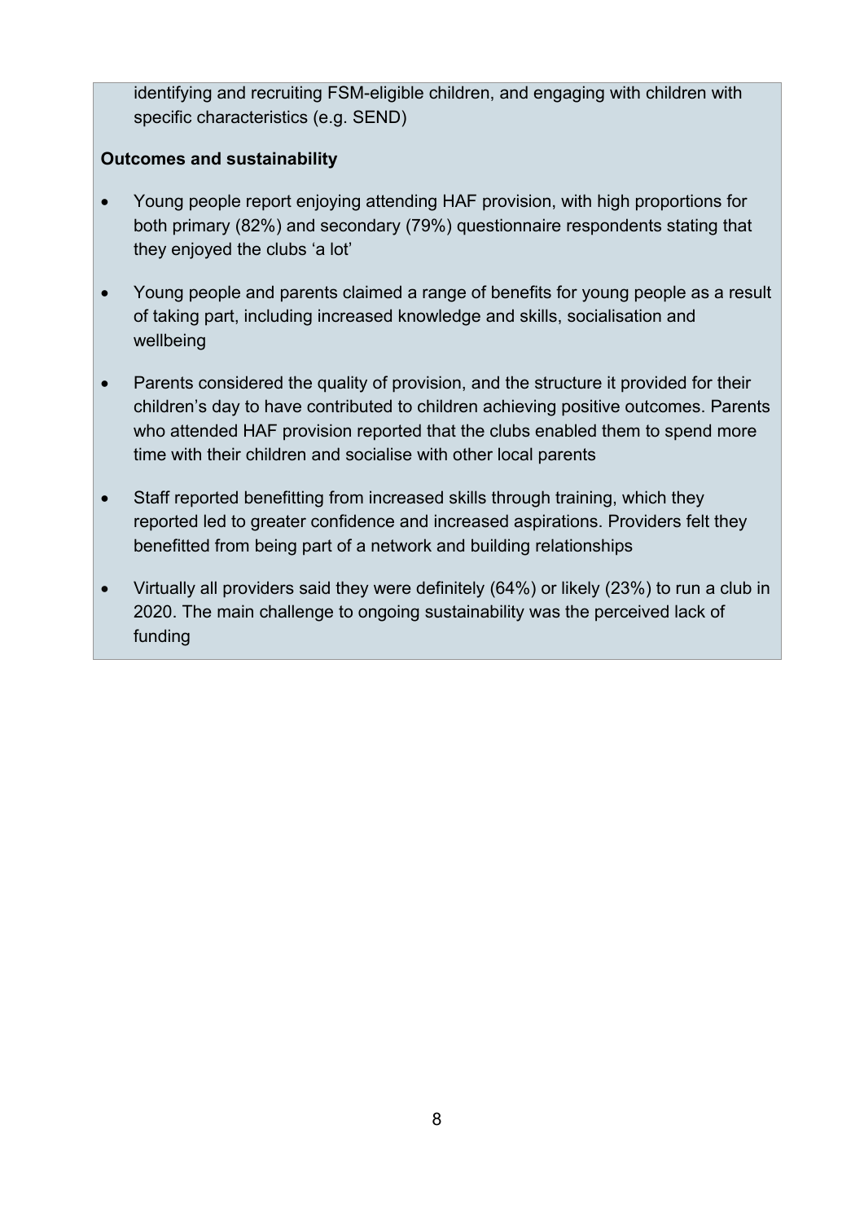identifying and recruiting FSM-eligible children, and engaging with children with specific characteristics (e.g. SEND)

**Outcomes and sustainability**

- Young people report enjoying attending HAF provision, with high proportions for both primary (82%) and secondary (79%) questionnaire respondents stating that they enjoyed the clubs 'a lot'
- Young people and parents claimed a range of benefits for young people as a result of taking part, including increased knowledge and skills, socialisation and wellbeing
- Parents considered the quality of provision, and the structure it provided for their children's day to have contributed to children achieving positive outcomes. Parents who attended HAF provision reported that the clubs enabled them to spend more time with their children and socialise with other local parents
- Staff reported benefitting from increased skills through training, which they reported led to greater confidence and increased aspirations. Providers felt they benefitted from being part of a network and building relationships
- Virtually all providers said they were definitely (64%) or likely (23%) to run a club in 2020. The main challenge to ongoing sustainability was the perceived lack of funding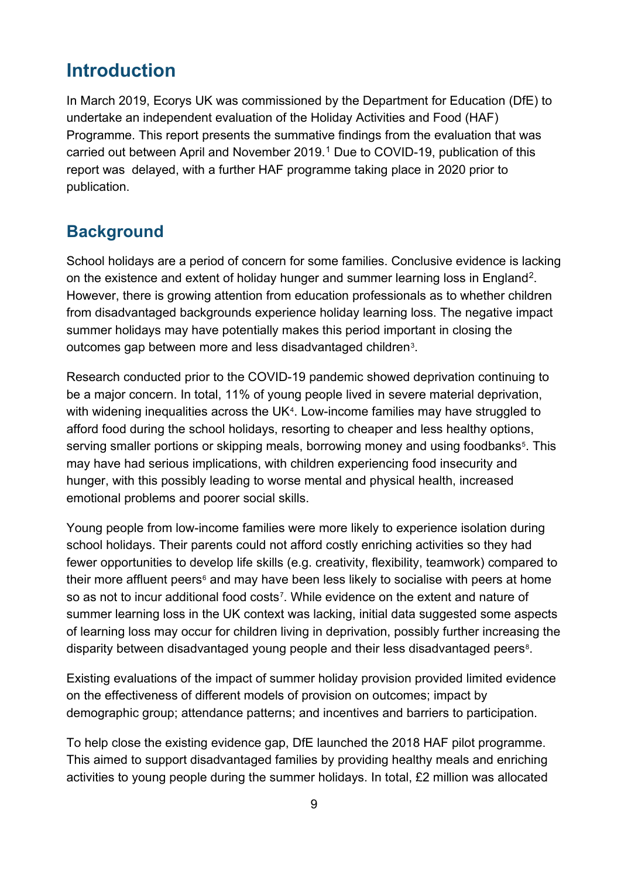# Introduction

In March 2019, Ecorys UK was commissioned by the Department for Education (DfE) to undertake an independent evaluation of the Holiday Activities and Food (HAF) Programme. This report presents the summative findings from the evaluation that was carried out between April and November 2019.[1] Due to COVID-19, publication of this report was delayed, with a further HAF programme taking place in 2020 prior to publication.

## Background

School holidays are a period of concern for some families. Conclusive evidence is lacking on the existence and extent of holiday hunger and summer learning loss in England[2]. However, there is growing attention from education professionals as to whether children from disadvantaged backgrounds experience holiday learning loss. The negative impact summer holidays may have potentially makes this period important in closing the outcomes gap between more and less disadvantaged children[3].

Research conducted prior to the COVID-19 pandemic showed deprivation continuing to be a major concern. In total, 11% of young people lived in severe material deprivation, with widening inequalities across the UK[4]. Low-income families may have struggled to afford food during the school holidays, resorting to cheaper and less healthy options, serving smaller portions or skipping meals, borrowing money and using foodbanks[5]. This may have had serious implications, with children experiencing food insecurity and hunger, with this possibly leading to worse mental and physical health, increased emotional problems and poorer social skills.

Young people from low-income families were more likely to experience isolation during school holidays. Their parents could not afford costly enriching activities so they had fewer opportunities to develop life skills (e.g. creativity, flexibility, teamwork) compared to their more affluent peers[6] and may have been less likely to socialise with peers at home so as not to incur additional food costs[7]. While evidence on the extent and nature of summer learning loss in the UK context was lacking, initial data suggested some aspects of learning loss may occur for children living in deprivation, possibly further increasing the disparity between disadvantaged young people and their less disadvantaged peers[8].

Existing evaluations of the impact of summer holiday provision provided limited evidence on the effectiveness of different models of provision on outcomes; impact by demographic group; attendance patterns; and incentives and barriers to participation.

To help close the existing evidence gap, DfE launched the 2018 HAF pilot programme. This aimed to support disadvantaged families by providing healthy meals and enriching activities to young people during the summer holidays. In total, £2 million was allocated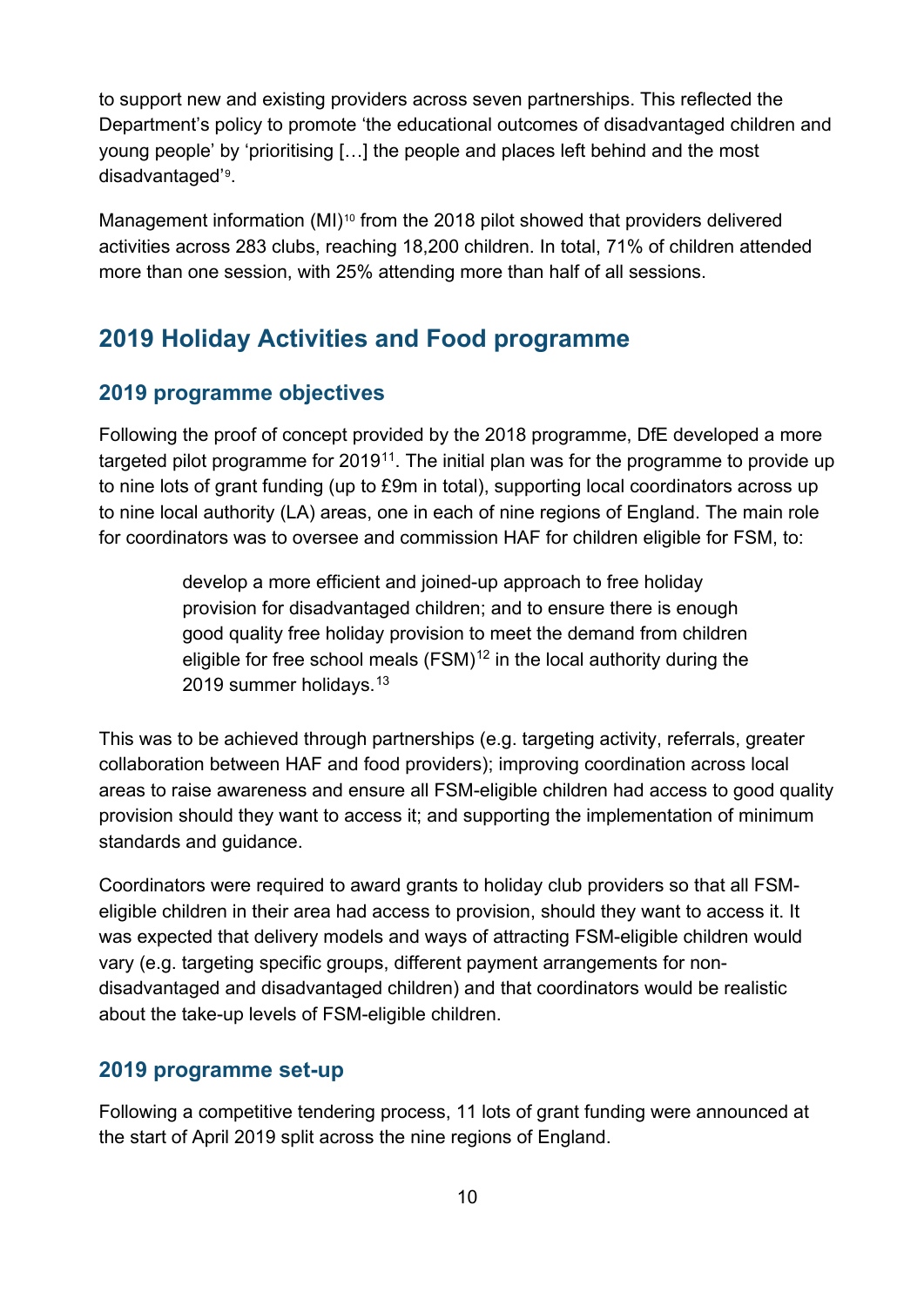to support new and existing providers across seven partnerships. This reflected the Department's policy to promote 'the educational outcomes of disadvantaged children and young people' by 'prioritising […] the people and places left behind and the most disadvantaged'[9].

Management information (MI)[10] from the 2018 pilot showed that providers delivered activities across 283 clubs, reaching 18,200 children. In total, 71% of children attended more than one session, with 25% attending more than half of all sessions.

## 2019 Holiday Activities and Food programme

### 2019 programme objectives

Following the proof of concept provided by the 2018 programme, DfE developed a more targeted pilot programme for 2019[11]. The initial plan was for the programme to provide up to nine lots of grant funding (up to £9m in total), supporting local coordinators across up to nine local authority (LA) areas, one in each of nine regions of England. The main role for coordinators was to oversee and commission HAF for children eligible for FSM, to:

> develop a more efficient and joined-up approach to free holiday provision for disadvantaged children; and to ensure there is enough good quality free holiday provision to meet the demand from children eligible for free school meals (FSM)[12] in the local authority during the 2019 summer holidays.[13]

This was to be achieved through partnerships (e.g. targeting activity, referrals, greater collaboration between HAF and food providers); improving coordination across local areas to raise awareness and ensure all FSM-eligible children had access to good quality provision should they want to access it; and supporting the implementation of minimum standards and guidance.

Coordinators were required to award grants to holiday club providers so that all FSM-eligible children in their area had access to provision, should they want to access it. It was expected that delivery models and ways of attracting FSM-eligible children would vary (e.g. targeting specific groups, different payment arrangements for non-disadvantaged and disadvantaged children) and that coordinators would be realistic about the take-up levels of FSM-eligible children.

### 2019 programme set-up

Following a competitive tendering process, 11 lots of grant funding were announced at the start of April 2019 split across the nine regions of England.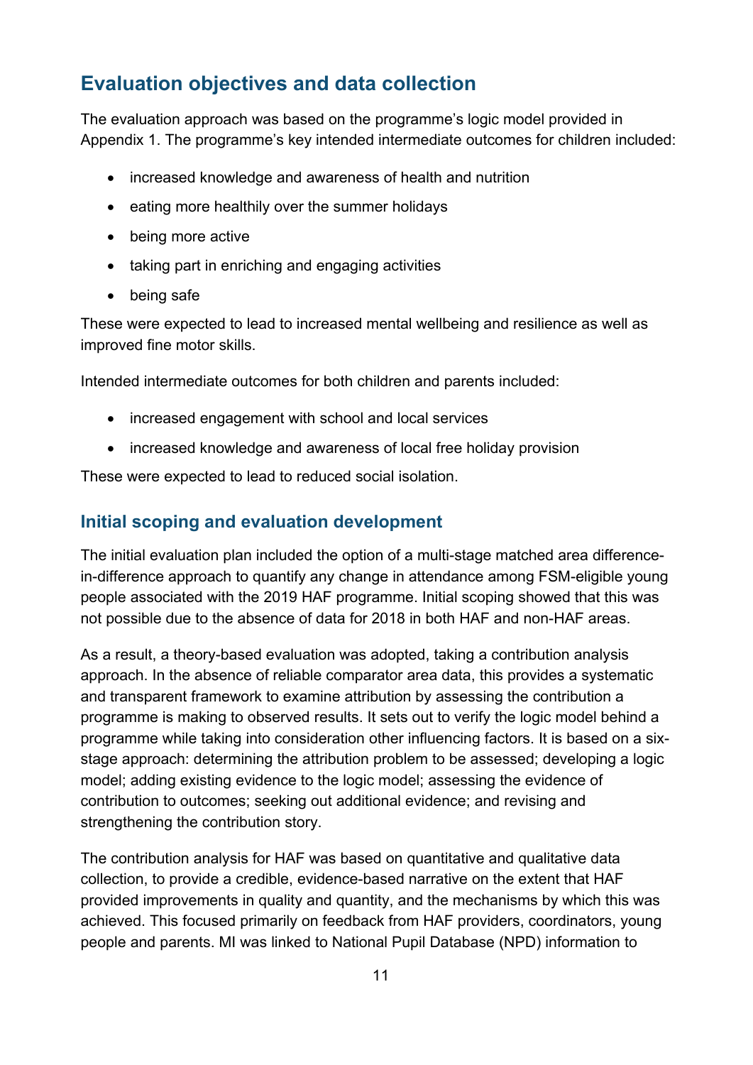## Evaluation objectives and data collection

The evaluation approach was based on the programme's logic model provided in Appendix 1. The programme's key intended intermediate outcomes for children included:

- increased knowledge and awareness of health and nutrition
- eating more healthily over the summer holidays
- being more active
- taking part in enriching and engaging activities
- being safe

These were expected to lead to increased mental wellbeing and resilience as well as improved fine motor skills.

Intended intermediate outcomes for both children and parents included:

- increased engagement with school and local services
- increased knowledge and awareness of local free holiday provision

These were expected to lead to reduced social isolation.

### Initial scoping and evaluation development

The initial evaluation plan included the option of a multi-stage matched area difference-in-difference approach to quantify any change in attendance among FSM-eligible young people associated with the 2019 HAF programme. Initial scoping showed that this was not possible due to the absence of data for 2018 in both HAF and non-HAF areas.

As a result, a theory-based evaluation was adopted, taking a contribution analysis approach. In the absence of reliable comparator area data, this provides a systematic and transparent framework to examine attribution by assessing the contribution a programme is making to observed results. It sets out to verify the logic model behind a programme while taking into consideration other influencing factors. It is based on a six-stage approach: determining the attribution problem to be assessed; developing a logic model; adding existing evidence to the logic model; assessing the evidence of contribution to outcomes; seeking out additional evidence; and revising and strengthening the contribution story.

The contribution analysis for HAF was based on quantitative and qualitative data collection, to provide a credible, evidence-based narrative on the extent that HAF provided improvements in quality and quantity, and the mechanisms by which this was achieved. This focused primarily on feedback from HAF providers, coordinators, young people and parents. MI was linked to National Pupil Database (NPD) information to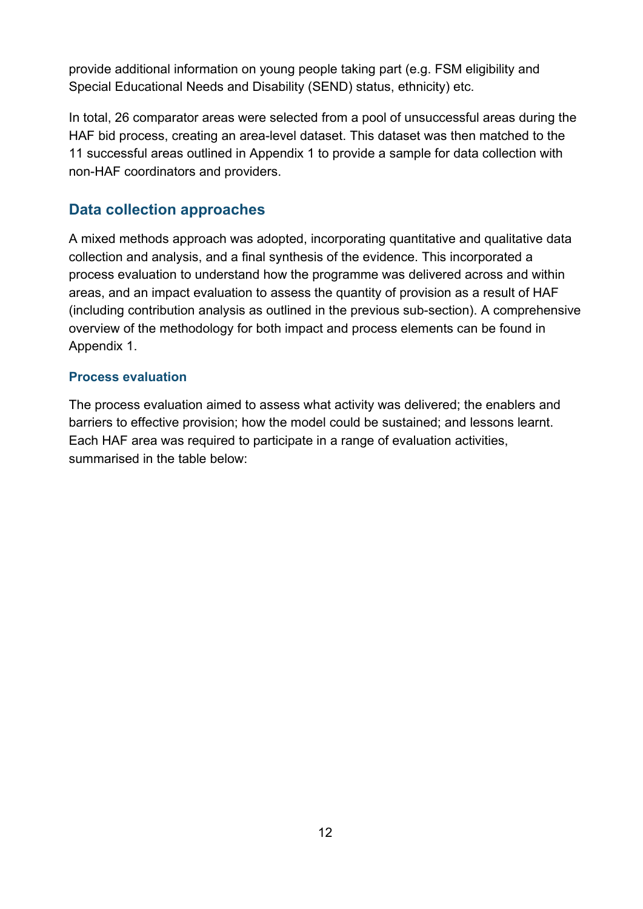provide additional information on young people taking part (e.g. FSM eligibility and Special Educational Needs and Disability (SEND) status, ethnicity) etc.

In total, 26 comparator areas were selected from a pool of unsuccessful areas during the HAF bid process, creating an area-level dataset. This dataset was then matched to the 11 successful areas outlined in Appendix 1 to provide a sample for data collection with non-HAF coordinators and providers.

## Data collection approaches

A mixed methods approach was adopted, incorporating quantitative and qualitative data collection and analysis, and a final synthesis of the evidence. This incorporated a process evaluation to understand how the programme was delivered across and within areas, and an impact evaluation to assess the quantity of provision as a result of HAF (including contribution analysis as outlined in the previous sub-section). A comprehensive overview of the methodology for both impact and process elements can be found in Appendix 1.

### Process evaluation

The process evaluation aimed to assess what activity was delivered; the enablers and barriers to effective provision; how the model could be sustained; and lessons learnt. Each HAF area was required to participate in a range of evaluation activities, summarised in the table below: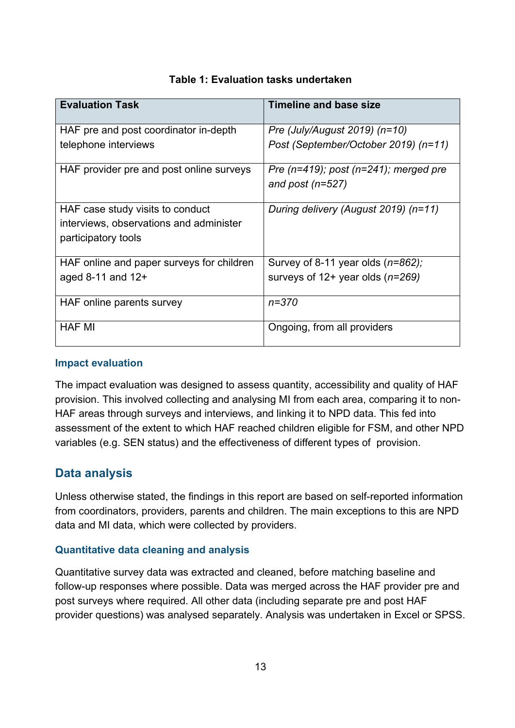**Table 1: Evaluation tasks undertaken**

| Evaluation Task | Timeline and base size |
|---|---|
| HAF pre and post coordinator in-depth telephone interviews | *Pre (July/August 2019) (n=10)*<br>*Post (September/October 2019) (n=11)* |
| HAF provider pre and post online surveys | *Pre (n=419); post (n=241); merged pre and post (n=527)* |
| HAF case study visits to conduct interviews, observations and administer participatory tools | *During delivery (August 2019) (n=11)* |
| HAF online and paper surveys for children aged 8-11 and 12+ | Survey of 8-11 year olds (*n=862);* surveys of 12+ year olds (*n=269)* |
| HAF online parents survey | *n=370* |
| HAF MI | Ongoing, from all providers |

### Impact evaluation

The impact evaluation was designed to assess quantity, accessibility and quality of HAF provision. This involved collecting and analysing MI from each area, comparing it to non-HAF areas through surveys and interviews, and linking it to NPD data. This fed into assessment of the extent to which HAF reached children eligible for FSM, and other NPD variables (e.g. SEN status) and the effectiveness of different types of provision.

## Data analysis

Unless otherwise stated, the findings in this report are based on self-reported information from coordinators, providers, parents and children. The main exceptions to this are NPD data and MI data, which were collected by providers.

### Quantitative data cleaning and analysis

Quantitative survey data was extracted and cleaned, before matching baseline and follow-up responses where possible. Data was merged across the HAF provider pre and post surveys where required. All other data (including separate pre and post HAF provider questions) was analysed separately. Analysis was undertaken in Excel or SPSS.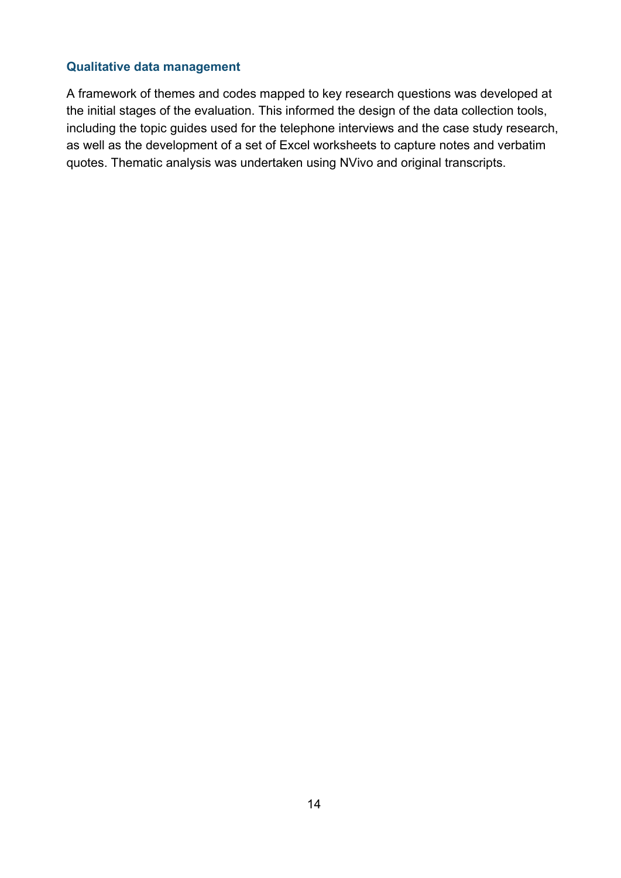### Qualitative data management

A framework of themes and codes mapped to key research questions was developed at the initial stages of the evaluation. This informed the design of the data collection tools, including the topic guides used for the telephone interviews and the case study research, as well as the development of a set of Excel worksheets to capture notes and verbatim quotes. Thematic analysis was undertaken using NVivo and original transcripts.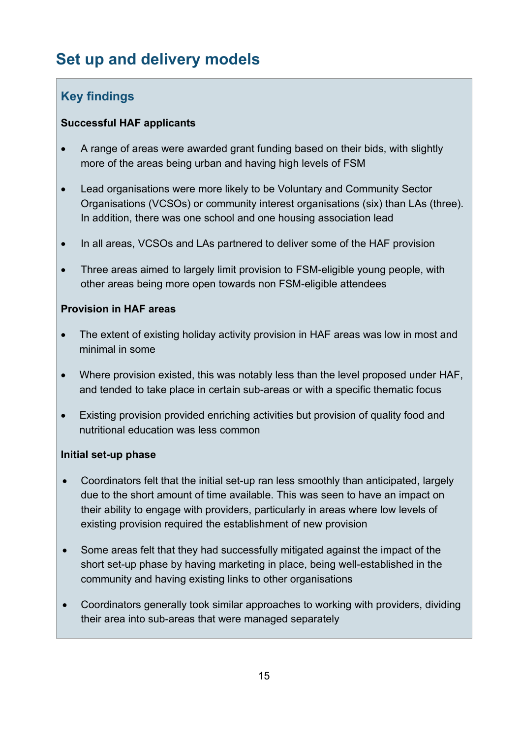## Set up and delivery models

### Key findings

**Successful HAF applicants**

- A range of areas were awarded grant funding based on their bids, with slightly more of the areas being urban and having high levels of FSM
- Lead organisations were more likely to be Voluntary and Community Sector Organisations (VCSOs) or community interest organisations (six) than LAs (three). In addition, there was one school and one housing association lead
- In all areas, VCSOs and LAs partnered to deliver some of the HAF provision
- Three areas aimed to largely limit provision to FSM-eligible young people, with other areas being more open towards non FSM-eligible attendees

**Provision in HAF areas**

- The extent of existing holiday activity provision in HAF areas was low in most and minimal in some
- Where provision existed, this was notably less than the level proposed under HAF, and tended to take place in certain sub-areas or with a specific thematic focus
- Existing provision provided enriching activities but provision of quality food and nutritional education was less common

**Initial set-up phase**

- Coordinators felt that the initial set-up ran less smoothly than anticipated, largely due to the short amount of time available. This was seen to have an impact on their ability to engage with providers, particularly in areas where low levels of existing provision required the establishment of new provision
- Some areas felt that they had successfully mitigated against the impact of the short set-up phase by having marketing in place, being well-established in the community and having existing links to other organisations
- Coordinators generally took similar approaches to working with providers, dividing their area into sub-areas that were managed separately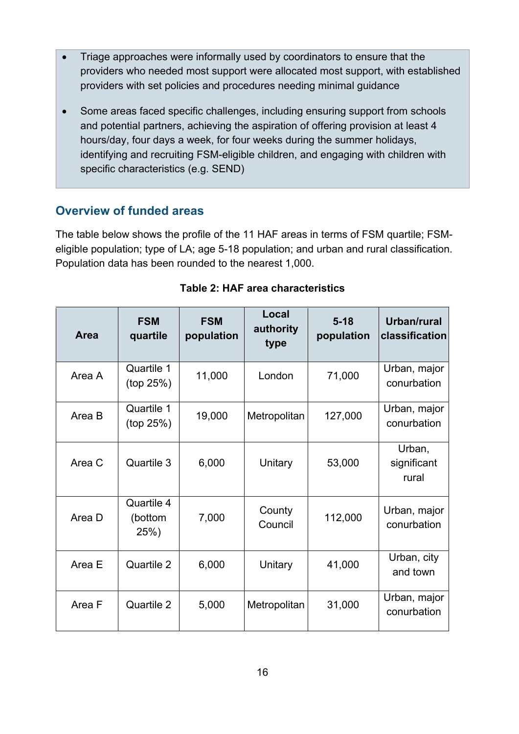- Triage approaches were informally used by coordinators to ensure that the providers who needed most support were allocated most support, with established providers with set policies and procedures needing minimal guidance
- Some areas faced specific challenges, including ensuring support from schools and potential partners, achieving the aspiration of offering provision at least 4 hours/day, four days a week, for four weeks during the summer holidays, identifying and recruiting FSM-eligible children, and engaging with children with specific characteristics (e.g. SEND)

## Overview of funded areas

The table below shows the profile of the 11 HAF areas in terms of FSM quartile; FSM-eligible population; type of LA; age 5-18 population; and urban and rural classification. Population data has been rounded to the nearest 1,000.

**Table 2: HAF area characteristics**

| Area | FSM quartile | FSM population | Local authority type | 5-18 population | Urban/rural classification |
|---|---|---|---|---|---|
| Area A | Quartile 1 (top 25%) | 11,000 | London | 71,000 | Urban, major conurbation |
| Area B | Quartile 1 (top 25%) | 19,000 | Metropolitan | 127,000 | Urban, major conurbation |
| Area C | Quartile 3 | 6,000 | Unitary | 53,000 | Urban, significant rural |
| Area D | Quartile 4 (bottom 25%) | 7,000 | County Council | 112,000 | Urban, major conurbation |
| Area E | Quartile 2 | 6,000 | Unitary | 41,000 | Urban, city and town |
| Area F | Quartile 2 | 5,000 | Metropolitan | 31,000 | Urban, major conurbation |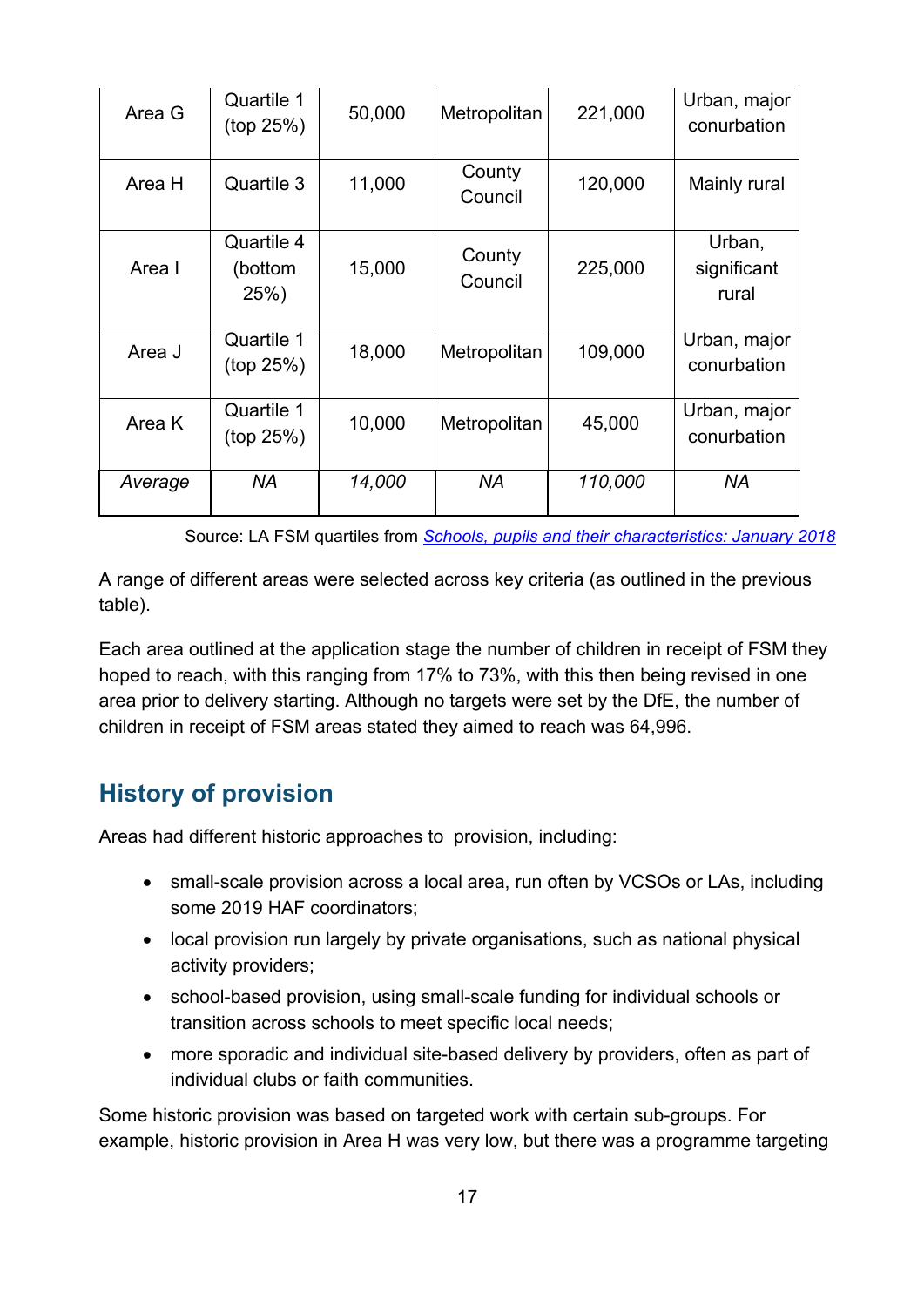| | | | | | |
|---|---|---|---|---|---|
| Area G | Quartile 1 (top 25%) | 50,000 | Metropolitan | 221,000 | Urban, major conurbation |
| Area H | Quartile 3 | 11,000 | County Council | 120,000 | Mainly rural |
| Area I | Quartile 4 (bottom 25%) | 15,000 | County Council | 225,000 | Urban, significant rural |
| Area J | Quartile 1 (top 25%) | 18,000 | Metropolitan | 109,000 | Urban, major conurbation |
| Area K | Quartile 1 (top 25%) | 10,000 | Metropolitan | 45,000 | Urban, major conurbation |
| *Average* | *NA* | *14,000* | *NA* | *110,000* | *NA* |

Source: LA FSM quartiles from [Schools, pupils and their characteristics: January 2018](#)

A range of different areas were selected across key criteria (as outlined in the previous table).

Each area outlined at the application stage the number of children in receipt of FSM they hoped to reach, with this ranging from 17% to 73%, with this then being revised in one area prior to delivery starting. Although no targets were set by the DfE, the number of children in receipt of FSM areas stated they aimed to reach was 64,996.

## History of provision

Areas had different historic approaches to provision, including:

- small-scale provision across a local area, run often by VCSOs or LAs, including some 2019 HAF coordinators;
- local provision run largely by private organisations, such as national physical activity providers;
- school-based provision, using small-scale funding for individual schools or transition across schools to meet specific local needs;
- more sporadic and individual site-based delivery by providers, often as part of individual clubs or faith communities.

Some historic provision was based on targeted work with certain sub-groups. For example, historic provision in Area H was very low, but there was a programme targeting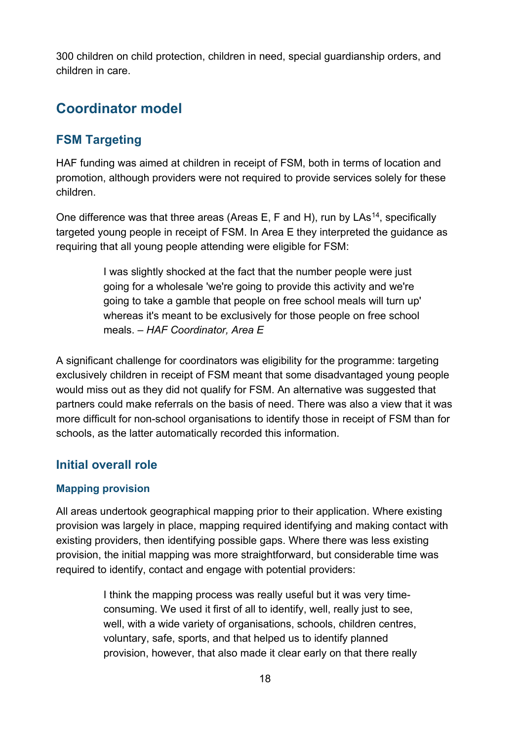300 children on child protection, children in need, special guardianship orders, and children in care.

## Coordinator model

### FSM Targeting

HAF funding was aimed at children in receipt of FSM, both in terms of location and promotion, although providers were not required to provide services solely for these children.

One difference was that three areas (Areas E, F and H), run by LAs[14], specifically targeted young people in receipt of FSM. In Area E they interpreted the guidance as requiring that all young people attending were eligible for FSM:

> I was slightly shocked at the fact that the number people were just going for a wholesale 'we're going to provide this activity and we're going to take a gamble that people on free school meals will turn up' whereas it's meant to be exclusively for those people on free school meals. – *HAF Coordinator, Area E*

A significant challenge for coordinators was eligibility for the programme: targeting exclusively children in receipt of FSM meant that some disadvantaged young people would miss out as they did not qualify for FSM. An alternative was suggested that partners could make referrals on the basis of need. There was also a view that it was more difficult for non-school organisations to identify those in receipt of FSM than for schools, as the latter automatically recorded this information.

### Initial overall role

#### Mapping provision

All areas undertook geographical mapping prior to their application. Where existing provision was largely in place, mapping required identifying and making contact with existing providers, then identifying possible gaps. Where there was less existing provision, the initial mapping was more straightforward, but considerable time was required to identify, contact and engage with potential providers:

> I think the mapping process was really useful but it was very time-consuming. We used it first of all to identify, well, really just to see, well, with a wide variety of organisations, schools, children centres, voluntary, safe, sports, and that helped us to identify planned provision, however, that also made it clear early on that there really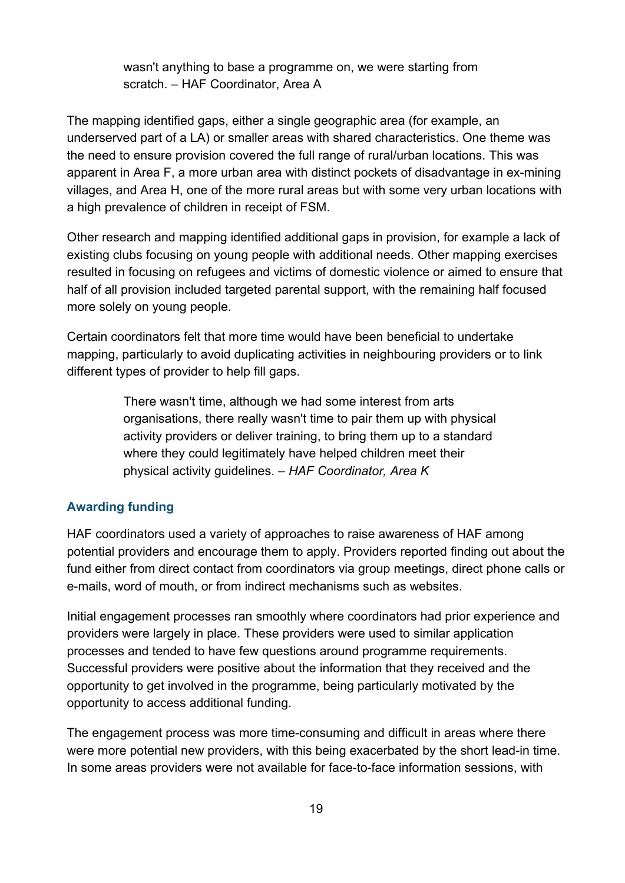> wasn't anything to base a programme on, we were starting from scratch. – HAF Coordinator, Area A

The mapping identified gaps, either a single geographic area (for example, an underserved part of a LA) or smaller areas with shared characteristics. One theme was the need to ensure provision covered the full range of rural/urban locations. This was apparent in Area F, a more urban area with distinct pockets of disadvantage in ex-mining villages, and Area H, one of the more rural areas but with some very urban locations with a high prevalence of children in receipt of FSM.

Other research and mapping identified additional gaps in provision, for example a lack of existing clubs focusing on young people with additional needs. Other mapping exercises resulted in focusing on refugees and victims of domestic violence or aimed to ensure that half of all provision included targeted parental support, with the remaining half focused more solely on young people.

Certain coordinators felt that more time would have been beneficial to undertake mapping, particularly to avoid duplicating activities in neighbouring providers or to link different types of provider to help fill gaps.

> There wasn't time, although we had some interest from arts organisations, there really wasn't time to pair them up with physical activity providers or deliver training, to bring them up to a standard where they could legitimately have helped children meet their physical activity guidelines. – *HAF Coordinator, Area K*

### Awarding funding

HAF coordinators used a variety of approaches to raise awareness of HAF among potential providers and encourage them to apply. Providers reported finding out about the fund either from direct contact from coordinators via group meetings, direct phone calls or e-mails, word of mouth, or from indirect mechanisms such as websites.

Initial engagement processes ran smoothly where coordinators had prior experience and providers were largely in place. These providers were used to similar application processes and tended to have few questions around programme requirements. Successful providers were positive about the information that they received and the opportunity to get involved in the programme, being particularly motivated by the opportunity to access additional funding.

The engagement process was more time-consuming and difficult in areas where there were more potential new providers, with this being exacerbated by the short lead-in time. In some areas providers were not available for face-to-face information sessions, with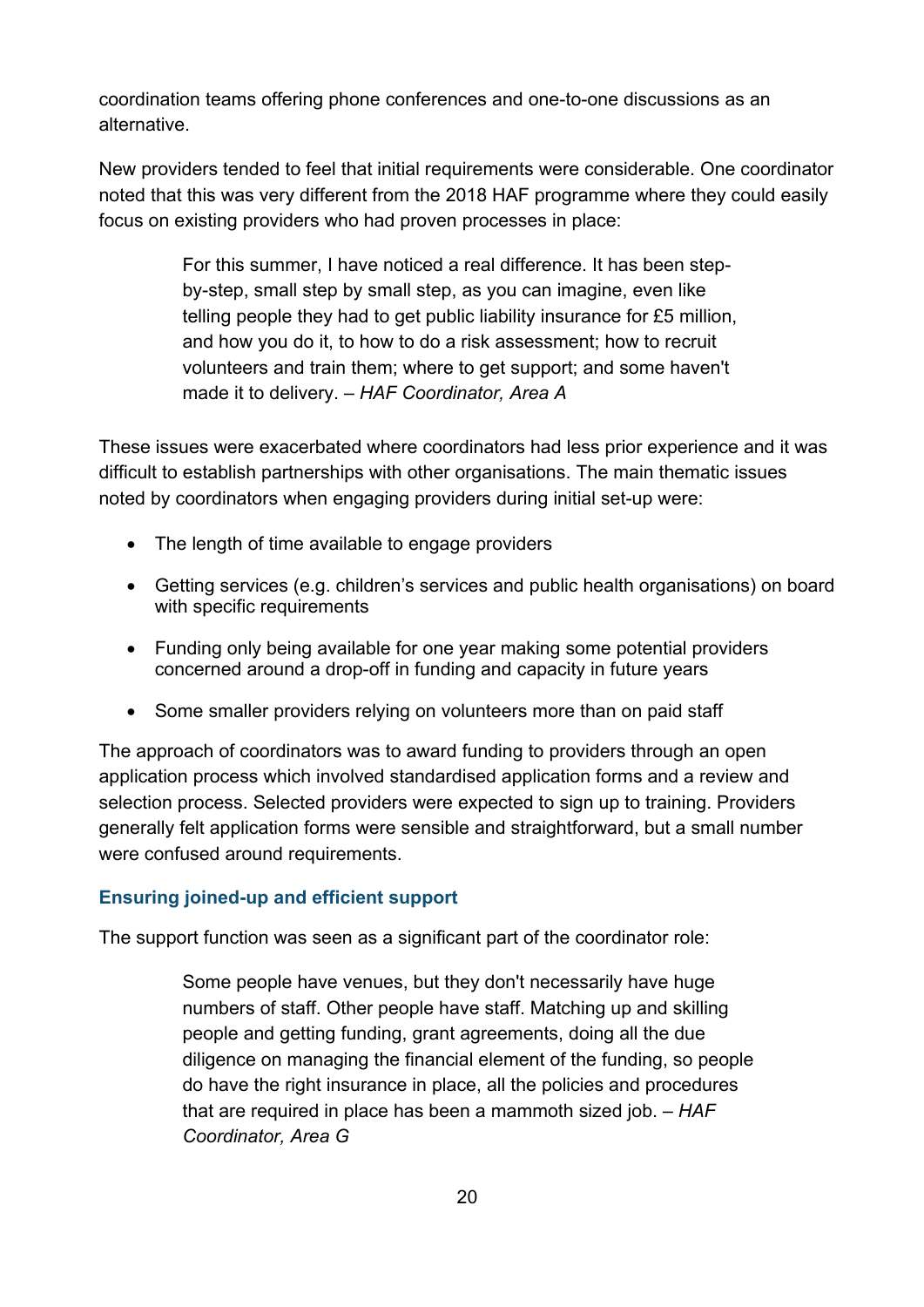coordination teams offering phone conferences and one-to-one discussions as an alternative.

New providers tended to feel that initial requirements were considerable. One coordinator noted that this was very different from the 2018 HAF programme where they could easily focus on existing providers who had proven processes in place:

> For this summer, I have noticed a real difference. It has been step-by-step, small step by small step, as you can imagine, even like telling people they had to get public liability insurance for £5 million, and how you do it, to how to do a risk assessment; how to recruit volunteers and train them; where to get support; and some haven't made it to delivery. – *HAF Coordinator, Area A*

These issues were exacerbated where coordinators had less prior experience and it was difficult to establish partnerships with other organisations. The main thematic issues noted by coordinators when engaging providers during initial set-up were:

- The length of time available to engage providers
- Getting services (e.g. children's services and public health organisations) on board with specific requirements
- Funding only being available for one year making some potential providers concerned around a drop-off in funding and capacity in future years
- Some smaller providers relying on volunteers more than on paid staff

The approach of coordinators was to award funding to providers through an open application process which involved standardised application forms and a review and selection process. Selected providers were expected to sign up to training. Providers generally felt application forms were sensible and straightforward, but a small number were confused around requirements.

### Ensuring joined-up and efficient support

The support function was seen as a significant part of the coordinator role:

> Some people have venues, but they don't necessarily have huge numbers of staff. Other people have staff. Matching up and skilling people and getting funding, grant agreements, doing all the due diligence on managing the financial element of the funding, so people do have the right insurance in place, all the policies and procedures that are required in place has been a mammoth sized job. – *HAF Coordinator, Area G*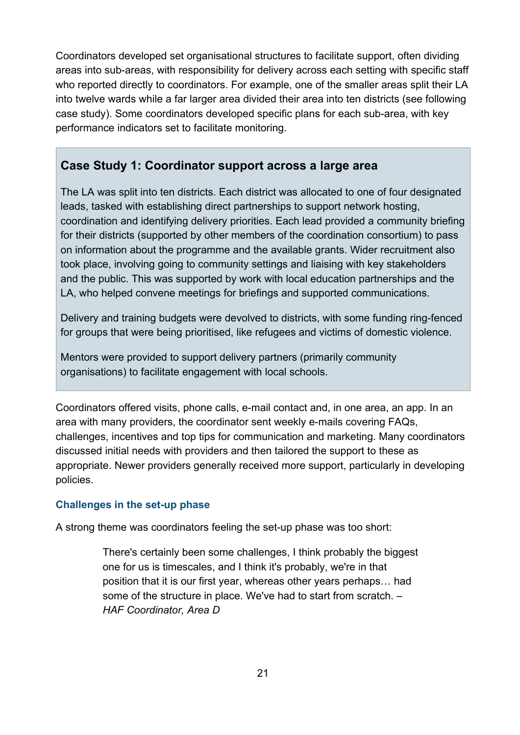Coordinators developed set organisational structures to facilitate support, often dividing areas into sub-areas, with responsibility for delivery across each setting with specific staff who reported directly to coordinators. For example, one of the smaller areas split their LA into twelve wards while a far larger area divided their area into ten districts (see following case study). Some coordinators developed specific plans for each sub-area, with key performance indicators set to facilitate monitoring.

> ### Case Study 1: Coordinator support across a large area
>
> The LA was split into ten districts. Each district was allocated to one of four designated leads, tasked with establishing direct partnerships to support network hosting, coordination and identifying delivery priorities. Each lead provided a community briefing for their districts (supported by other members of the coordination consortium) to pass on information about the programme and the available grants. Wider recruitment also took place, involving going to community settings and liaising with key stakeholders and the public. This was supported by work with local education partnerships and the LA, who helped convene meetings for briefings and supported communications.
>
> Delivery and training budgets were devolved to districts, with some funding ring-fenced for groups that were being prioritised, like refugees and victims of domestic violence.
>
> Mentors were provided to support delivery partners (primarily community organisations) to facilitate engagement with local schools.

Coordinators offered visits, phone calls, e-mail contact and, in one area, an app. In an area with many providers, the coordinator sent weekly e-mails covering FAQs, challenges, incentives and top tips for communication and marketing. Many coordinators discussed initial needs with providers and then tailored the support to these as appropriate. Newer providers generally received more support, particularly in developing policies.

#### Challenges in the set-up phase

A strong theme was coordinators feeling the set-up phase was too short:

> There's certainly been some challenges, I think probably the biggest one for us is timescales, and I think it's probably, we're in that position that it is our first year, whereas other years perhaps… had some of the structure in place. We've had to start from scratch. – *HAF Coordinator, Area D*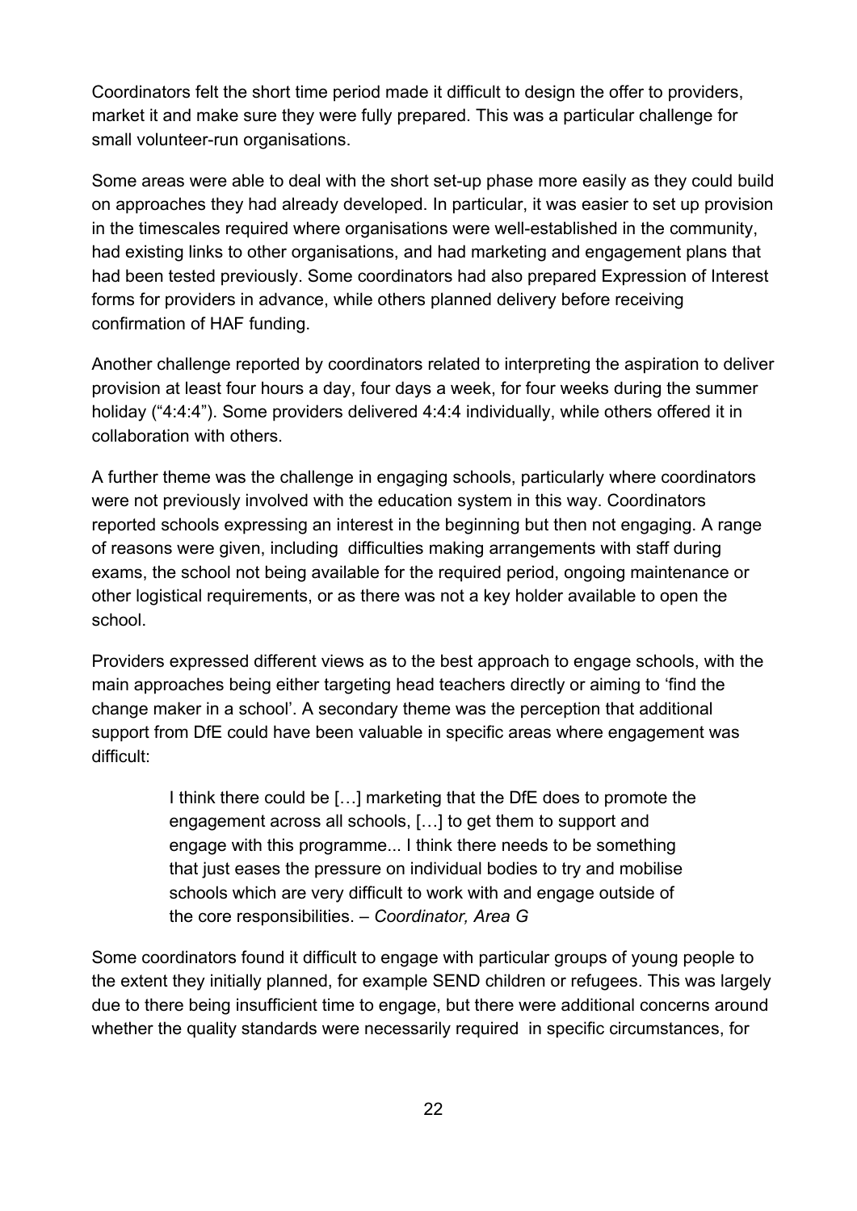Coordinators felt the short time period made it difficult to design the offer to providers, market it and make sure they were fully prepared. This was a particular challenge for small volunteer-run organisations.

Some areas were able to deal with the short set-up phase more easily as they could build on approaches they had already developed. In particular, it was easier to set up provision in the timescales required where organisations were well-established in the community, had existing links to other organisations, and had marketing and engagement plans that had been tested previously. Some coordinators had also prepared Expression of Interest forms for providers in advance, while others planned delivery before receiving confirmation of HAF funding.

Another challenge reported by coordinators related to interpreting the aspiration to deliver provision at least four hours a day, four days a week, for four weeks during the summer holiday ("4:4:4"). Some providers delivered 4:4:4 individually, while others offered it in collaboration with others.

A further theme was the challenge in engaging schools, particularly where coordinators were not previously involved with the education system in this way. Coordinators reported schools expressing an interest in the beginning but then not engaging. A range of reasons were given, including difficulties making arrangements with staff during exams, the school not being available for the required period, ongoing maintenance or other logistical requirements, or as there was not a key holder available to open the school.

Providers expressed different views as to the best approach to engage schools, with the main approaches being either targeting head teachers directly or aiming to 'find the change maker in a school'. A secondary theme was the perception that additional support from DfE could have been valuable in specific areas where engagement was difficult:

> I think there could be […] marketing that the DfE does to promote the engagement across all schools, […] to get them to support and engage with this programme... I think there needs to be something that just eases the pressure on individual bodies to try and mobilise schools which are very difficult to work with and engage outside of the core responsibilities. – *Coordinator, Area G*

Some coordinators found it difficult to engage with particular groups of young people to the extent they initially planned, for example SEND children or refugees. This was largely due to there being insufficient time to engage, but there were additional concerns around whether the quality standards were necessarily required in specific circumstances, for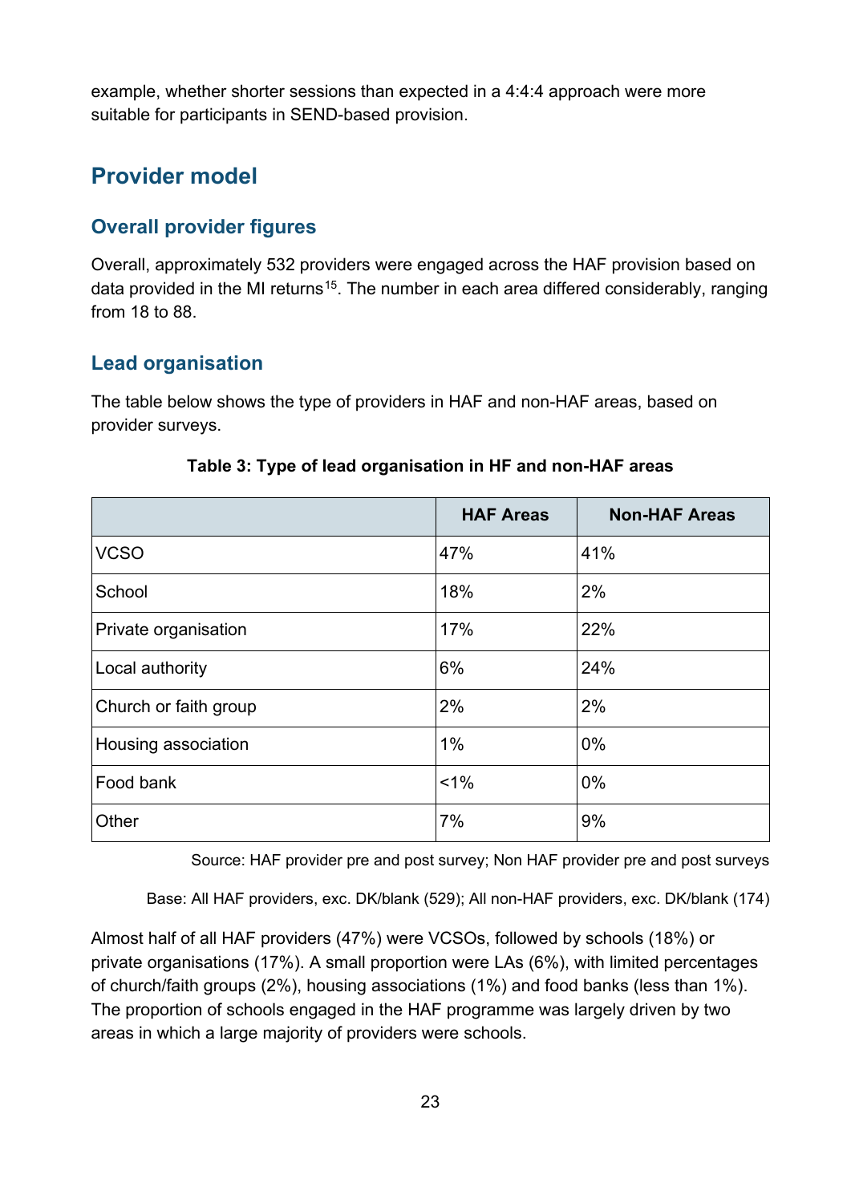example, whether shorter sessions than expected in a 4:4:4 approach were more suitable for participants in SEND-based provision.

## Provider model

### Overall provider figures

Overall, approximately 532 providers were engaged across the HAF provision based on data provided in the MI returns[15]. The number in each area differed considerably, ranging from 18 to 88.

### Lead organisation

The table below shows the type of providers in HAF and non-HAF areas, based on provider surveys.

**Table 3: Type of lead organisation in HF and non-HAF areas**

| | HAF Areas | Non-HAF Areas |
|---|---|---|
| VCSO | 47% | 41% |
| School | 18% | 2% |
| Private organisation | 17% | 22% |
| Local authority | 6% | 24% |
| Church or faith group | 2% | 2% |
| Housing association | 1% | 0% |
| Food bank | <1% | 0% |
| Other | 7% | 9% |

Source: HAF provider pre and post survey; Non HAF provider pre and post surveys

Base: All HAF providers, exc. DK/blank (529); All non-HAF providers, exc. DK/blank (174)

Almost half of all HAF providers (47%) were VCSOs, followed by schools (18%) or private organisations (17%). A small proportion were LAs (6%), with limited percentages of church/faith groups (2%), housing associations (1%) and food banks (less than 1%). The proportion of schools engaged in the HAF programme was largely driven by two areas in which a large majority of providers were schools.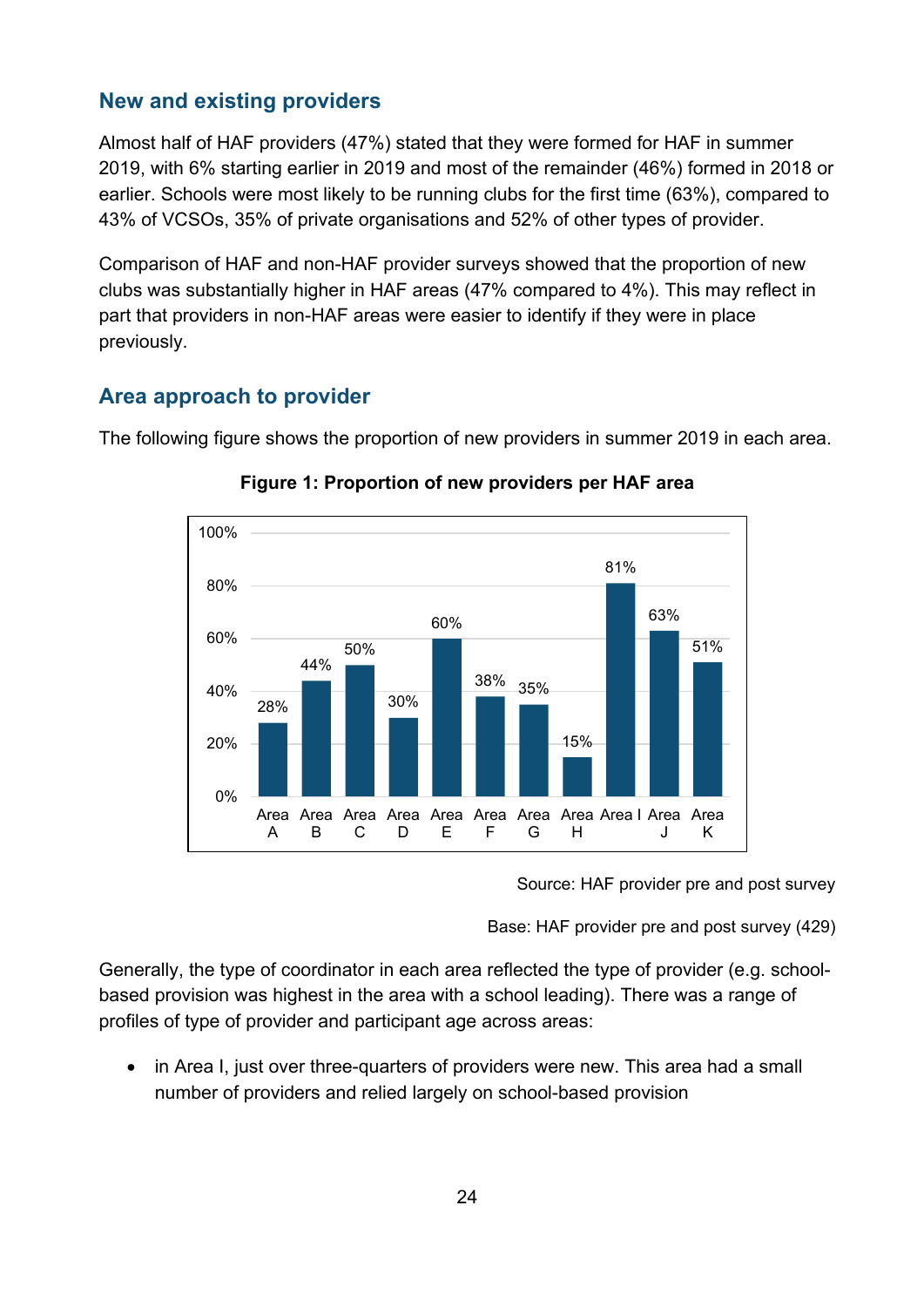## New and existing providers

Almost half of HAF providers (47%) stated that they were formed for HAF in summer 2019, with 6% starting earlier in 2019 and most of the remainder (46%) formed in 2018 or earlier. Schools were most likely to be running clubs for the first time (63%), compared to 43% of VCSOs, 35% of private organisations and 52% of other types of provider.

Comparison of HAF and non-HAF provider surveys showed that the proportion of new clubs was substantially higher in HAF areas (47% compared to 4%). This may reflect in part that providers in non-HAF areas were easier to identify if they were in place previously.

## Area approach to provider

The following figure shows the proportion of new providers in summer 2019 in each area.

**Figure 1: Proportion of new providers per HAF area**

| Area | Proportion of new providers |
|---|---|
| Area A | 28% |
| Area B | 44% |
| Area C | 50% |
| Area D | 30% |
| Area E | 60% |
| Area F | 38% |
| Area G | 35% |
| Area H | 15% |
| Area I | 81% |
| Area J | 63% |
| Area K | 51% |

Source: HAF provider pre and post survey

Base: HAF provider pre and post survey (429)

Generally, the type of coordinator in each area reflected the type of provider (e.g. school-based provision was highest in the area with a school leading). There was a range of profiles of type of provider and participant age across areas:

- in Area I, just over three-quarters of providers were new. This area had a small number of providers and relied largely on school-based provision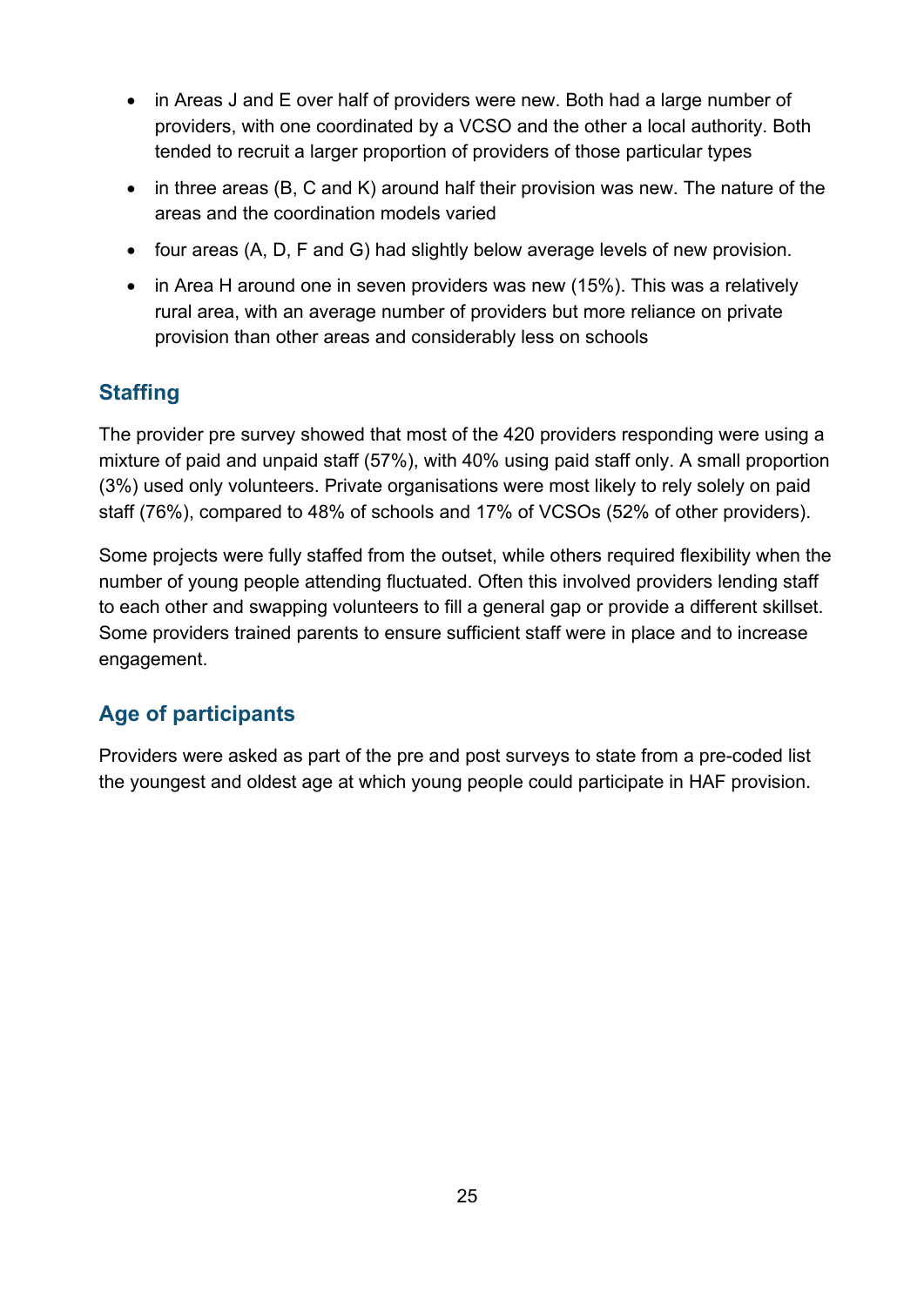- in Areas J and E over half of providers were new. Both had a large number of providers, with one coordinated by a VCSO and the other a local authority. Both tended to recruit a larger proportion of providers of those particular types
- in three areas (B, C and K) around half their provision was new. The nature of the areas and the coordination models varied
- four areas (A, D, F and G) had slightly below average levels of new provision.
- in Area H around one in seven providers was new (15%). This was a relatively rural area, with an average number of providers but more reliance on private provision than other areas and considerably less on schools

## Staffing

The provider pre survey showed that most of the 420 providers responding were using a mixture of paid and unpaid staff (57%), with 40% using paid staff only. A small proportion (3%) used only volunteers. Private organisations were most likely to rely solely on paid staff (76%), compared to 48% of schools and 17% of VCSOs (52% of other providers).

Some projects were fully staffed from the outset, while others required flexibility when the number of young people attending fluctuated. Often this involved providers lending staff to each other and swapping volunteers to fill a general gap or provide a different skillset. Some providers trained parents to ensure sufficient staff were in place and to increase engagement.

## Age of participants

Providers were asked as part of the pre and post surveys to state from a pre-coded list the youngest and oldest age at which young people could participate in HAF provision.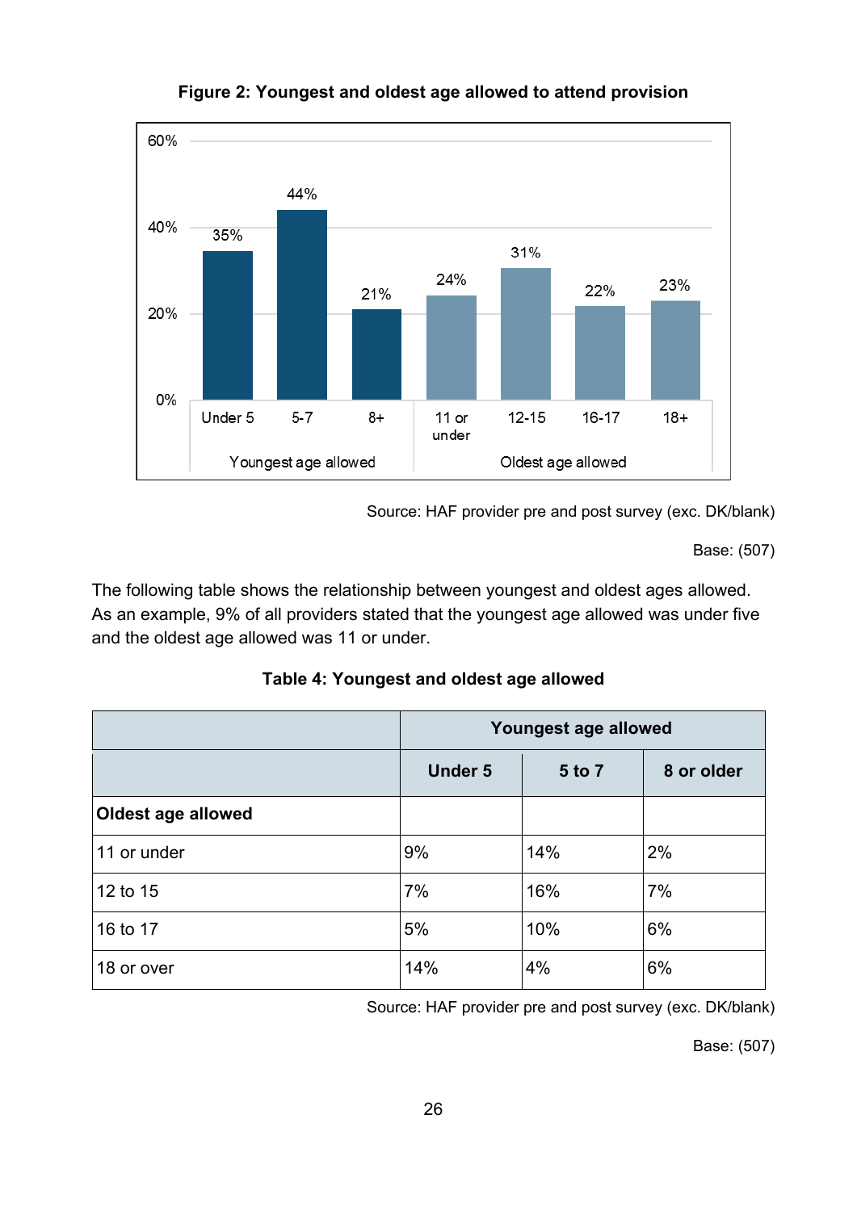**Figure 2: Youngest and oldest age allowed to attend provision**

| | Under 5 | 5-7 | 8+ | 11 or under | 12-15 | 16-17 | 18+ |
|---|---|---|---|---|---|---|---|
| | Youngest age allowed | | | Oldest age allowed | | | |
| % | 35% | 44% | 21% | 24% | 31% | 22% | 23% |

Source: HAF provider pre and post survey (exc. DK/blank)

Base: (507)

The following table shows the relationship between youngest and oldest ages allowed. As an example, 9% of all providers stated that the youngest age allowed was under five and the oldest age allowed was 11 or under.

**Table 4: Youngest and oldest age allowed**

| | Youngest age allowed | | |
|---|---|---|---|
| | **Under 5** | **5 to 7** | **8 or older** |
| **Oldest age allowed** | | | |
| 11 or under | 9% | 14% | 2% |
| 12 to 15 | 7% | 16% | 7% |
| 16 to 17 | 5% | 10% | 6% |
| 18 or over | 14% | 4% | 6% |

Source: HAF provider pre and post survey (exc. DK/blank)

Base: (507)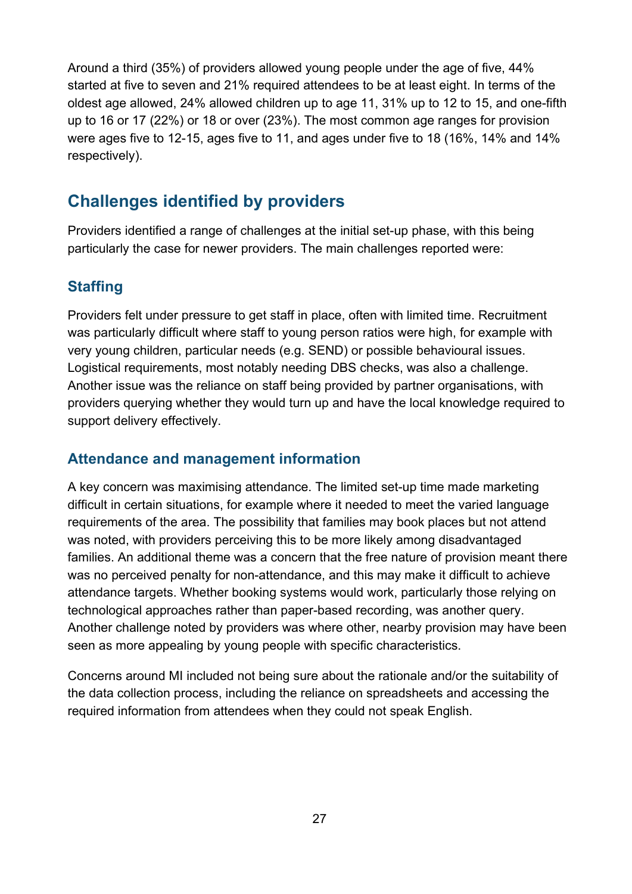Around a third (35%) of providers allowed young people under the age of five, 44% started at five to seven and 21% required attendees to be at least eight. In terms of the oldest age allowed, 24% allowed children up to age 11, 31% up to 12 to 15, and one-fifth up to 16 or 17 (22%) or 18 or over (23%). The most common age ranges for provision were ages five to 12-15, ages five to 11, and ages under five to 18 (16%, 14% and 14% respectively).

## Challenges identified by providers

Providers identified a range of challenges at the initial set-up phase, with this being particularly the case for newer providers. The main challenges reported were:

### Staffing

Providers felt under pressure to get staff in place, often with limited time. Recruitment was particularly difficult where staff to young person ratios were high, for example with very young children, particular needs (e.g. SEND) or possible behavioural issues. Logistical requirements, most notably needing DBS checks, was also a challenge. Another issue was the reliance on staff being provided by partner organisations, with providers querying whether they would turn up and have the local knowledge required to support delivery effectively.

### Attendance and management information

A key concern was maximising attendance. The limited set-up time made marketing difficult in certain situations, for example where it needed to meet the varied language requirements of the area. The possibility that families may book places but not attend was noted, with providers perceiving this to be more likely among disadvantaged families. An additional theme was a concern that the free nature of provision meant there was no perceived penalty for non-attendance, and this may make it difficult to achieve attendance targets. Whether booking systems would work, particularly those relying on technological approaches rather than paper-based recording, was another query. Another challenge noted by providers was where other, nearby provision may have been seen as more appealing by young people with specific characteristics.

Concerns around MI included not being sure about the rationale and/or the suitability of the data collection process, including the reliance on spreadsheets and accessing the required information from attendees when they could not speak English.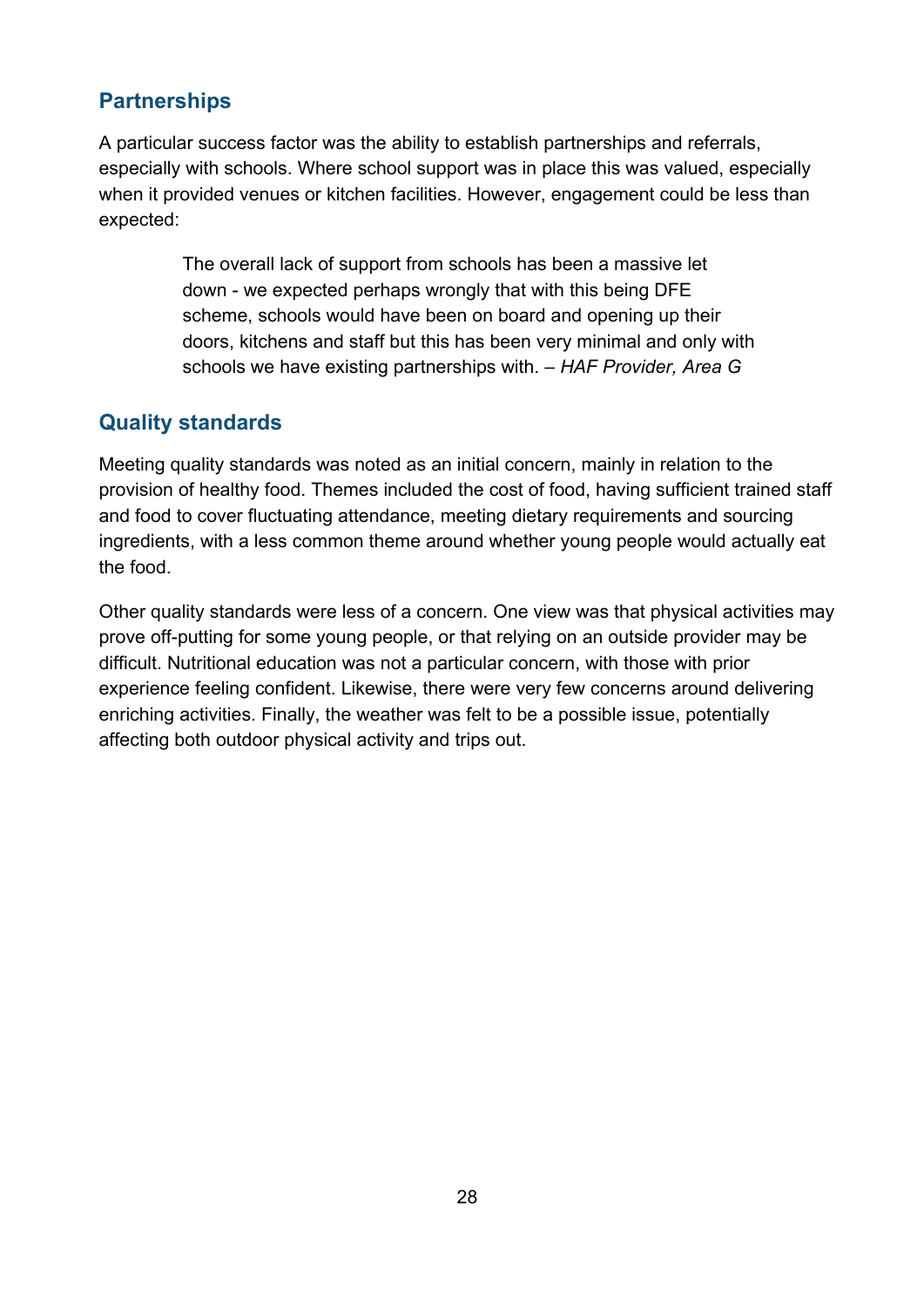## Partnerships

A particular success factor was the ability to establish partnerships and referrals, especially with schools. Where school support was in place this was valued, especially when it provided venues or kitchen facilities. However, engagement could be less than expected:

> The overall lack of support from schools has been a massive let down - we expected perhaps wrongly that with this being DFE scheme, schools would have been on board and opening up their doors, kitchens and staff but this has been very minimal and only with schools we have existing partnerships with. – *HAF Provider, Area G*

## Quality standards

Meeting quality standards was noted as an initial concern, mainly in relation to the provision of healthy food. Themes included the cost of food, having sufficient trained staff and food to cover fluctuating attendance, meeting dietary requirements and sourcing ingredients, with a less common theme around whether young people would actually eat the food.

Other quality standards were less of a concern. One view was that physical activities may prove off-putting for some young people, or that relying on an outside provider may be difficult. Nutritional education was not a particular concern, with those with prior experience feeling confident. Likewise, there were very few concerns around delivering enriching activities. Finally, the weather was felt to be a possible issue, potentially affecting both outdoor physical activity and trips out.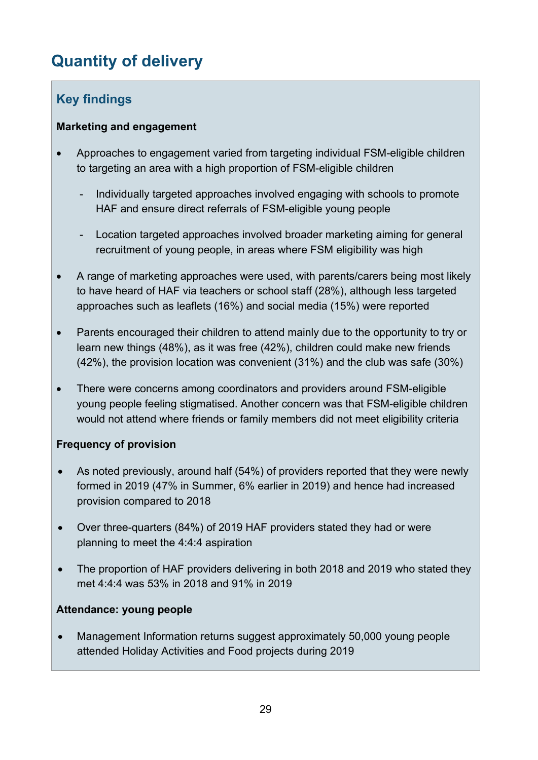# Quantity of delivery

## Key findings

**Marketing and engagement**

- Approaches to engagement varied from targeting individual FSM-eligible children to targeting an area with a high proportion of FSM-eligible children
    - Individually targeted approaches involved engaging with schools to promote HAF and ensure direct referrals of FSM-eligible young people
    - Location targeted approaches involved broader marketing aiming for general recruitment of young people, in areas where FSM eligibility was high
- A range of marketing approaches were used, with parents/carers being most likely to have heard of HAF via teachers or school staff (28%), although less targeted approaches such as leaflets (16%) and social media (15%) were reported
- Parents encouraged their children to attend mainly due to the opportunity to try or learn new things (48%), as it was free (42%), children could make new friends (42%), the provision location was convenient (31%) and the club was safe (30%)
- There were concerns among coordinators and providers around FSM-eligible young people feeling stigmatised. Another concern was that FSM-eligible children would not attend where friends or family members did not meet eligibility criteria

**Frequency of provision**

- As noted previously, around half (54%) of providers reported that they were newly formed in 2019 (47% in Summer, 6% earlier in 2019) and hence had increased provision compared to 2018
- Over three-quarters (84%) of 2019 HAF providers stated they had or were planning to meet the 4:4:4 aspiration
- The proportion of HAF providers delivering in both 2018 and 2019 who stated they met 4:4:4 was 53% in 2018 and 91% in 2019

**Attendance: young people**

- Management Information returns suggest approximately 50,000 young people attended Holiday Activities and Food projects during 2019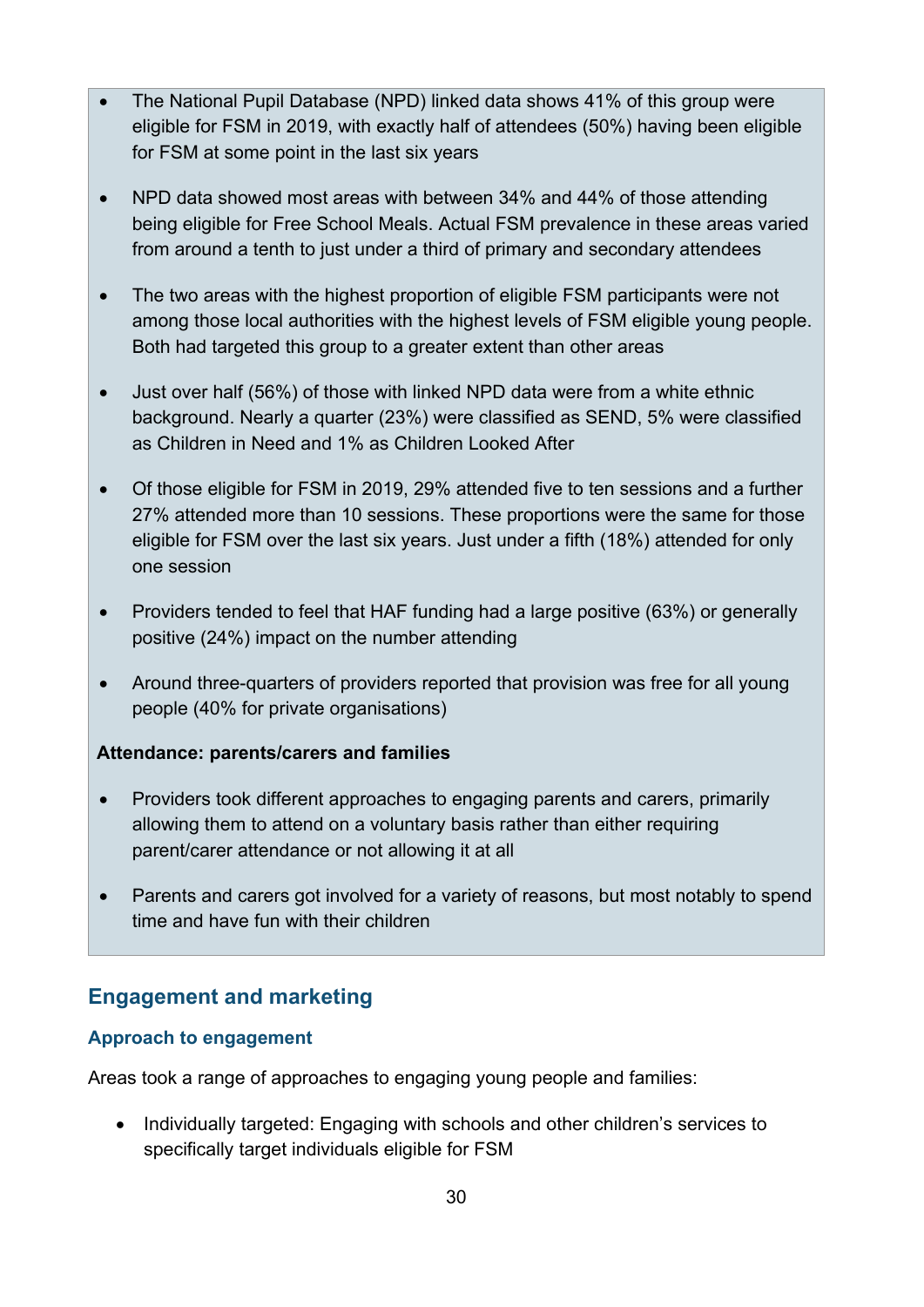- The National Pupil Database (NPD) linked data shows 41% of this group were eligible for FSM in 2019, with exactly half of attendees (50%) having been eligible for FSM at some point in the last six years
- NPD data showed most areas with between 34% and 44% of those attending being eligible for Free School Meals. Actual FSM prevalence in these areas varied from around a tenth to just under a third of primary and secondary attendees
- The two areas with the highest proportion of eligible FSM participants were not among those local authorities with the highest levels of FSM eligible young people. Both had targeted this group to a greater extent than other areas
- Just over half (56%) of those with linked NPD data were from a white ethnic background. Nearly a quarter (23%) were classified as SEND, 5% were classified as Children in Need and 1% as Children Looked After
- Of those eligible for FSM in 2019, 29% attended five to ten sessions and a further 27% attended more than 10 sessions. These proportions were the same for those eligible for FSM over the last six years. Just under a fifth (18%) attended for only one session
- Providers tended to feel that HAF funding had a large positive (63%) or generally positive (24%) impact on the number attending
- Around three-quarters of providers reported that provision was free for all young people (40% for private organisations)

**Attendance: parents/carers and families**

- Providers took different approaches to engaging parents and carers, primarily allowing them to attend on a voluntary basis rather than either requiring parent/carer attendance or not allowing it at all
- Parents and carers got involved for a variety of reasons, but most notably to spend time and have fun with their children

## Engagement and marketing

### Approach to engagement

Areas took a range of approaches to engaging young people and families:

- Individually targeted: Engaging with schools and other children's services to specifically target individuals eligible for FSM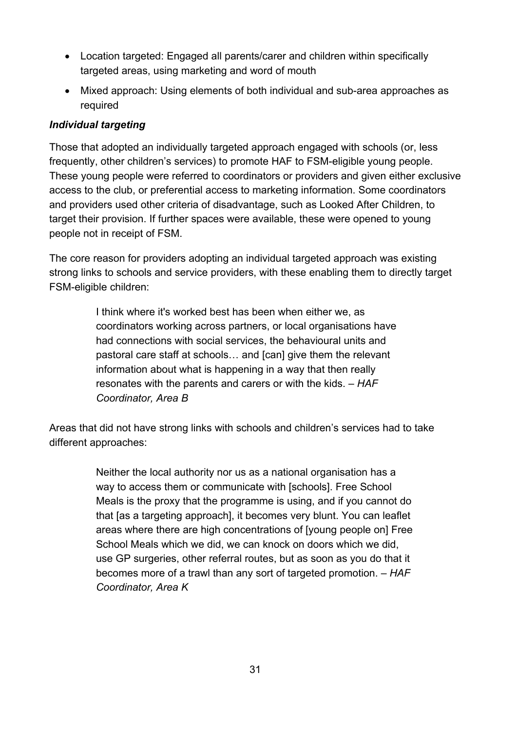- Location targeted: Engaged all parents/carer and children within specifically targeted areas, using marketing and word of mouth
- Mixed approach: Using elements of both individual and sub-area approaches as required

***Individual targeting***

Those that adopted an individually targeted approach engaged with schools (or, less frequently, other children's services) to promote HAF to FSM-eligible young people. These young people were referred to coordinators or providers and given either exclusive access to the club, or preferential access to marketing information. Some coordinators and providers used other criteria of disadvantage, such as Looked After Children, to target their provision. If further spaces were available, these were opened to young people not in receipt of FSM.

The core reason for providers adopting an individual targeted approach was existing strong links to schools and service providers, with these enabling them to directly target FSM-eligible children:

> I think where it's worked best has been when either we, as coordinators working across partners, or local organisations have had connections with social services, the behavioural units and pastoral care staff at schools… and [can] give them the relevant information about what is happening in a way that then really resonates with the parents and carers or with the kids. – *HAF Coordinator, Area B*

Areas that did not have strong links with schools and children's services had to take different approaches:

> Neither the local authority nor us as a national organisation has a way to access them or communicate with [schools]. Free School Meals is the proxy that the programme is using, and if you cannot do that [as a targeting approach], it becomes very blunt. You can leaflet areas where there are high concentrations of [young people on] Free School Meals which we did, we can knock on doors which we did, use GP surgeries, other referral routes, but as soon as you do that it becomes more of a trawl than any sort of targeted promotion. – *HAF Coordinator, Area K*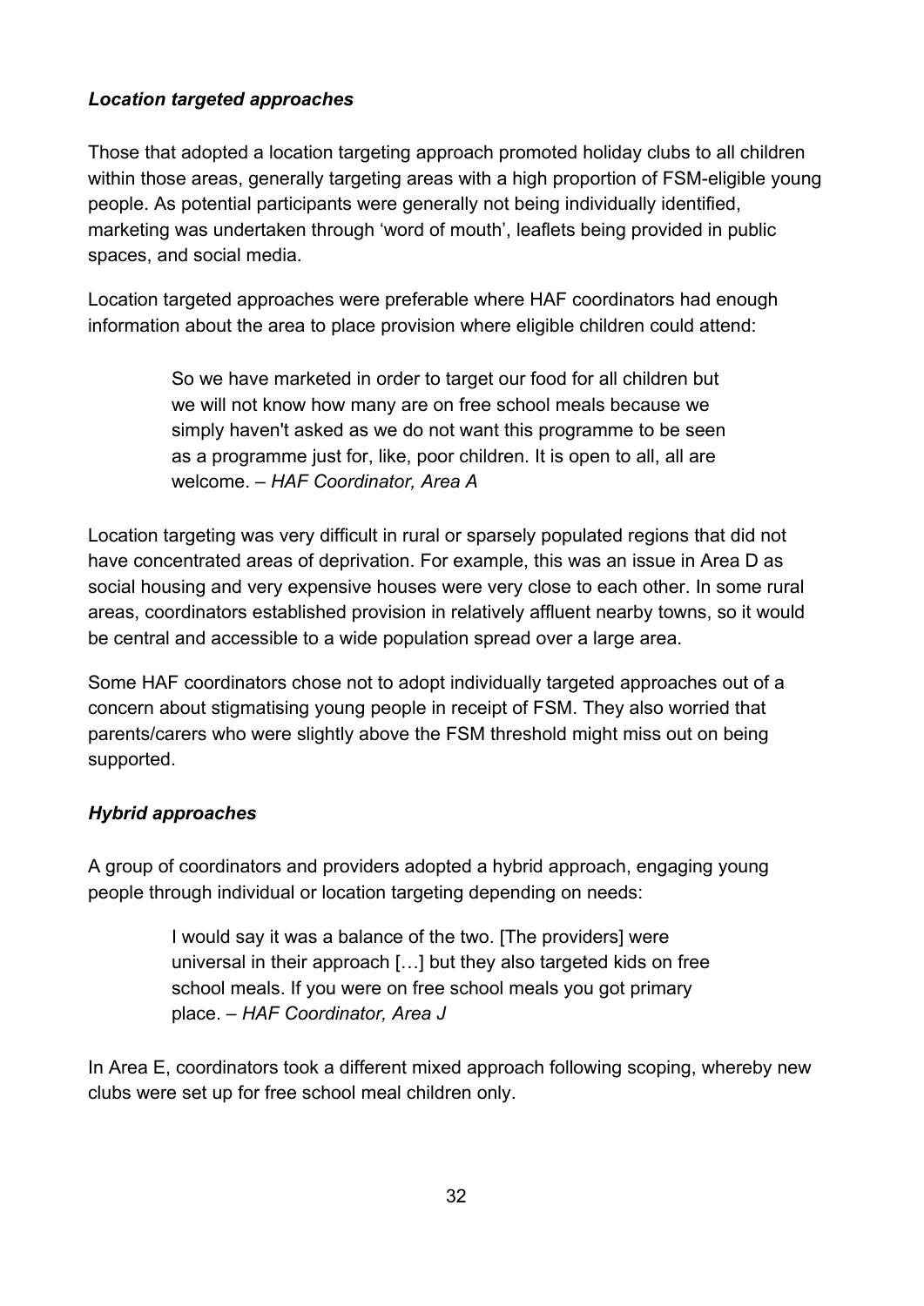### *Location targeted approaches*

Those that adopted a location targeting approach promoted holiday clubs to all children within those areas, generally targeting areas with a high proportion of FSM-eligible young people. As potential participants were generally not being individually identified, marketing was undertaken through 'word of mouth', leaflets being provided in public spaces, and social media.

Location targeted approaches were preferable where HAF coordinators had enough information about the area to place provision where eligible children could attend:

> So we have marketed in order to target our food for all children but we will not know how many are on free school meals because we simply haven't asked as we do not want this programme to be seen as a programme just for, like, poor children. It is open to all, all are welcome. – *HAF Coordinator, Area A*

Location targeting was very difficult in rural or sparsely populated regions that did not have concentrated areas of deprivation. For example, this was an issue in Area D as social housing and very expensive houses were very close to each other. In some rural areas, coordinators established provision in relatively affluent nearby towns, so it would be central and accessible to a wide population spread over a large area.

Some HAF coordinators chose not to adopt individually targeted approaches out of a concern about stigmatising young people in receipt of FSM. They also worried that parents/carers who were slightly above the FSM threshold might miss out on being supported.

### *Hybrid approaches*

A group of coordinators and providers adopted a hybrid approach, engaging young people through individual or location targeting depending on needs:

> I would say it was a balance of the two. [The providers] were universal in their approach […] but they also targeted kids on free school meals. If you were on free school meals you got primary place. – *HAF Coordinator, Area J*

In Area E, coordinators took a different mixed approach following scoping, whereby new clubs were set up for free school meal children only.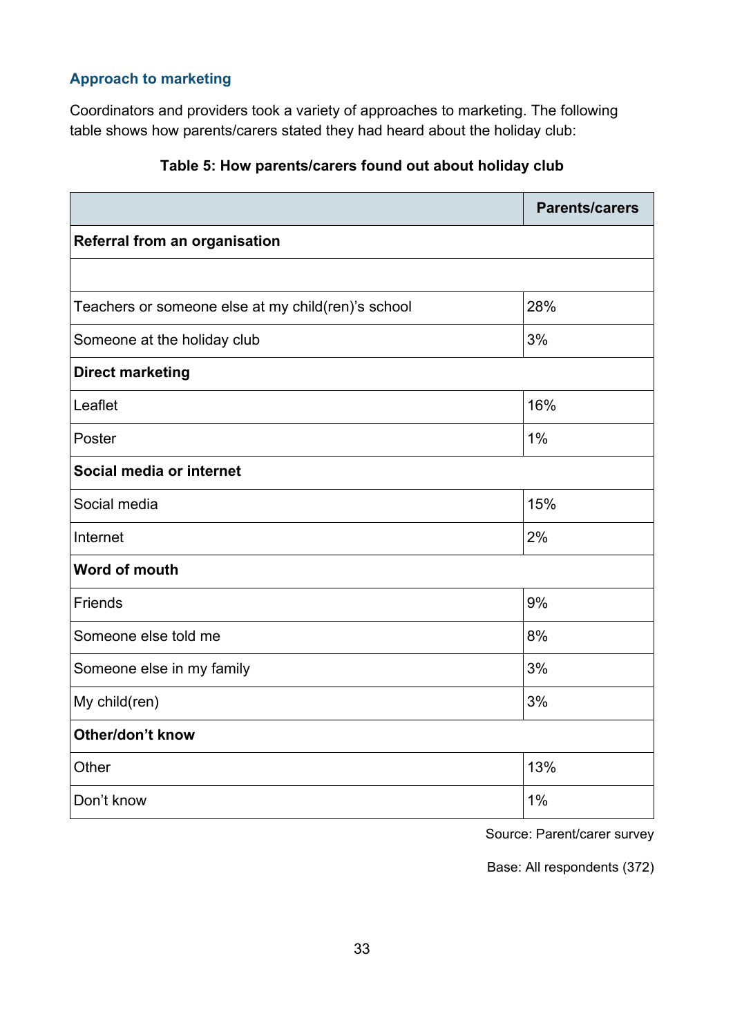### Approach to marketing

Coordinators and providers took a variety of approaches to marketing. The following table shows how parents/carers stated they had heard about the holiday club:

**Table 5: How parents/carers found out about holiday club**

| | Parents/carers |
|---|---|
| **Referral from an organisation** | |
| | |
| Teachers or someone else at my child(ren)'s school | 28% |
| Someone at the holiday club | 3% |
| **Direct marketing** | |
| Leaflet | 16% |
| Poster | 1% |
| **Social media or internet** | |
| Social media | 15% |
| Internet | 2% |
| **Word of mouth** | |
| Friends | 9% |
| Someone else told me | 8% |
| Someone else in my family | 3% |
| My child(ren) | 3% |
| **Other/don't know** | |
| Other | 13% |
| Don't know | 1% |

Source: Parent/carer survey

Base: All respondents (372)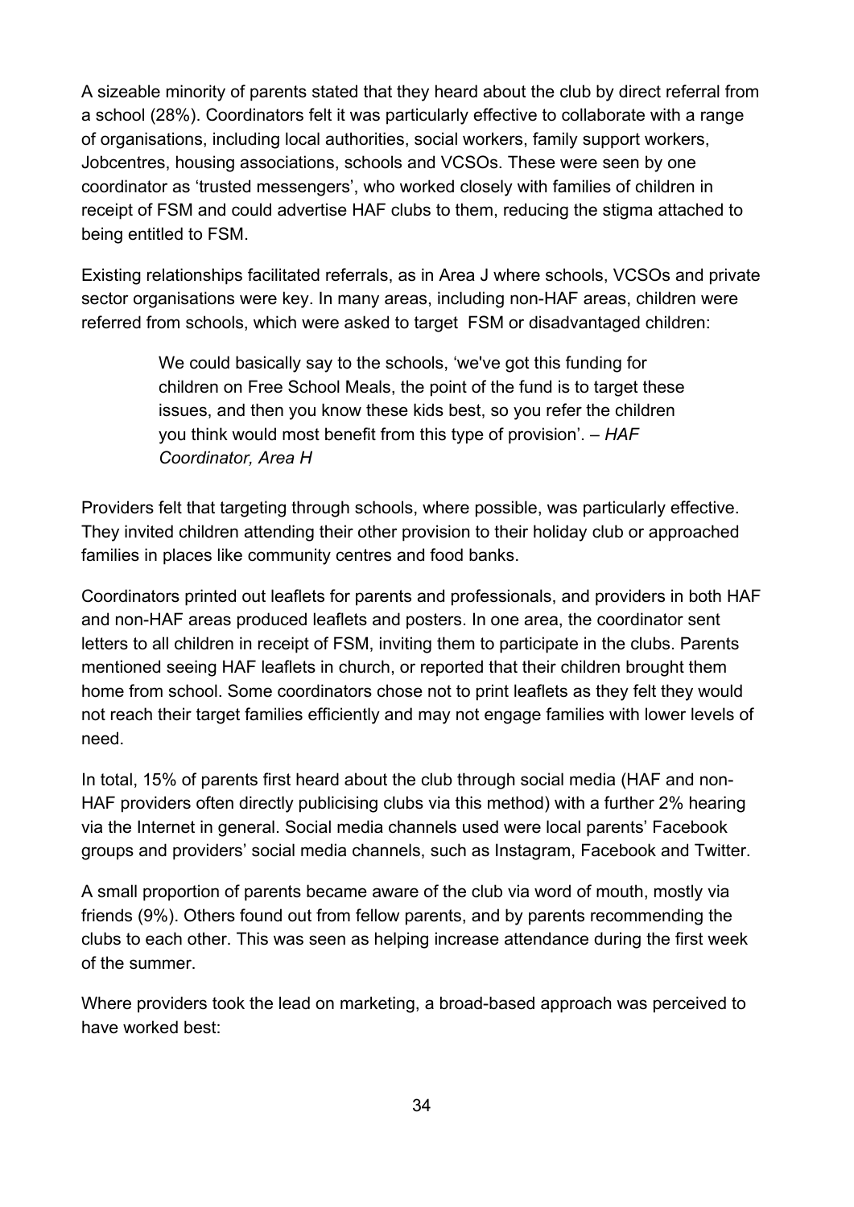A sizeable minority of parents stated that they heard about the club by direct referral from a school (28%). Coordinators felt it was particularly effective to collaborate with a range of organisations, including local authorities, social workers, family support workers, Jobcentres, housing associations, schools and VCSOs. These were seen by one coordinator as 'trusted messengers', who worked closely with families of children in receipt of FSM and could advertise HAF clubs to them, reducing the stigma attached to being entitled to FSM.

Existing relationships facilitated referrals, as in Area J where schools, VCSOs and private sector organisations were key. In many areas, including non-HAF areas, children were referred from schools, which were asked to target FSM or disadvantaged children:

> We could basically say to the schools, 'we've got this funding for children on Free School Meals, the point of the fund is to target these issues, and then you know these kids best, so you refer the children you think would most benefit from this type of provision'. – *HAF Coordinator, Area H*

Providers felt that targeting through schools, where possible, was particularly effective. They invited children attending their other provision to their holiday club or approached families in places like community centres and food banks.

Coordinators printed out leaflets for parents and professionals, and providers in both HAF and non-HAF areas produced leaflets and posters. In one area, the coordinator sent letters to all children in receipt of FSM, inviting them to participate in the clubs. Parents mentioned seeing HAF leaflets in church, or reported that their children brought them home from school. Some coordinators chose not to print leaflets as they felt they would not reach their target families efficiently and may not engage families with lower levels of need.

In total, 15% of parents first heard about the club through social media (HAF and non-HAF providers often directly publicising clubs via this method) with a further 2% hearing via the Internet in general. Social media channels used were local parents' Facebook groups and providers' social media channels, such as Instagram, Facebook and Twitter.

A small proportion of parents became aware of the club via word of mouth, mostly via friends (9%). Others found out from fellow parents, and by parents recommending the clubs to each other. This was seen as helping increase attendance during the first week of the summer.

Where providers took the lead on marketing, a broad-based approach was perceived to have worked best: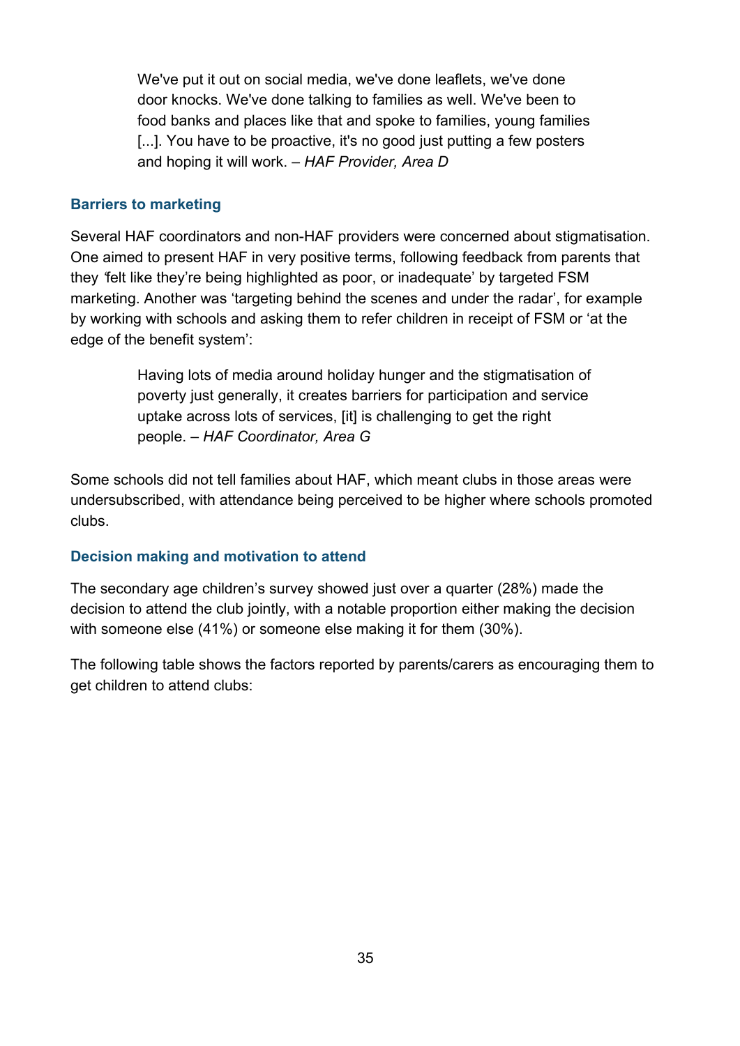> We've put it out on social media, we've done leaflets, we've done door knocks. We've done talking to families as well. We've been to food banks and places like that and spoke to families, young families [...]. You have to be proactive, it's no good just putting a few posters and hoping it will work. – *HAF Provider, Area D*

### Barriers to marketing

Several HAF coordinators and non-HAF providers were concerned about stigmatisation. One aimed to present HAF in very positive terms, following feedback from parents that they *'*felt like they're being highlighted as poor, or inadequate' by targeted FSM marketing. Another was 'targeting behind the scenes and under the radar', for example by working with schools and asking them to refer children in receipt of FSM or 'at the edge of the benefit system':

> Having lots of media around holiday hunger and the stigmatisation of poverty just generally, it creates barriers for participation and service uptake across lots of services, [it] is challenging to get the right people. – *HAF Coordinator, Area G*

Some schools did not tell families about HAF, which meant clubs in those areas were undersubscribed, with attendance being perceived to be higher where schools promoted clubs.

### Decision making and motivation to attend

The secondary age children's survey showed just over a quarter (28%) made the decision to attend the club jointly, with a notable proportion either making the decision with someone else (41%) or someone else making it for them (30%).

The following table shows the factors reported by parents/carers as encouraging them to get children to attend clubs: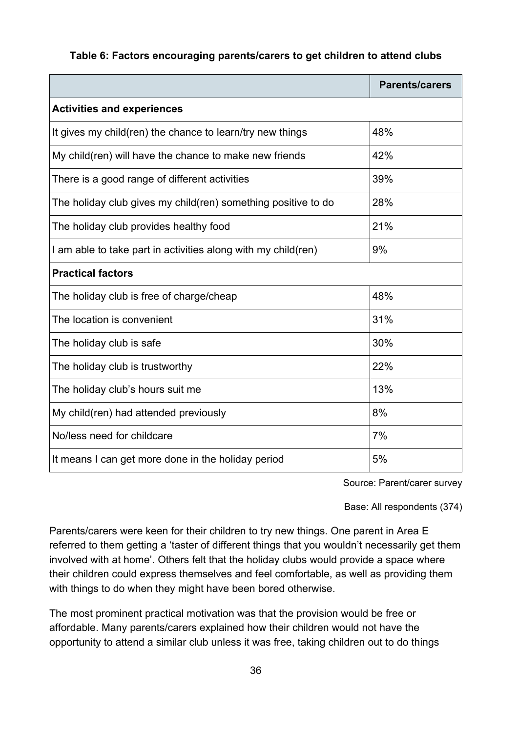**Table 6: Factors encouraging parents/carers to get children to attend clubs**

| | Parents/carers |
|---|---|
| **Activities and experiences** | |
| It gives my child(ren) the chance to learn/try new things | 48% |
| My child(ren) will have the chance to make new friends | 42% |
| There is a good range of different activities | 39% |
| The holiday club gives my child(ren) something positive to do | 28% |
| The holiday club provides healthy food | 21% |
| I am able to take part in activities along with my child(ren) | 9% |
| **Practical factors** | |
| The holiday club is free of charge/cheap | 48% |
| The location is convenient | 31% |
| The holiday club is safe | 30% |
| The holiday club is trustworthy | 22% |
| The holiday club's hours suit me | 13% |
| My child(ren) had attended previously | 8% |
| No/less need for childcare | 7% |
| It means I can get more done in the holiday period | 5% |

Source: Parent/carer survey

Base: All respondents (374)

Parents/carers were keen for their children to try new things. One parent in Area E referred to them getting a 'taster of different things that you wouldn't necessarily get them involved with at home'. Others felt that the holiday clubs would provide a space where their children could express themselves and feel comfortable, as well as providing them with things to do when they might have been bored otherwise.

The most prominent practical motivation was that the provision would be free or affordable. Many parents/carers explained how their children would not have the opportunity to attend a similar club unless it was free, taking children out to do things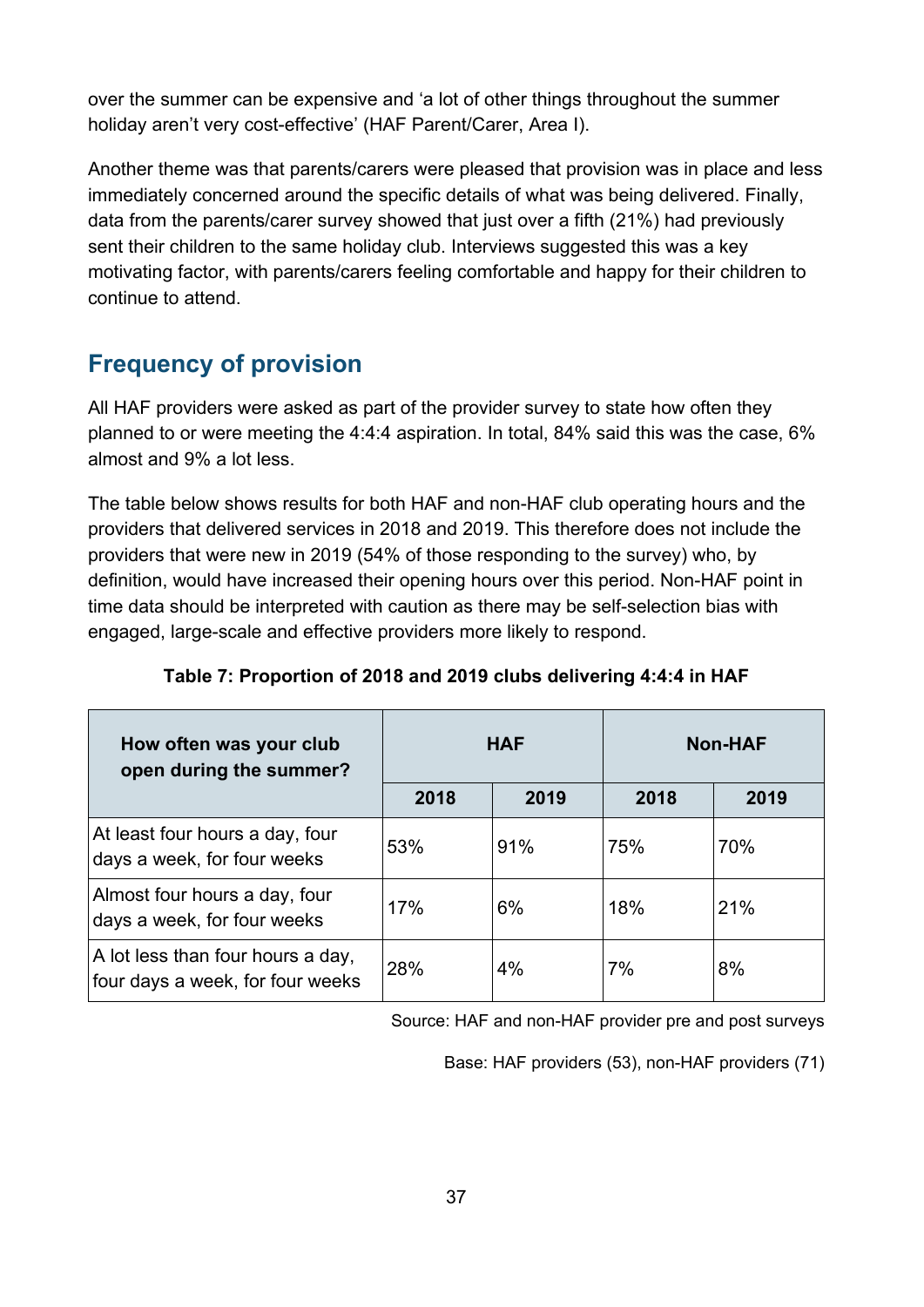over the summer can be expensive and 'a lot of other things throughout the summer holiday aren't very cost-effective' (HAF Parent/Carer, Area I).

Another theme was that parents/carers were pleased that provision was in place and less immediately concerned around the specific details of what was being delivered. Finally, data from the parents/carer survey showed that just over a fifth (21%) had previously sent their children to the same holiday club. Interviews suggested this was a key motivating factor, with parents/carers feeling comfortable and happy for their children to continue to attend.

## Frequency of provision

All HAF providers were asked as part of the provider survey to state how often they planned to or were meeting the 4:4:4 aspiration. In total, 84% said this was the case, 6% almost and 9% a lot less.

The table below shows results for both HAF and non-HAF club operating hours and the providers that delivered services in 2018 and 2019. This therefore does not include the providers that were new in 2019 (54% of those responding to the survey) who, by definition, would have increased their opening hours over this period. Non-HAF point in time data should be interpreted with caution as there may be self-selection bias with engaged, large-scale and effective providers more likely to respond.

**Table 7: Proportion of 2018 and 2019 clubs delivering 4:4:4 in HAF**

| How often was your club open during the summer? | HAF | | Non-HAF | |
|---|---|---|---|---|
| | 2018 | 2019 | 2018 | 2019 |
| At least four hours a day, four days a week, for four weeks | 53% | 91% | 75% | 70% |
| Almost four hours a day, four days a week, for four weeks | 17% | 6% | 18% | 21% |
| A lot less than four hours a day, four days a week, for four weeks | 28% | 4% | 7% | 8% |

Source: HAF and non-HAF provider pre and post surveys

Base: HAF providers (53), non-HAF providers (71)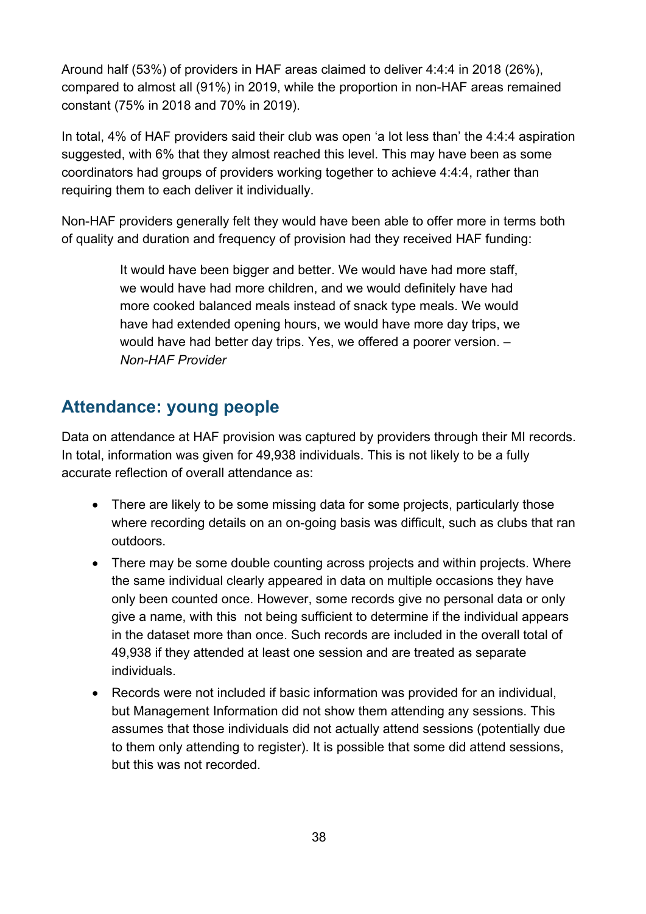Around half (53%) of providers in HAF areas claimed to deliver 4:4:4 in 2018 (26%), compared to almost all (91%) in 2019, while the proportion in non-HAF areas remained constant (75% in 2018 and 70% in 2019).

In total, 4% of HAF providers said their club was open 'a lot less than' the 4:4:4 aspiration suggested, with 6% that they almost reached this level. This may have been as some coordinators had groups of providers working together to achieve 4:4:4, rather than requiring them to each deliver it individually.

Non-HAF providers generally felt they would have been able to offer more in terms both of quality and duration and frequency of provision had they received HAF funding:

> It would have been bigger and better. We would have had more staff, we would have had more children, and we would definitely have had more cooked balanced meals instead of snack type meals. We would have had extended opening hours, we would have more day trips, we would have had better day trips. Yes, we offered a poorer version. – *Non-HAF Provider*

## Attendance: young people

Data on attendance at HAF provision was captured by providers through their MI records. In total, information was given for 49,938 individuals. This is not likely to be a fully accurate reflection of overall attendance as:

- There are likely to be some missing data for some projects, particularly those where recording details on an on-going basis was difficult, such as clubs that ran outdoors.
- There may be some double counting across projects and within projects. Where the same individual clearly appeared in data on multiple occasions they have only been counted once. However, some records give no personal data or only give a name, with this not being sufficient to determine if the individual appears in the dataset more than once. Such records are included in the overall total of 49,938 if they attended at least one session and are treated as separate individuals.
- Records were not included if basic information was provided for an individual, but Management Information did not show them attending any sessions. This assumes that those individuals did not actually attend sessions (potentially due to them only attending to register). It is possible that some did attend sessions, but this was not recorded.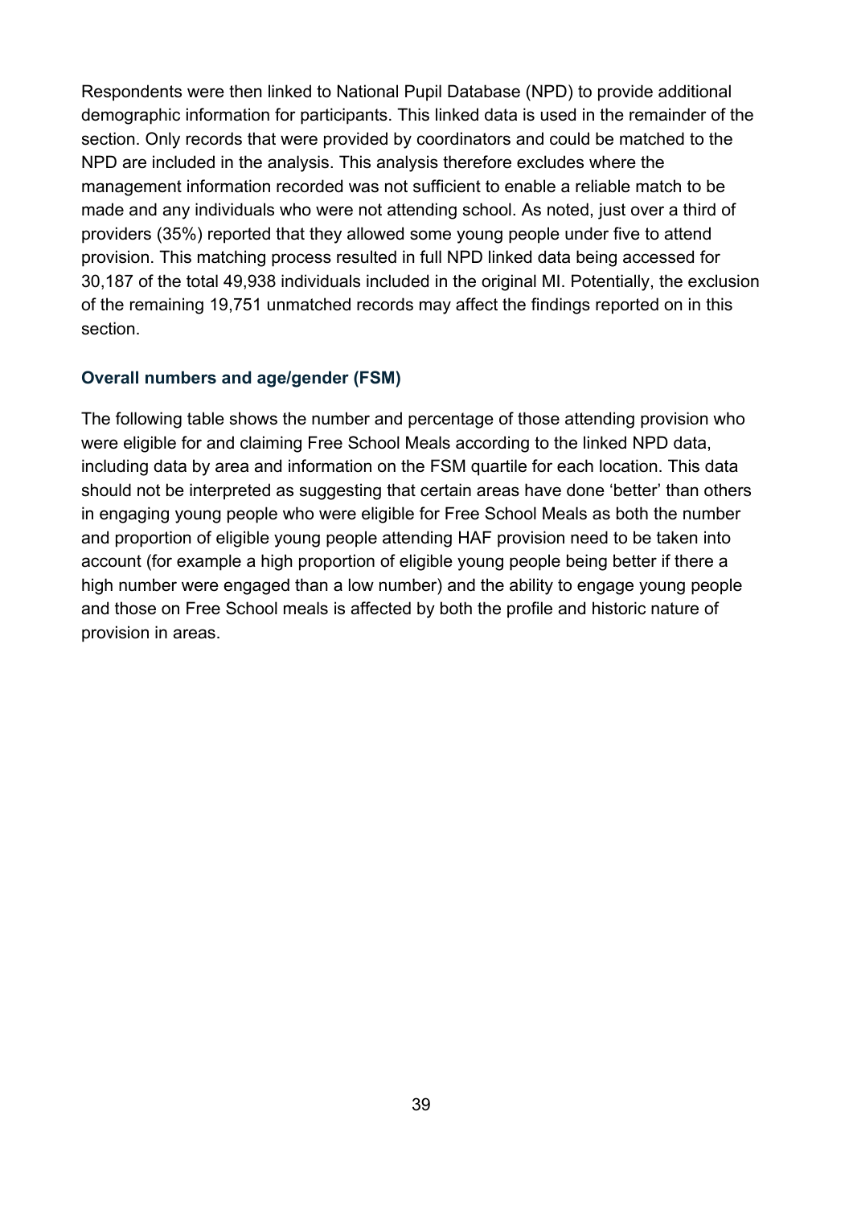Respondents were then linked to National Pupil Database (NPD) to provide additional demographic information for participants. This linked data is used in the remainder of the section. Only records that were provided by coordinators and could be matched to the NPD are included in the analysis. This analysis therefore excludes where the management information recorded was not sufficient to enable a reliable match to be made and any individuals who were not attending school. As noted, just over a third of providers (35%) reported that they allowed some young people under five to attend provision. This matching process resulted in full NPD linked data being accessed for 30,187 of the total 49,938 individuals included in the original MI. Potentially, the exclusion of the remaining 19,751 unmatched records may affect the findings reported on in this section.

### Overall numbers and age/gender (FSM)

The following table shows the number and percentage of those attending provision who were eligible for and claiming Free School Meals according to the linked NPD data, including data by area and information on the FSM quartile for each location. This data should not be interpreted as suggesting that certain areas have done 'better' than others in engaging young people who were eligible for Free School Meals as both the number and proportion of eligible young people attending HAF provision need to be taken into account (for example a high proportion of eligible young people being better if there a high number were engaged than a low number) and the ability to engage young people and those on Free School meals is affected by both the profile and historic nature of provision in areas.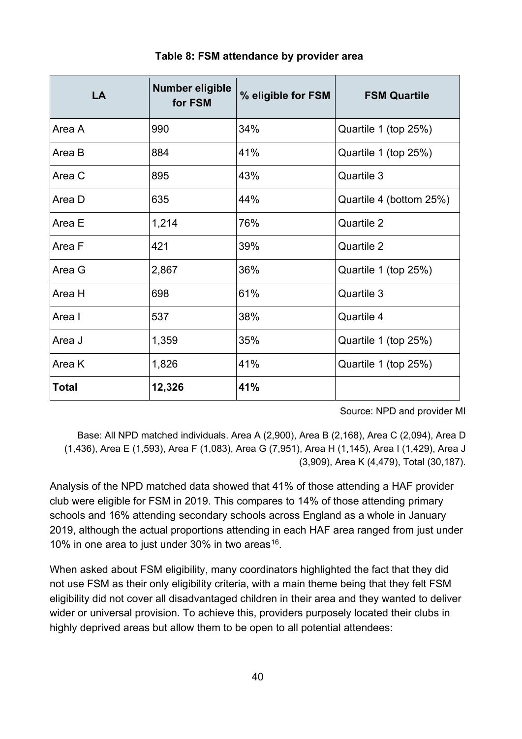**Table 8: FSM attendance by provider area**

| LA | Number eligible for FSM | % eligible for FSM | FSM Quartile |
|---|---|---|---|
| Area A | 990 | 34% | Quartile 1 (top 25%) |
| Area B | 884 | 41% | Quartile 1 (top 25%) |
| Area C | 895 | 43% | Quartile 3 |
| Area D | 635 | 44% | Quartile 4 (bottom 25%) |
| Area E | 1,214 | 76% | Quartile 2 |
| Area F | 421 | 39% | Quartile 2 |
| Area G | 2,867 | 36% | Quartile 1 (top 25%) |
| Area H | 698 | 61% | Quartile 3 |
| Area I | 537 | 38% | Quartile 4 |
| Area J | 1,359 | 35% | Quartile 1 (top 25%) |
| Area K | 1,826 | 41% | Quartile 1 (top 25%) |
| **Total** | **12,326** | **41%** | |

Source: NPD and provider MI

Base: All NPD matched individuals. Area A (2,900), Area B (2,168), Area C (2,094), Area D (1,436), Area E (1,593), Area F (1,083), Area G (7,951), Area H (1,145), Area I (1,429), Area J (3,909), Area K (4,479), Total (30,187).

Analysis of the NPD matched data showed that 41% of those attending a HAF provider club were eligible for FSM in 2019. This compares to 14% of those attending primary schools and 16% attending secondary schools across England as a whole in January 2019, although the actual proportions attending in each HAF area ranged from just under 10% in one area to just under 30% in two areas[16].

When asked about FSM eligibility, many coordinators highlighted the fact that they did not use FSM as their only eligibility criteria, with a main theme being that they felt FSM eligibility did not cover all disadvantaged children in their area and they wanted to deliver wider or universal provision. To achieve this, providers purposely located their clubs in highly deprived areas but allow them to be open to all potential attendees: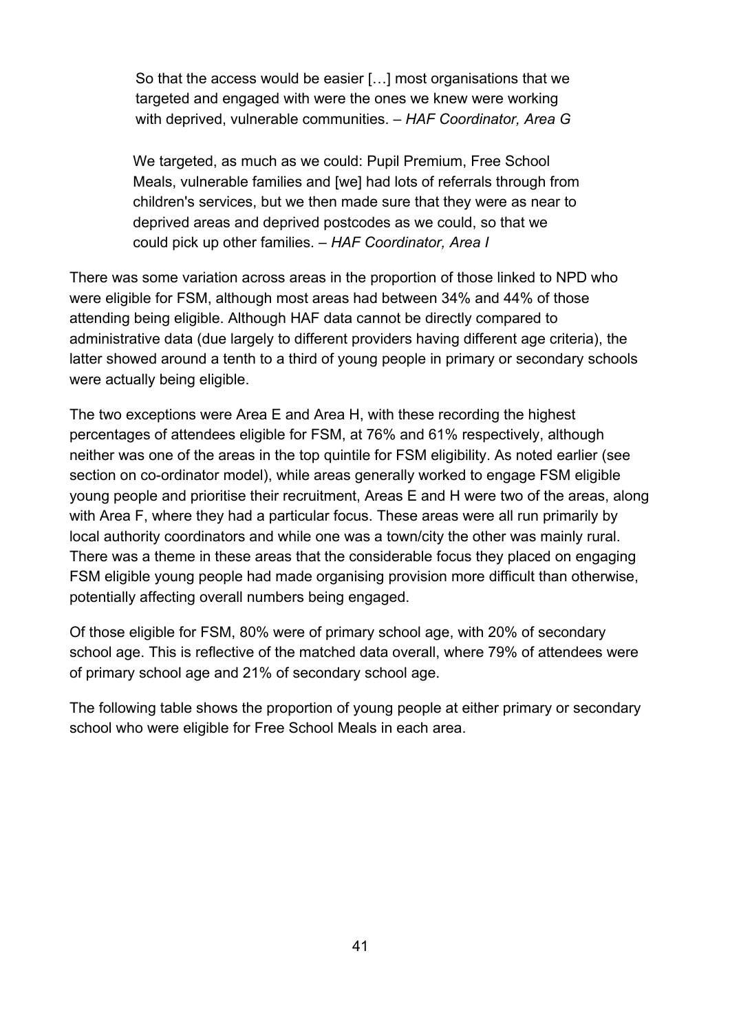> So that the access would be easier […] most organisations that we targeted and engaged with were the ones we knew were working with deprived, vulnerable communities. – *HAF Coordinator, Area G*

> We targeted, as much as we could: Pupil Premium, Free School Meals, vulnerable families and [we] had lots of referrals through from children's services, but we then made sure that they were as near to deprived areas and deprived postcodes as we could, so that we could pick up other families. – *HAF Coordinator, Area I*

There was some variation across areas in the proportion of those linked to NPD who were eligible for FSM, although most areas had between 34% and 44% of those attending being eligible. Although HAF data cannot be directly compared to administrative data (due largely to different providers having different age criteria), the latter showed around a tenth to a third of young people in primary or secondary schools were actually being eligible.

The two exceptions were Area E and Area H, with these recording the highest percentages of attendees eligible for FSM, at 76% and 61% respectively, although neither was one of the areas in the top quintile for FSM eligibility. As noted earlier (see section on co-ordinator model), while areas generally worked to engage FSM eligible young people and prioritise their recruitment, Areas E and H were two of the areas, along with Area F, where they had a particular focus. These areas were all run primarily by local authority coordinators and while one was a town/city the other was mainly rural. There was a theme in these areas that the considerable focus they placed on engaging FSM eligible young people had made organising provision more difficult than otherwise, potentially affecting overall numbers being engaged.

Of those eligible for FSM, 80% were of primary school age, with 20% of secondary school age. This is reflective of the matched data overall, where 79% of attendees were of primary school age and 21% of secondary school age.

The following table shows the proportion of young people at either primary or secondary school who were eligible for Free School Meals in each area.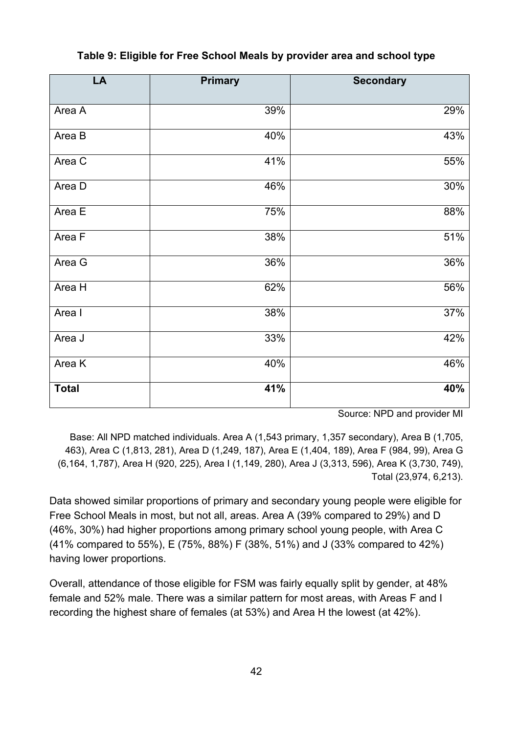**Table 9: Eligible for Free School Meals by provider area and school type**

| LA | Primary | Secondary |
|---|---|---|
| Area A | 39% | 29% |
| Area B | 40% | 43% |
| Area C | 41% | 55% |
| Area D | 46% | 30% |
| Area E | 75% | 88% |
| Area F | 38% | 51% |
| Area G | 36% | 36% |
| Area H | 62% | 56% |
| Area I | 38% | 37% |
| Area J | 33% | 42% |
| Area K | 40% | 46% |
| **Total** | **41%** | **40%** |

Source: NPD and provider MI

Base: All NPD matched individuals. Area A (1,543 primary, 1,357 secondary), Area B (1,705, 463), Area C (1,813, 281), Area D (1,249, 187), Area E (1,404, 189), Area F (984, 99), Area G (6,164, 1,787), Area H (920, 225), Area I (1,149, 280), Area J (3,313, 596), Area K (3,730, 749), Total (23,974, 6,213).

Data showed similar proportions of primary and secondary young people were eligible for Free School Meals in most, but not all, areas. Area A (39% compared to 29%) and D (46%, 30%) had higher proportions among primary school young people, with Area C (41% compared to 55%), E (75%, 88%) F (38%, 51%) and J (33% compared to 42%) having lower proportions.

Overall, attendance of those eligible for FSM was fairly equally split by gender, at 48% female and 52% male. There was a similar pattern for most areas, with Areas F and I recording the highest share of females (at 53%) and Area H the lowest (at 42%).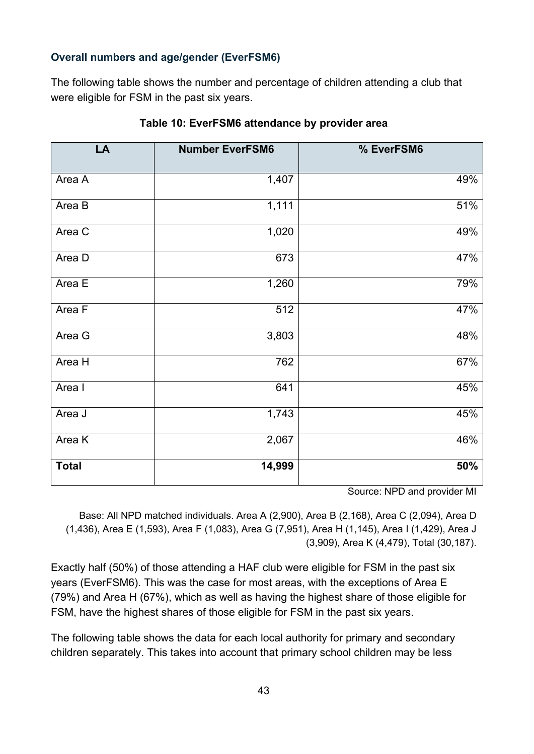### Overall numbers and age/gender (EverFSM6)

The following table shows the number and percentage of children attending a club that were eligible for FSM in the past six years.

**Table 10: EverFSM6 attendance by provider area**

| LA | Number EverFSM6 | % EverFSM6 |
|---|---:|---:|
| Area A | 1,407 | 49% |
| Area B | 1,111 | 51% |
| Area C | 1,020 | 49% |
| Area D | 673 | 47% |
| Area E | 1,260 | 79% |
| Area F | 512 | 47% |
| Area G | 3,803 | 48% |
| Area H | 762 | 67% |
| Area I | 641 | 45% |
| Area J | 1,743 | 45% |
| Area K | 2,067 | 46% |
| **Total** | **14,999** | **50%** |

Source: NPD and provider MI

Base: All NPD matched individuals. Area A (2,900), Area B (2,168), Area C (2,094), Area D (1,436), Area E (1,593), Area F (1,083), Area G (7,951), Area H (1,145), Area I (1,429), Area J (3,909), Area K (4,479), Total (30,187).

Exactly half (50%) of those attending a HAF club were eligible for FSM in the past six years (EverFSM6). This was the case for most areas, with the exceptions of Area E (79%) and Area H (67%), which as well as having the highest share of those eligible for FSM, have the highest shares of those eligible for FSM in the past six years.

The following table shows the data for each local authority for primary and secondary children separately. This takes into account that primary school children may be less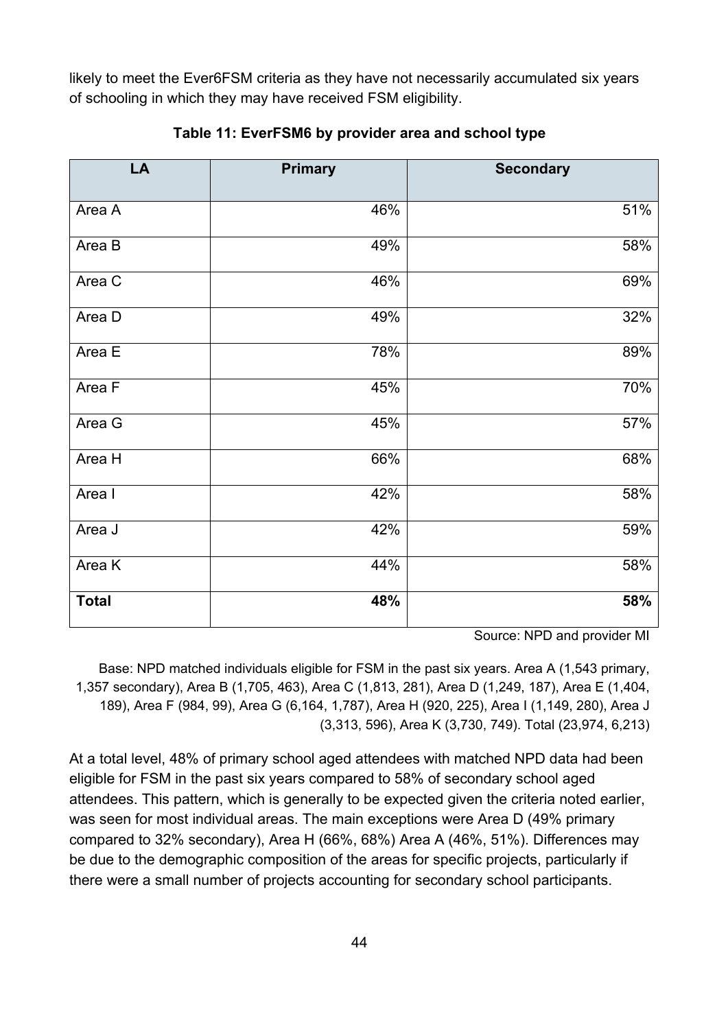likely to meet the Ever6FSM criteria as they have not necessarily accumulated six years of schooling in which they may have received FSM eligibility.

**Table 11: EverFSM6 by provider area and school type**

| LA | Primary | Secondary |
|---|---|---|
| Area A | 46% | 51% |
| Area B | 49% | 58% |
| Area C | 46% | 69% |
| Area D | 49% | 32% |
| Area E | 78% | 89% |
| Area F | 45% | 70% |
| Area G | 45% | 57% |
| Area H | 66% | 68% |
| Area I | 42% | 58% |
| Area J | 42% | 59% |
| Area K | 44% | 58% |
| **Total** | **48%** | **58%** |

Source: NPD and provider MI

Base: NPD matched individuals eligible for FSM in the past six years. Area A (1,543 primary, 1,357 secondary), Area B (1,705, 463), Area C (1,813, 281), Area D (1,249, 187), Area E (1,404, 189), Area F (984, 99), Area G (6,164, 1,787), Area H (920, 225), Area I (1,149, 280), Area J (3,313, 596), Area K (3,730, 749). Total (23,974, 6,213)

At a total level, 48% of primary school aged attendees with matched NPD data had been eligible for FSM in the past six years compared to 58% of secondary school aged attendees. This pattern, which is generally to be expected given the criteria noted earlier, was seen for most individual areas. The main exceptions were Area D (49% primary compared to 32% secondary), Area H (66%, 68%) Area A (46%, 51%). Differences may be due to the demographic composition of the areas for specific projects, particularly if there were a small number of projects accounting for secondary school participants.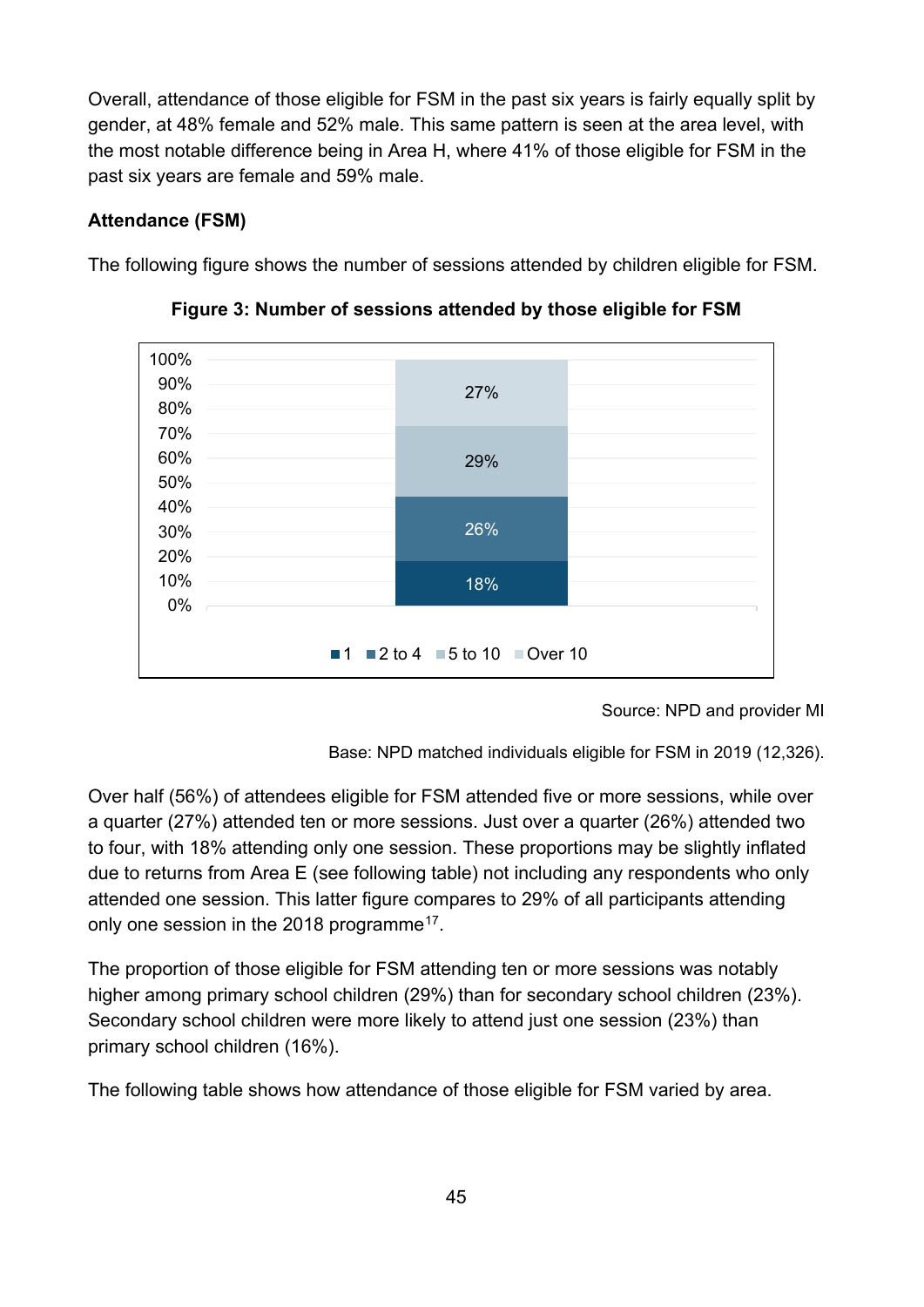Overall, attendance of those eligible for FSM in the past six years is fairly equally split by gender, at 48% female and 52% male. This same pattern is seen at the area level, with the most notable difference being in Area H, where 41% of those eligible for FSM in the past six years are female and 59% male.

**Attendance (FSM)**

The following figure shows the number of sessions attended by children eligible for FSM.

**Figure 3: Number of sessions attended by those eligible for FSM**

| Sessions attended | % |
|---|---|
| 1 | 18% |
| 2 to 4 | 26% |
| 5 to 10 | 29% |
| Over 10 | 27% |

Source: NPD and provider MI

Base: NPD matched individuals eligible for FSM in 2019 (12,326).

Over half (56%) of attendees eligible for FSM attended five or more sessions, while over a quarter (27%) attended ten or more sessions. Just over a quarter (26%) attended two to four, with 18% attending only one session. These proportions may be slightly inflated due to returns from Area E (see following table) not including any respondents who only attended one session. This latter figure compares to 29% of all participants attending only one session in the 2018 programme[17].

The proportion of those eligible for FSM attending ten or more sessions was notably higher among primary school children (29%) than for secondary school children (23%). Secondary school children were more likely to attend just one session (23%) than primary school children (16%).

The following table shows how attendance of those eligible for FSM varied by area.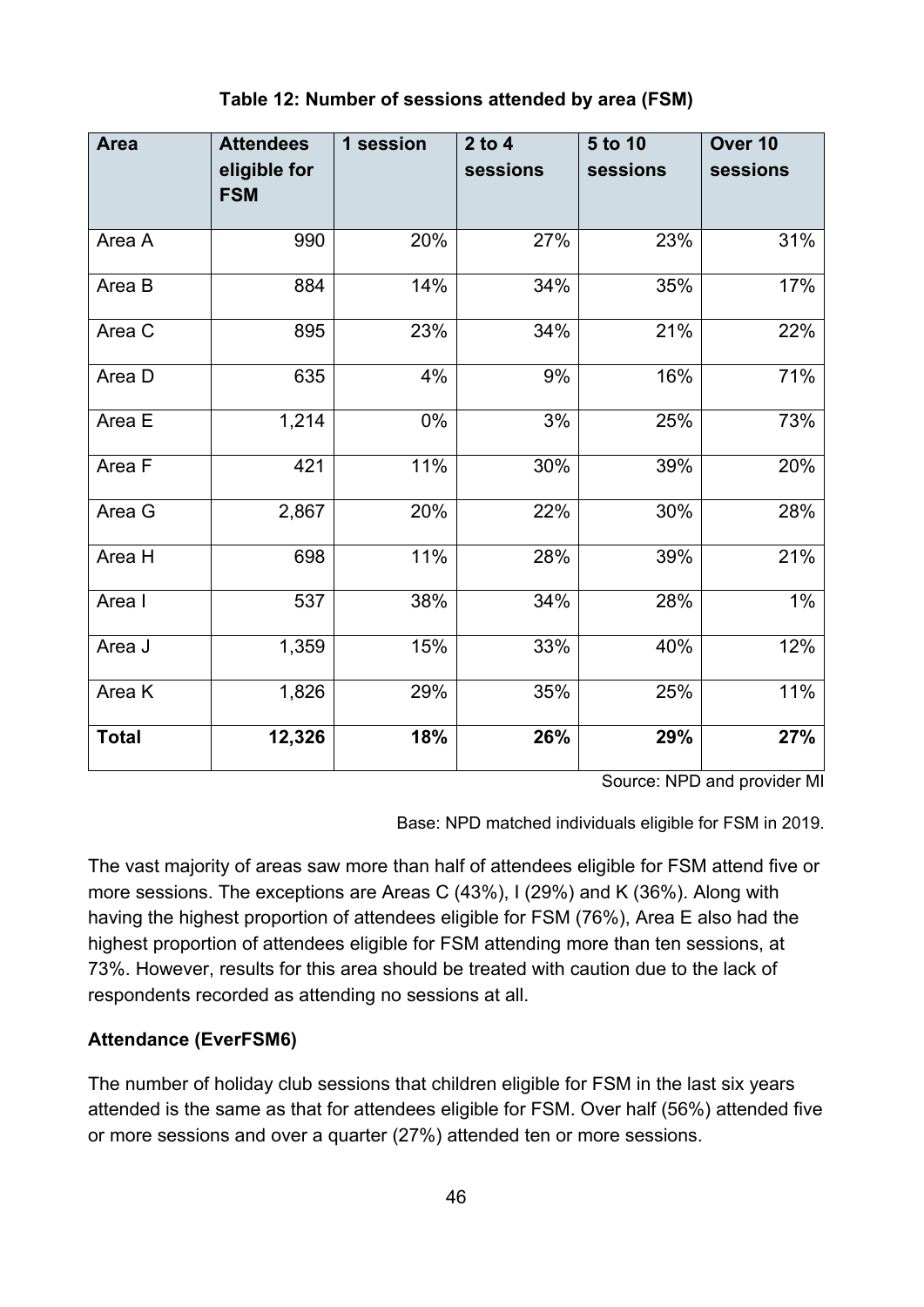**Table 12: Number of sessions attended by area (FSM)**

| Area | Attendees eligible for FSM | 1 session | 2 to 4 sessions | 5 to 10 sessions | Over 10 sessions |
|---|---|---|---|---|---|
| Area A | 990 | 20% | 27% | 23% | 31% |
| Area B | 884 | 14% | 34% | 35% | 17% |
| Area C | 895 | 23% | 34% | 21% | 22% |
| Area D | 635 | 4% | 9% | 16% | 71% |
| Area E | 1,214 | 0% | 3% | 25% | 73% |
| Area F | 421 | 11% | 30% | 39% | 20% |
| Area G | 2,867 | 20% | 22% | 30% | 28% |
| Area H | 698 | 11% | 28% | 39% | 21% |
| Area I | 537 | 38% | 34% | 28% | 1% |
| Area J | 1,359 | 15% | 33% | 40% | 12% |
| Area K | 1,826 | 29% | 35% | 25% | 11% |
| **Total** | **12,326** | **18%** | **26%** | **29%** | **27%** |

Source: NPD and provider MI

Base: NPD matched individuals eligible for FSM in 2019.

The vast majority of areas saw more than half of attendees eligible for FSM attend five or more sessions. The exceptions are Areas C (43%), I (29%) and K (36%). Along with having the highest proportion of attendees eligible for FSM (76%), Area E also had the highest proportion of attendees eligible for FSM attending more than ten sessions, at 73%. However, results for this area should be treated with caution due to the lack of respondents recorded as attending no sessions at all.

**Attendance (EverFSM6)**

The number of holiday club sessions that children eligible for FSM in the last six years attended is the same as that for attendees eligible for FSM. Over half (56%) attended five or more sessions and over a quarter (27%) attended ten or more sessions.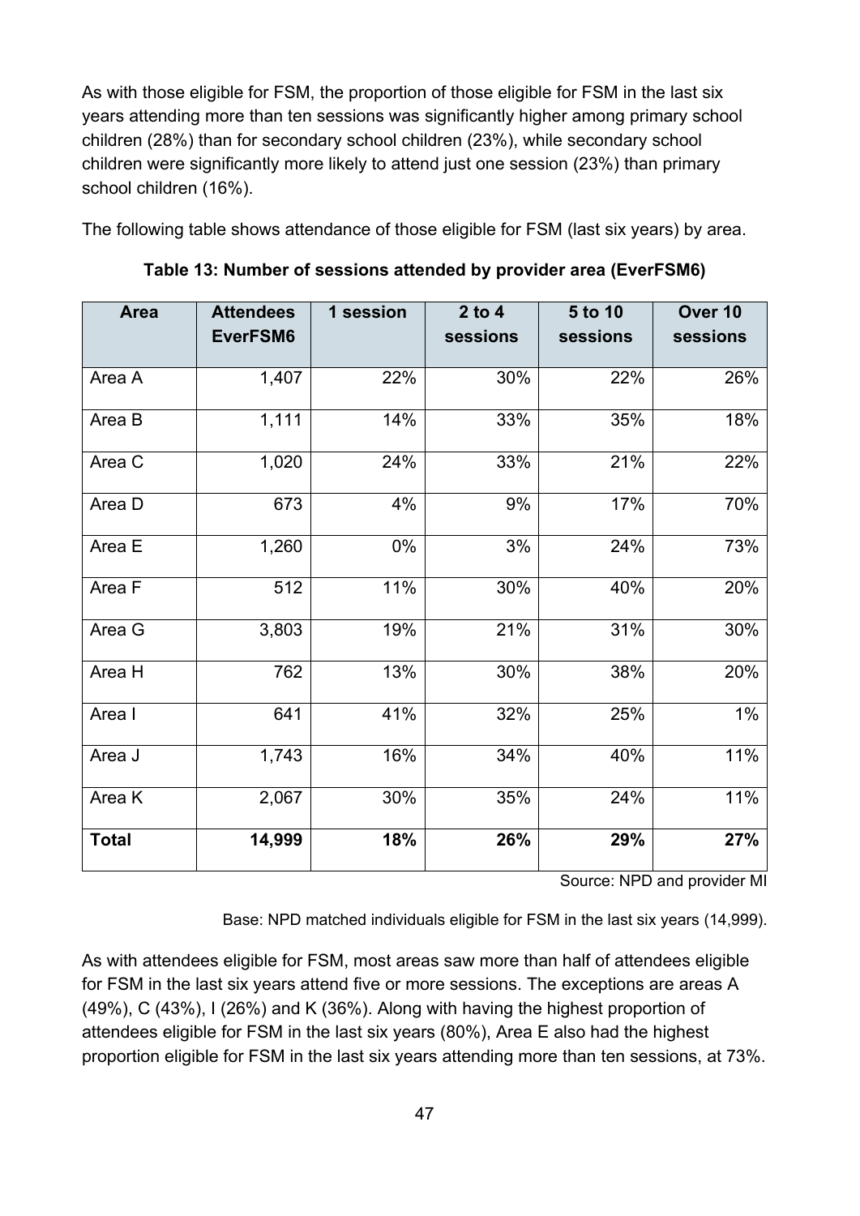As with those eligible for FSM, the proportion of those eligible for FSM in the last six years attending more than ten sessions was significantly higher among primary school children (28%) than for secondary school children (23%), while secondary school children were significantly more likely to attend just one session (23%) than primary school children (16%).

The following table shows attendance of those eligible for FSM (last six years) by area.

**Table 13: Number of sessions attended by provider area (EverFSM6)**

| Area | Attendees EverFSM6 | 1 session | 2 to 4 sessions | 5 to 10 sessions | Over 10 sessions |
|---|---|---|---|---|---|
| Area A | 1,407 | 22% | 30% | 22% | 26% |
| Area B | 1,111 | 14% | 33% | 35% | 18% |
| Area C | 1,020 | 24% | 33% | 21% | 22% |
| Area D | 673 | 4% | 9% | 17% | 70% |
| Area E | 1,260 | 0% | 3% | 24% | 73% |
| Area F | 512 | 11% | 30% | 40% | 20% |
| Area G | 3,803 | 19% | 21% | 31% | 30% |
| Area H | 762 | 13% | 30% | 38% | 20% |
| Area I | 641 | 41% | 32% | 25% | 1% |
| Area J | 1,743 | 16% | 34% | 40% | 11% |
| Area K | 2,067 | 30% | 35% | 24% | 11% |
| **Total** | **14,999** | **18%** | **26%** | **29%** | **27%** |

Source: NPD and provider MI

Base: NPD matched individuals eligible for FSM in the last six years (14,999).

As with attendees eligible for FSM, most areas saw more than half of attendees eligible for FSM in the last six years attend five or more sessions. The exceptions are areas A (49%), C (43%), I (26%) and K (36%). Along with having the highest proportion of attendees eligible for FSM in the last six years (80%), Area E also had the highest proportion eligible for FSM in the last six years attending more than ten sessions, at 73%.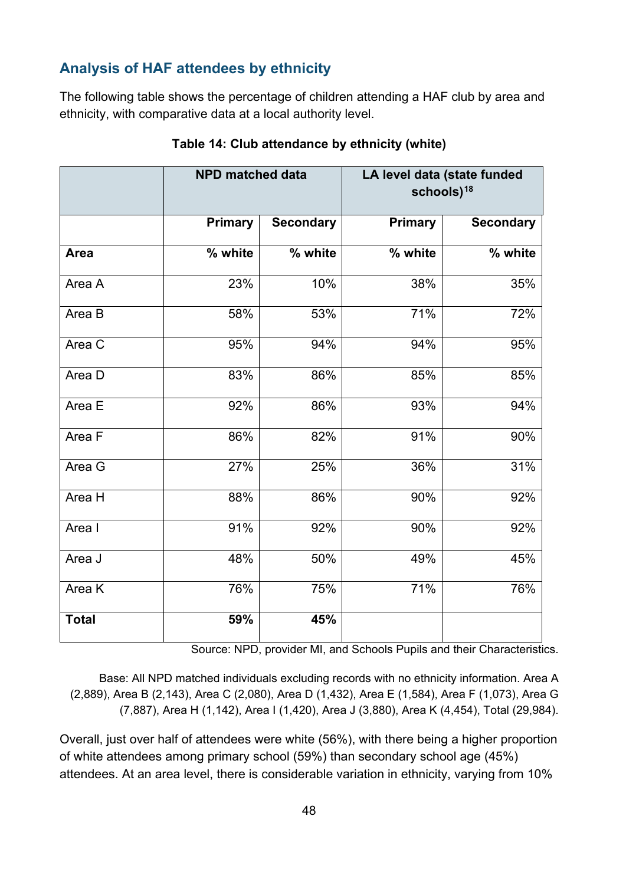## Analysis of HAF attendees by ethnicity

The following table shows the percentage of children attending a HAF club by area and ethnicity, with comparative data at a local authority level.

**Table 14: Club attendance by ethnicity (white)**

| | NPD matched data | | LA level data (state funded schools)[18] | |
|---|---|---|---|---|
| | Primary | Secondary | Primary | Secondary |
| **Area** | **% white** | **% white** | **% white** | **% white** |
| Area A | 23% | 10% | 38% | 35% |
| Area B | 58% | 53% | 71% | 72% |
| Area C | 95% | 94% | 94% | 95% |
| Area D | 83% | 86% | 85% | 85% |
| Area E | 92% | 86% | 93% | 94% |
| Area F | 86% | 82% | 91% | 90% |
| Area G | 27% | 25% | 36% | 31% |
| Area H | 88% | 86% | 90% | 92% |
| Area I | 91% | 92% | 90% | 92% |
| Area J | 48% | 50% | 49% | 45% |
| Area K | 76% | 75% | 71% | 76% |
| **Total** | **59%** | **45%** | | |

Source: NPD, provider MI, and Schools Pupils and their Characteristics.

Base: All NPD matched individuals excluding records with no ethnicity information. Area A (2,889), Area B (2,143), Area C (2,080), Area D (1,432), Area E (1,584), Area F (1,073), Area G (7,887), Area H (1,142), Area I (1,420), Area J (3,880), Area K (4,454), Total (29,984).

Overall, just over half of attendees were white (56%), with there being a higher proportion of white attendees among primary school (59%) than secondary school age (45%) attendees. At an area level, there is considerable variation in ethnicity, varying from 10%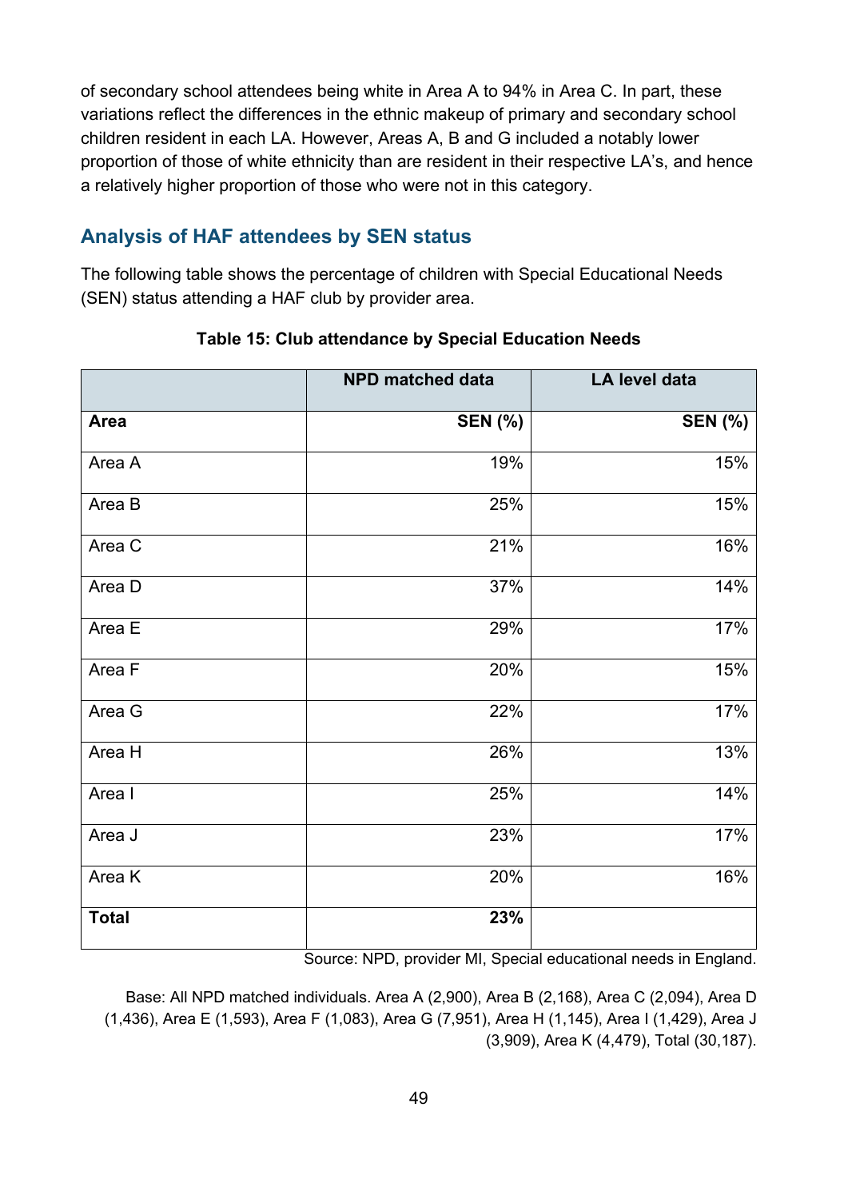of secondary school attendees being white in Area A to 94% in Area C. In part, these variations reflect the differences in the ethnic makeup of primary and secondary school children resident in each LA. However, Areas A, B and G included a notably lower proportion of those of white ethnicity than are resident in their respective LA's, and hence a relatively higher proportion of those who were not in this category.

## Analysis of HAF attendees by SEN status

The following table shows the percentage of children with Special Educational Needs (SEN) status attending a HAF club by provider area.

**Table 15: Club attendance by Special Education Needs**

| | NPD matched data | LA level data |
|---|---:|---:|
| **Area** | **SEN (%)** | **SEN (%)** |
| Area A | 19% | 15% |
| Area B | 25% | 15% |
| Area C | 21% | 16% |
| Area D | 37% | 14% |
| Area E | 29% | 17% |
| Area F | 20% | 15% |
| Area G | 22% | 17% |
| Area H | 26% | 13% |
| Area I | 25% | 14% |
| Area J | 23% | 17% |
| Area K | 20% | 16% |
| **Total** | **23%** | |

Source: NPD, provider MI, Special educational needs in England.

Base: All NPD matched individuals. Area A (2,900), Area B (2,168), Area C (2,094), Area D (1,436), Area E (1,593), Area F (1,083), Area G (7,951), Area H (1,145), Area I (1,429), Area J (3,909), Area K (4,479), Total (30,187).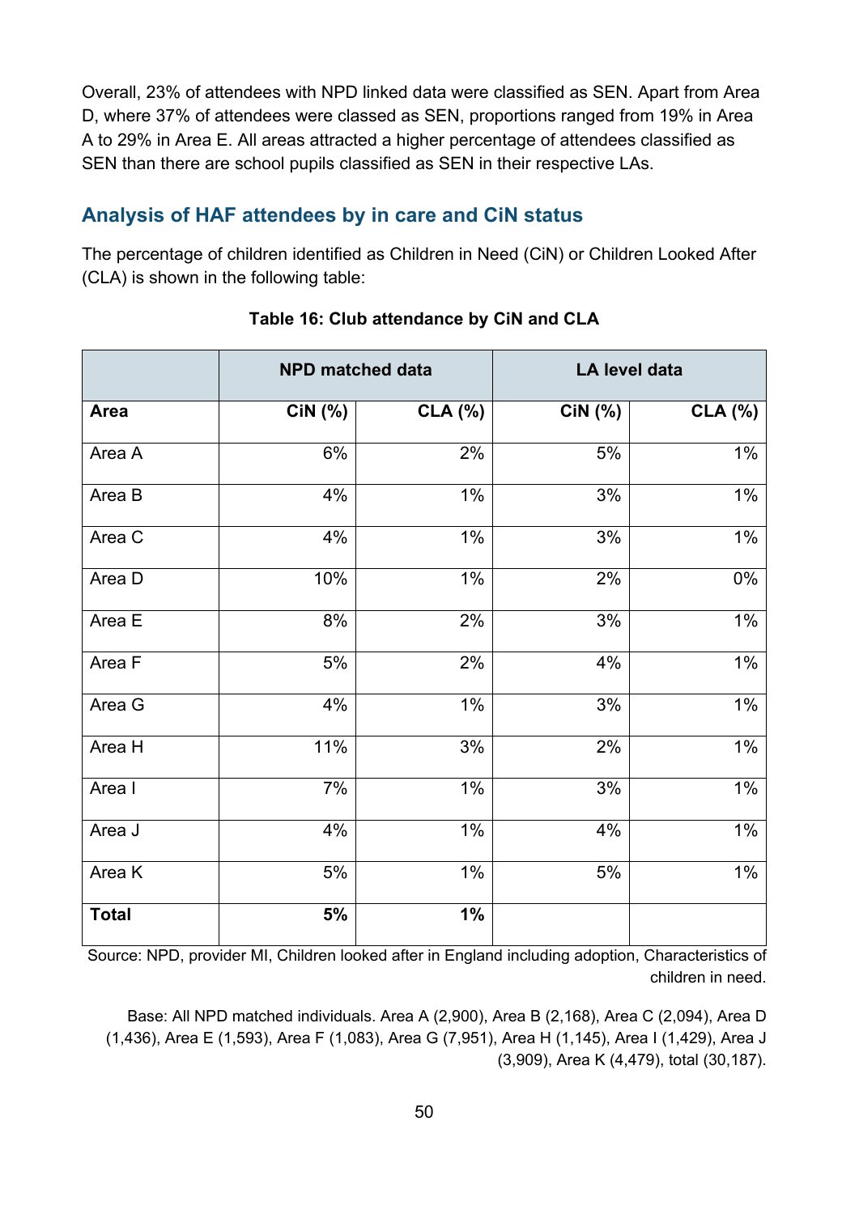Overall, 23% of attendees with NPD linked data were classified as SEN. Apart from Area D, where 37% of attendees were classed as SEN, proportions ranged from 19% in Area A to 29% in Area E. All areas attracted a higher percentage of attendees classified as SEN than there are school pupils classified as SEN in their respective LAs.

## Analysis of HAF attendees by in care and CiN status

The percentage of children identified as Children in Need (CiN) or Children Looked After (CLA) is shown in the following table:

**Table 16: Club attendance by CiN and CLA**

| | NPD matched data | | LA level data | |
|---|---|---|---|---|
| **Area** | **CiN (%)** | **CLA (%)** | **CiN (%)** | **CLA (%)** |
| Area A | 6% | 2% | 5% | 1% |
| Area B | 4% | 1% | 3% | 1% |
| Area C | 4% | 1% | 3% | 1% |
| Area D | 10% | 1% | 2% | 0% |
| Area E | 8% | 2% | 3% | 1% |
| Area F | 5% | 2% | 4% | 1% |
| Area G | 4% | 1% | 3% | 1% |
| Area H | 11% | 3% | 2% | 1% |
| Area I | 7% | 1% | 3% | 1% |
| Area J | 4% | 1% | 4% | 1% |
| Area K | 5% | 1% | 5% | 1% |
| **Total** | **5%** | **1%** | | |

Source: NPD, provider MI, Children looked after in England including adoption, Characteristics of children in need.

Base: All NPD matched individuals. Area A (2,900), Area B (2,168), Area C (2,094), Area D (1,436), Area E (1,593), Area F (1,083), Area G (7,951), Area H (1,145), Area I (1,429), Area J (3,909), Area K (4,479), total (30,187).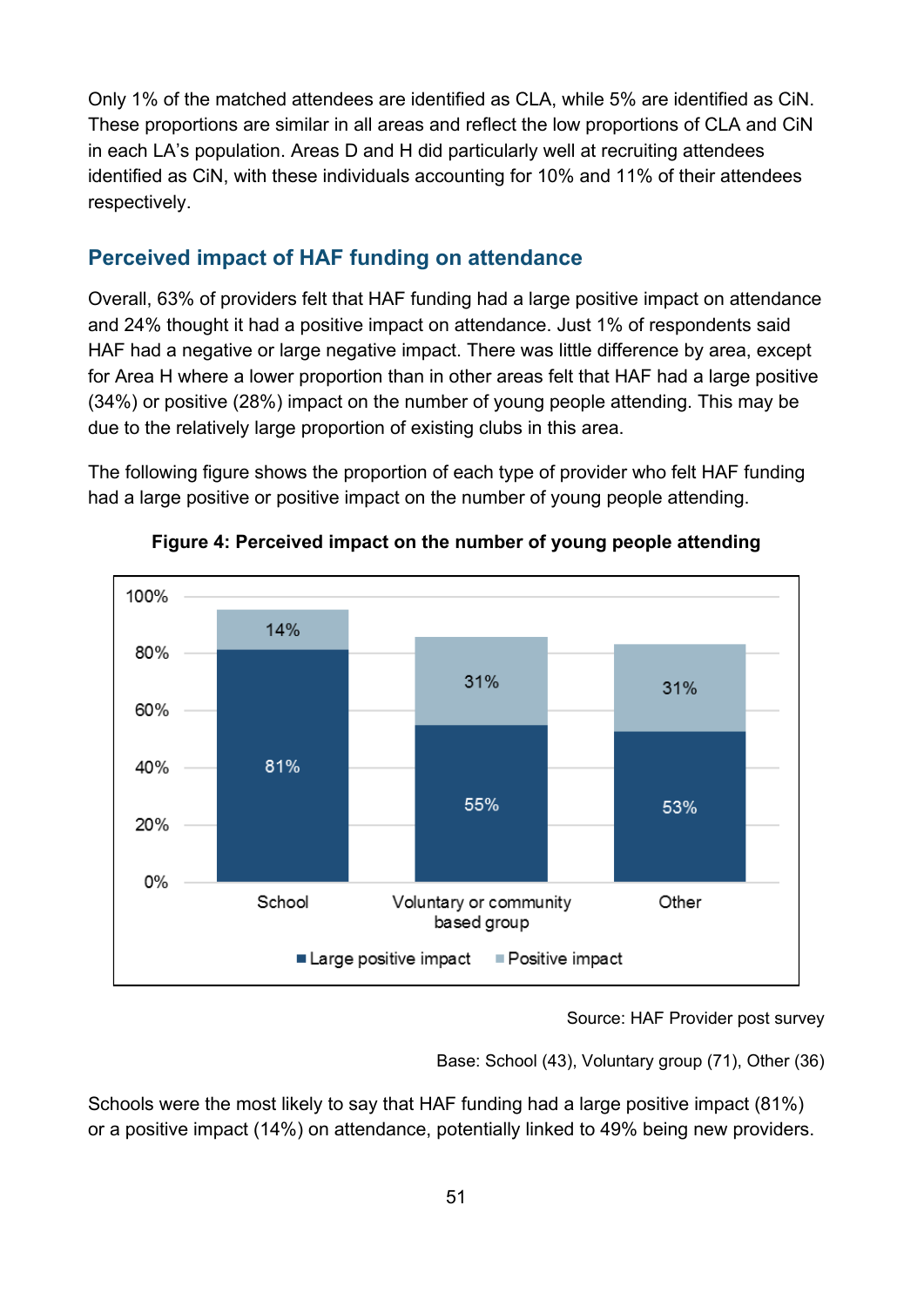Only 1% of the matched attendees are identified as CLA, while 5% are identified as CiN. These proportions are similar in all areas and reflect the low proportions of CLA and CiN in each LA's population. Areas D and H did particularly well at recruiting attendees identified as CiN, with these individuals accounting for 10% and 11% of their attendees respectively.

## Perceived impact of HAF funding on attendance

Overall, 63% of providers felt HAF funding had a large positive impact on attendance and 24% thought it had a positive impact on attendance. Just 1% of respondents said HAF had a negative or large negative impact. There was little difference by area, except for Area H where a lower proportion than in other areas felt that HAF had a large positive (34%) or positive (28%) impact on the number of young people attending. This may be due to the relatively large proportion of existing clubs in this area.

The following figure shows the proportion of each type of provider who felt HAF funding had a large positive or positive impact on the number of young people attending.

**Figure 4: Perceived impact on the number of young people attending**

| | Large positive impact | Positive impact |
|---|---|---|
| School | 81% | 14% |
| Voluntary or community based group | 55% | 31% |
| Other | 53% | 31% |

Source: HAF Provider post survey

Base: School (43), Voluntary group (71), Other (36)

Schools were the most likely to say that HAF funding had a large positive impact (81%) or a positive impact (14%) on attendance, potentially linked to 49% being new providers.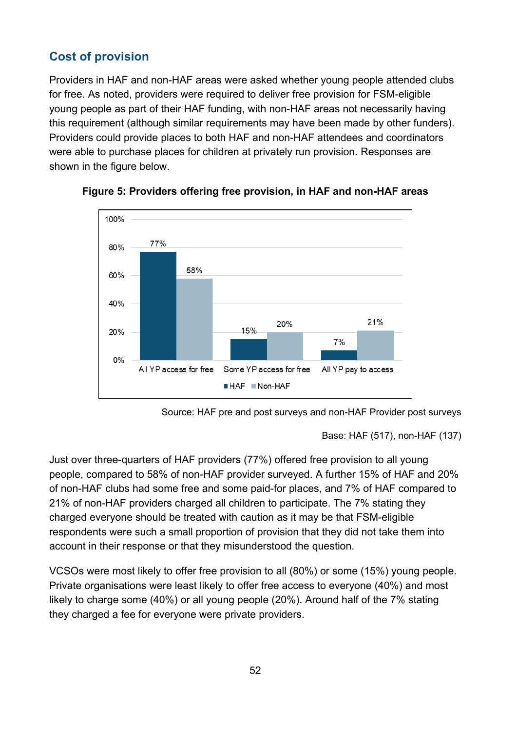## Cost of provision

Providers in HAF and non-HAF areas were asked whether young people attended clubs for free. As noted, providers were required to deliver free provision for FSM-eligible young people as part of their HAF funding, with non-HAF areas not necessarily having this requirement (although similar requirements may have been made by other funders). Providers could provide places to both HAF and non-HAF attendees and coordinators were able to purchase places for children at privately run provision. Responses are shown in the figure below.

**Figure 5: Providers offering free provision, in HAF and non-HAF areas**

| | HAF | Non-HAF |
|---|---|---|
| All YP access for free | 77% | 58% |
| Some YP access for free | 15% | 20% |
| All YP pay to access | 7% | 21% |

Source: HAF pre and post surveys and non-HAF Provider post surveys

Base: HAF (517), non-HAF (137)

Just over three-quarters of HAF providers (77%) offered free provision to all young people, compared to 58% of non-HAF provider surveyed. A further 15% of HAF and 20% of non-HAF clubs had some free and some paid-for places, and 7% of HAF compared to 21% of non-HAF providers charged all children to participate. The 7% stating they charged everyone should be treated with caution as it may be that FSM-eligible respondents were such a small proportion of provision that they did not take them into account in their response or that they misunderstood the question.

VCSOs were most likely to offer free provision to all (80%) or some (15%) young people. Private organisations were least likely to offer free access to everyone (40%) and most likely to charge some (40%) or all young people (20%). Around half of the 7% stating they charged a fee for everyone were private providers.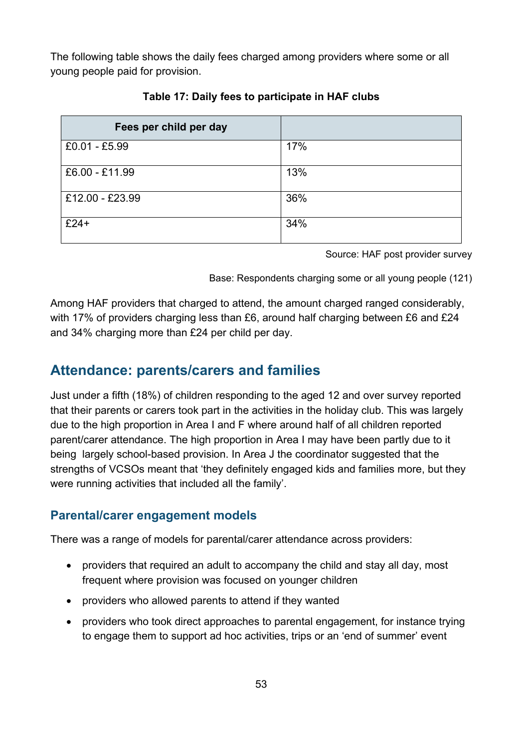The following table shows the daily fees charged among providers where some or all young people paid for provision.

**Table 17: Daily fees to participate in HAF clubs**

| Fees per child per day | |
|---|---|
| £0.01 - £5.99 | 17% |
| £6.00 - £11.99 | 13% |
| £12.00 - £23.99 | 36% |
| £24+ | 34% |

Source: HAF post provider survey

Base: Respondents charging some or all young people (121)

Among HAF providers that charged to attend, the amount charged ranged considerably, with 17% of providers charging less than £6, around half charging between £6 and £24 and 34% charging more than £24 per child per day.

## Attendance: parents/carers and families

Just under a fifth (18%) of children responding to the aged 12 and over survey reported that their parents or carers took part in the activities in the holiday club. This was largely due to the high proportion in Area I and F where around half of all children reported parent/carer attendance. The high proportion in Area I may have been partly due to it being largely school-based provision. In Area J the coordinator suggested that the strengths of VCSOs meant that 'they definitely engaged kids and families more, but they were running activities that included all the family'.

### Parental/carer engagement models

There was a range of models for parental/carer attendance across providers:

- providers that required an adult to accompany the child and stay all day, most frequent where provision was focused on younger children
- providers who allowed parents to attend if they wanted
- providers who took direct approaches to parental engagement, for instance trying to engage them to support ad hoc activities, trips or an 'end of summer' event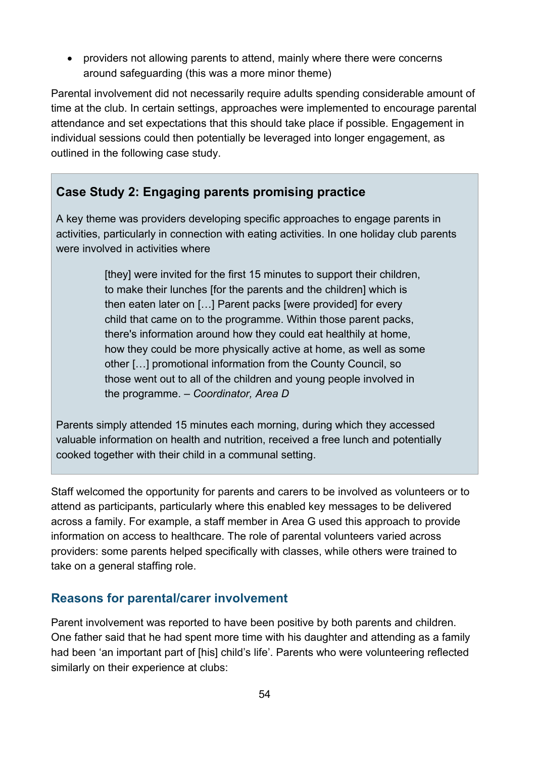- providers not allowing parents to attend, mainly where there were concerns around safeguarding (this was a more minor theme)

Parental involvement did not necessarily require adults spending considerable amount of time at the club. In certain settings, approaches were implemented to encourage parental attendance and set expectations that this should take place if possible. Engagement in individual sessions could then potentially be leveraged into longer engagement, as outlined in the following case study.

### Case Study 2: Engaging parents promising practice

A key theme was providers developing specific approaches to engage parents in activities, particularly in connection with eating activities. In one holiday club parents were involved in activities where

> [they] were invited for the first 15 minutes to support their children, to make their lunches [for the parents and the children] which is then eaten later on […] Parent packs [were provided] for every child that came on to the programme. Within those parent packs, there's information around how they could eat healthily at home, how they could be more physically active at home, as well as some other […] promotional information from the County Council, so those went out to all of the children and young people involved in the programme. – *Coordinator, Area D*

Parents simply attended 15 minutes each morning, during which they accessed valuable information on health and nutrition, received a free lunch and potentially cooked together with their child in a communal setting.

Staff welcomed the opportunity for parents and carers to be involved as volunteers or to attend as participants, particularly where this enabled key messages to be delivered across a family. For example, a staff member in Area G used this approach to provide information on access to healthcare. The role of parental volunteers varied across providers: some parents helped specifically with classes, while others were trained to take on a general staffing role.

## Reasons for parental/carer involvement

Parent involvement was reported to have been positive by both parents and children. One father said that he had spent more time with his daughter and attending as a family had been 'an important part of [his] child's life'. Parents who were volunteering reflected similarly on their experience at clubs: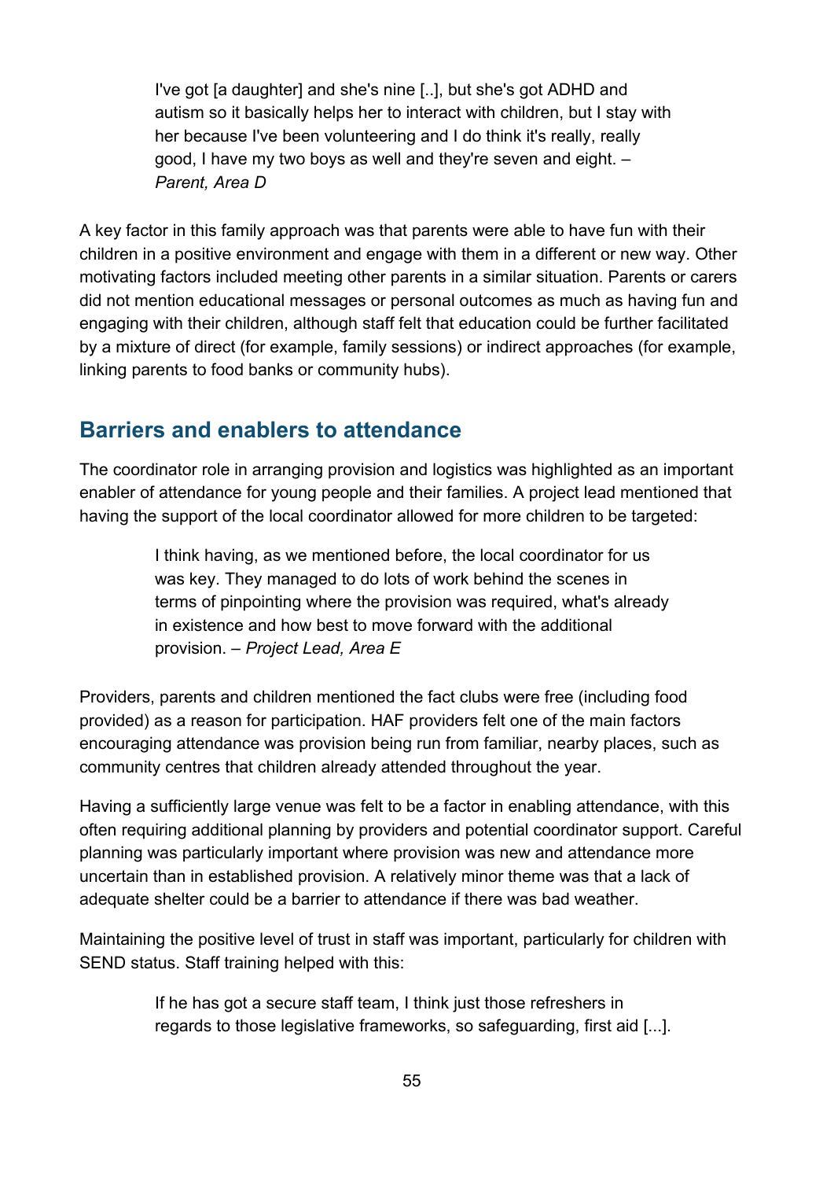> I've got [a daughter] and she's nine [..], but she's got ADHD and autism so it basically helps her to interact with children, but I stay with her because I've been volunteering and I do think it's really, really good, I have my two boys as well and they're seven and eight. – *Parent, Area D*

A key factor in this family approach was that parents were able to have fun with their children in a positive environment and engage with them in a different or new way. Other motivating factors included meeting other parents in a similar situation. Parents or carers did not mention educational messages or personal outcomes as much as having fun and engaging with their children, although staff felt that education could be further facilitated by a mixture of direct (for example, family sessions) or indirect approaches (for example, linking parents to food banks or community hubs).

## Barriers and enablers to attendance

The coordinator role in arranging provision and logistics was highlighted as an important enabler of attendance for young people and their families. A project lead mentioned that having the support of the local coordinator allowed for more children to be targeted:

> I think having, as we mentioned before, the local coordinator for us was key. They managed to do lots of work behind the scenes in terms of pinpointing where the provision was required, what's already in existence and how best to move forward with the additional provision. – *Project Lead, Area E*

Providers, parents and children mentioned the fact clubs were free (including food provided) as a reason for participation. HAF providers felt one of the main factors encouraging attendance was provision being run from familiar, nearby places, such as community centres that children already attended throughout the year.

Having a sufficiently large venue was felt to be a factor in enabling attendance, with this often requiring additional planning by providers and potential coordinator support. Careful planning was particularly important where provision was new and attendance more uncertain than in established provision. A relatively minor theme was that a lack of adequate shelter could be a barrier to attendance if there was bad weather.

Maintaining the positive level of trust in staff was important, particularly for children with SEND status. Staff training helped with this:

> If he has got a secure staff team, I think just those refreshers in regards to those legislative frameworks, so safeguarding, first aid [...].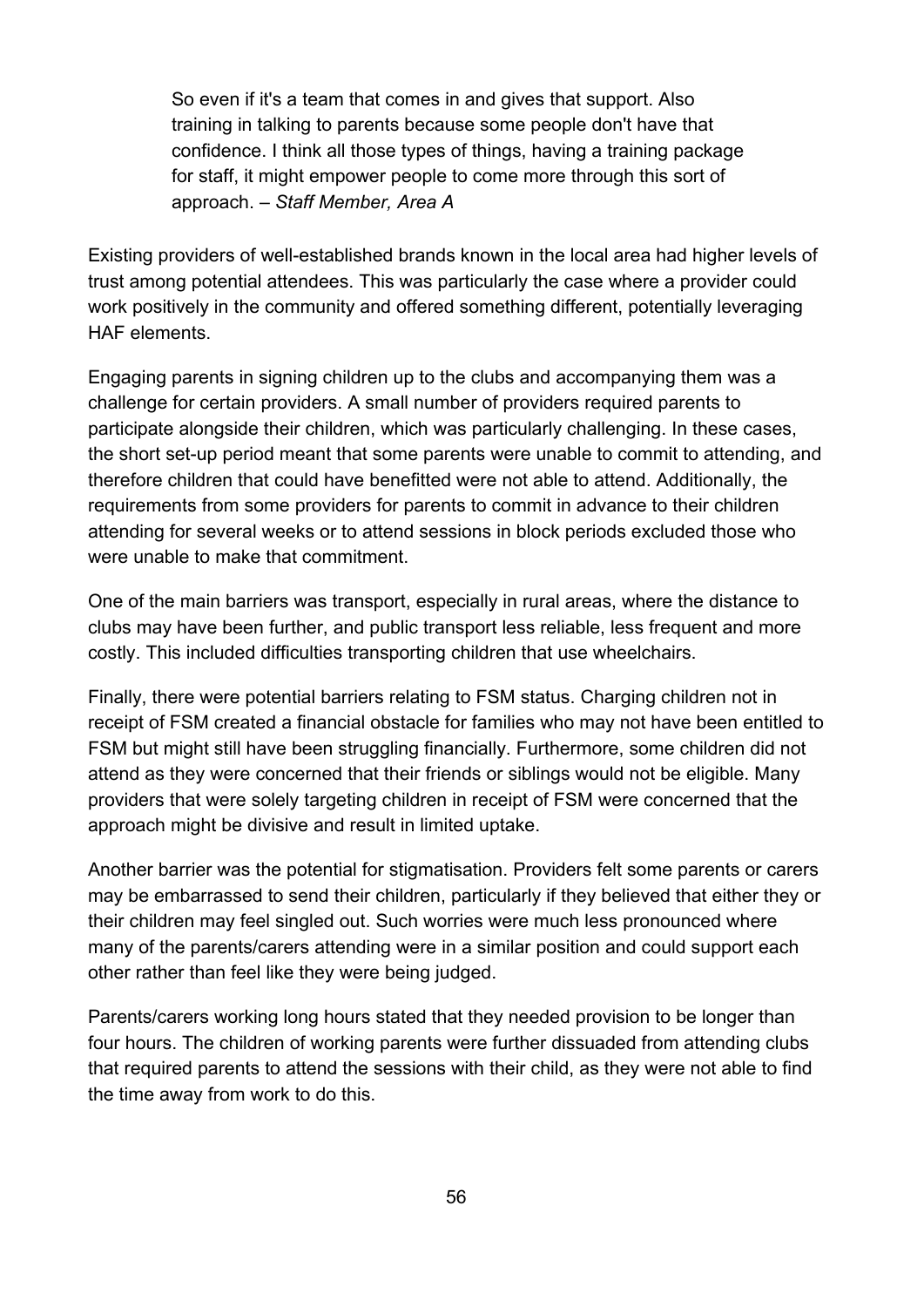> So even if it's a team that comes in and gives that support. Also training in talking to parents because some people don't have that confidence. I think all those types of things, having a training package for staff, it might empower people to come more through this sort of approach. – *Staff Member, Area A*

Existing providers of well-established brands known in the local area had higher levels of trust among potential attendees. This was particularly the case where a provider could work positively in the community and offered something different, potentially leveraging HAF elements.

Engaging parents in signing children up to the clubs and accompanying them was a challenge for certain providers. A small number of providers required parents to participate alongside their children, which was particularly challenging. In these cases, the short set-up period meant that some parents were unable to commit to attending, and therefore children that could have benefitted were not able to attend. Additionally, the requirements from some providers for parents to commit in advance to their children attending for several weeks or to attend sessions in block periods excluded those who were unable to make that commitment.

One of the main barriers was transport, especially in rural areas, where the distance to clubs may have been further, and public transport less reliable, less frequent and more costly. This included difficulties transporting children that use wheelchairs.

Finally, there were potential barriers relating to FSM status. Charging children not in receipt of FSM created a financial obstacle for families who may not have been entitled to FSM but might still have been struggling financially. Furthermore, some children did not attend as they were concerned that their friends or siblings would not be eligible. Many providers that were solely targeting children in receipt of FSM were concerned that the approach might be divisive and result in limited uptake.

Another barrier was the potential for stigmatisation. Providers felt some parents or carers may be embarrassed to send their children, particularly if they believed that either they or their children may feel singled out. Such worries were much less pronounced where many of the parents/carers attending were in a similar position and could support each other rather than feel like they were being judged.

Parents/carers working long hours stated that they needed provision to be longer than four hours. The children of working parents were further dissuaded from attending clubs that required parents to attend the sessions with their child, as they were not able to find the time away from work to do this.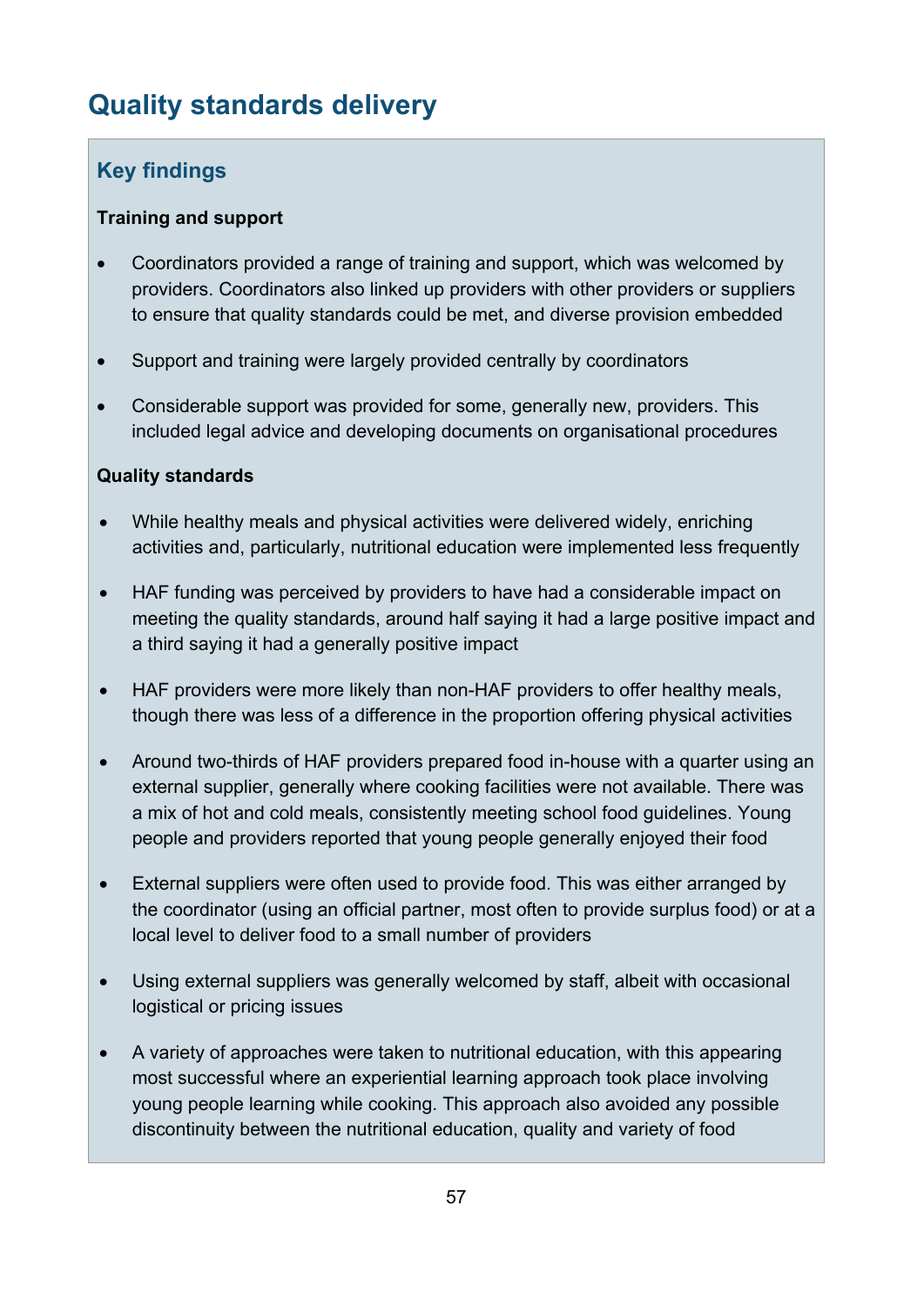# Quality standards delivery

## Key findings

**Training and support**

- Coordinators provided a range of training and support, which was welcomed by providers. Coordinators also linked up providers with other providers or suppliers to ensure that quality standards could be met, and diverse provision embedded
- Support and training were largely provided centrally by coordinators
- Considerable support was provided for some, generally new, providers. This included legal advice and developing documents on organisational procedures

**Quality standards**

- While healthy meals and physical activities were delivered widely, enriching activities and, particularly, nutritional education were implemented less frequently
- HAF funding was perceived by providers to have had a considerable impact on meeting the quality standards, around half saying it had a large positive impact and a third saying it had a generally positive impact
- HAF providers were more likely than non-HAF providers to offer healthy meals, though there was less of a difference in the proportion offering physical activities
- Around two-thirds of HAF providers prepared food in-house with a quarter using an external supplier, generally where cooking facilities were not available. There was a mix of hot and cold meals, consistently meeting school food guidelines. Young people and providers reported that young people generally enjoyed their food
- External suppliers were often used to provide food. This was either arranged by the coordinator (using an official partner, most often to provide surplus food) or at a local level to deliver food to a small number of providers
- Using external suppliers was generally welcomed by staff, albeit with occasional logistical or pricing issues
- A variety of approaches were taken to nutritional education, with this appearing most successful where an experiential learning approach took place involving young people learning while cooking. This approach also avoided any possible discontinuity between the nutritional education, quality and variety of food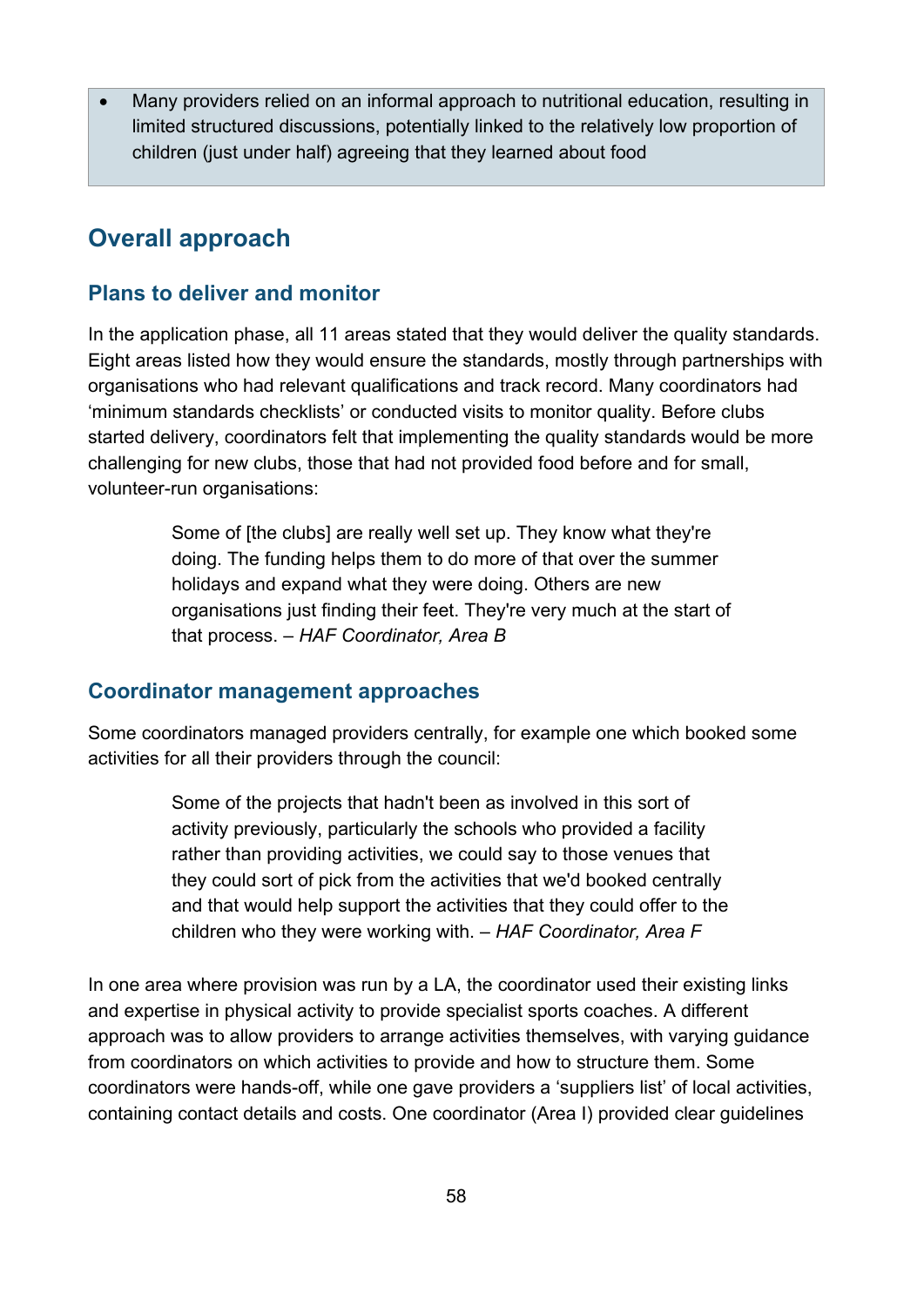- Many providers relied on an informal approach to nutritional education, resulting in limited structured discussions, potentially linked to the relatively low proportion of children (just under half) agreeing that they learned about food

## Overall approach

### Plans to deliver and monitor

In the application phase, all 11 areas stated that they would deliver the quality standards. Eight areas listed how they would ensure the standards, mostly through partnerships with organisations who had relevant qualifications and track record. Many coordinators had 'minimum standards checklists' or conducted visits to monitor quality. Before clubs started delivery, coordinators felt that implementing the quality standards would be more challenging for new clubs, those that had not provided food before and for small, volunteer-run organisations:

> Some of [the clubs] are really well set up. They know what they're doing. The funding helps them to do more of that over the summer holidays and expand what they were doing. Others are new organisations just finding their feet. They're very much at the start of that process. – *HAF Coordinator, Area B*

### Coordinator management approaches

Some coordinators managed providers centrally, for example one which booked some activities for all their providers through the council:

> Some of the projects that hadn't been as involved in this sort of activity previously, particularly the schools who provided a facility rather than providing activities, we could say to those venues that they could sort of pick from the activities that we'd booked centrally and that would help support the activities that they could offer to the children who they were working with. – *HAF Coordinator, Area F*

In one area where provision was run by a LA, the coordinator used their existing links and expertise in physical activity to provide specialist sports coaches. A different approach was to allow providers to arrange activities themselves, with varying guidance from coordinators on which activities to provide and how to structure them. Some coordinators were hands-off, while one gave providers a 'suppliers list' of local activities, containing contact details and costs. One coordinator (Area I) provided clear guidelines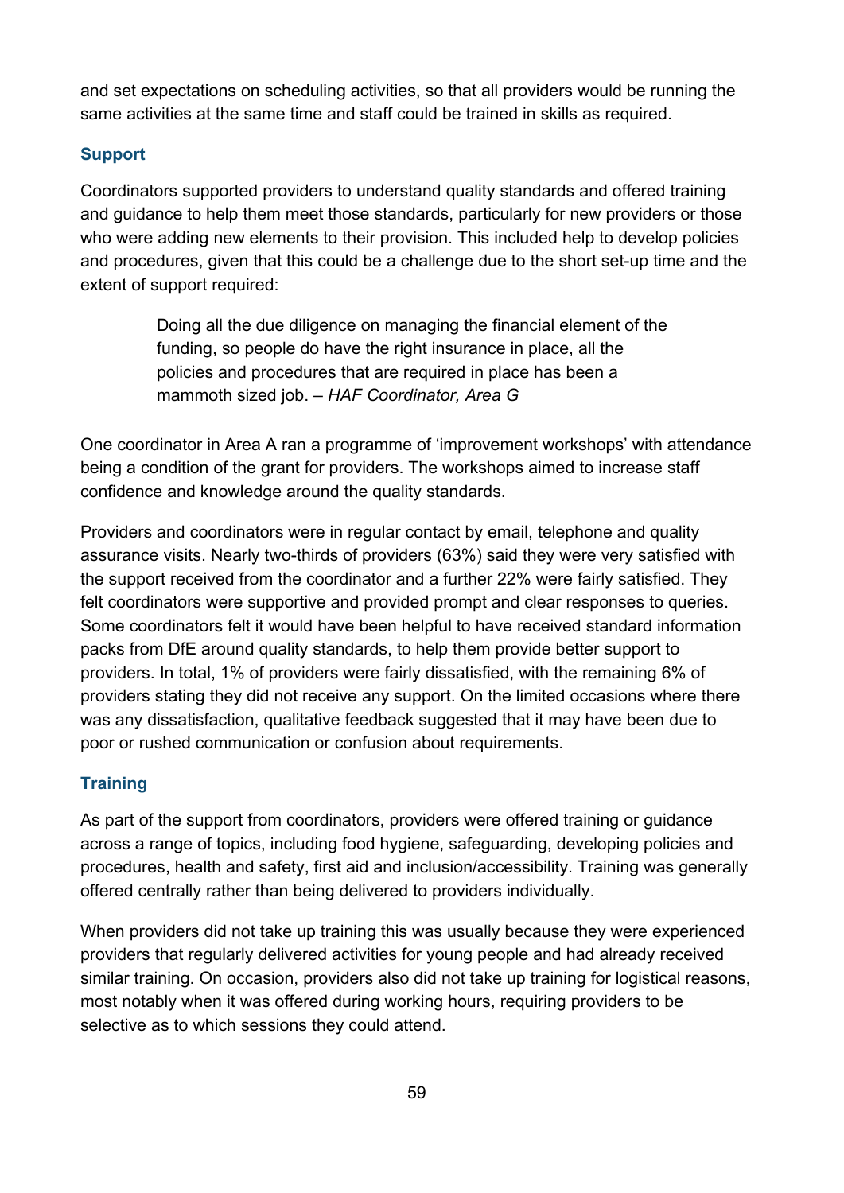and set expectations on scheduling activities, so that all providers would be running the same activities at the same time and staff could be trained in skills as required.

### Support

Coordinators supported providers to understand quality standards and offered training and guidance to help them meet those standards, particularly for new providers or those who were adding new elements to their provision. This included help to develop policies and procedures, given that this could be a challenge due to the short set-up time and the extent of support required:

> Doing all the due diligence on managing the financial element of the funding, so people do have the right insurance in place, all the policies and procedures that are required in place has been a mammoth sized job. – *HAF Coordinator, Area G*

One coordinator in Area A ran a programme of 'improvement workshops' with attendance being a condition of the grant for providers. The workshops aimed to increase staff confidence and knowledge around the quality standards.

Providers and coordinators were in regular contact by email, telephone and quality assurance visits. Nearly two-thirds of providers (63%) said they were very satisfied with the support received from the coordinator and a further 22% were fairly satisfied. They felt coordinators were supportive and provided prompt and clear responses to queries. Some coordinators felt it would have been helpful to have received standard information packs from DfE around quality standards, to help them provide better support to providers. In total, 1% of providers were fairly dissatisfied, with the remaining 6% of providers stating they did not receive any support. On the limited occasions where there was any dissatisfaction, qualitative feedback suggested that it may have been due to poor or rushed communication or confusion about requirements.

### Training

As part of the support from coordinators, providers were offered training or guidance across a range of topics, including food hygiene, safeguarding, developing policies and procedures, health and safety, first aid and inclusion/accessibility. Training was generally offered centrally rather than being delivered to providers individually.

When providers did not take up training this was usually because they were experienced providers that regularly delivered activities for young people and had already received similar training. On occasion, providers also did not take up training for logistical reasons, most notably when it was offered during working hours, requiring providers to be selective as to which sessions they could attend.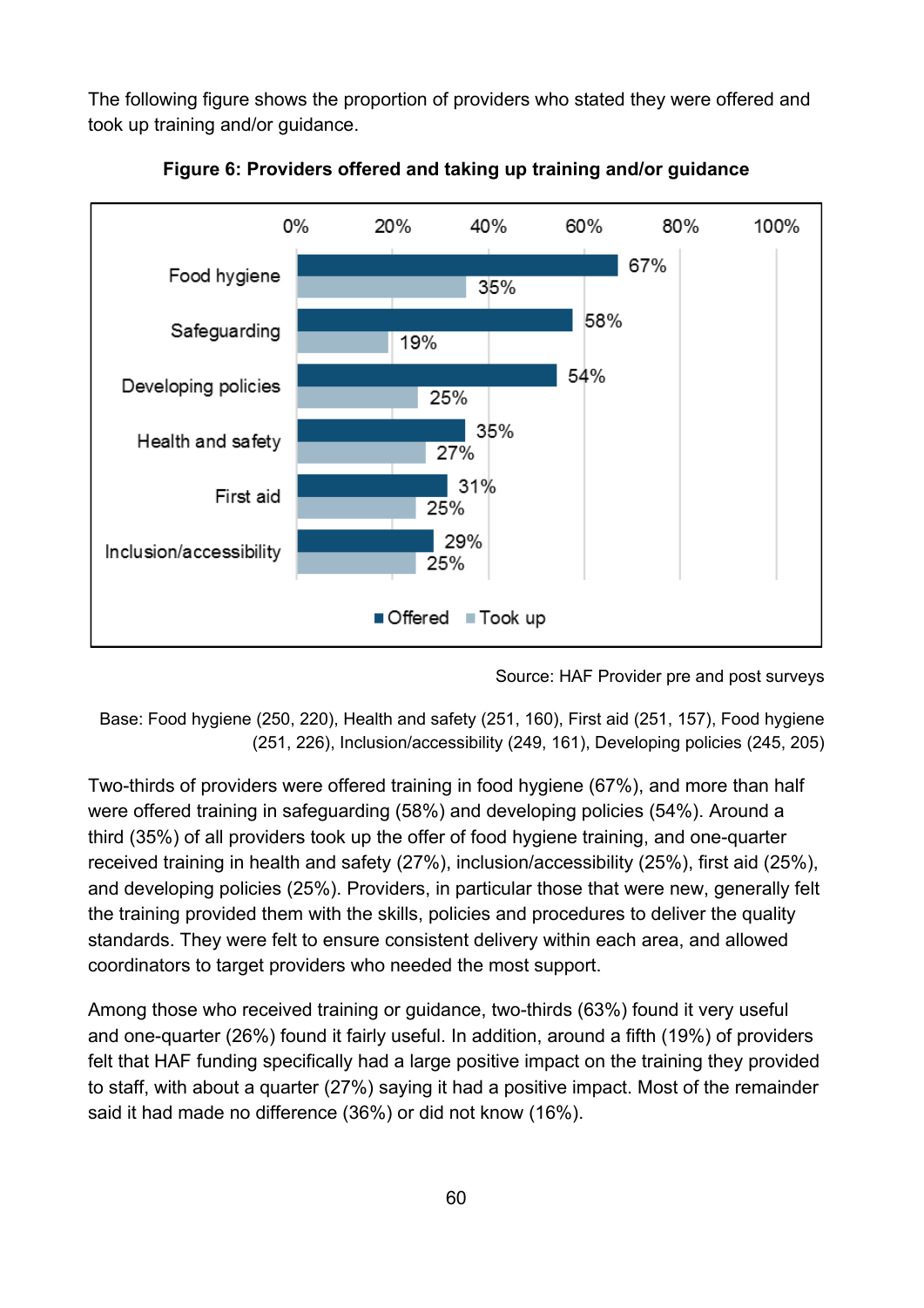The following figure shows the proportion of providers who stated they were offered and took up training and/or guidance.

**Figure 6: Providers offered and taking up training and/or guidance**

| | Offered | Took up |
|---|---|---|
| Food hygiene | 67% | 35% |
| Safeguarding | 58% | 19% |
| Developing policies | 54% | 25% |
| Health and safety | 35% | 27% |
| First aid | 31% | 25% |
| Inclusion/accessibility | 29% | 25% |

Source: HAF Provider pre and post surveys

Base: Food hygiene (250, 220), Health and safety (251, 160), First aid (251, 157), Food hygiene (251, 226), Inclusion/accessibility (249, 161), Developing policies (245, 205)

Two-thirds of providers were offered training in food hygiene (67%), and more than half were offered training in safeguarding (58%) and developing policies (54%). Around a third (35%) of all providers took up the offer of food hygiene training, and one-quarter received training in health and safety (27%), inclusion/accessibility (25%), first aid (25%), and developing policies (25%). Providers, in particular those that were new, generally felt the training provided them with the skills, policies and procedures to deliver the quality standards. They were felt to ensure consistent delivery within each area, and allowed coordinators to target providers who needed the most support.

Among those who received training or guidance, two-thirds (63%) found it very useful and one-quarter (26%) found it fairly useful. In addition, around a fifth (19%) of providers felt that HAF funding specifically had a large positive impact on the training they provided to staff, with about a quarter (27%) saying it had a positive impact. Most of the remainder said it had made no difference (36%) or did not know (16%).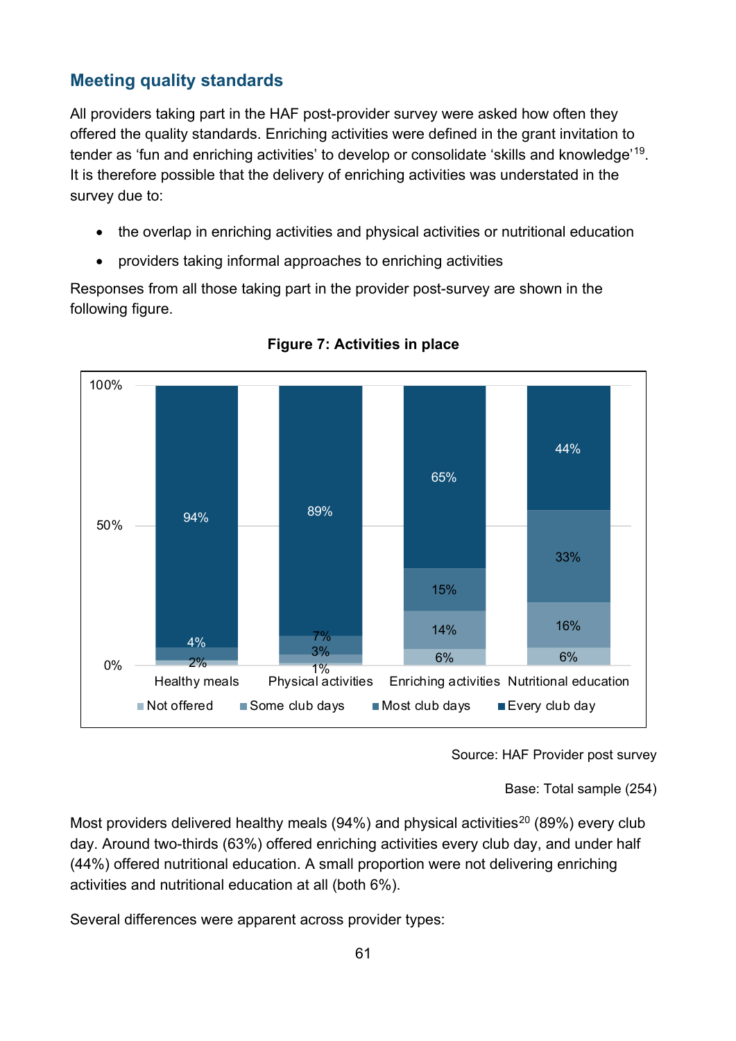## Meeting quality standards

All providers taking part in the HAF post-provider survey were asked how often they offered the quality standards. Enriching activities were defined in the grant invitation to tender as 'fun and enriching activities' to develop or consolidate 'skills and knowledge'[19]. It is therefore possible that the delivery of enriching activities was understated in the survey due to:

- the overlap in enriching activities and physical activities or nutritional education
- providers taking informal approaches to enriching activities

Responses from all those taking part in the provider post-survey are shown in the following figure.

**Figure 7: Activities in place**

| | Not offered | Some club days | Most club days | Every club day |
|---|---|---|---|---|
| Healthy meals | | 2% | 4% | 94% |
| Physical activities | 1% | 3% | 7% | 89% |
| Enriching activities | 6% | 14% | 15% | 65% |
| Nutritional education | 6% | 16% | 33% | 44% |

Source: HAF Provider post survey

Base: Total sample (254)

Most providers delivered healthy meals (94%) and physical activities[20] (89%) every club day. Around two-thirds (63%) offered enriching activities every club day, and under half (44%) offered nutritional education. A small proportion were not delivering enriching activities and nutritional education at all (both 6%).

Several differences were apparent across provider types: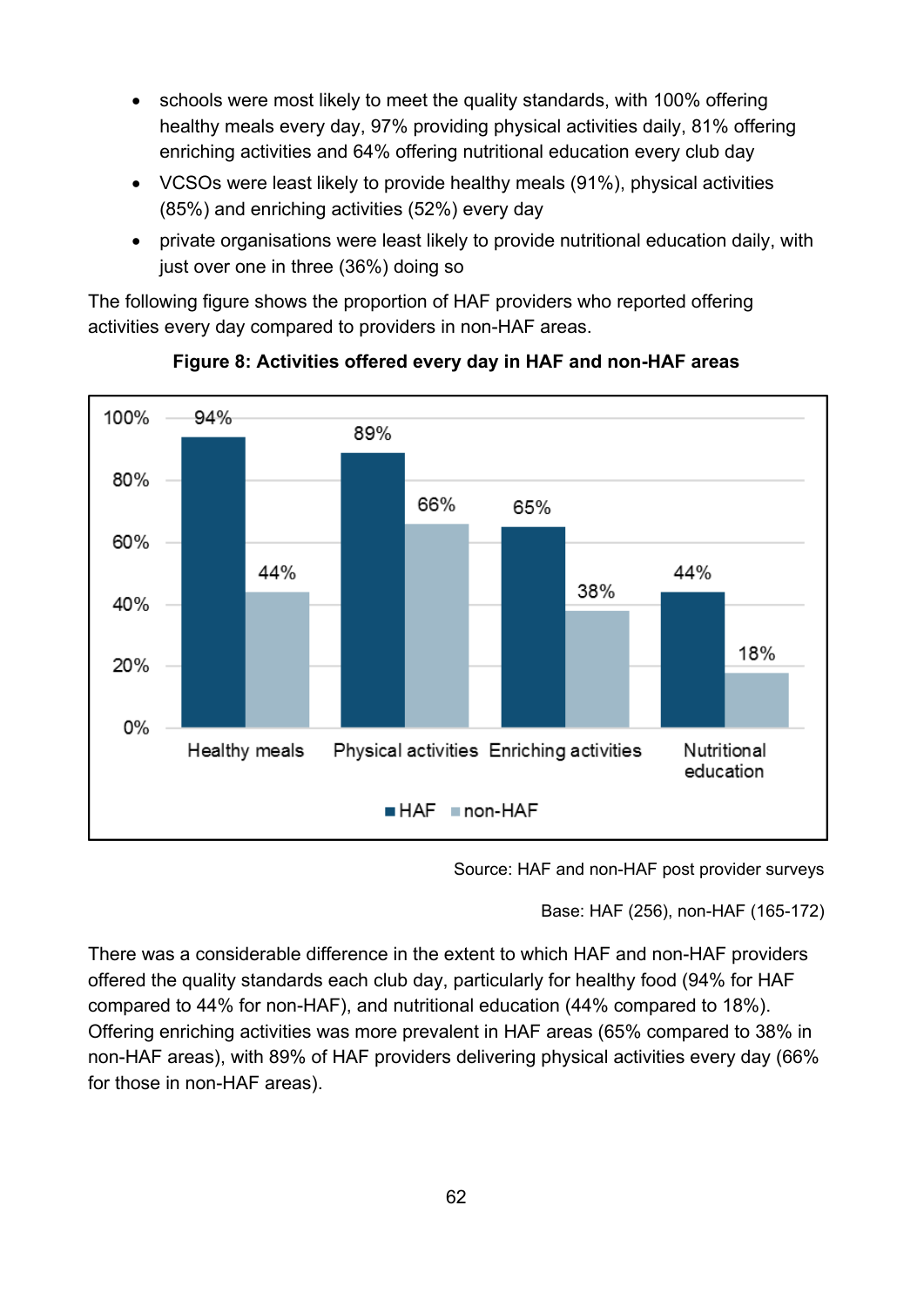- schools were most likely to meet the quality standards, with 100% offering healthy meals every day, 97% providing physical activities daily, 81% offering enriching activities and 64% offering nutritional education every club day
- VCSOs were least likely to provide healthy meals (91%), physical activities (85%) and enriching activities (52%) every day
- private organisations were least likely to provide nutritional education daily, with just over one in three (36%) doing so

The following figure shows the proportion of HAF providers who reported offering activities every day compared to providers in non-HAF areas.

**Figure 8: Activities offered every day in HAF and non-HAF areas**

| | HAF | non-HAF |
|---|---|---|
| Healthy meals | 94% | 44% |
| Physical activities | 89% | 66% |
| Enriching activities | 65% | 38% |
| Nutritional education | 44% | 18% |

Source: HAF and non-HAF post provider surveys

Base: HAF (256), non-HAF (165-172)

There was a considerable difference in the extent to which HAF and non-HAF providers offered the quality standards each club day, particularly for healthy food (94% for HAF compared to 44% for non-HAF), and nutritional education (44% compared to 18%). Offering enriching activities was more prevalent in HAF areas (65% compared to 38% in non-HAF areas), with 89% of HAF providers delivering physical activities every day (66% for those in non-HAF areas).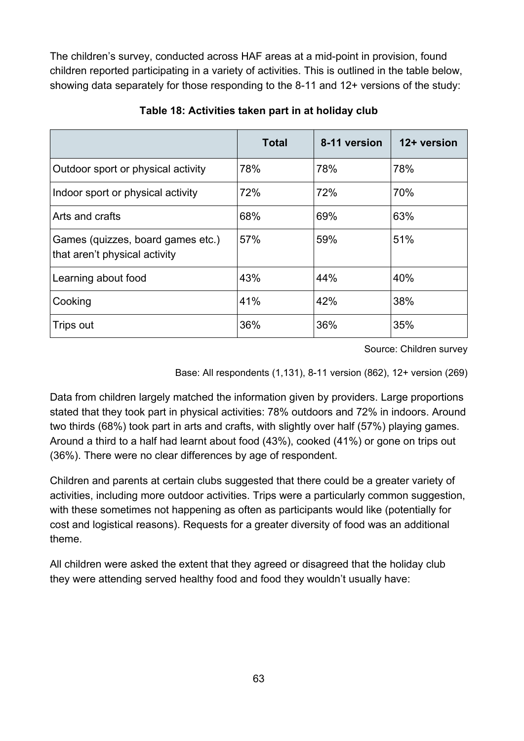The children's survey, conducted across HAF areas at a mid-point in provision, found children reported participating in a variety of activities. This is outlined in the table below, showing data separately for those responding to the 8-11 and 12+ versions of the study:

**Table 18: Activities taken part in at holiday club**

| | Total | 8-11 version | 12+ version |
|---|---|---|---|
| Outdoor sport or physical activity | 78% | 78% | 78% |
| Indoor sport or physical activity | 72% | 72% | 70% |
| Arts and crafts | 68% | 69% | 63% |
| Games (quizzes, board games etc.) that aren't physical activity | 57% | 59% | 51% |
| Learning about food | 43% | 44% | 40% |
| Cooking | 41% | 42% | 38% |
| Trips out | 36% | 36% | 35% |

Source: Children survey

Base: All respondents (1,131), 8-11 version (862), 12+ version (269)

Data from children largely matched the information given by providers. Large proportions stated that they took part in physical activities: 78% outdoors and 72% in indoors. Around two thirds (68%) took part in arts and crafts, with slightly over half (57%) playing games. Around a third to a half had learnt about food (43%), cooked (41%) or gone on trips out (36%). There were no clear differences by age of respondent.

Children and parents at certain clubs suggested that there could be a greater variety of activities, including more outdoor activities. Trips were a particularly common suggestion, with these sometimes not happening as often as participants would like (potentially for cost and logistical reasons). Requests for a greater diversity of food was an additional theme.

All children were asked the extent that they agreed or disagreed that the holiday club they were attending served healthy food and food they wouldn't usually have: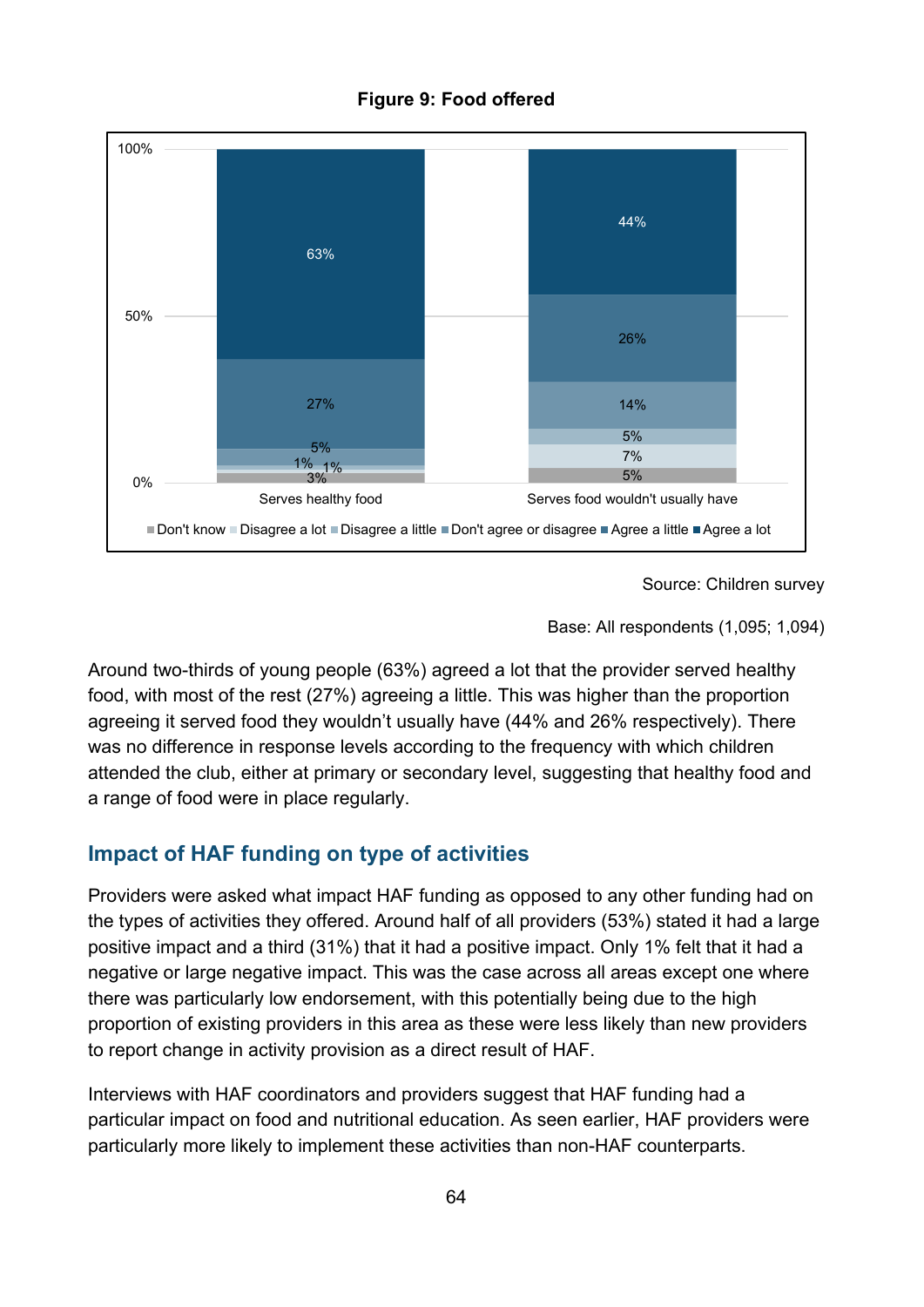**Figure 9: Food offered**

| | Don't know | Disagree a lot | Disagree a little | Don't agree or disagree | Agree a little | Agree a lot |
|---|---|---|---|---|---|---|
| Serves healthy food | 3% | 1% | 1% | 5% | 27% | 63% |
| Serves food wouldn't usually have | 5% | 7% | 5% | 14% | 26% | 44% |

Source: Children survey

Base: All respondents (1,095; 1,094)

Around two-thirds of young people (63%) agreed a lot that the provider served healthy food, with most of the rest (27%) agreeing a little. This was higher than the proportion agreeing it served food they wouldn't usually have (44% and 26% respectively). There was no difference in response levels according to the frequency with which children attended the club, either at primary or secondary level, suggesting that healthy food and a range of food were in place regularly.

## Impact of HAF funding on type of activities

Providers were asked what impact HAF funding as opposed to any other funding had on the types of activities they offered. Around half of all providers (53%) stated it had a large positive impact and a third (31%) that it had a positive impact. Only 1% felt that it had a negative or large negative impact. This was the case across all areas except one where there was particularly low endorsement, with this potentially being due to the high proportion of existing providers in this area as these were less likely than new providers to report change in activity provision as a direct result of HAF.

Interviews with HAF coordinators and providers suggest that HAF funding had a particular impact on food and nutritional education. As seen earlier, HAF providers were particularly more likely to implement these activities than non-HAF counterparts.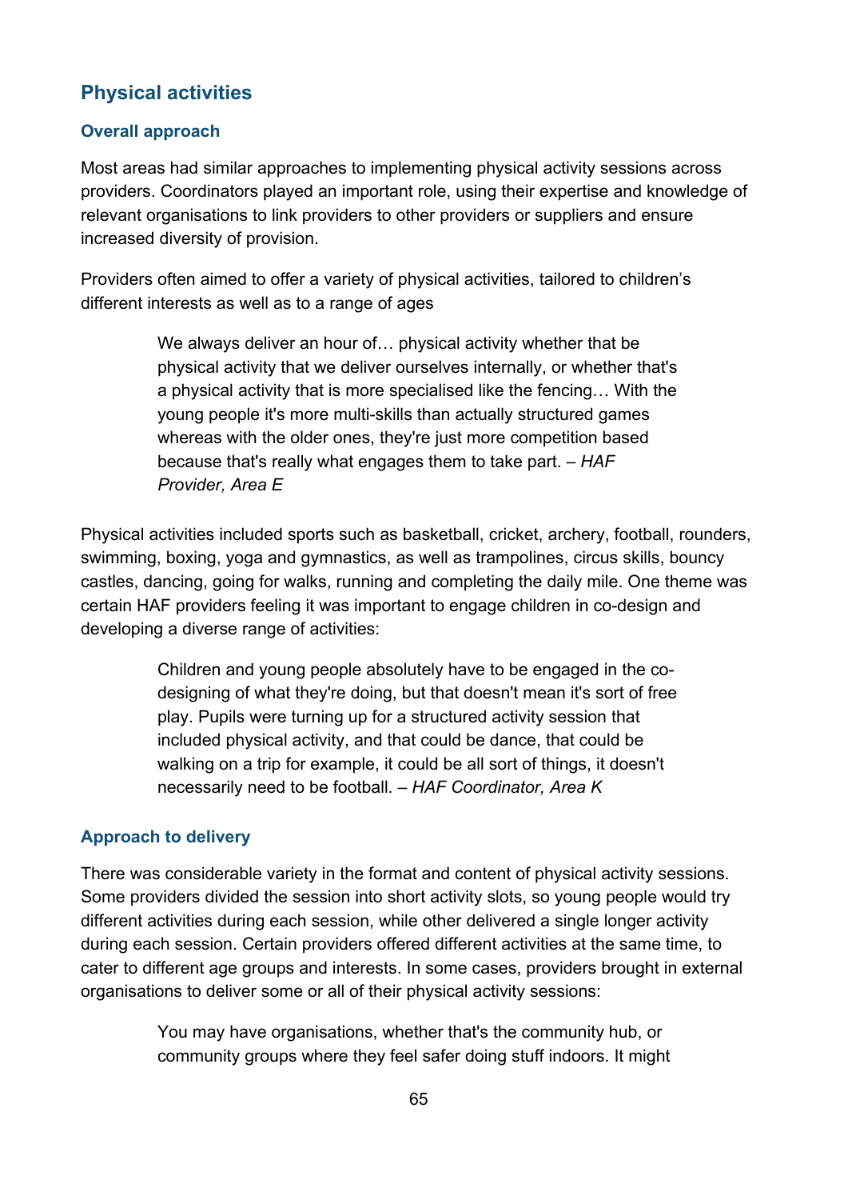## Physical activities

### Overall approach

Most areas had similar approaches to implementing physical activity sessions across providers. Coordinators played an important role, using their expertise and knowledge of relevant organisations to link providers to other providers or suppliers and ensure increased diversity of provision.

Providers often aimed to offer a variety of physical activities, tailored to children's different interests as well as to a range of ages

> We always deliver an hour of… physical activity whether that be physical activity that we deliver ourselves internally, or whether that's a physical activity that is more specialised like the fencing… With the young people it's more multi-skills than actually structured games whereas with the older ones, they're just more competition based because that's really what engages them to take part. – *HAF Provider, Area E*

Physical activities included sports such as basketball, cricket, archery, football, rounders, swimming, boxing, yoga and gymnastics, as well as trampolines, circus skills, bouncy castles, dancing, going for walks, running and completing the daily mile. One theme was certain HAF providers feeling it was important to engage children in co-design and developing a diverse range of activities:

> Children and young people absolutely have to be engaged in the co-designing of what they're doing, but that doesn't mean it's sort of free play. Pupils were turning up for a structured activity session that included physical activity, and that could be dance, that could be walking on a trip for example, it could be all sort of things, it doesn't necessarily need to be football. – *HAF Coordinator, Area K*

### Approach to delivery

There was considerable variety in the format and content of physical activity sessions. Some providers divided the session into short activity slots, so young people would try different activities during each session, while other delivered a single longer activity during each session. Certain providers offered different activities at the same time, to cater to different age groups and interests. In some cases, providers brought in external organisations to deliver some or all of their physical activity sessions:

> You may have organisations, whether that's the community hub, or community groups where they feel safer doing stuff indoors. It might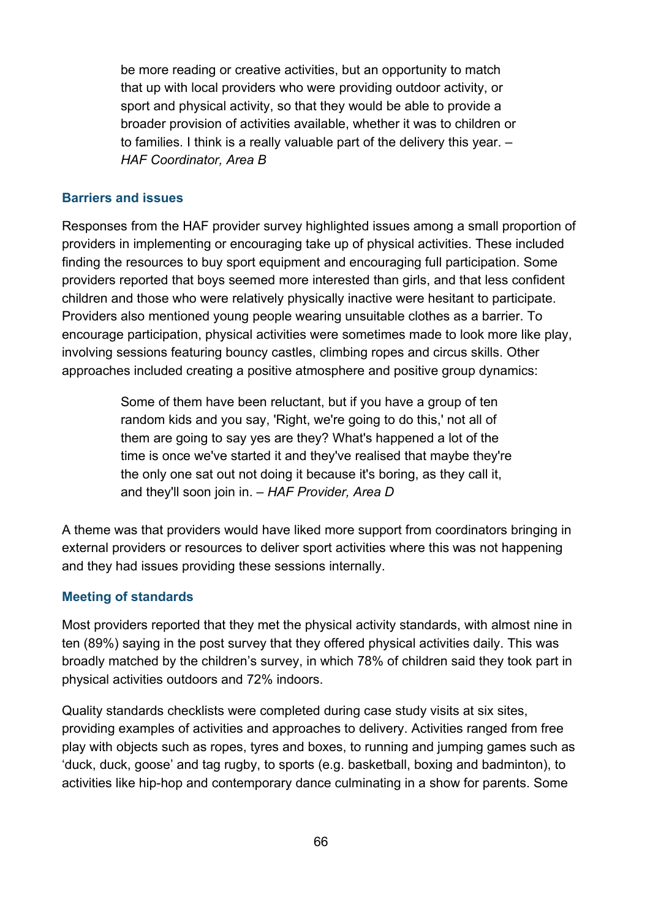> be more reading or creative activities, but an opportunity to match that up with local providers who were providing outdoor activity, or sport and physical activity, so that they would be able to provide a broader provision of activities available, whether it was to children or to families. I think is a really valuable part of the delivery this year. – *HAF Coordinator, Area B*

### Barriers and issues

Responses from the HAF provider survey highlighted issues among a small proportion of providers in implementing or encouraging take up of physical activities. These included finding the resources to buy sport equipment and encouraging full participation. Some providers reported that boys seemed more interested than girls, and that less confident children and those who were relatively physically inactive were hesitant to participate. Providers also mentioned young people wearing unsuitable clothes as a barrier. To encourage participation, physical activities were sometimes made to look more like play, involving sessions featuring bouncy castles, climbing ropes and circus skills. Other approaches included creating a positive atmosphere and positive group dynamics:

> Some of them have been reluctant, but if you have a group of ten random kids and you say, 'Right, we're going to do this,' not all of them are going to say yes are they? What's happened a lot of the time is once we've started it and they've realised that maybe they're the only one sat out not doing it because it's boring, as they call it, and they'll soon join in. – *HAF Provider, Area D*

A theme was that providers would have liked more support from coordinators bringing in external providers or resources to deliver sport activities where this was not happening and they had issues providing these sessions internally.

### Meeting of standards

Most providers reported that they met the physical activity standards, with almost nine in ten (89%) saying in the post survey that they offered physical activities daily. This was broadly matched by the children's survey, in which 78% of children said they took part in physical activities outdoors and 72% indoors.

Quality standards checklists were completed during case study visits at six sites, providing examples of activities and approaches to delivery. Activities ranged from free play with objects such as ropes, tyres and boxes, to running and jumping games such as 'duck, duck, goose' and tag rugby, to sports (e.g. basketball, boxing and badminton), to activities like hip-hop and contemporary dance culminating in a show for parents. Some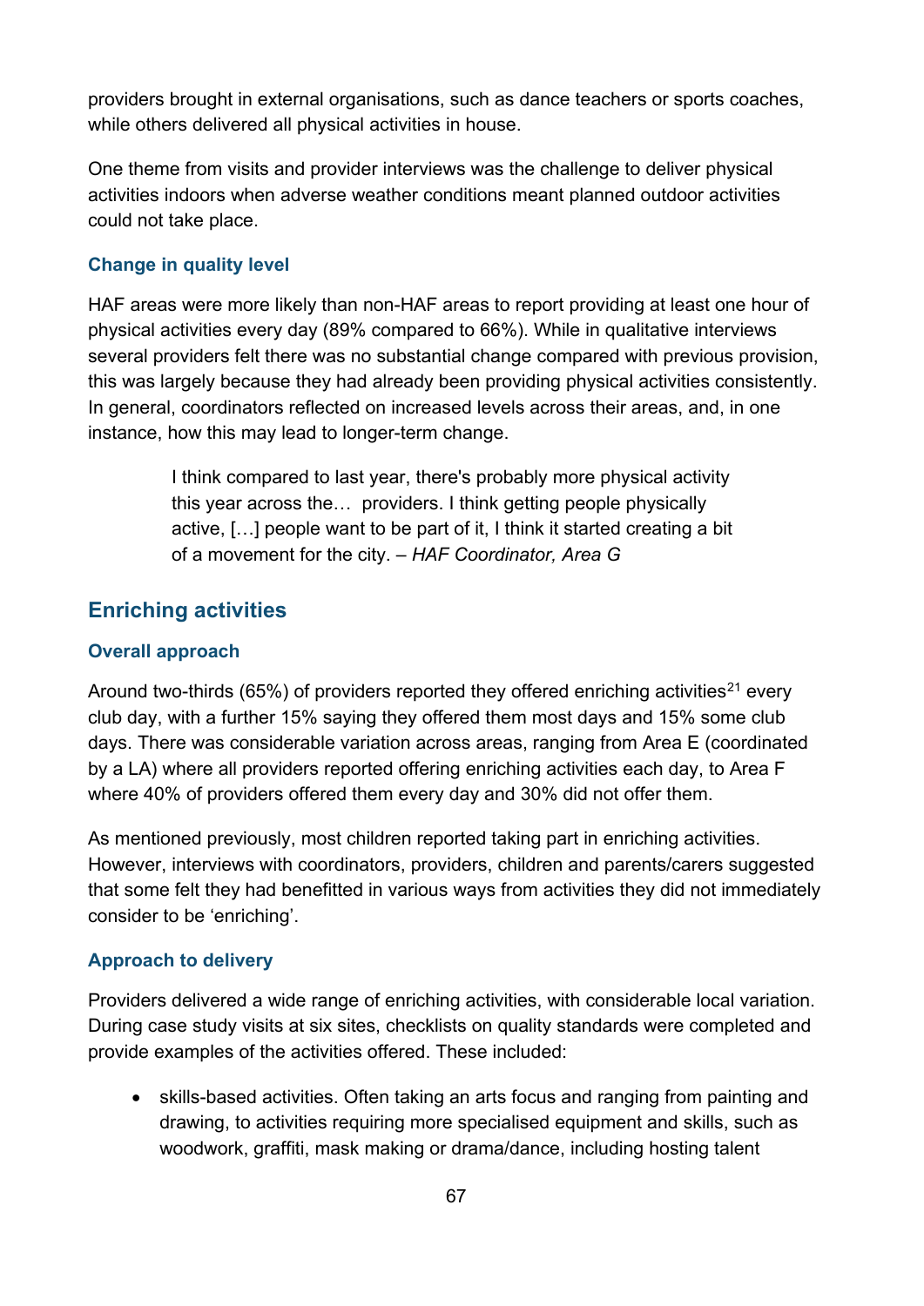providers brought in external organisations, such as dance teachers or sports coaches, while others delivered all physical activities in house.

One theme from visits and provider interviews was the challenge to deliver physical activities indoors when adverse weather conditions meant planned outdoor activities could not take place.

### Change in quality level

HAF areas were more likely than non-HAF areas to report providing at least one hour of physical activities every day (89% compared to 66%). While in qualitative interviews several providers felt there was no substantial change compared with previous provision, this was largely because they had already been providing physical activities consistently. In general, coordinators reflected on increased levels across their areas, and, in one instance, how this may lead to longer-term change.

> I think compared to last year, there's probably more physical activity this year across the… providers. I think getting people physically active, […] people want to be part of it, I think it started creating a bit of a movement for the city. – *HAF Coordinator, Area G*

## Enriching activities

### Overall approach

Around two-thirds (65%) of providers reported they offered enriching activities[21] every club day, with a further 15% saying they offered them most days and 15% some club days. There was considerable variation across areas, ranging from Area E (coordinated by a LA) where all providers reported offering enriching activities each day, to Area F where 40% of providers offered them every day and 30% did not offer them.

As mentioned previously, most children reported taking part in enriching activities. However, interviews with coordinators, providers, children and parents/carers suggested that some felt they had benefitted in various ways from activities they did not immediately consider to be 'enriching'.

### Approach to delivery

Providers delivered a wide range of enriching activities, with considerable local variation. During case study visits at six sites, checklists on quality standards were completed and provide examples of the activities offered. These included:

- skills-based activities. Often taking an arts focus and ranging from painting and drawing, to activities requiring more specialised equipment and skills, such as woodwork, graffiti, mask making or drama/dance, including hosting talent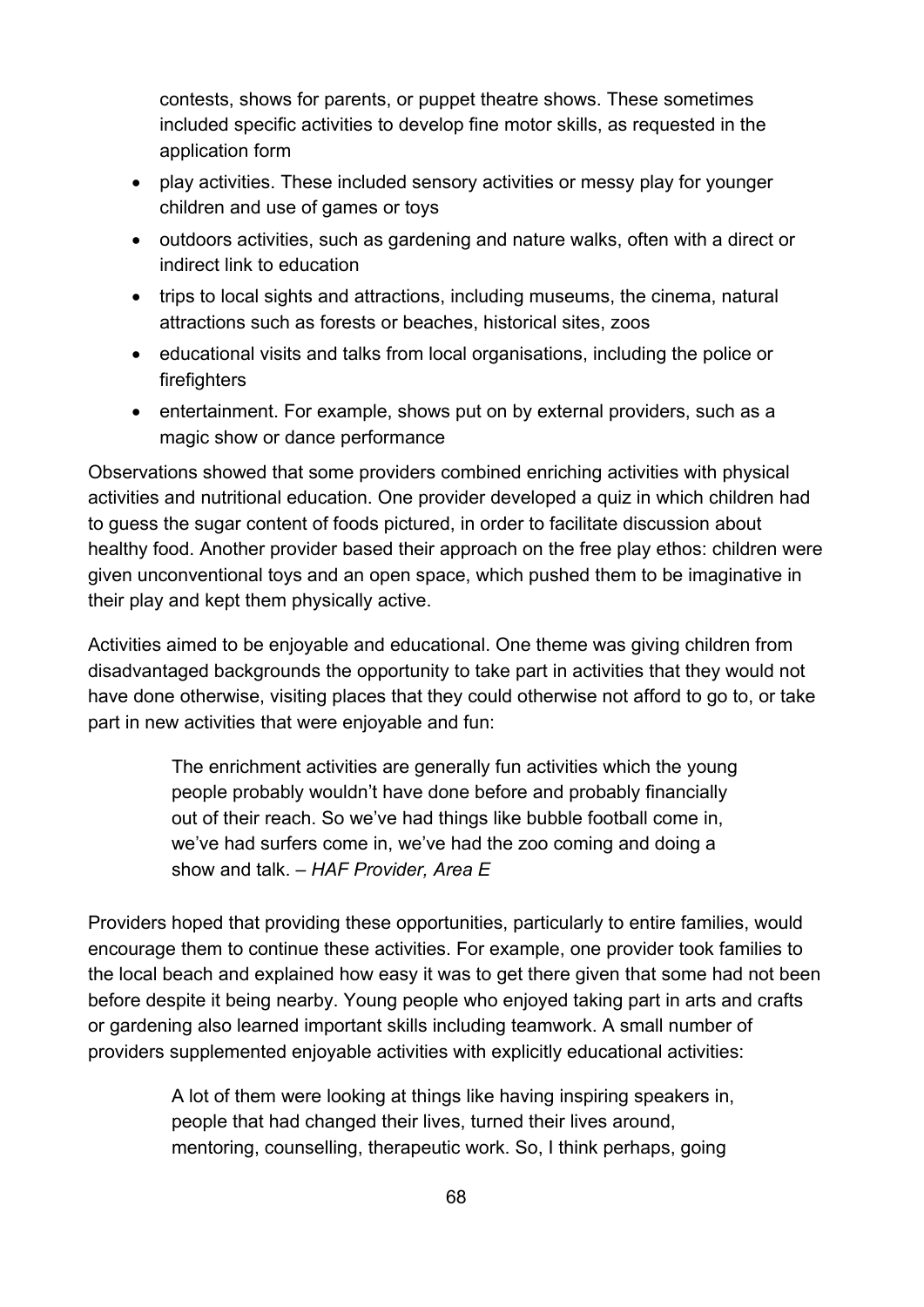contests, shows for parents, or puppet theatre shows. These sometimes included specific activities to develop fine motor skills, as requested in the application form

- play activities. These included sensory activities or messy play for younger children and use of games or toys
- outdoors activities, such as gardening and nature walks, often with a direct or indirect link to education
- trips to local sights and attractions, including museums, the cinema, natural attractions such as forests or beaches, historical sites, zoos
- educational visits and talks from local organisations, including the police or firefighters
- entertainment. For example, shows put on by external providers, such as a magic show or dance performance

Observations showed that some providers combined enriching activities with physical activities and nutritional education. One provider developed a quiz in which children had to guess the sugar content of foods pictured, in order to facilitate discussion about healthy food. Another provider based their approach on the free play ethos: children were given unconventional toys and an open space, which pushed them to be imaginative in their play and kept them physically active.

Activities aimed to be enjoyable and educational. One theme was giving children from disadvantaged backgrounds the opportunity to take part in activities that they would not have done otherwise, visiting places that they could otherwise not afford to go to, or take part in new activities that were enjoyable and fun:

> The enrichment activities are generally fun activities which the young people probably wouldn't have done before and probably financially out of their reach. So we've had things like bubble football come in, we've had surfers come in, we've had the zoo coming and doing a show and talk. – *HAF Provider, Area E*

Providers hoped that providing these opportunities, particularly to entire families, would encourage them to continue these activities. For example, one provider took families to the local beach and explained how easy it was to get there given that some had not been before despite it being nearby. Young people who enjoyed taking part in arts and crafts or gardening also learned important skills including teamwork. A small number of providers supplemented enjoyable activities with explicitly educational activities:

> A lot of them were looking at things like having inspiring speakers in, people that had changed their lives, turned their lives around, mentoring, counselling, therapeutic work. So, I think perhaps, going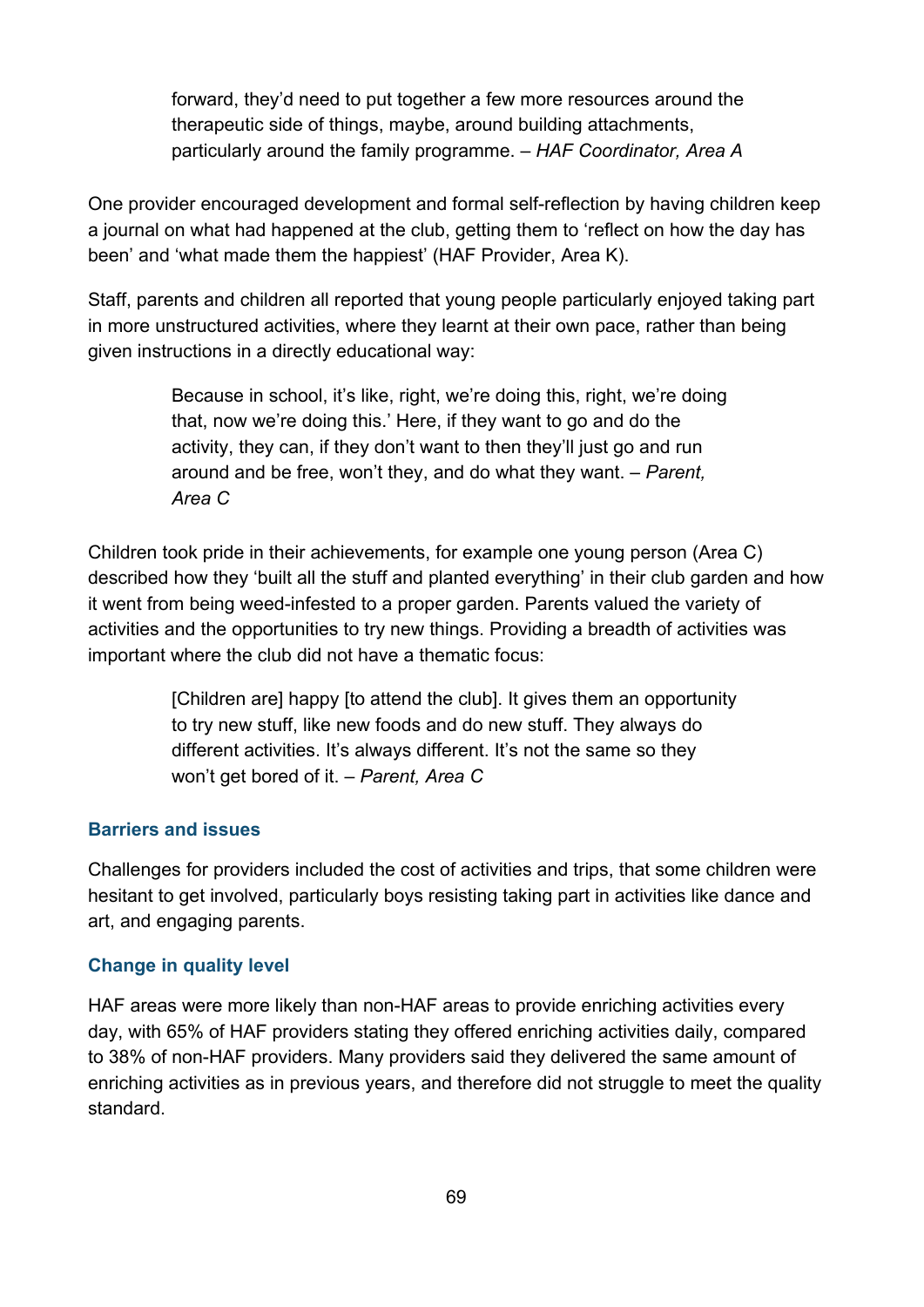> forward, they'd need to put together a few more resources around the therapeutic side of things, maybe, around building attachments, particularly around the family programme. – *HAF Coordinator, Area A*

One provider encouraged development and formal self-reflection by having children keep a journal on what had happened at the club, getting them to 'reflect on how the day has been' and 'what made them the happiest' (HAF Provider, Area K).

Staff, parents and children all reported that young people particularly enjoyed taking part in more unstructured activities, where they learnt at their own pace, rather than being given instructions in a directly educational way:

> Because in school, it's like, right, we're doing this, right, we're doing that, now we're doing this.' Here, if they want to go and do the activity, they can, if they don't want to then they'll just go and run around and be free, won't they, and do what they want. – *Parent, Area C*

Children took pride in their achievements, for example one young person (Area C) described how they 'built all the stuff and planted everything' in their club garden and how it went from being weed-infested to a proper garden. Parents valued the variety of activities and the opportunities to try new things. Providing a breadth of activities was important where the club did not have a thematic focus:

> [Children are] happy [to attend the club]. It gives them an opportunity to try new stuff, like new foods and do new stuff. They always do different activities. It's always different. It's not the same so they won't get bored of it. – *Parent, Area C*

### Barriers and issues

Challenges for providers included the cost of activities and trips, that some children were hesitant to get involved, particularly boys resisting taking part in activities like dance and art, and engaging parents.

### Change in quality level

HAF areas were more likely than non-HAF areas to provide enriching activities every day, with 65% of HAF providers stating they offered enriching activities daily, compared to 38% of non-HAF providers. Many providers said they delivered the same amount of enriching activities as in previous years, and therefore did not struggle to meet the quality standard.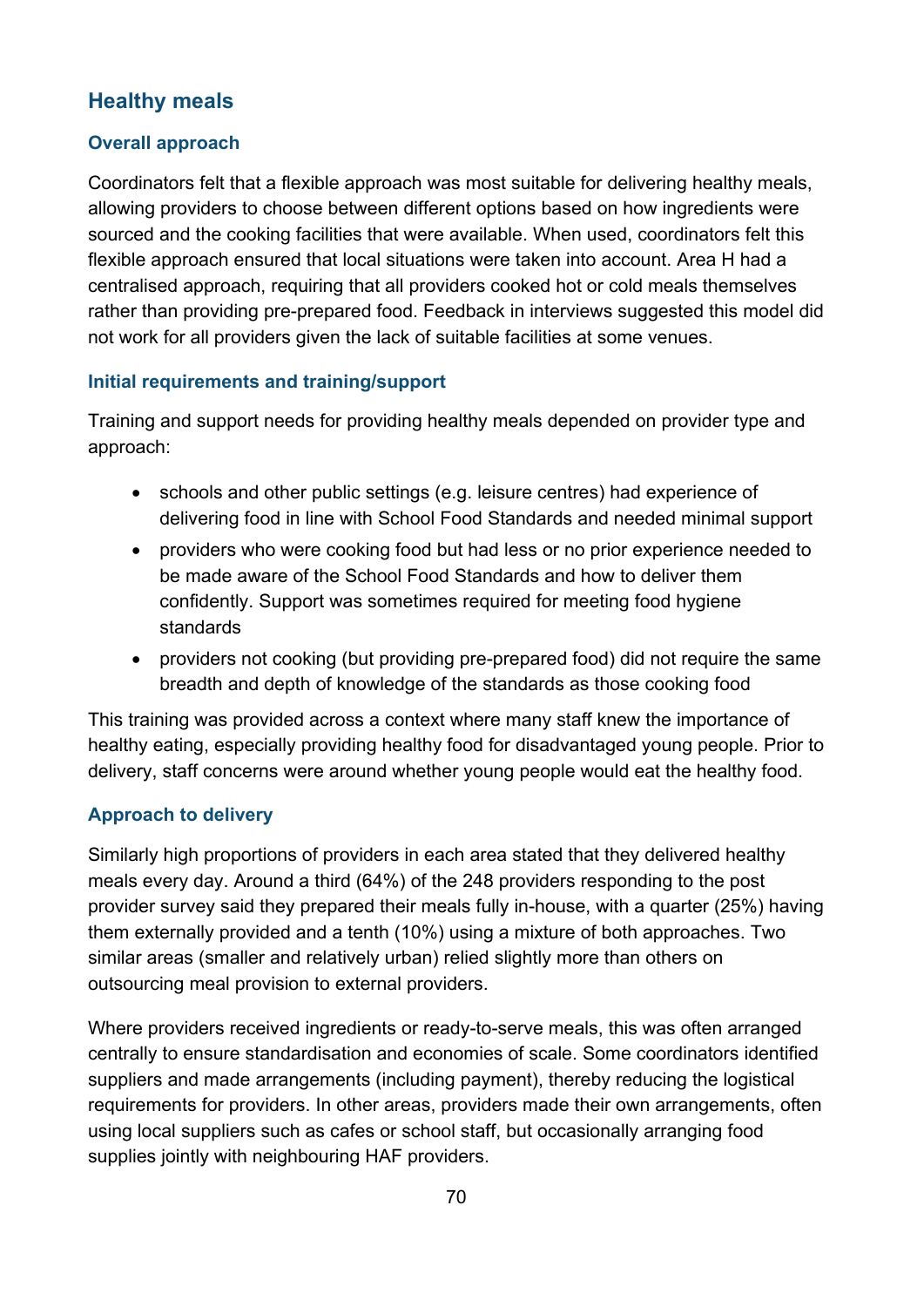## Healthy meals

### Overall approach

Coordinators felt that a flexible approach was most suitable for delivering healthy meals, allowing providers to choose between different options based on how ingredients were sourced and the cooking facilities that were available. When used, coordinators felt this flexible approach ensured that local situations were taken into account. Area H had a centralised approach, requiring that all providers cooked hot or cold meals themselves rather than providing pre-prepared food. Feedback in interviews suggested this model did not work for all providers given the lack of suitable facilities at some venues.

### Initial requirements and training/support

Training and support needs for providing healthy meals depended on provider type and approach:

- schools and other public settings (e.g. leisure centres) had experience of delivering food in line with School Food Standards and needed minimal support
- providers who were cooking food but had less or no prior experience needed to be made aware of the School Food Standards and how to deliver them confidently. Support was sometimes required for meeting food hygiene standards
- providers not cooking (but providing pre-prepared food) did not require the same breadth and depth of knowledge of the standards as those cooking food

This training was provided across a context where many staff knew the importance of healthy eating, especially providing healthy food for disadvantaged young people. Prior to delivery, staff concerns were around whether young people would eat the healthy food.

### Approach to delivery

Similarly high proportions of providers in each area stated that they delivered healthy meals every day. Around a third (64%) of the 248 providers responding to the post provider survey said they prepared their meals fully in-house, with a quarter (25%) having them externally provided and a tenth (10%) using a mixture of both approaches. Two similar areas (smaller and relatively urban) relied slightly more than others on outsourcing meal provision to external providers.

Where providers received ingredients or ready-to-serve meals, this was often arranged centrally to ensure standardisation and economies of scale. Some coordinators identified suppliers and made arrangements (including payment), thereby reducing the logistical requirements for providers. In other areas, providers made their own arrangements, often using local suppliers such as cafes or school staff, but occasionally arranging food supplies jointly with neighbouring HAF providers.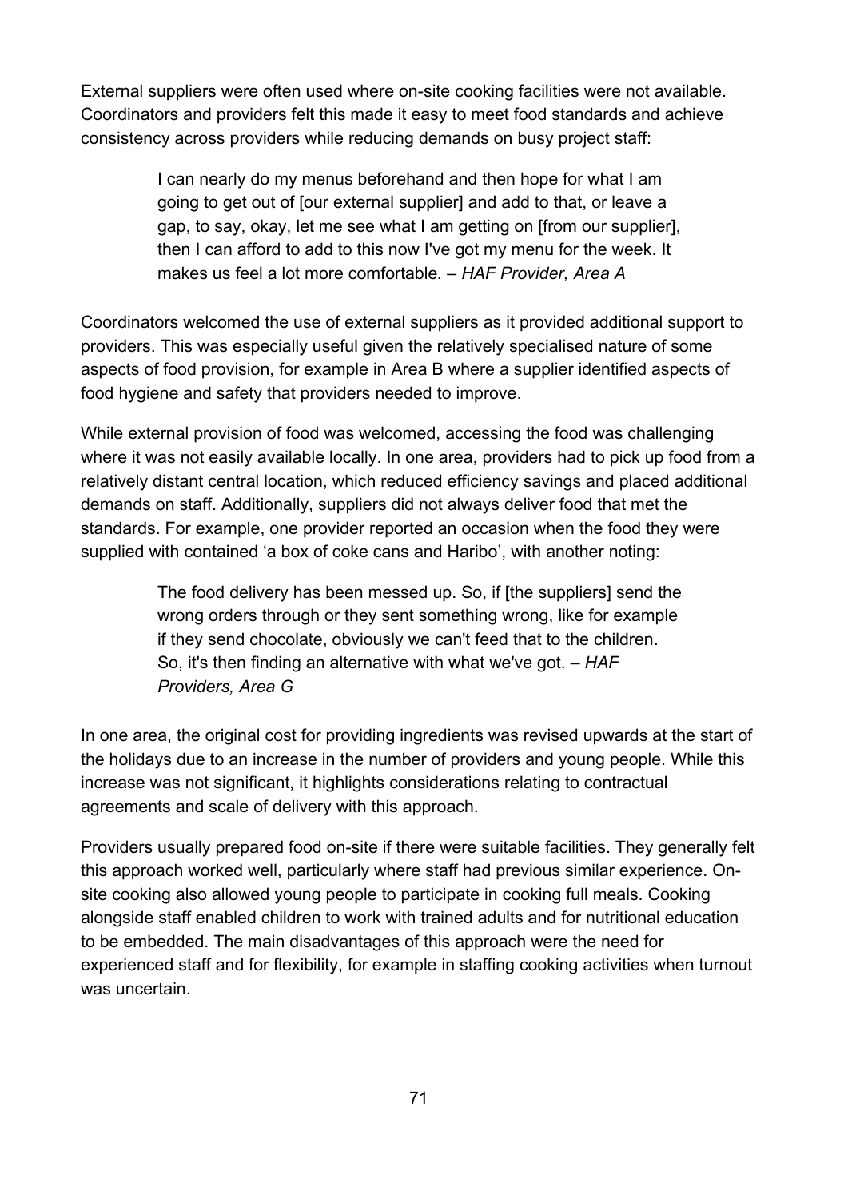External suppliers were often used where on-site cooking facilities were not available. Coordinators and providers felt this made it easy to meet food standards and achieve consistency across providers while reducing demands on busy project staff:

> I can nearly do my menus beforehand and then hope for what I am going to get out of [our external supplier] and add to that, or leave a gap, to say, okay, let me see what I am getting on [from our supplier], then I can afford to add to this now I've got my menu for the week. It makes us feel a lot more comfortable. – *HAF Provider, Area A*

Coordinators welcomed the use of external suppliers as it provided additional support to providers. This was especially useful given the relatively specialised nature of some aspects of food provision, for example in Area B where a supplier identified aspects of food hygiene and safety that providers needed to improve.

While external provision of food was welcomed, accessing the food was challenging where it was not easily available locally. In one area, providers had to pick up food from a relatively distant central location, which reduced efficiency savings and placed additional demands on staff. Additionally, suppliers did not always deliver food that met the standards. For example, one provider reported an occasion when the food they were supplied with contained 'a box of coke cans and Haribo', with another noting:

> The food delivery has been messed up. So, if [the suppliers] send the wrong orders through or they sent something wrong, like for example if they send chocolate, obviously we can't feed that to the children. So, it's then finding an alternative with what we've got. – *HAF Providers, Area G*

In one area, the original cost for providing ingredients was revised upwards at the start of the holidays due to an increase in the number of providers and young people. While this increase was not significant, it highlights considerations relating to contractual agreements and scale of delivery with this approach.

Providers usually prepared food on-site if there were suitable facilities. They generally felt this approach worked well, particularly where staff had previous similar experience. On-site cooking also allowed young people to participate in cooking full meals. Cooking alongside staff enabled children to work with trained adults and for nutritional education to be embedded. The main disadvantages of this approach were the need for experienced staff and for flexibility, for example in staffing cooking activities when turnout was uncertain.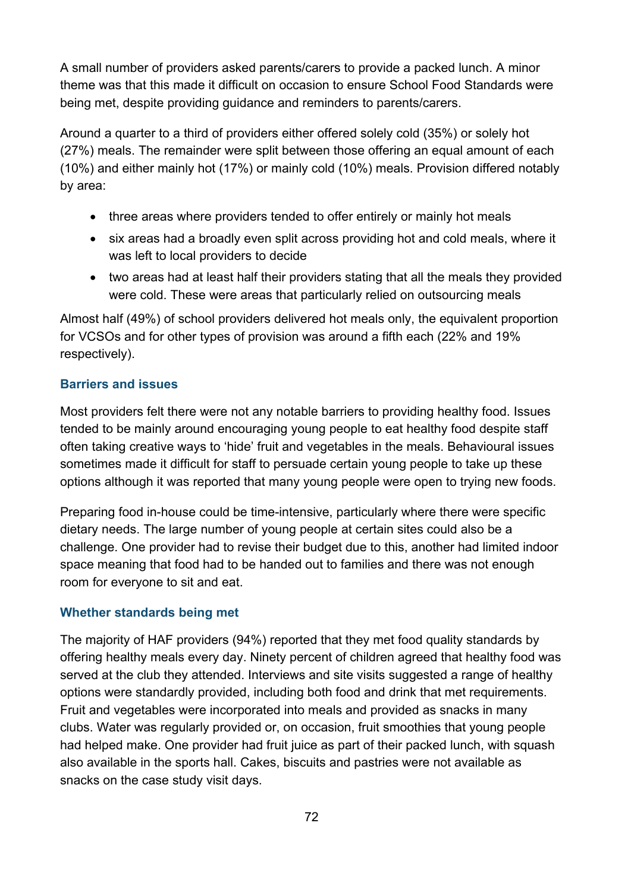A small number of providers asked parents/carers to provide a packed lunch. A minor theme was that this made it difficult on occasion to ensure School Food Standards were being met, despite providing guidance and reminders to parents/carers.

Around a quarter to a third of providers either offered solely cold (35%) or solely hot (27%) meals. The remainder were split between those offering an equal amount of each (10%) and either mainly hot (17%) or mainly cold (10%) meals. Provision differed notably by area:

- three areas where providers tended to offer entirely or mainly hot meals
- six areas had a broadly even split across providing hot and cold meals, where it was left to local providers to decide
- two areas had at least half their providers stating that all the meals they provided were cold. These were areas that particularly relied on outsourcing meals

Almost half (49%) of school providers delivered hot meals only, the equivalent proportion for VCSOs and for other types of provision was around a fifth each (22% and 19% respectively).

### Barriers and issues

Most providers felt there were not any notable barriers to providing healthy food. Issues tended to be mainly around encouraging young people to eat healthy food despite staff often taking creative ways to 'hide' fruit and vegetables in the meals. Behavioural issues sometimes made it difficult for staff to persuade certain young people to take up these options although it was reported that many young people were open to trying new foods.

Preparing food in-house could be time-intensive, particularly where there were specific dietary needs. The large number of young people at certain sites could also be a challenge. One provider had to revise their budget due to this, another had limited indoor space meaning that food had to be handed out to families and there was not enough room for everyone to sit and eat.

### Whether standards being met

The majority of HAF providers (94%) reported that they met food quality standards by offering healthy meals every day. Ninety percent of children agreed that healthy food was served at the club they attended. Interviews and site visits suggested a range of healthy options were standardly provided, including both food and drink that met requirements. Fruit and vegetables were incorporated into meals and provided as snacks in many clubs. Water was regularly provided or, on occasion, fruit smoothies that young people had helped make. One provider had fruit juice as part of their packed lunch, with squash also available in the sports hall. Cakes, biscuits and pastries were not available as snacks on the case study visit days.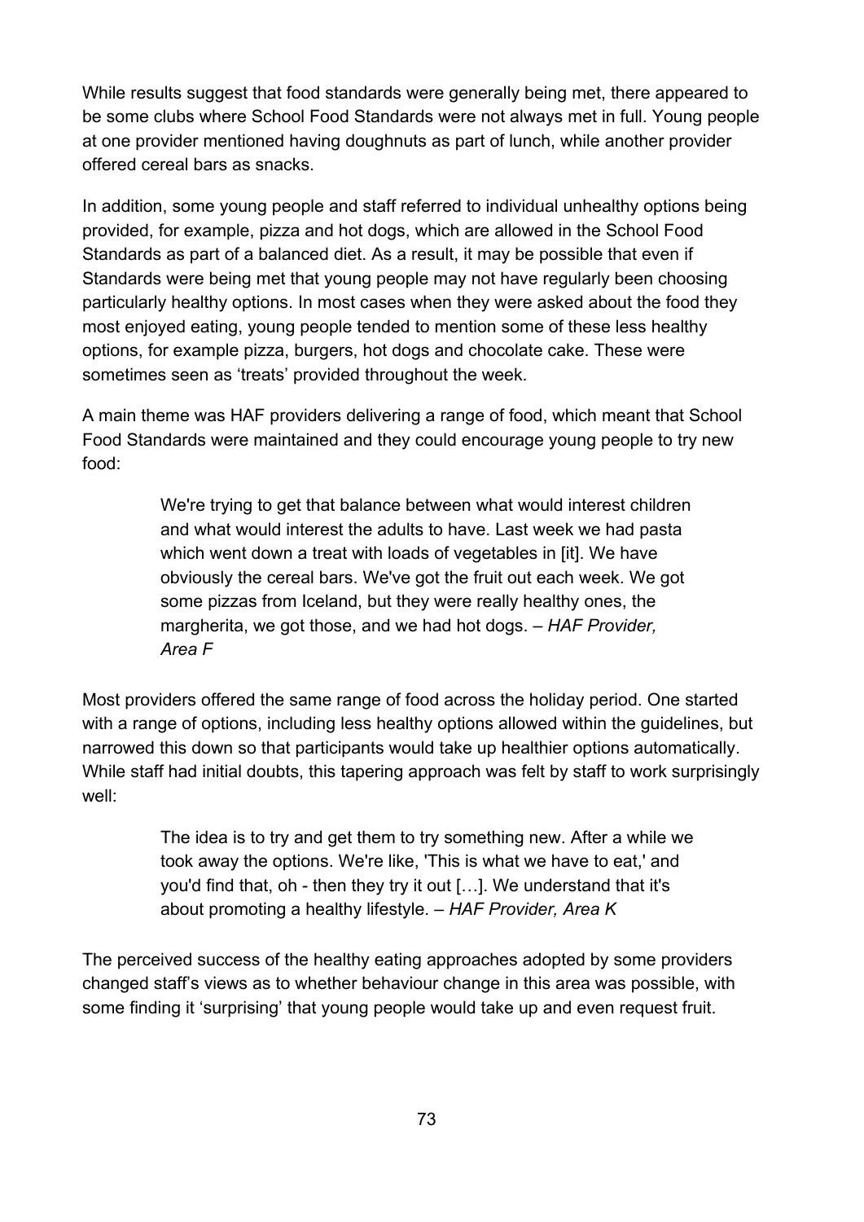While results suggest that food standards were generally being met, there appeared to be some clubs where School Food Standards were not always met in full. Young people at one provider mentioned having doughnuts as part of lunch, while another provider offered cereal bars as snacks.

In addition, some young people and staff referred to individual unhealthy options being provided, for example, pizza and hot dogs, which are allowed in the School Food Standards as part of a balanced diet. As a result, it may be possible that even if Standards were being met that young people may not have regularly been choosing particularly healthy options. In most cases when they were asked about the food they most enjoyed eating, young people tended to mention some of these less healthy options, for example pizza, burgers, hot dogs and chocolate cake. These were sometimes seen as 'treats' provided throughout the week.

A main theme was HAF providers delivering a range of food, which meant that School Food Standards were maintained and they could encourage young people to try new food:

> We're trying to get that balance between what would interest children and what would interest the adults to have. Last week we had pasta which went down a treat with loads of vegetables in [it]. We have obviously the cereal bars. We've got the fruit out each week. We got some pizzas from Iceland, but they were really healthy ones, the margherita, we got those, and we had hot dogs. – *HAF Provider, Area F*

Most providers offered the same range of food across the holiday period. One started with a range of options, including less healthy options allowed within the guidelines, but narrowed this down so that participants would take up healthier options automatically. While staff had initial doubts, this tapering approach was felt by staff to work surprisingly well:

> The idea is to try and get them to try something new. After a while we took away the options. We're like, 'This is what we have to eat,' and you'd find that, oh - then they try it out […]. We understand that it's about promoting a healthy lifestyle. – *HAF Provider, Area K*

The perceived success of the healthy eating approaches adopted by some providers changed staff's views as to whether behaviour change in this area was possible, with some finding it 'surprising' that young people would take up and even request fruit.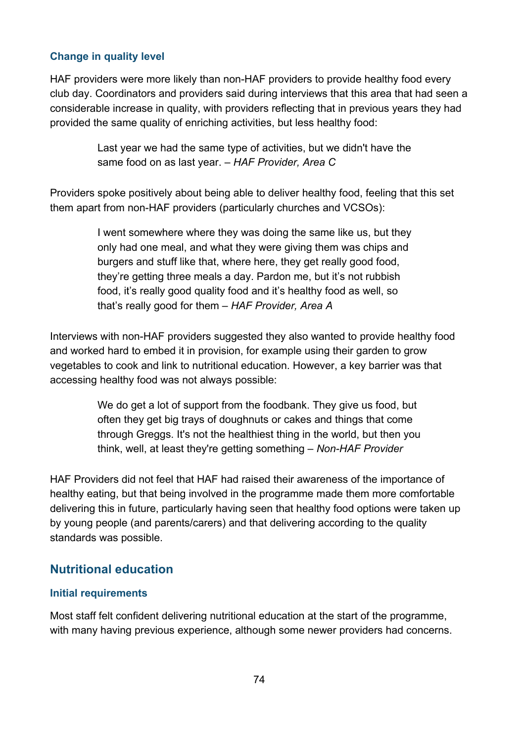### Change in quality level

HAF providers were more likely than non-HAF providers to provide healthy food every club day. Coordinators and providers said during interviews that this area that had seen a considerable increase in quality, with providers reflecting that in previous years they had provided the same quality of enriching activities, but less healthy food:

> Last year we had the same type of activities, but we didn't have the same food on as last year. – *HAF Provider, Area C*

Providers spoke positively about being able to deliver healthy food, feeling that this set them apart from non-HAF providers (particularly churches and VCSOs):

> I went somewhere where they was doing the same like us, but they only had one meal, and what they were giving them was chips and burgers and stuff like that, where here, they get really good food, they're getting three meals a day. Pardon me, but it's not rubbish food, it's really good quality food and it's healthy food as well, so that's really good for them – *HAF Provider, Area A*

Interviews with non-HAF providers suggested they also wanted to provide healthy food and worked hard to embed it in provision, for example using their garden to grow vegetables to cook and link to nutritional education. However, a key barrier was that accessing healthy food was not always possible:

> We do get a lot of support from the foodbank. They give us food, but often they get big trays of doughnuts or cakes and things that come through Greggs. It's not the healthiest thing in the world, but then you think, well, at least they're getting something – *Non-HAF Provider*

HAF Providers did not feel that HAF had raised their awareness of the importance of healthy eating, but that being involved in the programme made them more comfortable delivering this in future, particularly having seen that healthy food options were taken up by young people (and parents/carers) and that delivering according to the quality standards was possible.

## Nutritional education

### Initial requirements

Most staff felt confident delivering nutritional education at the start of the programme, with many having previous experience, although some newer providers had concerns.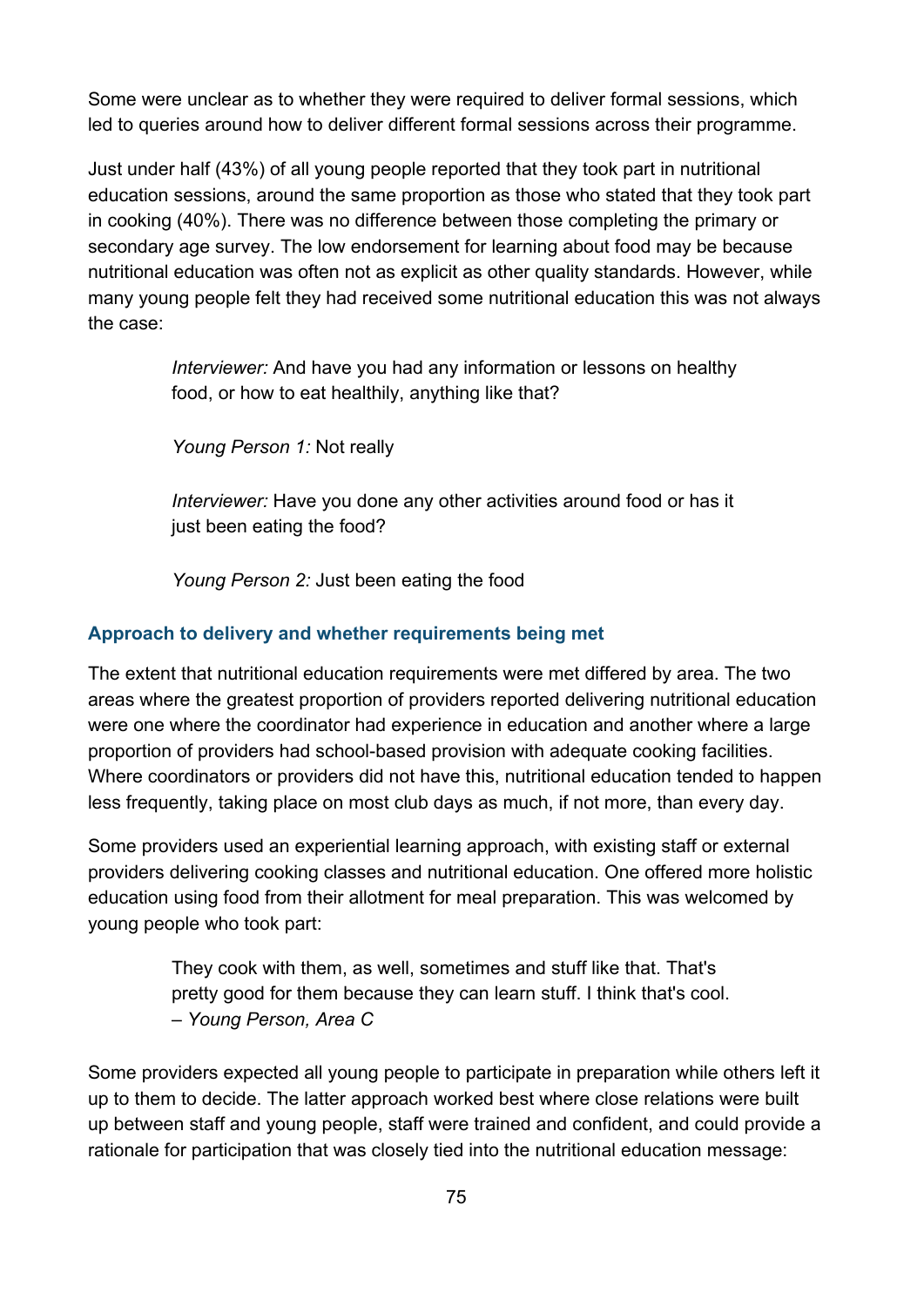Some were unclear as to whether they were required to deliver formal sessions, which led to queries around how to deliver different formal sessions across their programme.

Just under half (43%) of all young people reported that they took part in nutritional education sessions, around the same proportion as those who stated that they took part in cooking (40%). There was no difference between those completing the primary or secondary age survey. The low endorsement for learning about food may be because nutritional education was often not as explicit as other quality standards. However, while many young people felt they had received some nutritional education this was not always the case:

> *Interviewer:* And have you had any information or lessons on healthy food, or how to eat healthily, anything like that?
>
> *Young Person 1:* Not really
>
> *Interviewer:* Have you done any other activities around food or has it just been eating the food?
>
> *Young Person 2:* Just been eating the food

### Approach to delivery and whether requirements being met

The extent that nutritional education requirements were met differed by area. The two areas where the greatest proportion of providers reported delivering nutritional education were one where the coordinator had experience in education and another where a large proportion of providers had school-based provision with adequate cooking facilities. Where coordinators or providers did not have this, nutritional education tended to happen less frequently, taking place on most club days as much, if not more, than every day.

Some providers used an experiential learning approach, with existing staff or external providers delivering cooking classes and nutritional education. One offered more holistic education using food from their allotment for meal preparation. This was welcomed by young people who took part:

> They cook with them, as well, sometimes and stuff like that. That's pretty good for them because they can learn stuff. I think that's cool.
> – *Young Person, Area C*

Some providers expected all young people to participate in preparation while others left it up to them to decide. The latter approach worked best where close relations were built up between staff and young people, staff were trained and confident, and could provide a rationale for participation that was closely tied into the nutritional education message: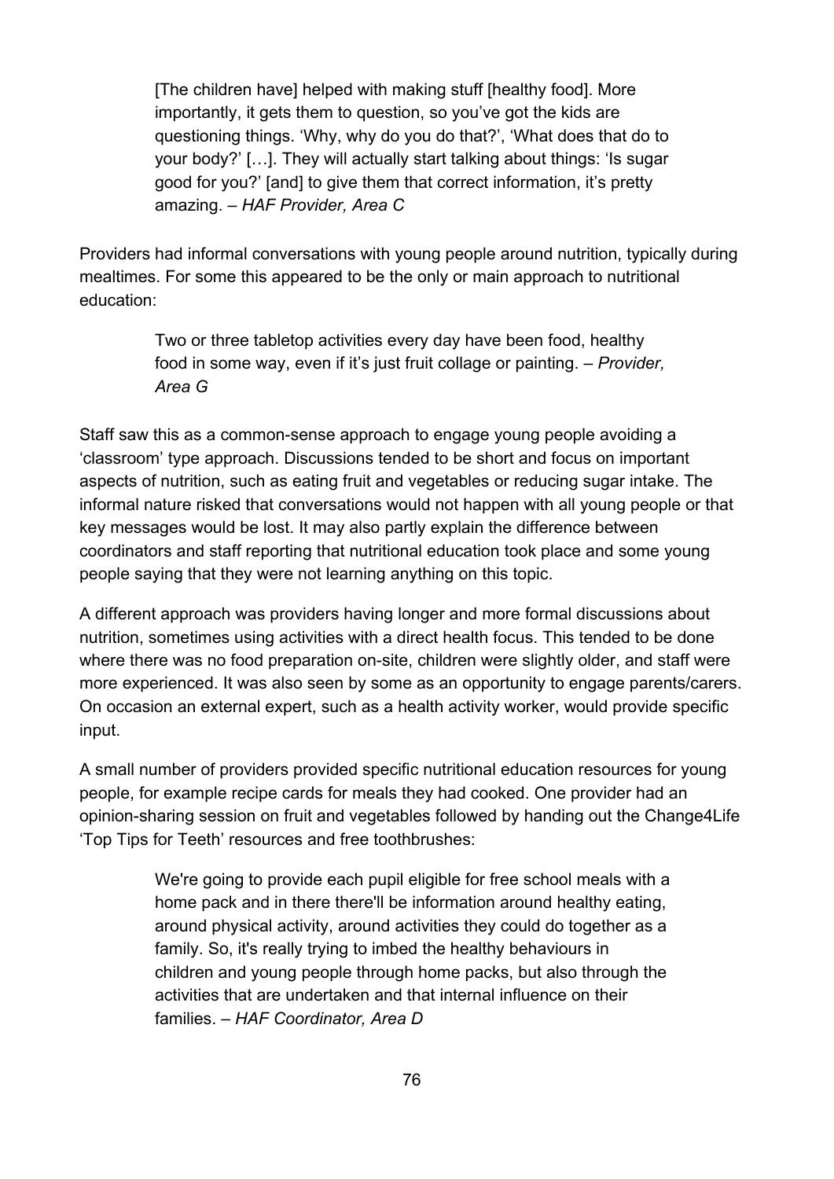> [The children have] helped with making stuff [healthy food]. More importantly, it gets them to question, so you've got the kids are questioning things. 'Why, why do you do that?', 'What does that do to your body?' […]. They will actually start talking about things: 'Is sugar good for you?' [and] to give them that correct information, it's pretty amazing. – *HAF Provider, Area C*

Providers had informal conversations with young people around nutrition, typically during mealtimes. For some this appeared to be the only or main approach to nutritional education:

> Two or three tabletop activities every day have been food, healthy food in some way, even if it's just fruit collage or painting. – *Provider, Area G*

Staff saw this as a common-sense approach to engage young people avoiding a 'classroom' type approach. Discussions tended to be short and focus on important aspects of nutrition, such as eating fruit and vegetables or reducing sugar intake. The informal nature risked that conversations would not happen with all young people or that key messages would be lost. It may also partly explain the difference between coordinators and staff reporting that nutritional education took place and some young people saying that they were not learning anything on this topic.

A different approach was providers having longer and more formal discussions about nutrition, sometimes using activities with a direct health focus. This tended to be done where there was no food preparation on-site, children were slightly older, and staff were more experienced. It was also seen by some as an opportunity to engage parents/carers. On occasion an external expert, such as a health activity worker, would provide specific input.

A small number of providers provided specific nutritional education resources for young people, for example recipe cards for meals they had cooked. One provider had an opinion-sharing session on fruit and vegetables followed by handing out the Change4Life 'Top Tips for Teeth' resources and free toothbrushes:

> We're going to provide each pupil eligible for free school meals with a home pack and in there there'll be information around healthy eating, around physical activity, around activities they could do together as a family. So, it's really trying to imbed the healthy behaviours in children and young people through home packs, but also through the activities that are undertaken and that internal influence on their families. – *HAF Coordinator, Area D*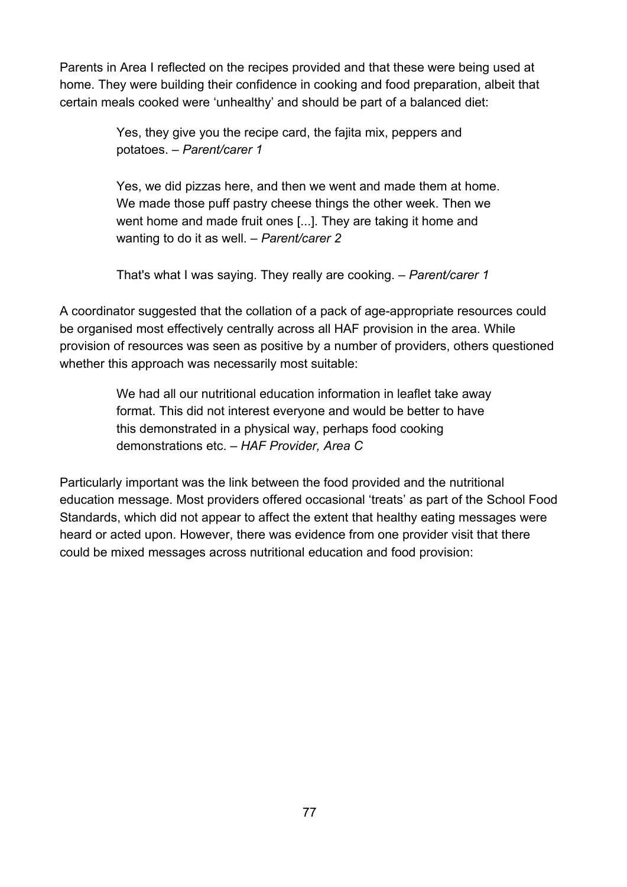Parents in Area I reflected on the recipes provided and that these were being used at home. They were building their confidence in cooking and food preparation, albeit that certain meals cooked were 'unhealthy' and should be part of a balanced diet:

> Yes, they give you the recipe card, the fajita mix, peppers and potatoes. – *Parent/carer 1*
>
> Yes, we did pizzas here, and then we went and made them at home. We made those puff pastry cheese things the other week. Then we went home and made fruit ones [...]. They are taking it home and wanting to do it as well. – *Parent/carer 2*
>
> That's what I was saying. They really are cooking. – *Parent/carer 1*

A coordinator suggested that the collation of a pack of age-appropriate resources could be organised most effectively centrally across all HAF provision in the area. While provision of resources was seen as positive by a number of providers, others questioned whether this approach was necessarily most suitable:

> We had all our nutritional education information in leaflet take away format. This did not interest everyone and would be better to have this demonstrated in a physical way, perhaps food cooking demonstrations etc. – *HAF Provider, Area C*

Particularly important was the link between the food provided and the nutritional education message. Most providers offered occasional 'treats' as part of the School Food Standards, which did not appear to affect the extent that healthy eating messages were heard or acted upon. However, there was evidence from one provider visit that there could be mixed messages across nutritional education and food provision: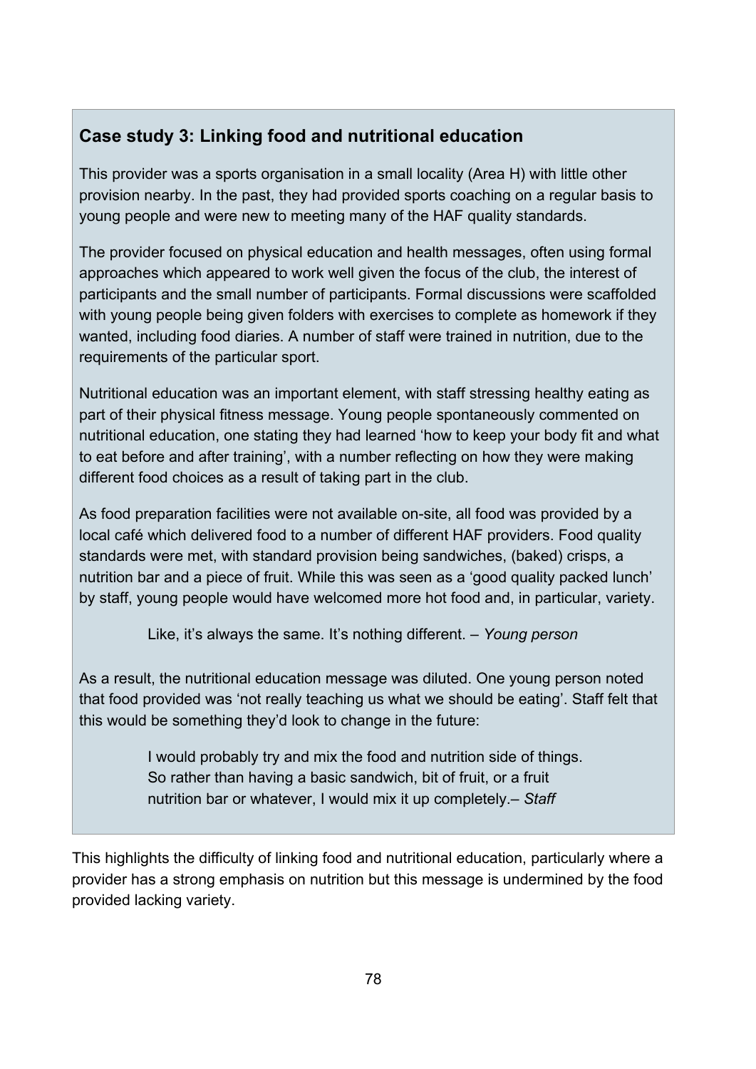### Case study 3: Linking food and nutritional education

This provider was a sports organisation in a small locality (Area H) with little other provision nearby. In the past, they had provided sports coaching on a regular basis to young people and were new to meeting many of the HAF quality standards.

The provider focused on physical education and health messages, often using formal approaches which appeared to work well given the focus of the club, the interest of participants and the small number of participants. Formal discussions were scaffolded with young people being given folders with exercises to complete as homework if they wanted, including food diaries. A number of staff were trained in nutrition, due to the requirements of the particular sport.

Nutritional education was an important element, with staff stressing healthy eating as part of their physical fitness message. Young people spontaneously commented on nutritional education, one stating they had learned 'how to keep your body fit and what to eat before and after training', with a number reflecting on how they were making different food choices as a result of taking part in the club.

As food preparation facilities were not available on-site, all food was provided by a local café which delivered food to a number of different HAF providers. Food quality standards were met, with standard provision being sandwiches, (baked) crisps, a nutrition bar and a piece of fruit. While this was seen as a 'good quality packed lunch' by staff, young people would have welcomed more hot food and, in particular, variety.

> Like, it's always the same. It's nothing different. – *Young person*

As a result, the nutritional education message was diluted. One young person noted that food provided was 'not really teaching us what we should be eating'. Staff felt that this would be something they'd look to change in the future:

> I would probably try and mix the food and nutrition side of things. So rather than having a basic sandwich, bit of fruit, or a fruit nutrition bar or whatever, I would mix it up completely.– *Staff*

This highlights the difficulty of linking food and nutritional education, particularly where a provider has a strong emphasis on nutrition but this message is undermined by the food provided lacking variety.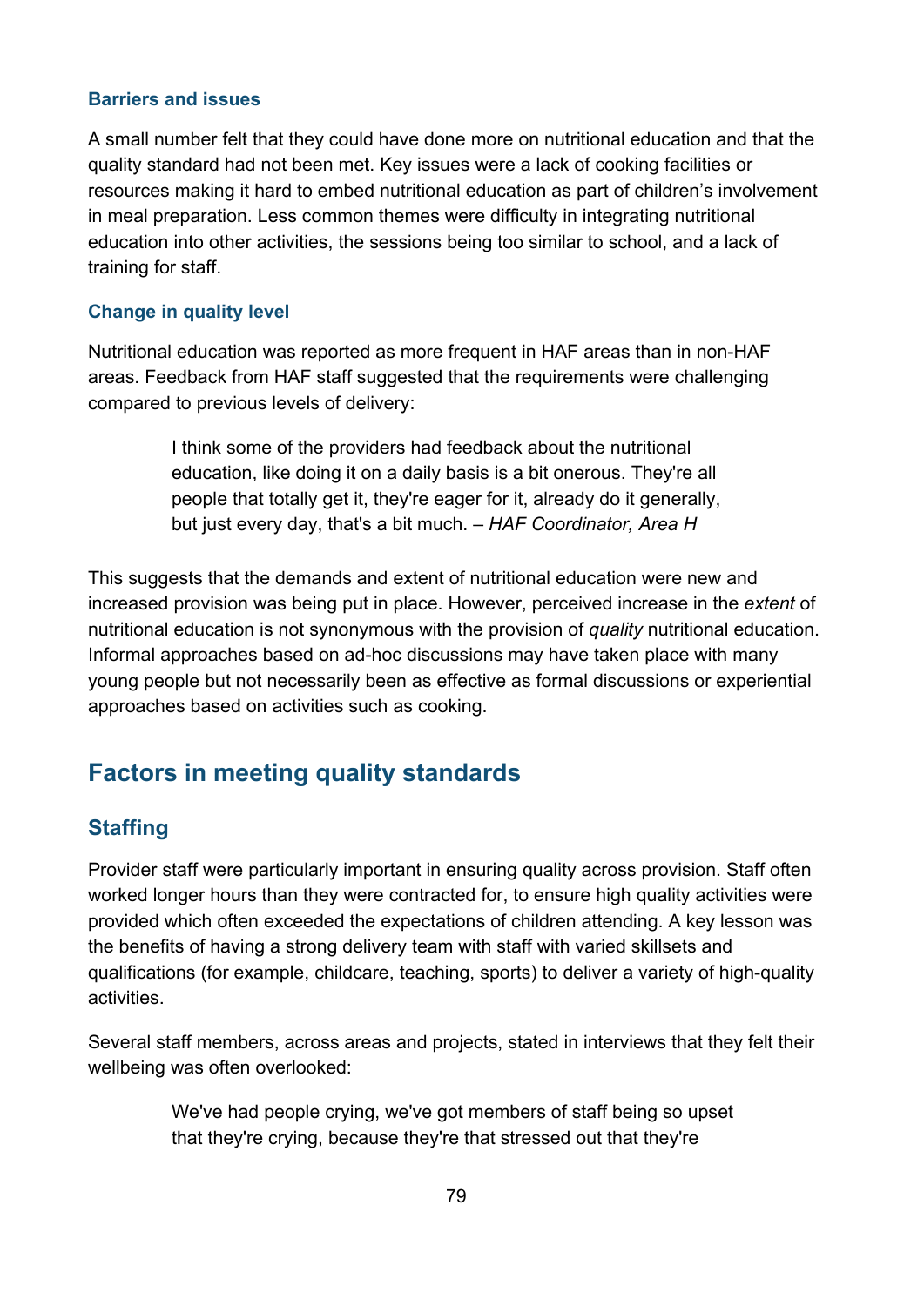#### Barriers and issues

A small number felt that they could have done more on nutritional education and that the quality standard had not been met. Key issues were a lack of cooking facilities or resources making it hard to embed nutritional education as part of children's involvement in meal preparation. Less common themes were difficulty in integrating nutritional education into other activities, the sessions being too similar to school, and a lack of training for staff.

#### Change in quality level

Nutritional education was reported as more frequent in HAF areas than in non-HAF areas. Feedback from HAF staff suggested that the requirements were challenging compared to previous levels of delivery:

> I think some of the providers had feedback about the nutritional education, like doing it on a daily basis is a bit onerous. They're all people that totally get it, they're eager for it, already do it generally, but just every day, that's a bit much. – *HAF Coordinator, Area H*

This suggests that the demands and extent of nutritional education were new and increased provision was being put in place. However, perceived increase in the *extent* of nutritional education is not synonymous with the provision of *quality* nutritional education. Informal approaches based on ad-hoc discussions may have taken place with many young people but not necessarily been as effective as formal discussions or experiential approaches based on activities such as cooking.

## Factors in meeting quality standards

### Staffing

Provider staff were particularly important in ensuring quality across provision. Staff often worked longer hours than they were contracted for, to ensure high quality activities were provided which often exceeded the expectations of children attending. A key lesson was the benefits of having a strong delivery team with staff with varied skillsets and qualifications (for example, childcare, teaching, sports) to deliver a variety of high-quality activities.

Several staff members, across areas and projects, stated in interviews that they felt their wellbeing was often overlooked:

> We've had people crying, we've got members of staff being so upset that they're crying, because they're that stressed out that they're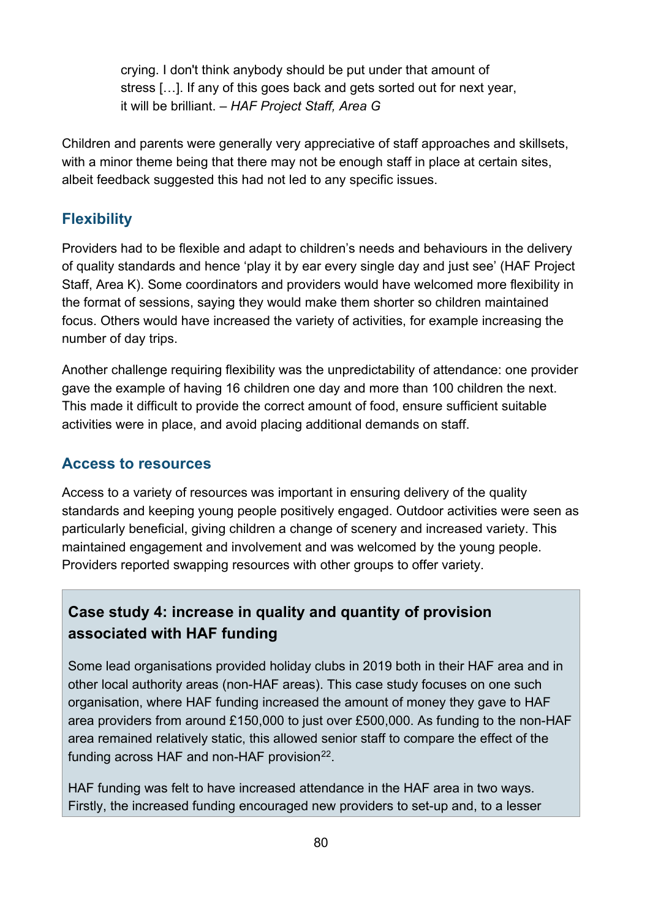> crying. I don't think anybody should be put under that amount of stress […]. If any of this goes back and gets sorted out for next year, it will be brilliant. – *HAF Project Staff, Area G*

Children and parents were generally very appreciative of staff approaches and skillsets, with a minor theme being that there may not be enough staff in place at certain sites, albeit feedback suggested this had not led to any specific issues.

### Flexibility

Providers had to be flexible and adapt to children's needs and behaviours in the delivery of quality standards and hence 'play it by ear every single day and just see' (HAF Project Staff, Area K). Some coordinators and providers would have welcomed more flexibility in the format of sessions, saying they would make them shorter so children maintained focus. Others would have increased the variety of activities, for example increasing the number of day trips.

Another challenge requiring flexibility was the unpredictability of attendance: one provider gave the example of having 16 children one day and more than 100 children the next. This made it difficult to provide the correct amount of food, ensure sufficient suitable activities were in place, and avoid placing additional demands on staff.

### Access to resources

Access to a variety of resources was important in ensuring delivery of the quality standards and keeping young people positively engaged. Outdoor activities were seen as particularly beneficial, giving children a change of scenery and increased variety. This maintained engagement and involvement and was welcomed by the young people. Providers reported swapping resources with other groups to offer variety.

**Case study 4: increase in quality and quantity of provision associated with HAF funding**

Some lead organisations provided holiday clubs in 2019 both in their HAF area and in other local authority areas (non-HAF areas). This case study focuses on one such organisation, where HAF funding increased the amount of money they gave to HAF area providers from around £150,000 to just over £500,000. As funding to the non-HAF area remained relatively static, this allowed senior staff to compare the effect of the funding across HAF and non-HAF provision[22].

HAF funding was felt to have increased attendance in the HAF area in two ways. Firstly, the increased funding encouraged new providers to set-up and, to a lesser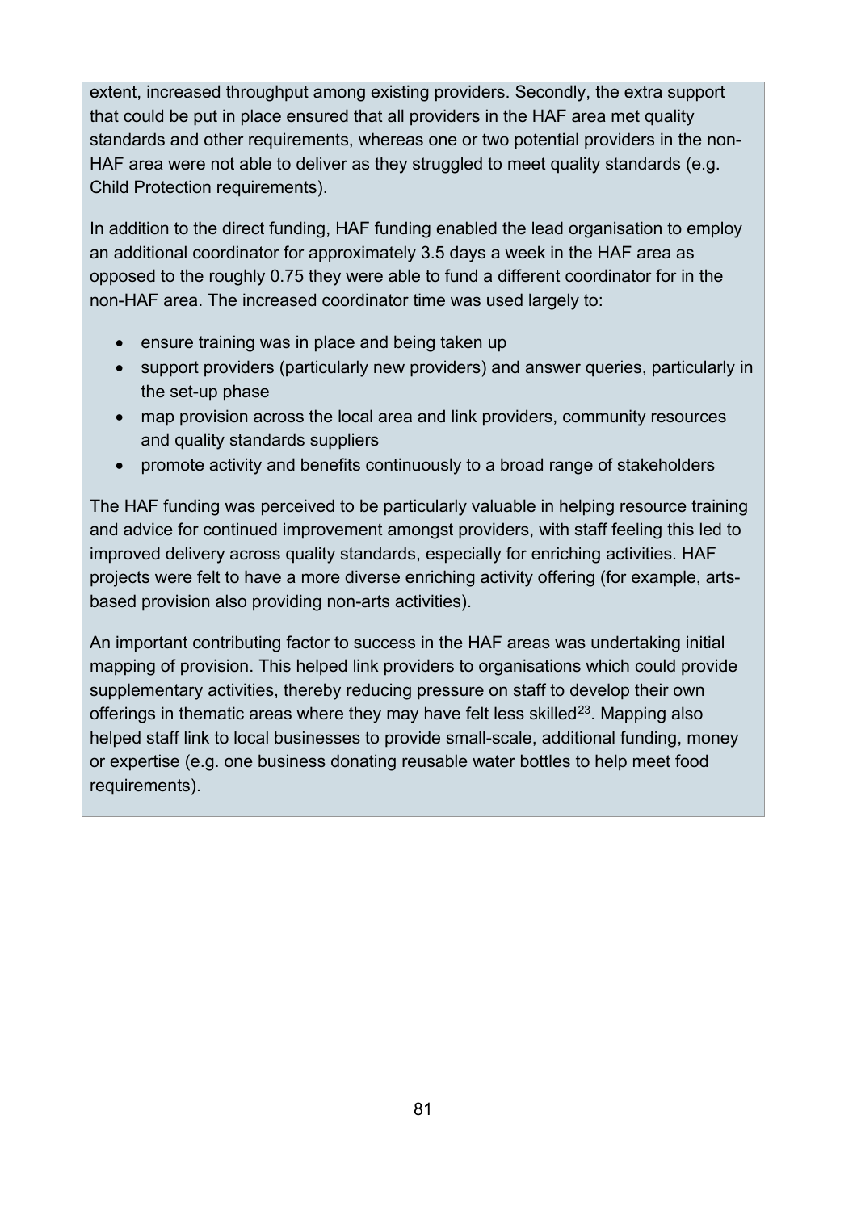extent, increased throughput among existing providers. Secondly, the extra support that could be put in place ensured that all providers in the HAF area met quality standards and other requirements, whereas one or two potential providers in the non-HAF area were not able to deliver as they struggled to meet quality standards (e.g. Child Protection requirements).

In addition to the direct funding, HAF funding enabled the lead organisation to employ an additional coordinator for approximately 3.5 days a week in the HAF area as opposed to the roughly 0.75 they were able to fund a different coordinator for in the non-HAF area. The increased coordinator time was used largely to:

- ensure training was in place and being taken up
- support providers (particularly new providers) and answer queries, particularly in the set-up phase
- map provision across the local area and link providers, community resources and quality standards suppliers
- promote activity and benefits continuously to a broad range of stakeholders

The HAF funding was perceived to be particularly valuable in helping resource training and advice for continued improvement amongst providers, with staff feeling this led to improved delivery across quality standards, especially for enriching activities. HAF projects were felt to have a more diverse enriching activity offering (for example, arts-based provision also providing non-arts activities).

An important contributing factor to success in the HAF areas was undertaking initial mapping of provision. This helped link providers to organisations which could provide supplementary activities, thereby reducing pressure on staff to develop their own offerings in thematic areas where they may have felt less skilled[23]. Mapping also helped staff link to local businesses to provide small-scale, additional funding, money or expertise (e.g. one business donating reusable water bottles to help meet food requirements).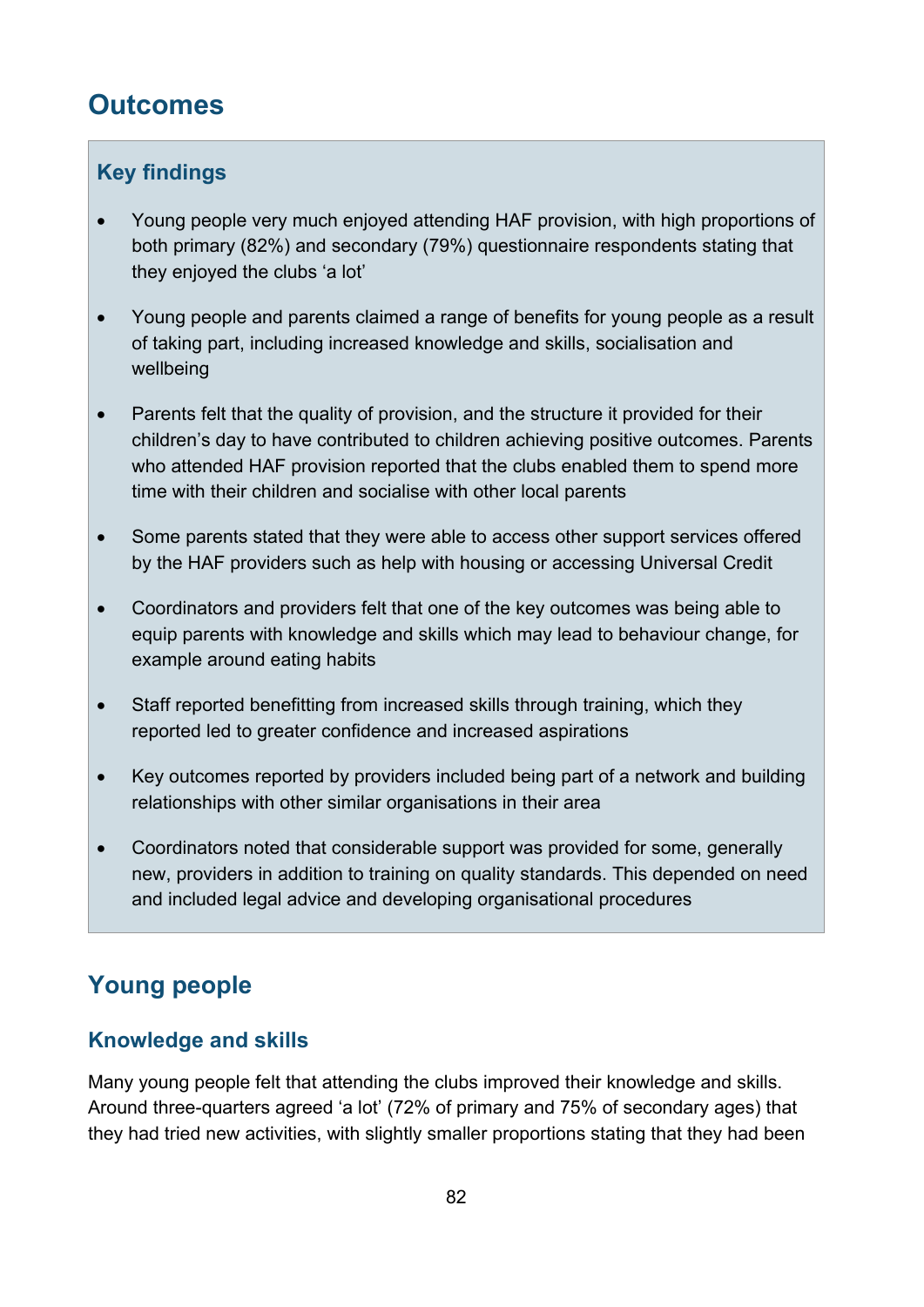# Outcomes

### Key findings

- Young people very much enjoyed attending HAF provision, with high proportions of both primary (82%) and secondary (79%) questionnaire respondents stating that they enjoyed the clubs 'a lot'
- Young people and parents claimed a range of benefits for young people as a result of taking part, including increased knowledge and skills, socialisation and wellbeing
- Parents felt that the quality of provision, and the structure it provided for their children's day to have contributed to children achieving positive outcomes. Parents who attended HAF provision reported that the clubs enabled them to spend more time with their children and socialise with other local parents
- Some parents stated that they were able to access other support services offered by the HAF providers such as help with housing or accessing Universal Credit
- Coordinators and providers felt that one of the key outcomes was being able to equip parents with knowledge and skills which may lead to behaviour change, for example around eating habits
- Staff reported benefitting from increased skills through training, which they reported led to greater confidence and increased aspirations
- Key outcomes reported by providers included being part of a network and building relationships with other similar organisations in their area
- Coordinators noted that considerable support was provided for some, generally new, providers in addition to training on quality standards. This depended on need and included legal advice and developing organisational procedures

## Young people

### Knowledge and skills

Many young people felt that attending the clubs improved their knowledge and skills. Around three-quarters agreed 'a lot' (72% of primary and 75% of secondary ages) that they had tried new activities, with slightly smaller proportions stating that they had been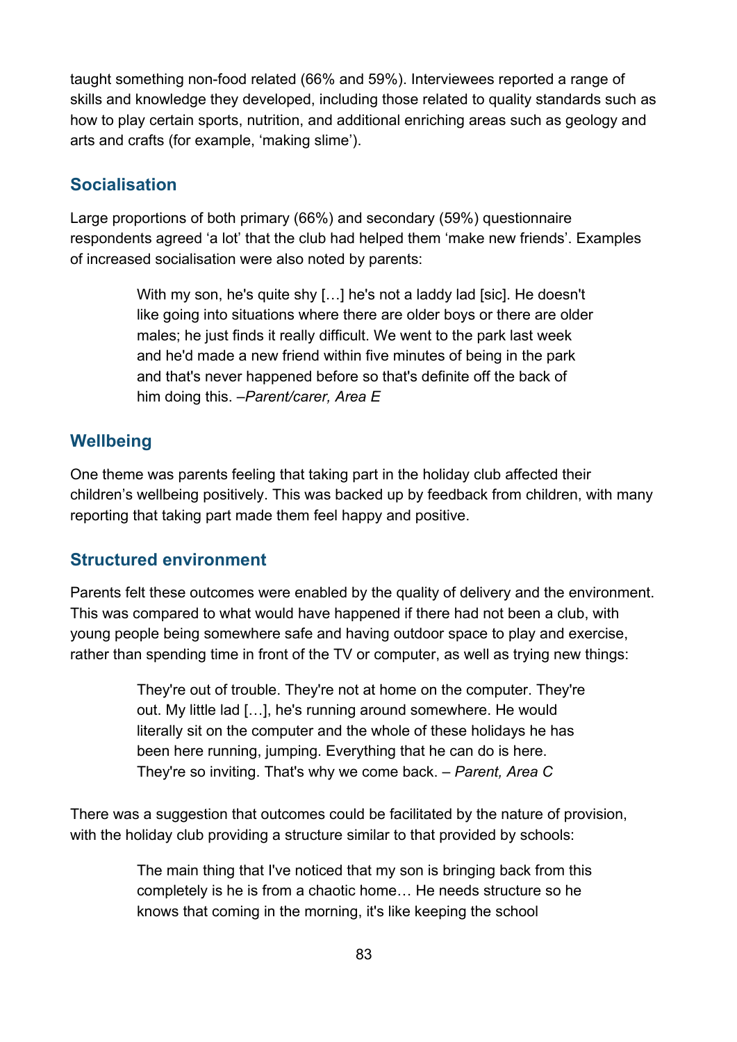taught something non-food related (66% and 59%). Interviewees reported a range of skills and knowledge they developed, including those related to quality standards such as how to play certain sports, nutrition, and additional enriching areas such as geology and arts and crafts (for example, 'making slime').

## Socialisation

Large proportions of both primary (66%) and secondary (59%) questionnaire respondents agreed 'a lot' that the club had helped them 'make new friends'. Examples of increased socialisation were also noted by parents:

> With my son, he's quite shy […] he's not a laddy lad [sic]. He doesn't like going into situations where there are older boys or there are older males; he just finds it really difficult. We went to the park last week and he'd made a new friend within five minutes of being in the park and that's never happened before so that's definite off the back of him doing this. –*Parent/carer, Area E*

## Wellbeing

One theme was parents feeling that taking part in the holiday club affected their children's wellbeing positively. This was backed up by feedback from children, with many reporting that taking part made them feel happy and positive.

## Structured environment

Parents felt these outcomes were enabled by the quality of delivery and the environment. This was compared to what would have happened if there had not been a club, with young people being somewhere safe and having outdoor space to play and exercise, rather than spending time in front of the TV or computer, as well as trying new things:

> They're out of trouble. They're not at home on the computer. They're out. My little lad […], he's running around somewhere. He would literally sit on the computer and the whole of these holidays he has been here running, jumping. Everything that he can do is here. They're so inviting. That's why we come back. – *Parent, Area C*

There was a suggestion that outcomes could be facilitated by the nature of provision, with the holiday club providing a structure similar to that provided by schools:

> The main thing that I've noticed that my son is bringing back from this completely is he is from a chaotic home… He needs structure so he knows that coming in the morning, it's like keeping the school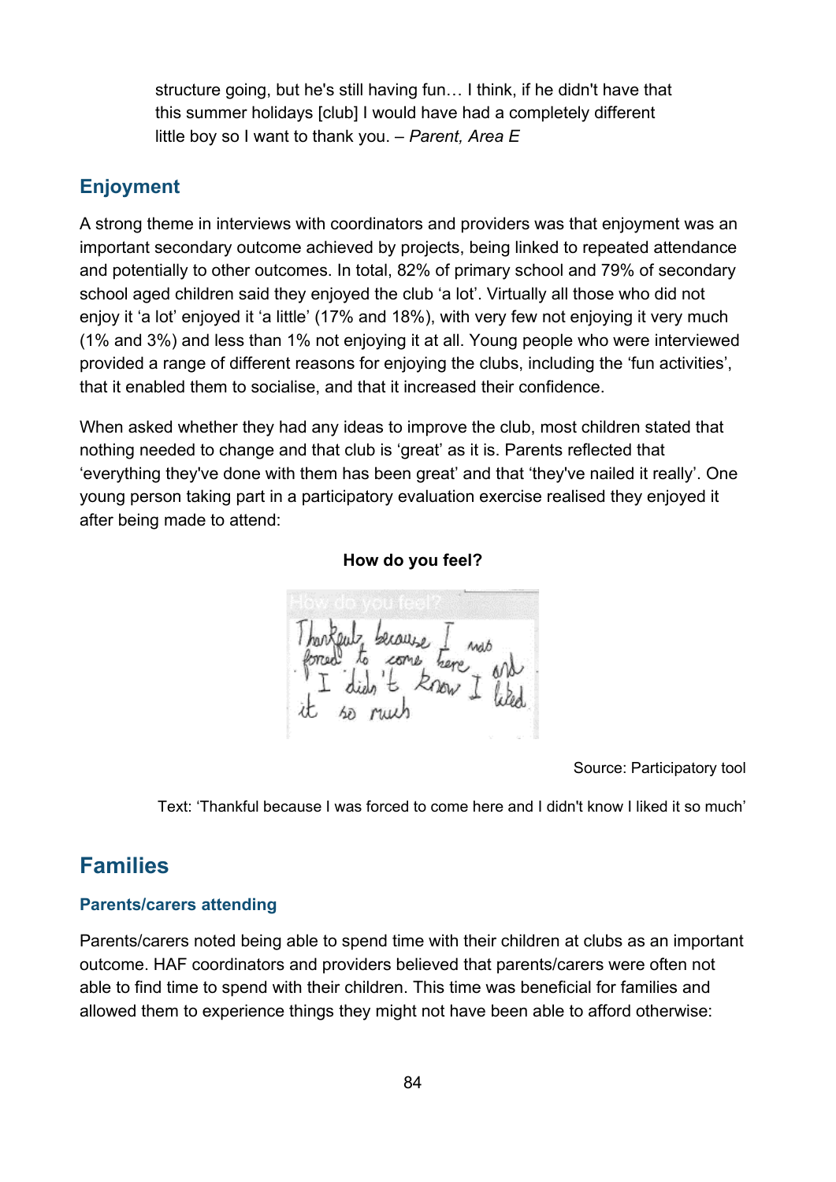> structure going, but he's still having fun… I think, if he didn't have that this summer holidays [club] I would have had a completely different little boy so I want to thank you. – *Parent, Area E*

## Enjoyment

A strong theme in interviews with coordinators and providers was that enjoyment was an important secondary outcome achieved by projects, being linked to repeated attendance and potentially to other outcomes. In total, 82% of primary school and 79% of secondary school aged children said they enjoyed the club 'a lot'. Virtually all those who did not enjoy it 'a lot' enjoyed it 'a little' (17% and 18%), with very few not enjoying it very much (1% and 3%) and less than 1% not enjoying it at all. Young people who were interviewed provided a range of different reasons for enjoying the clubs, including the 'fun activities', that it enabled them to socialise, and that it increased their confidence.

When asked whether they had any ideas to improve the club, most children stated that nothing needed to change and that club is 'great' as it is. Parents reflected that 'everything they've done with them has been great' and that 'they've nailed it really'. One young person taking part in a participatory evaluation exercise realised they enjoyed it after being made to attend:

**How do you feel?**

Source: Participatory tool

Text: 'Thankful because I was forced to come here and I didn't know I liked it so much'

# Families

### Parents/carers attending

Parents/carers noted being able to spend time with their children at clubs as an important outcome. HAF coordinators and providers believed that parents/carers were often not able to find time to spend with their children. This time was beneficial for families and allowed them to experience things they might not have been able to afford otherwise: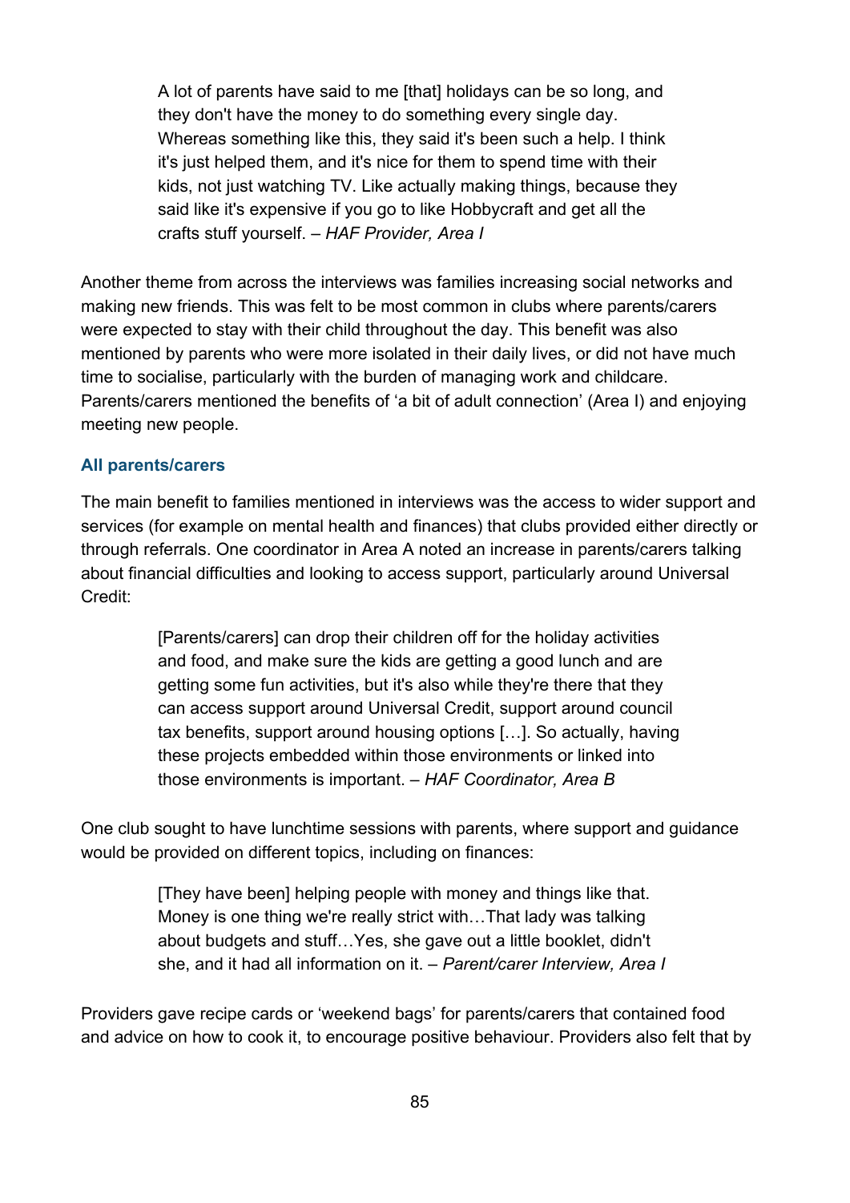> A lot of parents have said to me [that] holidays can be so long, and they don't have the money to do something every single day. Whereas something like this, they said it's been such a help. I think it's just helped them, and it's nice for them to spend time with their kids, not just watching TV. Like actually making things, because they said like it's expensive if you go to like Hobbycraft and get all the crafts stuff yourself. – *HAF Provider, Area I*

Another theme from across the interviews was families increasing social networks and making new friends. This was felt to be most common in clubs where parents/carers were expected to stay with their child throughout the day. This benefit was also mentioned by parents who were more isolated in their daily lives, or did not have much time to socialise, particularly with the burden of managing work and childcare. Parents/carers mentioned the benefits of 'a bit of adult connection' (Area I) and enjoying meeting new people.

### All parents/carers

The main benefit to families mentioned in interviews was the access to wider support and services (for example on mental health and finances) that clubs provided either directly or through referrals. One coordinator in Area A noted an increase in parents/carers talking about financial difficulties and looking to access support, particularly around Universal Credit:

> [Parents/carers] can drop their children off for the holiday activities and food, and make sure the kids are getting a good lunch and are getting some fun activities, but it's also while they're there that they can access support around Universal Credit, support around council tax benefits, support around housing options […]. So actually, having these projects embedded within those environments or linked into those environments is important. – *HAF Coordinator, Area B*

One club sought to have lunchtime sessions with parents, where support and guidance would be provided on different topics, including on finances:

> [They have been] helping people with money and things like that. Money is one thing we're really strict with…That lady was talking about budgets and stuff…Yes, she gave out a little booklet, didn't she, and it had all information on it. – *Parent/carer Interview, Area I*

Providers gave recipe cards or 'weekend bags' for parents/carers that contained food and advice on how to cook it, to encourage positive behaviour. Providers also felt that by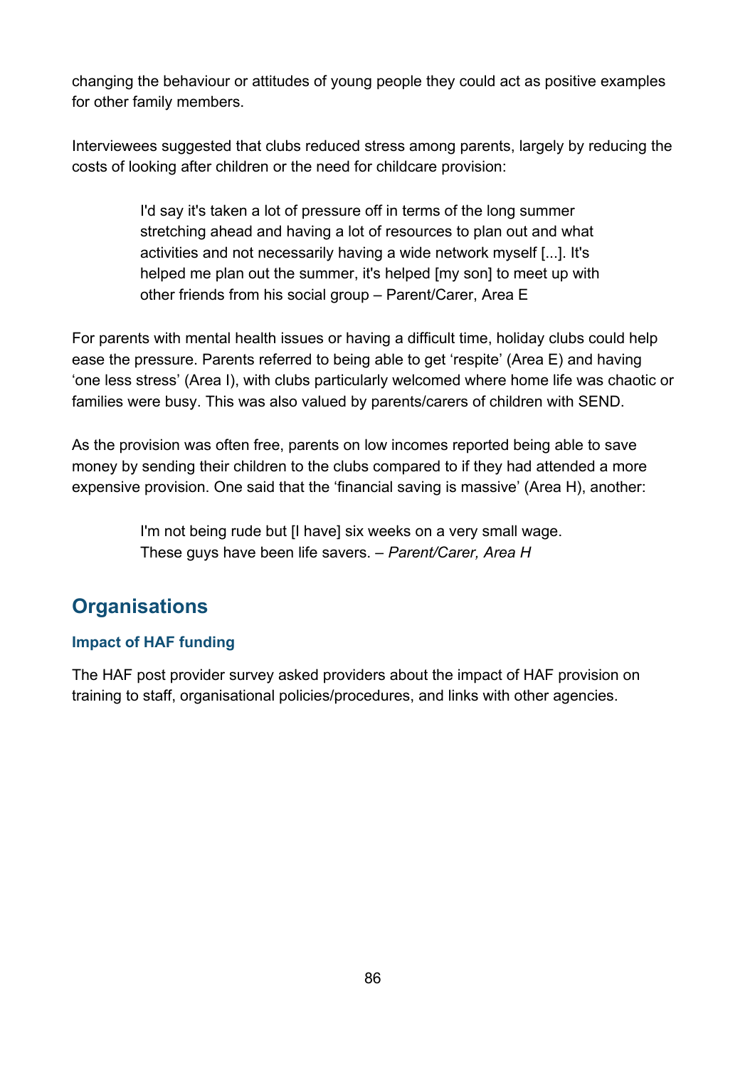changing the behaviour or attitudes of young people they could act as positive examples for other family members.

Interviewees suggested that clubs reduced stress among parents, largely by reducing the costs of looking after children or the need for childcare provision:

> I'd say it's taken a lot of pressure off in terms of the long summer stretching ahead and having a lot of resources to plan out and what activities and not necessarily having a wide network myself [...]. It's helped me plan out the summer, it's helped [my son] to meet up with other friends from his social group – Parent/Carer, Area E

For parents with mental health issues or having a difficult time, holiday clubs could help ease the pressure. Parents referred to being able to get 'respite' (Area E) and having 'one less stress' (Area I), with clubs particularly welcomed where home life was chaotic or families were busy. This was also valued by parents/carers of children with SEND.

As the provision was often free, parents on low incomes reported being able to save money by sending their children to the clubs compared to if they had attended a more expensive provision. One said that the 'financial saving is massive' (Area H), another:

> I'm not being rude but [I have] six weeks on a very small wage. These guys have been life savers. – *Parent/Carer, Area H*

## Organisations

### Impact of HAF funding

The HAF post provider survey asked providers about the impact of HAF provision on training to staff, organisational policies/procedures, and links with other agencies.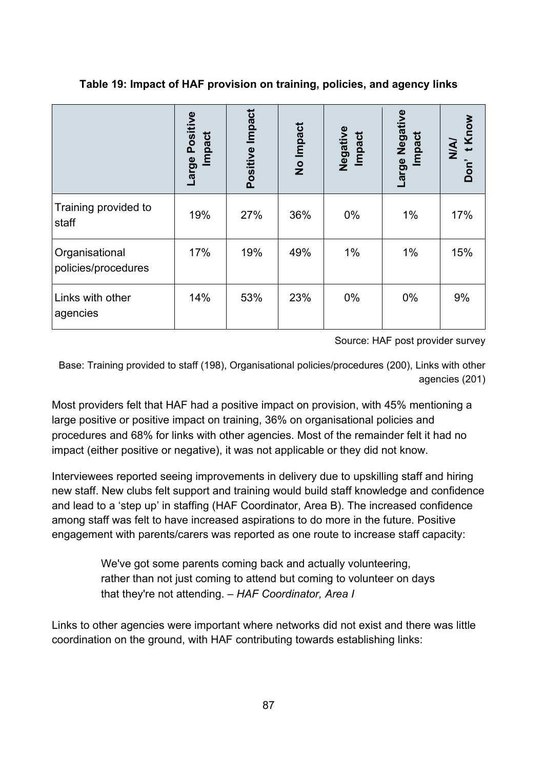**Table 19: Impact of HAF provision on training, policies, and agency links**

| | Large Positive Impact | Positive Impact | No Impact | Negative Impact | Large Negative Impact | N/A/ Don't Know |
|---|---|---|---|---|---|---|
| Training provided to staff | 19% | 27% | 36% | 0% | 1% | 17% |
| Organisational policies/procedures | 17% | 19% | 49% | 1% | 1% | 15% |
| Links with other agencies | 14% | 53% | 23% | 0% | 0% | 9% |

Source: HAF post provider survey

Base: Training provided to staff (198), Organisational policies/procedures (200), Links with other agencies (201)

Most providers felt that HAF had a positive impact on provision, with 45% mentioning a large positive or positive impact on training, 36% on organisational policies and procedures and 68% for links with other agencies. Most of the remainder felt it had no impact (either positive or negative), it was not applicable or they did not know.

Interviewees reported seeing improvements in delivery due to upskilling staff and hiring new staff. New clubs felt support and training would build staff knowledge and confidence and lead to a 'step up' in staffing (HAF Coordinator, Area B). The increased confidence among staff was felt to have increased aspirations to do more in the future. Positive engagement with parents/carers was reported as one route to increase staff capacity:

> We've got some parents coming back and actually volunteering, rather than not just coming to attend but coming to volunteer on days that they're not attending. – *HAF Coordinator, Area I*

Links to other agencies were important where networks did not exist and there was little coordination on the ground, with HAF contributing towards establishing links: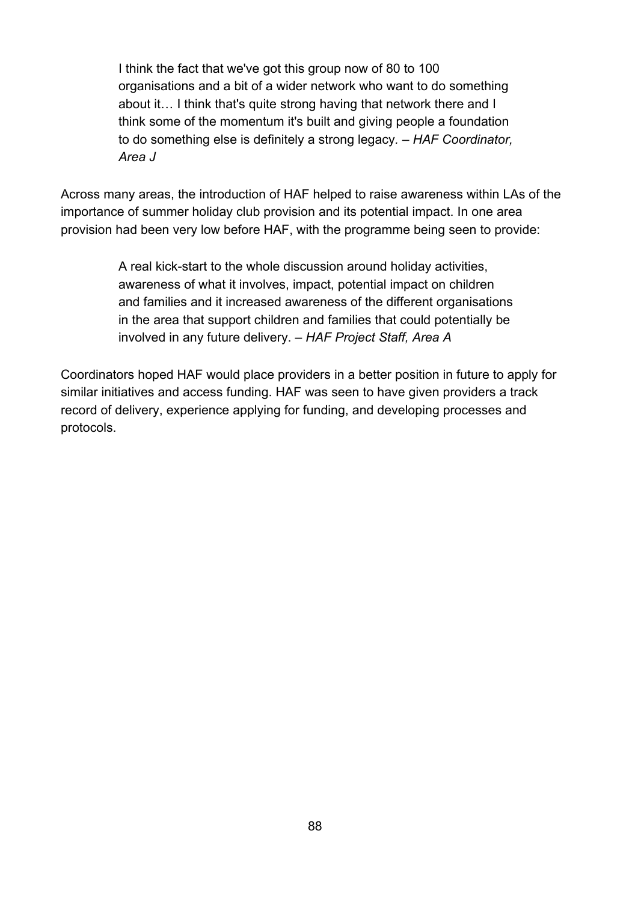> I think the fact that we've got this group now of 80 to 100 organisations and a bit of a wider network who want to do something about it… I think that's quite strong having that network there and I think some of the momentum it's built and giving people a foundation to do something else is definitely a strong legacy. – *HAF Coordinator, Area J*

Across many areas, the introduction of HAF helped to raise awareness within LAs of the importance of summer holiday club provision and its potential impact. In one area provision had been very low before HAF, with the programme being seen to provide:

> A real kick-start to the whole discussion around holiday activities, awareness of what it involves, impact, potential impact on children and families and it increased awareness of the different organisations in the area that support children and families that could potentially be involved in any future delivery. – *HAF Project Staff, Area A*

Coordinators hoped HAF would place providers in a better position in future to apply for similar initiatives and access funding. HAF was seen to have given providers a track record of delivery, experience applying for funding, and developing processes and protocols.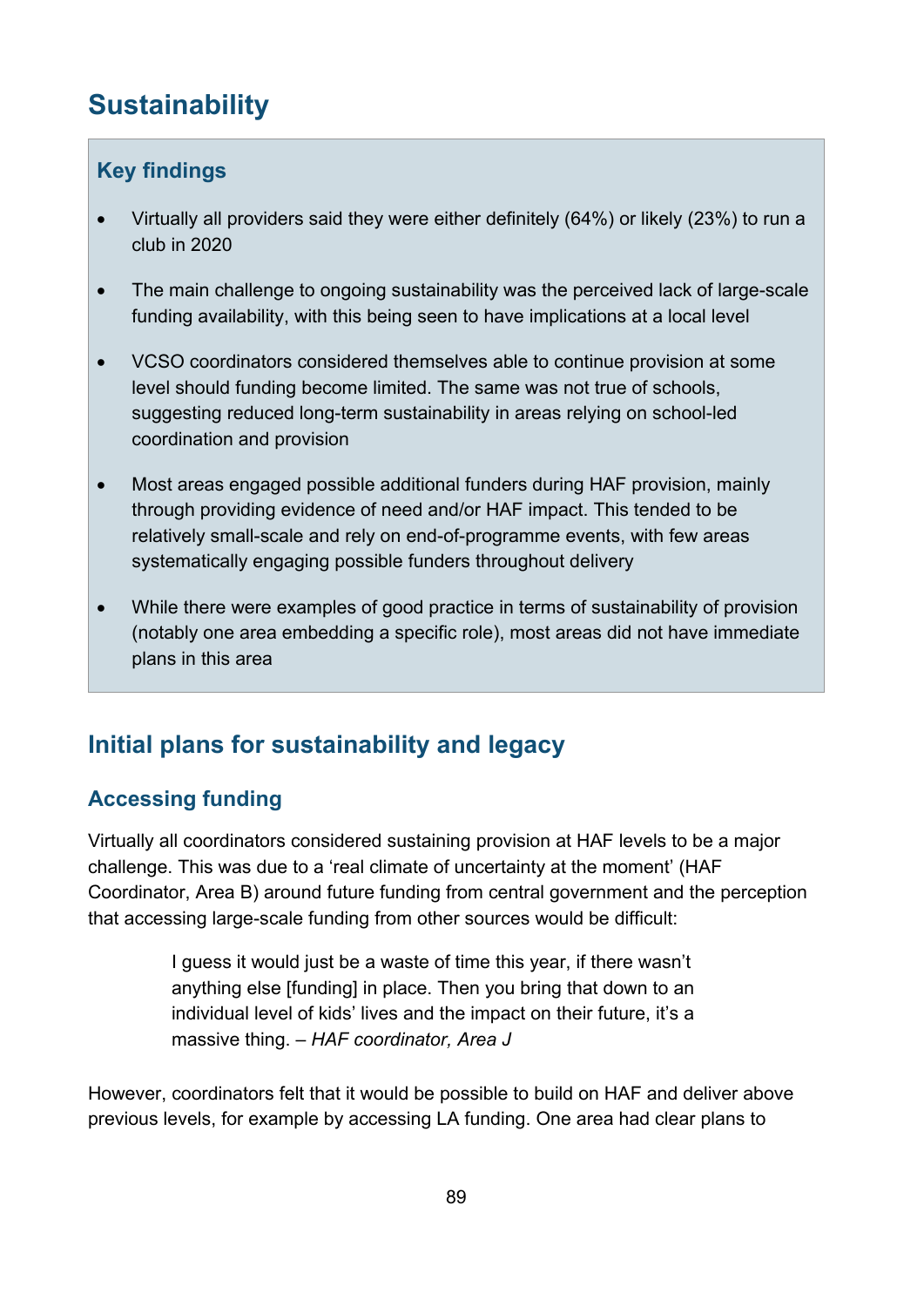# Sustainability

### Key findings

- Virtually all providers said they were either definitely (64%) or likely (23%) to run a club in 2020
- The main challenge to ongoing sustainability was the perceived lack of large-scale funding availability, with this being seen to have implications at a local level
- VCSO coordinators considered themselves able to continue provision at some level should funding become limited. The same was not true of schools, suggesting reduced long-term sustainability in areas relying on school-led coordination and provision
- Most areas engaged possible additional funders during HAF provision, mainly through providing evidence of need and/or HAF impact. This tended to be relatively small-scale and rely on end-of-programme events, with few areas systematically engaging possible funders throughout delivery
- While there were examples of good practice in terms of sustainability of provision (notably one area embedding a specific role), most areas did not have immediate plans in this area

## Initial plans for sustainability and legacy

### Accessing funding

Virtually all coordinators considered sustaining provision at HAF levels to be a major challenge. This was due to a 'real climate of uncertainty at the moment' (HAF Coordinator, Area B) around future funding from central government and the perception that accessing large-scale funding from other sources would be difficult:

> I guess it would just be a waste of time this year, if there wasn't anything else [funding] in place. Then you bring that down to an individual level of kids' lives and the impact on their future, it's a massive thing. – *HAF coordinator, Area J*

However, coordinators felt that it would be possible to build on HAF and deliver above previous levels, for example by accessing LA funding. One area had clear plans to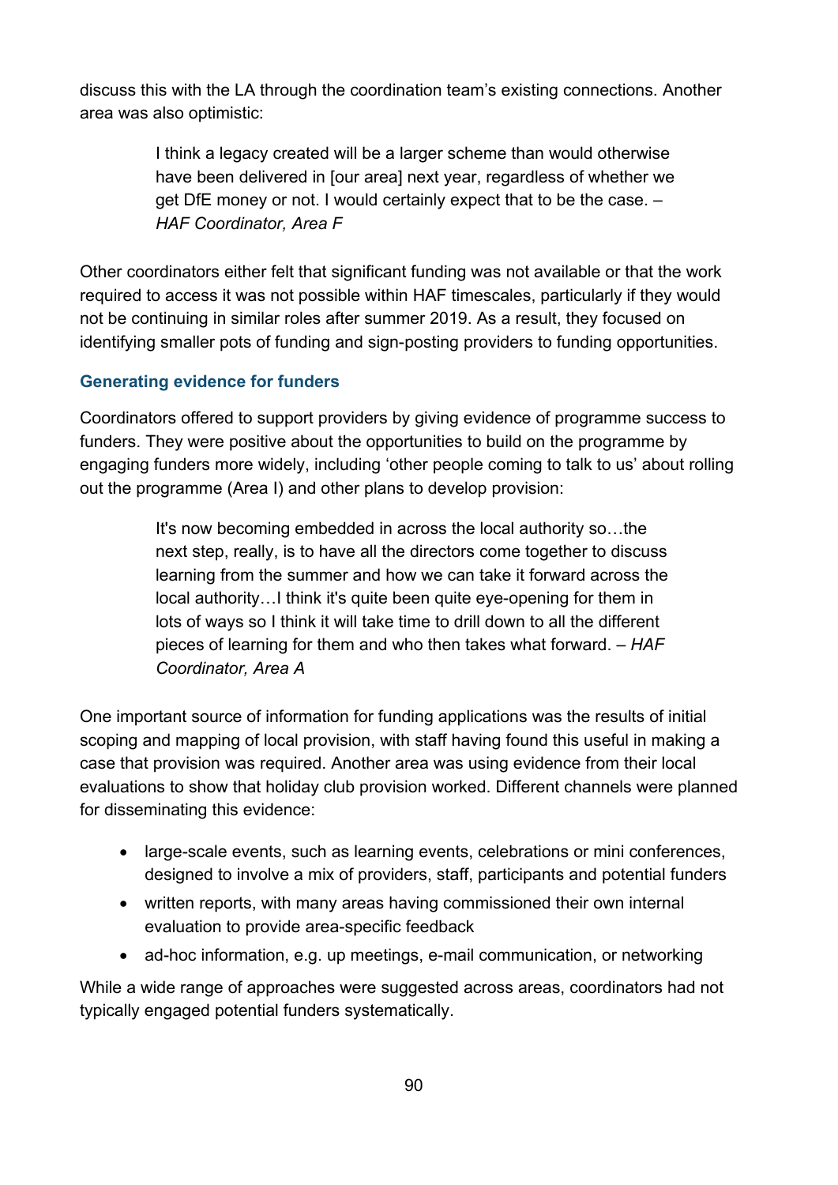discuss this with the LA through the coordination team's existing connections. Another area was also optimistic:

> I think a legacy created will be a larger scheme than would otherwise have been delivered in [our area] next year, regardless of whether we get DfE money or not. I would certainly expect that to be the case. – *HAF Coordinator, Area F*

Other coordinators either felt that significant funding was not available or that the work required to access it was not possible within HAF timescales, particularly if they would not be continuing in similar roles after summer 2019. As a result, they focused on identifying smaller pots of funding and sign-posting providers to funding opportunities.

### Generating evidence for funders

Coordinators offered to support providers by giving evidence of programme success to funders. They were positive about the opportunities to build on the programme by engaging funders more widely, including 'other people coming to talk to us' about rolling out the programme (Area I) and other plans to develop provision:

> It's now becoming embedded in across the local authority so…the next step, really, is to have all the directors come together to discuss learning from the summer and how we can take it forward across the local authority…I think it's quite been quite eye-opening for them in lots of ways so I think it will take time to drill down to all the different pieces of learning for them and who then takes what forward. – *HAF Coordinator, Area A*

One important source of information for funding applications was the results of initial scoping and mapping of local provision, with staff having found this useful in making a case that provision was required. Another area was using evidence from their local evaluations to show that holiday club provision worked. Different channels were planned for disseminating this evidence:

- large-scale events, such as learning events, celebrations or mini conferences, designed to involve a mix of providers, staff, participants and potential funders
- written reports, with many areas having commissioned their own internal evaluation to provide area-specific feedback
- ad-hoc information, e.g. up meetings, e-mail communication, or networking

While a wide range of approaches were suggested across areas, coordinators had not typically engaged potential funders systematically.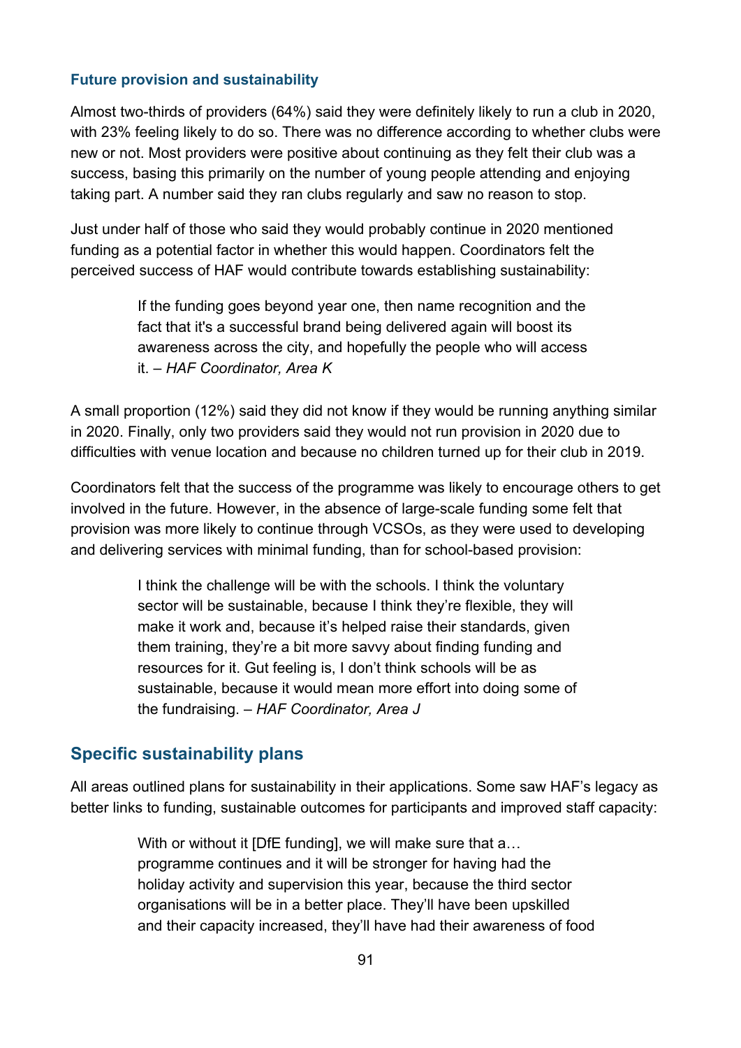#### Future provision and sustainability

Almost two-thirds of providers (64%) said they were definitely likely to run a club in 2020, with 23% feeling likely to do so. There was no difference according to whether clubs were new or not. Most providers were positive about continuing as they felt their club was a success, basing this primarily on the number of young people attending and enjoying taking part. A number said they ran clubs regularly and saw no reason to stop.

Just under half of those who said they would probably continue in 2020 mentioned funding as a potential factor in whether this would happen. Coordinators felt the perceived success of HAF would contribute towards establishing sustainability:

> If the funding goes beyond year one, then name recognition and the fact that it's a successful brand being delivered again will boost its awareness across the city, and hopefully the people who will access it. – *HAF Coordinator, Area K*

A small proportion (12%) said they did not know if they would be running anything similar in 2020. Finally, only two providers said they would not run provision in 2020 due to difficulties with venue location and because no children turned up for their club in 2019.

Coordinators felt that the success of the programme was likely to encourage others to get involved in the future. However, in the absence of large-scale funding some felt that provision was more likely to continue through VCSOs, as they were used to developing and delivering services with minimal funding, than for school-based provision:

> I think the challenge will be with the schools. I think the voluntary sector will be sustainable, because I think they're flexible, they will make it work and, because it's helped raise their standards, given them training, they're a bit more savvy about finding funding and resources for it. Gut feeling is, I don't think schools will be as sustainable, because it would mean more effort into doing some of the fundraising. – *HAF Coordinator, Area J*

### Specific sustainability plans

All areas outlined plans for sustainability in their applications. Some saw HAF's legacy as better links to funding, sustainable outcomes for participants and improved staff capacity:

> With or without it [DfE funding], we will make sure that a… programme continues and it will be stronger for having had the holiday activity and supervision this year, because the third sector organisations will be in a better place. They'll have been upskilled and their capacity increased, they'll have had their awareness of food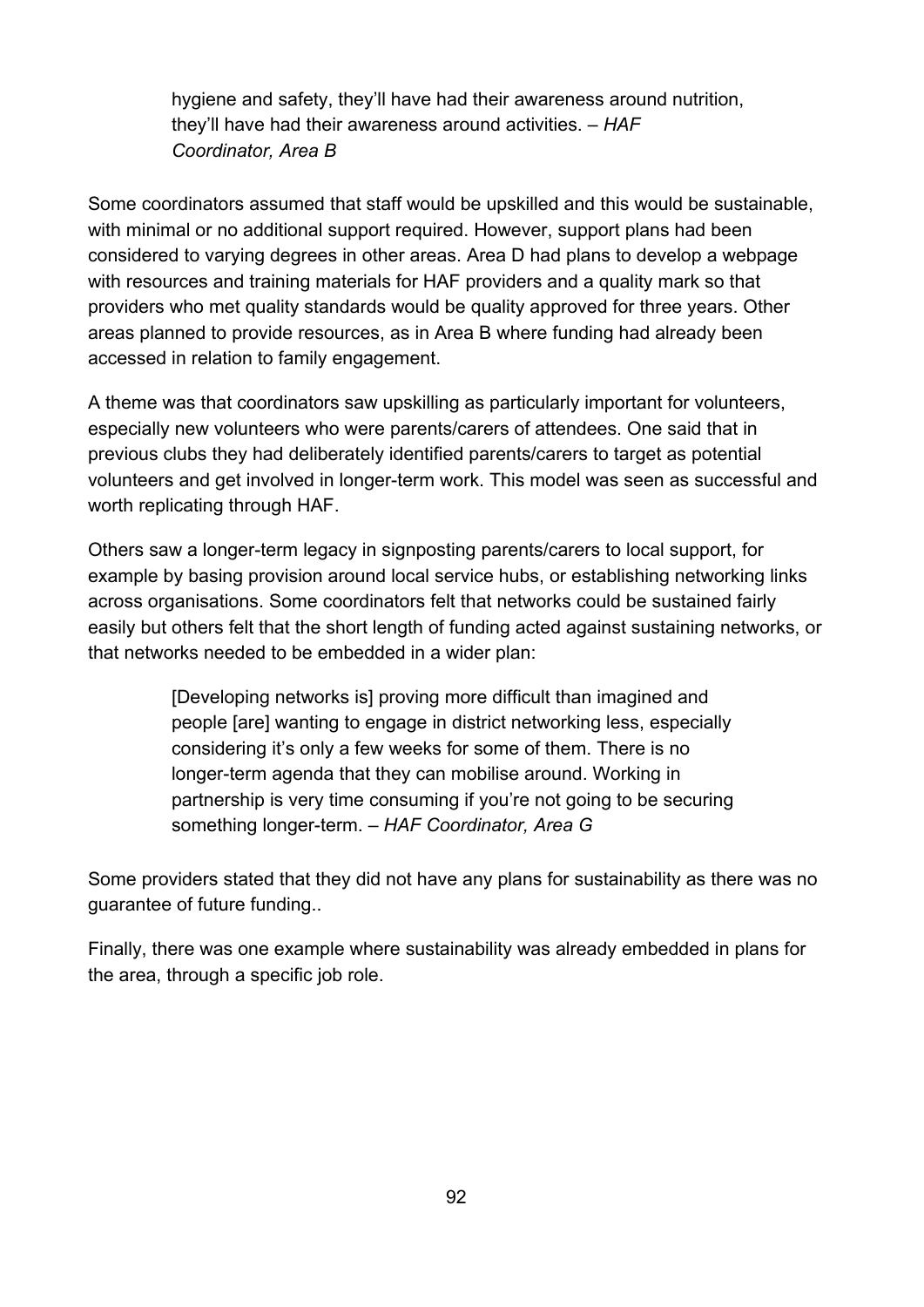> hygiene and safety, they'll have had their awareness around nutrition, they'll have had their awareness around activities. – *HAF Coordinator, Area B*

Some coordinators assumed that staff would be upskilled and this would be sustainable, with minimal or no additional support required. However, support plans had been considered to varying degrees in other areas. Area D had plans to develop a webpage with resources and training materials for HAF providers and a quality mark so that providers who met quality standards would be quality approved for three years. Other areas planned to provide resources, as in Area B where funding had already been accessed in relation to family engagement.

A theme was that coordinators saw upskilling as particularly important for volunteers, especially new volunteers who were parents/carers of attendees. One said that in previous clubs they had deliberately identified parents/carers to target as potential volunteers and get involved in longer-term work. This model was seen as successful and worth replicating through HAF.

Others saw a longer-term legacy in signposting parents/carers to local support, for example by basing provision around local service hubs, or establishing networking links across organisations. Some coordinators felt that networks could be sustained fairly easily but others felt that the short length of funding acted against sustaining networks, or that networks needed to be embedded in a wider plan:

> [Developing networks is] proving more difficult than imagined and people [are] wanting to engage in district networking less, especially considering it's only a few weeks for some of them. There is no longer-term agenda that they can mobilise around. Working in partnership is very time consuming if you're not going to be securing something longer-term. – *HAF Coordinator, Area G*

Some providers stated that they did not have any plans for sustainability as there was no guarantee of future funding..

Finally, there was one example where sustainability was already embedded in plans for the area, through a specific job role.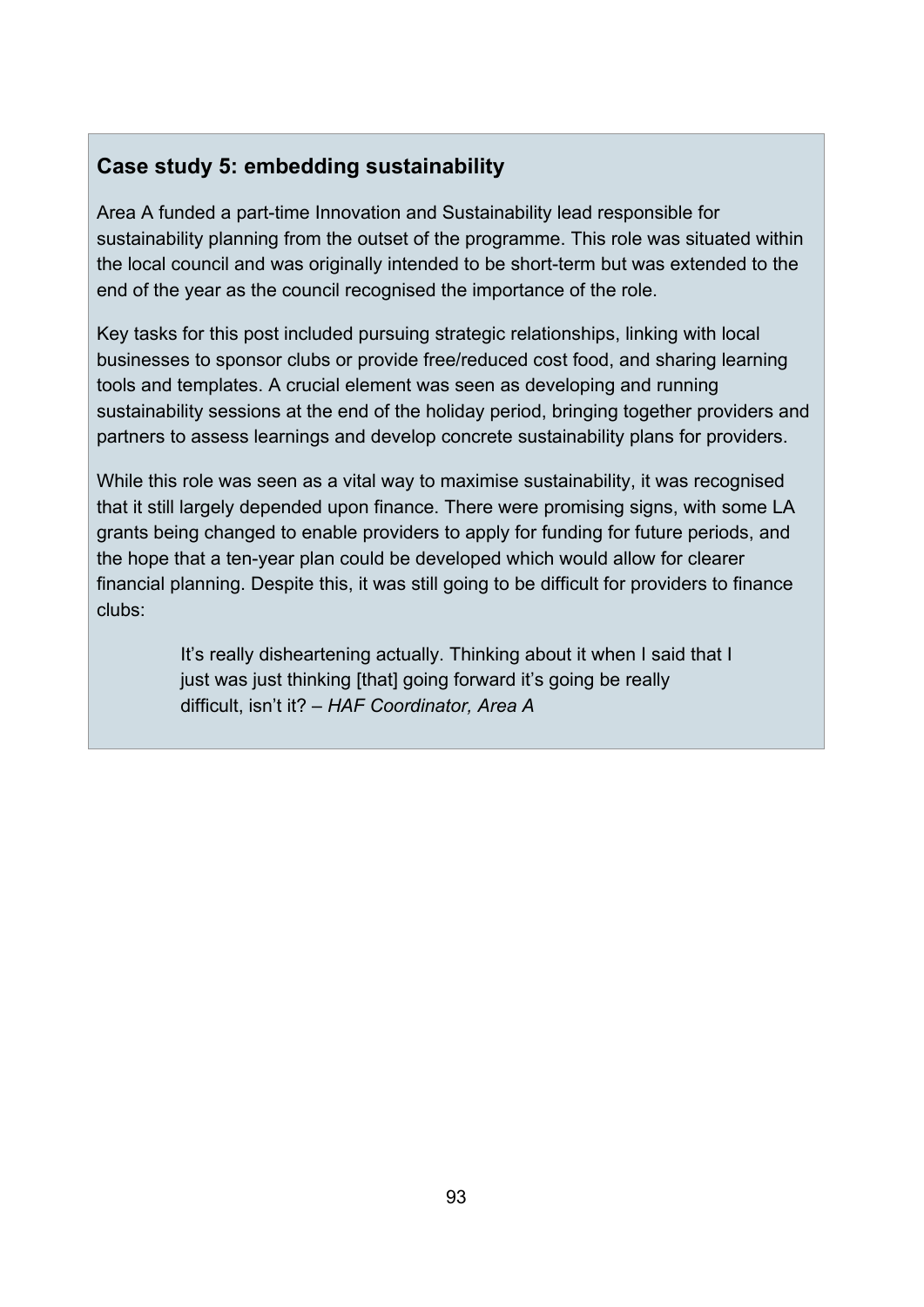### Case study 5: embedding sustainability

Area A funded a part-time Innovation and Sustainability lead responsible for sustainability planning from the outset of the programme. This role was situated within the local council and was originally intended to be short-term but was extended to the end of the year as the council recognised the importance of the role.

Key tasks for this post included pursuing strategic relationships, linking with local businesses to sponsor clubs or provide free/reduced cost food, and sharing learning tools and templates. A crucial element was seen as developing and running sustainability sessions at the end of the holiday period, bringing together providers and partners to assess learnings and develop concrete sustainability plans for providers.

While this role was seen as a vital way to maximise sustainability, it was recognised that it still largely depended upon finance. There were promising signs, with some LA grants being changed to enable providers to apply for funding for future periods, and the hope that a ten-year plan could be developed which would allow for clearer financial planning. Despite this, it was still going to be difficult for providers to finance clubs:

> It's really disheartening actually. Thinking about it when I said that I just was just thinking [that] going forward it's going be really difficult, isn't it? – *HAF Coordinator, Area A*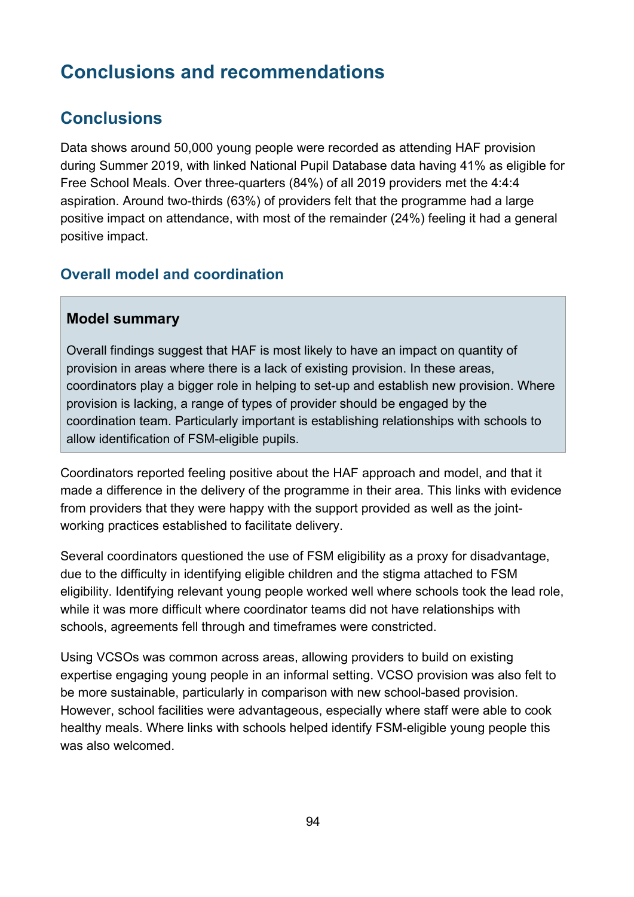# Conclusions and recommendations

## Conclusions

Data shows around 50,000 young people were recorded as attending HAF provision during Summer 2019, with linked National Pupil Database data having 41% as eligible for Free School Meals. Over three-quarters (84%) of all 2019 providers met the 4:4:4 aspiration. Around two-thirds (63%) of providers felt that the programme had a large positive impact on attendance, with most of the remainder (24%) feeling it had a general positive impact.

### Overall model and coordination

**Model summary**

Overall findings suggest that HAF is most likely to have an impact on quantity of provision in areas where there is a lack of existing provision. In these areas, coordinators play a bigger role in helping to set-up and establish new provision. Where provision is lacking, a range of types of provider should be engaged by the coordination team. Particularly important is establishing relationships with schools to allow identification of FSM-eligible pupils.

Coordinators reported feeling positive about the HAF approach and model, and that it made a difference in the delivery of the programme in their area. This links with evidence from providers that they were happy with the support provided as well as the joint-working practices established to facilitate delivery.

Several coordinators questioned the use of FSM eligibility as a proxy for disadvantage, due to the difficulty in identifying eligible children and the stigma attached to FSM eligibility. Identifying relevant young people worked well where schools took the lead role, while it was more difficult where coordinator teams did not have relationships with schools, agreements fell through and timeframes were constricted.

Using VCSOs was common across areas, allowing providers to build on existing expertise engaging young people in an informal setting. VCSO provision was also felt to be more sustainable, particularly in comparison with new school-based provision. However, school facilities were advantageous, especially where staff were able to cook healthy meals. Where links with schools helped identify FSM-eligible young people this was also welcomed.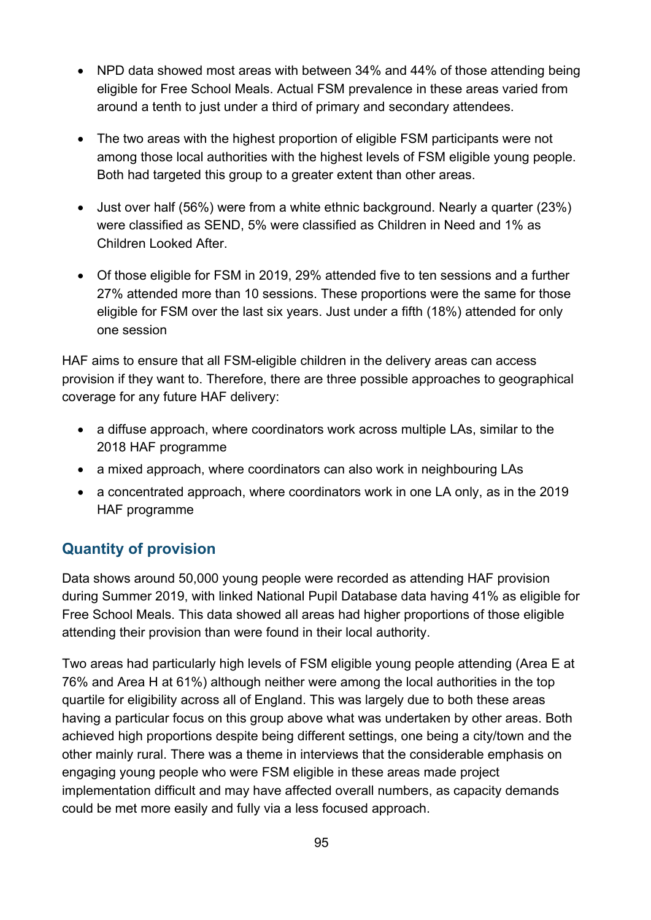- NPD data showed most areas with between 34% and 44% of those attending being eligible for Free School Meals. Actual FSM prevalence in these areas varied from around a tenth to just under a third of primary and secondary attendees.
- The two areas with the highest proportion of eligible FSM participants were not among those local authorities with the highest levels of FSM eligible young people. Both had targeted this group to a greater extent than other areas.
- Just over half (56%) were from a white ethnic background. Nearly a quarter (23%) were classified as SEND, 5% were classified as Children in Need and 1% as Children Looked After.
- Of those eligible for FSM in 2019, 29% attended five to ten sessions and a further 27% attended more than 10 sessions. These proportions were the same for those eligible for FSM over the last six years. Just under a fifth (18%) attended for only one session

HAF aims to ensure that all FSM-eligible children in the delivery areas can access provision if they want to. Therefore, there are three possible approaches to geographical coverage for any future HAF delivery:

- a diffuse approach, where coordinators work across multiple LAs, similar to the 2018 HAF programme
- a mixed approach, where coordinators can also work in neighbouring LAs
- a concentrated approach, where coordinators work in one LA only, as in the 2019 HAF programme

## Quantity of provision

Data shows around 50,000 young people were recorded as attending HAF provision during Summer 2019, with linked National Pupil Database data having 41% as eligible for Free School Meals. This data showed all areas had higher proportions of those eligible attending their provision than were found in their local authority.

Two areas had particularly high levels of FSM eligible young people attending (Area E at 76% and Area H at 61%) although neither were among the local authorities in the top quartile for eligibility across all of England. This was largely due to both these areas having a particular focus on this group above what was undertaken by other areas. Both achieved high proportions despite being different settings, one being a city/town and the other mainly rural. There was a theme in interviews that the considerable emphasis on engaging young people who were FSM eligible in these areas made project implementation difficult and may have affected overall numbers, as capacity demands could be met more easily and fully via a less focused approach.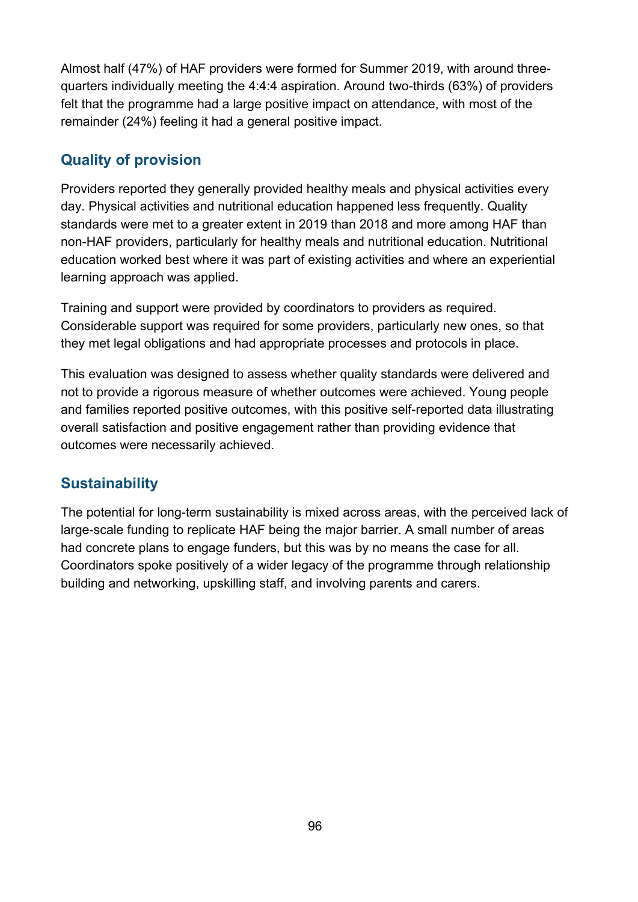Almost half (47%) of HAF providers were formed for Summer 2019, with around three-quarters individually meeting the 4:4:4 aspiration. Around two-thirds (63%) of providers felt that the programme had a large positive impact on attendance, with most of the remainder (24%) feeling it had a general positive impact.

## Quality of provision

Providers reported they generally provided healthy meals and physical activities every day. Physical activities and nutritional education happened less frequently. Quality standards were met to a greater extent in 2019 than 2018 and more among HAF than non-HAF providers, particularly for healthy meals and nutritional education. Nutritional education worked best where it was part of existing activities and where an experiential learning approach was applied.

Training and support were provided by coordinators to providers as required. Considerable support was required for some providers, particularly new ones, so that they met legal obligations and had appropriate processes and protocols in place.

This evaluation was designed to assess whether quality standards were delivered and not to provide a rigorous measure of whether outcomes were achieved. Young people and families reported positive outcomes, with this positive self-reported data illustrating overall satisfaction and positive engagement rather than providing evidence that outcomes were necessarily achieved.

## Sustainability

The potential for long-term sustainability is mixed across areas, with the perceived lack of large-scale funding to replicate HAF being the major barrier. A small number of areas had concrete plans to engage funders, but this was by no means the case for all. Coordinators spoke positively of a wider legacy of the programme through relationship building and networking, upskilling staff, and involving parents and carers.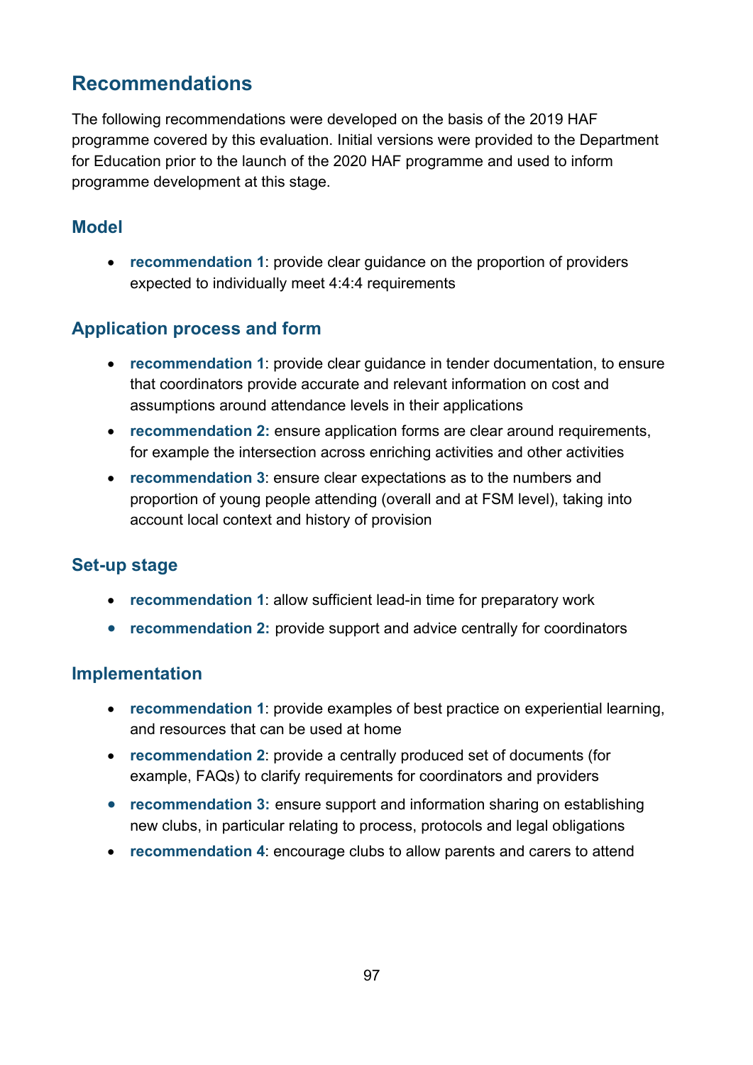## Recommendations

The following recommendations were developed on the basis of the 2019 HAF programme covered by this evaluation. Initial versions were provided to the Department for Education prior to the launch of the 2020 HAF programme and used to inform programme development at this stage.

### Model

- **recommendation 1**: provide clear guidance on the proportion of providers expected to individually meet 4:4:4 requirements

### Application process and form

- **recommendation 1**: provide clear guidance in tender documentation, to ensure that coordinators provide accurate and relevant information on cost and assumptions around attendance levels in their applications
- **recommendation 2:** ensure application forms are clear around requirements, for example the intersection across enriching activities and other activities
- **recommendation 3**: ensure clear expectations as to the numbers and proportion of young people attending (overall and at FSM level), taking into account local context and history of provision

### Set-up stage

- **recommendation 1**: allow sufficient lead-in time for preparatory work
- **recommendation 2:** provide support and advice centrally for coordinators

### Implementation

- **recommendation 1**: provide examples of best practice on experiential learning, and resources that can be used at home
- **recommendation 2**: provide a centrally produced set of documents (for example, FAQs) to clarify requirements for coordinators and providers
- **recommendation 3:** ensure support and information sharing on establishing new clubs, in particular relating to process, protocols and legal obligations
- **recommendation 4**: encourage clubs to allow parents and carers to attend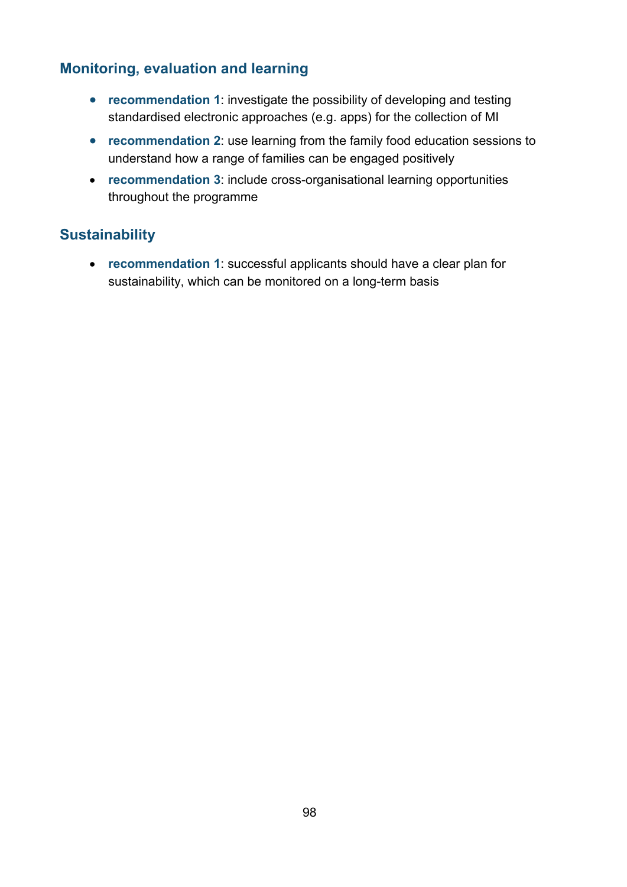## Monitoring, evaluation and learning

- **recommendation 1**: investigate the possibility of developing and testing standardised electronic approaches (e.g. apps) for the collection of MI
- **recommendation 2**: use learning from the family food education sessions to understand how a range of families can be engaged positively
- **recommendation 3**: include cross-organisational learning opportunities throughout the programme

## Sustainability

- **recommendation 1**: successful applicants should have a clear plan for sustainability, which can be monitored on a long-term basis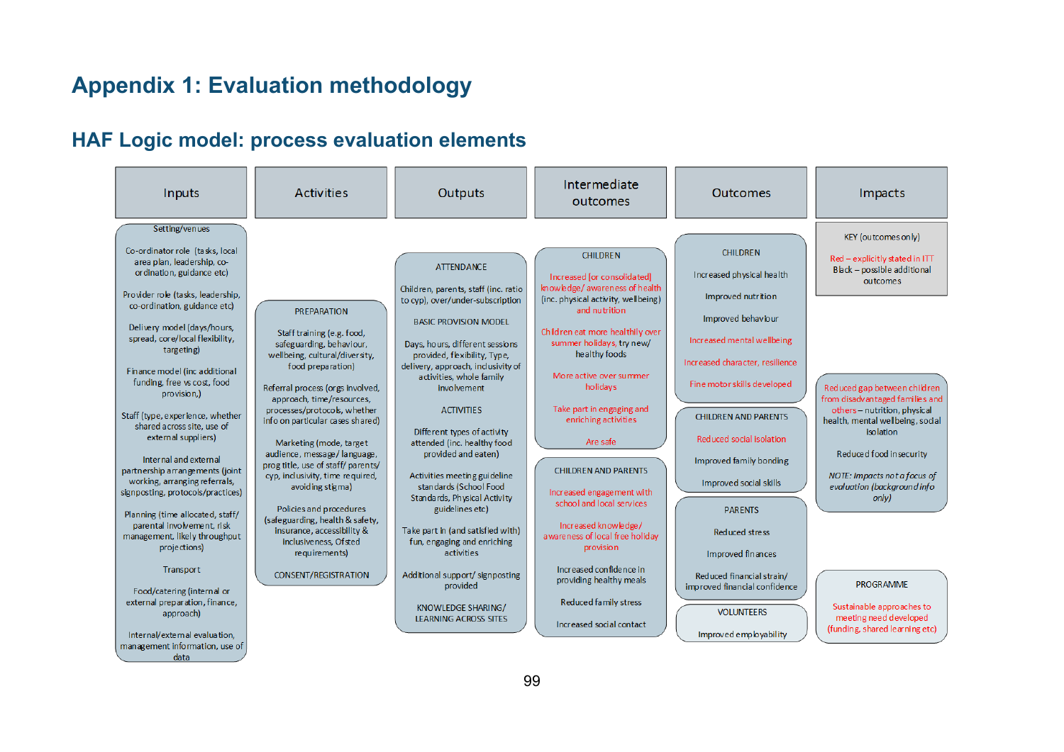# Appendix 1: Evaluation methodology

## HAF Logic model: process evaluation elements

**Inputs**

- Setting/venues
- Co-ordinator role (tasks, local area plan, leadership, co-ordination, guidance etc)
- Provider role (tasks, leadership, co-ordination, guidance etc)
- Delivery model (days/hours, spread, core/local flexibility, targeting)
- Finance model (inc additional funding, free vs cost, food provision,)
- Staff (type, experience, whether shared across site, use of external suppliers)
- Internal and external partnership arrangements (joint working, arranging referrals, signposting, protocols/practices)
- Planning (time allocated, staff/ parental involvement, risk management, likely throughput projections)
- Transport
- Food/catering (internal or external preparation, finance, approach)
- Internal/external evaluation, management information, use of data

**Activities**

PREPARATION

- Staff training (e.g. food, safeguarding, behaviour, wellbeing, cultural/diversity, food preparation)
- Referral process (orgs involved, approach, time/resources, processes/protocols, whether info on particular cases shared)
- Marketing (mode, target audience, message/ language, prog title, use of staff/ parents/ cyp, inclusivity, time required, avoiding stigma)
- Policies and procedures (safeguarding, health & safety, insurance, accessibility & inclusiveness, Ofsted requirements)

CONSENT/REGISTRATION

**Outputs**

ATTENDANCE

- Children, parents, staff (inc. ratio to cyp), over/under-subscription

BASIC PROVISION MODEL

- Days, hours, different sessions provided, flexibility, Type, delivery, approach, inclusivity of activities, whole family involvement

ACTIVITIES

- Different types of activity attended (inc. healthy food provided and eaten)
- Activities meeting guideline standards (School Food Standards, Physical Activity guidelines etc)
- Take part in (and satisfied with) fun, engaging and enriching activities
- Additional support/ signposting provided

KNOWLEDGE SHARING/ LEARNING ACROSS SITES

**Intermediate outcomes**

CHILDREN

- Increased [or consolidated] knowledge/ awareness of health (inc. physical activity, wellbeing) and nutrition
- Children eat more healthily over summer holidays, try new/ healthy foods
- More active over summer holidays
- Take part in engaging and enriching activities
- Are safe

CHILDREN AND PARENTS

- Increased engagement with school and local services
- Increased knowledge/ awareness of local free holiday provision
- Increased confidence in providing healthy meals
- Reduced family stress
- Increased social contact

**Outcomes**

CHILDREN

- Increased physical health
- Improved nutrition
- Improved behaviour
- Increased mental wellbeing
- Increased character, resilience
- Fine motor skills developed

CHILDREN AND PARENTS

- Reduced social isolation
- Improved family bonding
- Improved social skills

PARENTS

- Reduced stress
- Improved finances
- Reduced financial strain/ improved financial confidence

VOLUNTEERS

- Improved employability

**Impacts**

KEY (outcomes only)

Red – explicitly stated in ITT
Black – possible additional outcomes

- Reduced gap between children from disadvantaged families and others – nutrition, physical health, mental wellbeing, social isolation
- Reduced food insecurity

*NOTE: Impacts not a focus of evaluation (background info only)*

PROGRAMME

- Sustainable approaches to meeting need developed (funding, shared learning etc)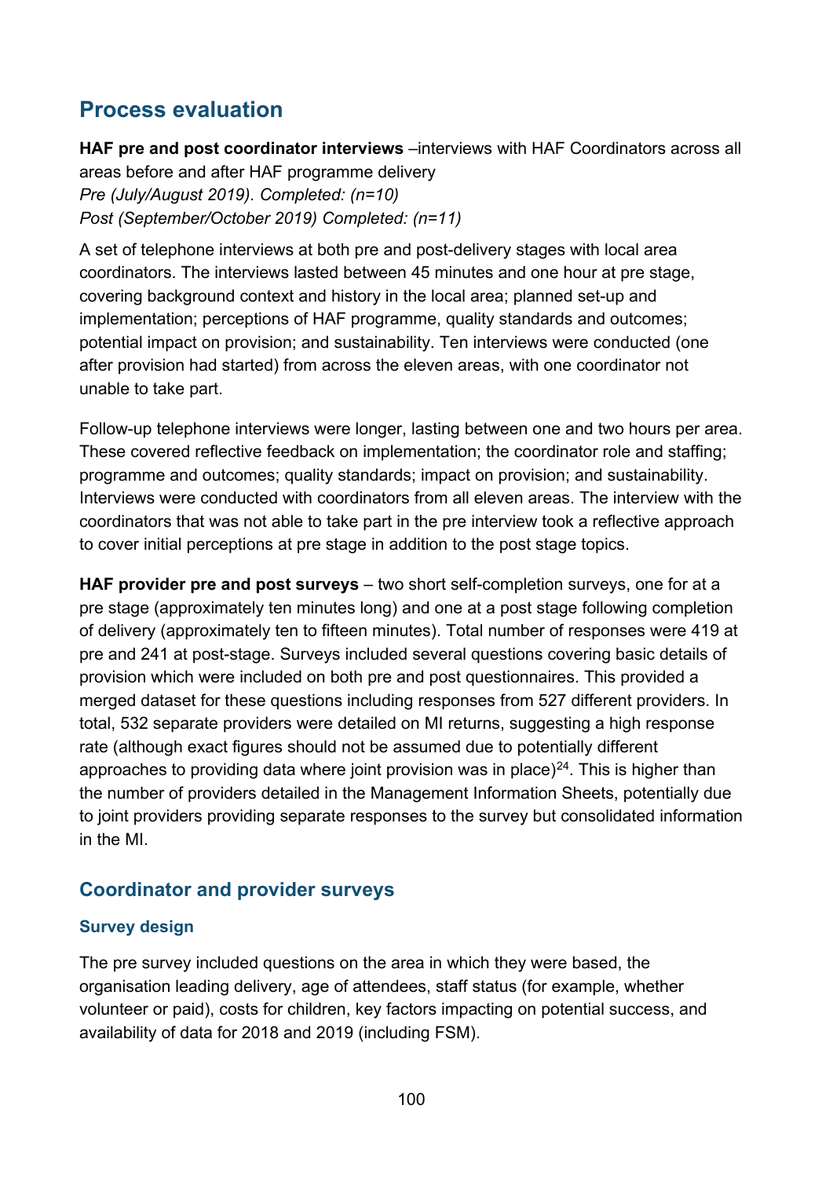## Process evaluation

**HAF pre and post coordinator interviews** –interviews with HAF Coordinators across all areas before and after HAF programme delivery
*Pre (July/August 2019). Completed: (n=10)*
*Post (September/October 2019) Completed: (n=11)*

A set of telephone interviews at both pre and post-delivery stages with local area coordinators. The interviews lasted between 45 minutes and one hour at pre stage, covering background context and history in the local area; planned set-up and implementation; perceptions of HAF programme, quality standards and outcomes; potential impact on provision; and sustainability. Ten interviews were conducted (one after provision had started) from across the eleven areas, with one coordinator not unable to take part.

Follow-up telephone interviews were longer, lasting between one and two hours per area. These covered reflective feedback on implementation; the coordinator role and staffing; programme and outcomes; quality standards; impact on provision; and sustainability. Interviews were conducted with coordinators from all eleven areas. The interview with the coordinators that was not able to take part in the pre interview took a reflective approach to cover initial perceptions at pre stage in addition to the post stage topics.

**HAF provider pre and post surveys** – two short self-completion surveys, one for at a pre stage (approximately ten minutes long) and one at a post stage following completion of delivery (approximately ten to fifteen minutes). Total number of responses were 419 at pre and 241 at post-stage. Surveys included several questions covering basic details of provision which were included on both pre and post questionnaires. This provided a merged dataset for these questions including responses from 527 different providers. In total, 532 separate providers were detailed on MI returns, suggesting a high response rate (although exact figures should not be assumed due to potentially different approaches to providing data where joint provision was in place)[24]. This is higher than the number of providers detailed in the Management Information Sheets, potentially due to joint providers providing separate responses to the survey but consolidated information in the MI.

### Coordinator and provider surveys

#### Survey design

The pre survey included questions on the area in which they were based, the organisation leading delivery, age of attendees, staff status (for example, whether volunteer or paid), costs for children, key factors impacting on potential success, and availability of data for 2018 and 2019 (including FSM).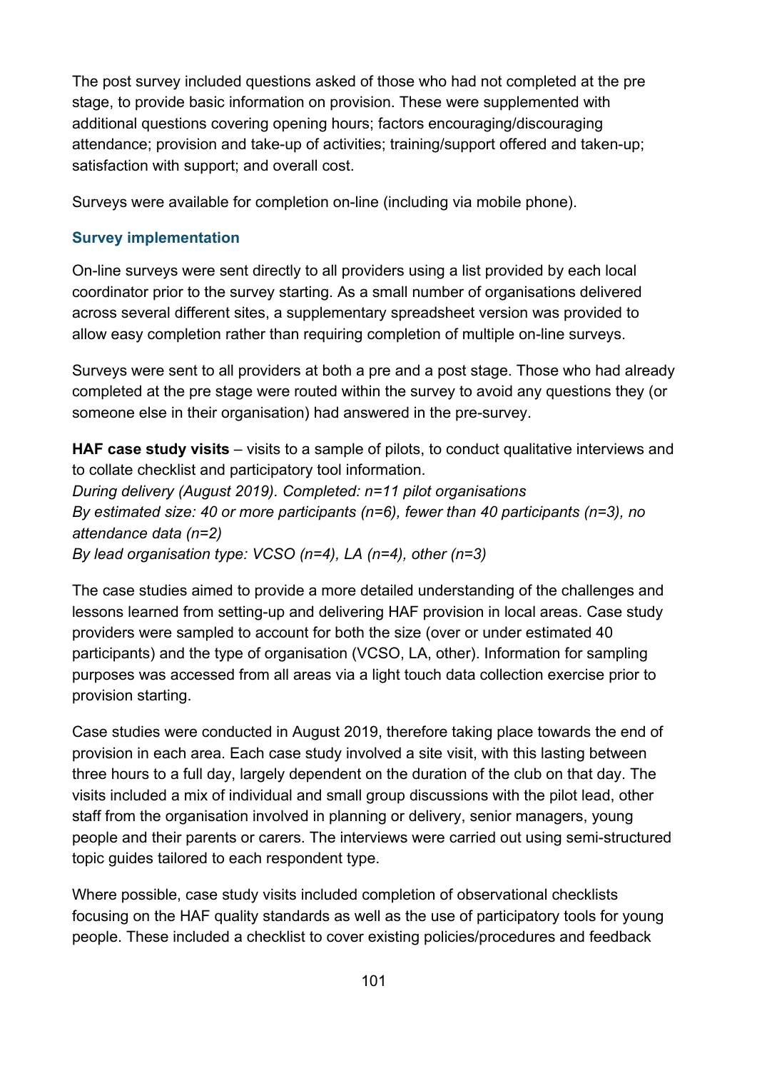The post survey included questions asked of those who had not completed at the pre stage, to provide basic information on provision. These were supplemented with additional questions covering opening hours; factors encouraging/discouraging attendance; provision and take-up of activities; training/support offered and taken-up; satisfaction with support; and overall cost.

Surveys were available for completion on-line (including via mobile phone).

### Survey implementation

On-line surveys were sent directly to all providers using a list provided by each local coordinator prior to the survey starting. As a small number of organisations delivered across several different sites, a supplementary spreadsheet version was provided to allow easy completion rather than requiring completion of multiple on-line surveys.

Surveys were sent to all providers at both a pre and a post stage. Those who had already completed at the pre stage were routed within the survey to avoid any questions they (or someone else in their organisation) had answered in the pre-survey.

**HAF case study visits** – visits to a sample of pilots, to conduct qualitative interviews and to collate checklist and participatory tool information.
*During delivery (August 2019). Completed: n=11 pilot organisations*
*By estimated size: 40 or more participants (n=6), fewer than 40 participants (n=3), no attendance data (n=2)*
*By lead organisation type: VCSO (n=4), LA (n=4), other (n=3)*

The case studies aimed to provide a more detailed understanding of the challenges and lessons learned from setting-up and delivering HAF provision in local areas. Case study providers were sampled to account for both the size (over or under estimated 40 participants) and the type of organisation (VCSO, LA, other). Information for sampling purposes was accessed from all areas via a light touch data collection exercise prior to provision starting.

Case studies were conducted in August 2019, therefore taking place towards the end of provision in each area. Each case study involved a site visit, with this lasting between three hours to a full day, largely dependent on the duration of the club on that day. The visits included a mix of individual and small group discussions with the pilot lead, other staff from the organisation involved in planning or delivery, senior managers, young people and their parents or carers. The interviews were carried out using semi-structured topic guides tailored to each respondent type.

Where possible, case study visits included completion of observational checklists focusing on the HAF quality standards as well as the use of participatory tools for young people. These included a checklist to cover existing policies/procedures and feedback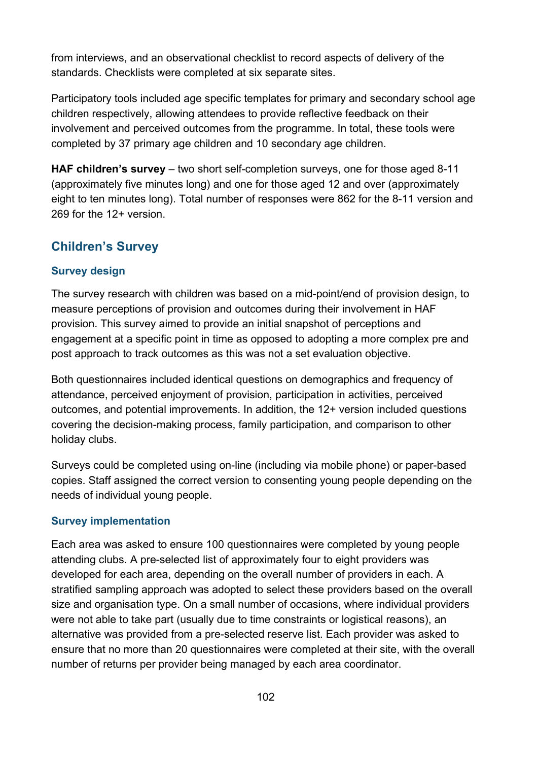from interviews, and an observational checklist to record aspects of delivery of the standards. Checklists were completed at six separate sites.

Participatory tools included age specific templates for primary and secondary school age children respectively, allowing attendees to provide reflective feedback on their involvement and perceived outcomes from the programme. In total, these tools were completed by 37 primary age children and 10 secondary age children.

**HAF children's survey** – two short self-completion surveys, one for those aged 8-11 (approximately five minutes long) and one for those aged 12 and over (approximately eight to ten minutes long). Total number of responses were 862 for the 8-11 version and 269 for the 12+ version.

## Children's Survey

### Survey design

The survey research with children was based on a mid-point/end of provision design, to measure perceptions of provision and outcomes during their involvement in HAF provision. This survey aimed to provide an initial snapshot of perceptions and engagement at a specific point in time as opposed to adopting a more complex pre and post approach to track outcomes as this was not a set evaluation objective.

Both questionnaires included identical questions on demographics and frequency of attendance, perceived enjoyment of provision, participation in activities, perceived outcomes, and potential improvements. In addition, the 12+ version included questions covering the decision-making process, family participation, and comparison to other holiday clubs.

Surveys could be completed using on-line (including via mobile phone) or paper-based copies. Staff assigned the correct version to consenting young people depending on the needs of individual young people.

### Survey implementation

Each area was asked to ensure 100 questionnaires were completed by young people attending clubs. A pre-selected list of approximately four to eight providers was developed for each area, depending on the overall number of providers in each. A stratified sampling approach was adopted to select these providers based on the overall size and organisation type. On a small number of occasions, where individual providers were not able to take part (usually due to time constraints or logistical reasons), an alternative was provided from a pre-selected reserve list. Each provider was asked to ensure that no more than 20 questionnaires were completed at their site, with the overall number of returns per provider being managed by each area coordinator.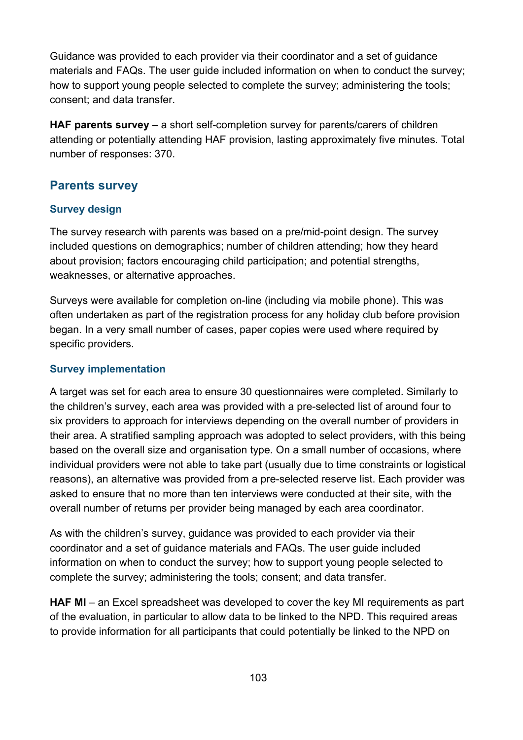Guidance was provided to each provider via their coordinator and a set of guidance materials and FAQs. The user guide included information on when to conduct the survey; how to support young people selected to complete the survey; administering the tools; consent; and data transfer.

**HAF parents survey** – a short self-completion survey for parents/carers of children attending or potentially attending HAF provision, lasting approximately five minutes. Total number of responses: 370.

## Parents survey

### Survey design

The survey research with parents was based on a pre/mid-point design. The survey included questions on demographics; number of children attending; how they heard about provision; factors encouraging child participation; and potential strengths, weaknesses, or alternative approaches.

Surveys were available for completion on-line (including via mobile phone). This was often undertaken as part of the registration process for any holiday club before provision began. In a very small number of cases, paper copies were used where required by specific providers.

### Survey implementation

A target was set for each area to ensure 30 questionnaires were completed. Similarly to the children's survey, each area was provided with a pre-selected list of around four to six providers to approach for interviews depending on the overall number of providers in their area. A stratified sampling approach was adopted to select providers, with this being based on the overall size and organisation type. On a small number of occasions, where individual providers were not able to take part (usually due to time constraints or logistical reasons), an alternative was provided from a pre-selected reserve list. Each provider was asked to ensure that no more than ten interviews were conducted at their site, with the overall number of returns per provider being managed by each area coordinator.

As with the children's survey, guidance was provided to each provider via their coordinator and a set of guidance materials and FAQs. The user guide included information on when to conduct the survey; how to support young people selected to complete the survey; administering the tools; consent; and data transfer.

**HAF MI** – an Excel spreadsheet was developed to cover the key MI requirements as part of the evaluation, in particular to allow data to be linked to the NPD. This required areas to provide information for all participants that could potentially be linked to the NPD on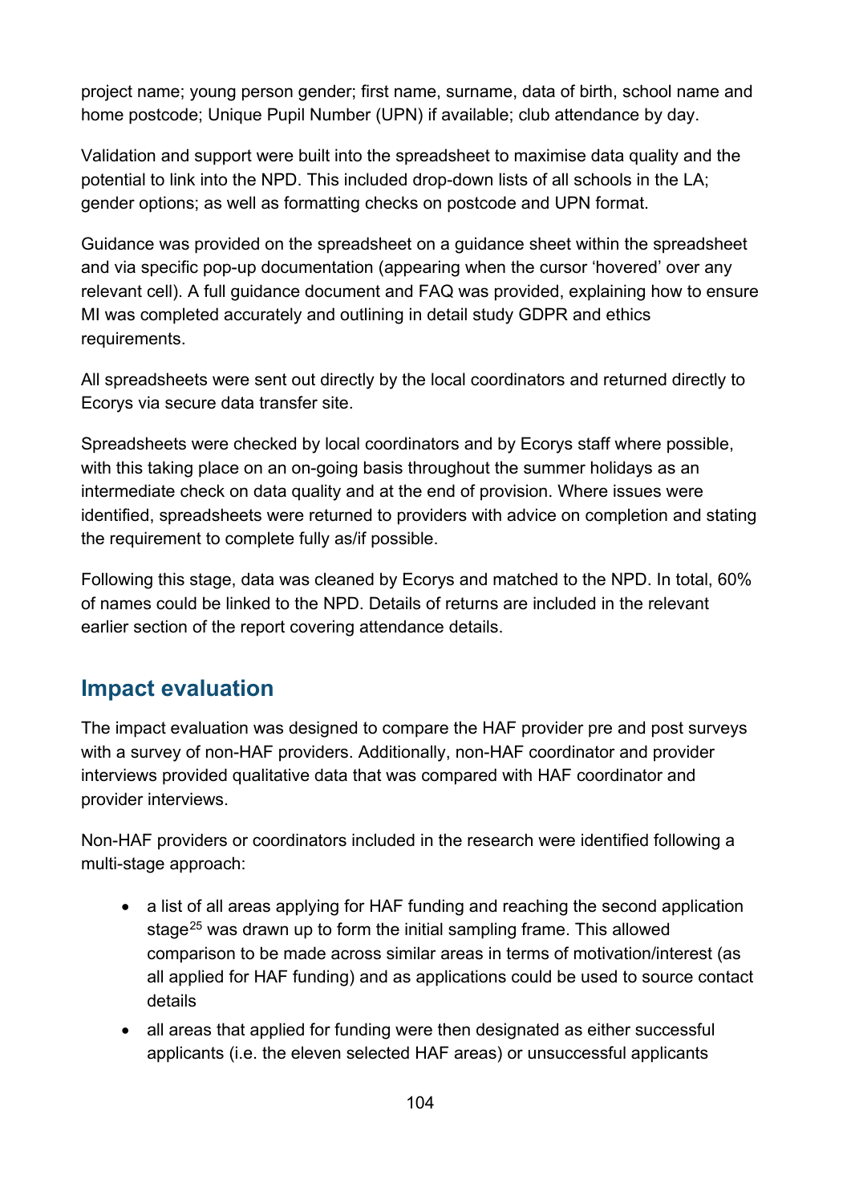project name; young person gender; first name, surname, data of birth, school name and home postcode; Unique Pupil Number (UPN) if available; club attendance by day.

Validation and support were built into the spreadsheet to maximise data quality and the potential to link into the NPD. This included drop-down lists of all schools in the LA; gender options; as well as formatting checks on postcode and UPN format.

Guidance was provided on the spreadsheet on a guidance sheet within the spreadsheet and via specific pop-up documentation (appearing when the cursor 'hovered' over any relevant cell). A full guidance document and FAQ was provided, explaining how to ensure MI was completed accurately and outlining in detail study GDPR and ethics requirements.

All spreadsheets were sent out directly by the local coordinators and returned directly to Ecorys via secure data transfer site.

Spreadsheets were checked by local coordinators and by Ecorys staff where possible, with this taking place on an on-going basis throughout the summer holidays as an intermediate check on data quality and at the end of provision. Where issues were identified, spreadsheets were returned to providers with advice on completion and stating the requirement to complete fully as/if possible.

Following this stage, data was cleaned by Ecorys and matched to the NPD. In total, 60% of names could be linked to the NPD. Details of returns are included in the relevant earlier section of the report covering attendance details.

## Impact evaluation

The impact evaluation was designed to compare the HAF provider pre and post surveys with a survey of non-HAF providers. Additionally, non-HAF coordinator and provider interviews provided qualitative data that was compared with HAF coordinator and provider interviews.

Non-HAF providers or coordinators included in the research were identified following a multi-stage approach:

- a list of all areas applying for HAF funding and reaching the second application stage[25] was drawn up to form the initial sampling frame. This allowed comparison to be made across similar areas in terms of motivation/interest (as all applied for HAF funding) and as applications could be used to source contact details
- all areas that applied for funding were then designated as either successful applicants (i.e. the eleven selected HAF areas) or unsuccessful applicants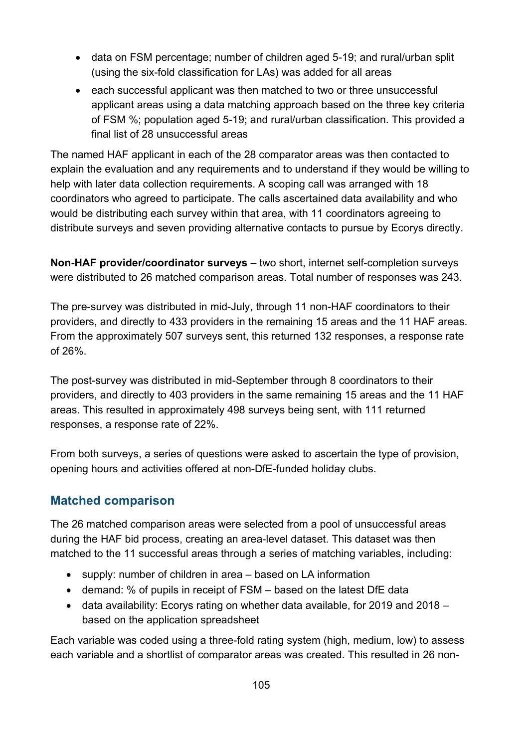- data on FSM percentage; number of children aged 5-19; and rural/urban split (using the six-fold classification for LAs) was added for all areas
- each successful applicant was then matched to two or three unsuccessful applicant areas using a data matching approach based on the three key criteria of FSM %; population aged 5-19; and rural/urban classification. This provided a final list of 28 unsuccessful areas

The named HAF applicant in each of the 28 comparator areas was then contacted to explain the evaluation and any requirements and to understand if they would be willing to help with later data collection requirements. A scoping call was arranged with 18 coordinators who agreed to participate. The calls ascertained data availability and who would be distributing each survey within that area, with 11 coordinators agreeing to distribute surveys and seven providing alternative contacts to pursue by Ecorys directly.

**Non-HAF provider/coordinator surveys** – two short, internet self-completion surveys were distributed to 26 matched comparison areas. Total number of responses was 243.

The pre-survey was distributed in mid-July, through 11 non-HAF coordinators to their providers, and directly to 433 providers in the remaining 15 areas and the 11 HAF areas. From the approximately 507 surveys sent, this returned 132 responses, a response rate of 26%.

The post-survey was distributed in mid-September through 8 coordinators to their providers, and directly to 403 providers in the same remaining 15 areas and the 11 HAF areas. This resulted in approximately 498 surveys being sent, with 111 returned responses, a response rate of 22%.

From both surveys, a series of questions were asked to ascertain the type of provision, opening hours and activities offered at non-DfE-funded holiday clubs.

## Matched comparison

The 26 matched comparison areas were selected from a pool of unsuccessful areas during the HAF bid process, creating an area-level dataset. This dataset was then matched to the 11 successful areas through a series of matching variables, including:

- supply: number of children in area – based on LA information
- demand: % of pupils in receipt of FSM – based on the latest DfE data
- data availability: Ecorys rating on whether data available, for 2019 and 2018 – based on the application spreadsheet

Each variable was coded using a three-fold rating system (high, medium, low) to assess each variable and a shortlist of comparator areas was created. This resulted in 26 non-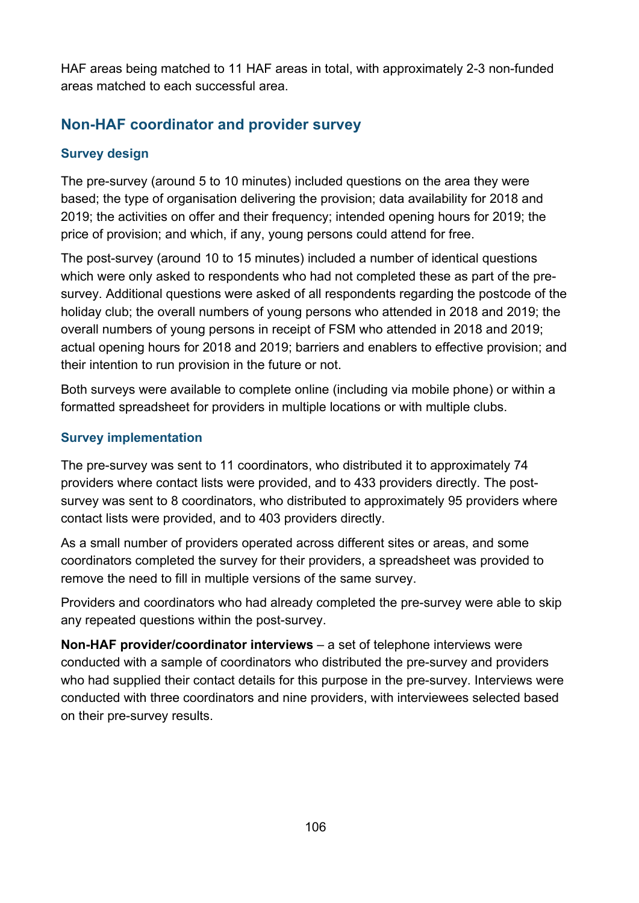HAF areas being matched to 11 HAF areas in total, with approximately 2-3 non-funded areas matched to each successful area.

## Non-HAF coordinator and provider survey

### Survey design

The pre-survey (around 5 to 10 minutes) included questions on the area they were based; the type of organisation delivering the provision; data availability for 2018 and 2019; the activities on offer and their frequency; intended opening hours for 2019; the price of provision; and which, if any, young persons could attend for free.

The post-survey (around 10 to 15 minutes) included a number of identical questions which were only asked to respondents who had not completed these as part of the pre-survey. Additional questions were asked of all respondents regarding the postcode of the holiday club; the overall numbers of young persons who attended in 2018 and 2019; the overall numbers of young persons in receipt of FSM who attended in 2018 and 2019; actual opening hours for 2018 and 2019; barriers and enablers to effective provision; and their intention to run provision in the future or not.

Both surveys were available to complete online (including via mobile phone) or within a formatted spreadsheet for providers in multiple locations or with multiple clubs.

### Survey implementation

The pre-survey was sent to 11 coordinators, who distributed it to approximately 74 providers where contact lists were provided, and to 433 providers directly. The post-survey was sent to 8 coordinators, who distributed to approximately 95 providers where contact lists were provided, and to 403 providers directly.

As a small number of providers operated across different sites or areas, and some coordinators completed the survey for their providers, a spreadsheet was provided to remove the need to fill in multiple versions of the same survey.

Providers and coordinators who had already completed the pre-survey were able to skip any repeated questions within the post-survey.

**Non-HAF provider/coordinator interviews** – a set of telephone interviews were conducted with a sample of coordinators who distributed the pre-survey and providers who had supplied their contact details for this purpose in the pre-survey. Interviews were conducted with three coordinators and nine providers, with interviewees selected based on their pre-survey results.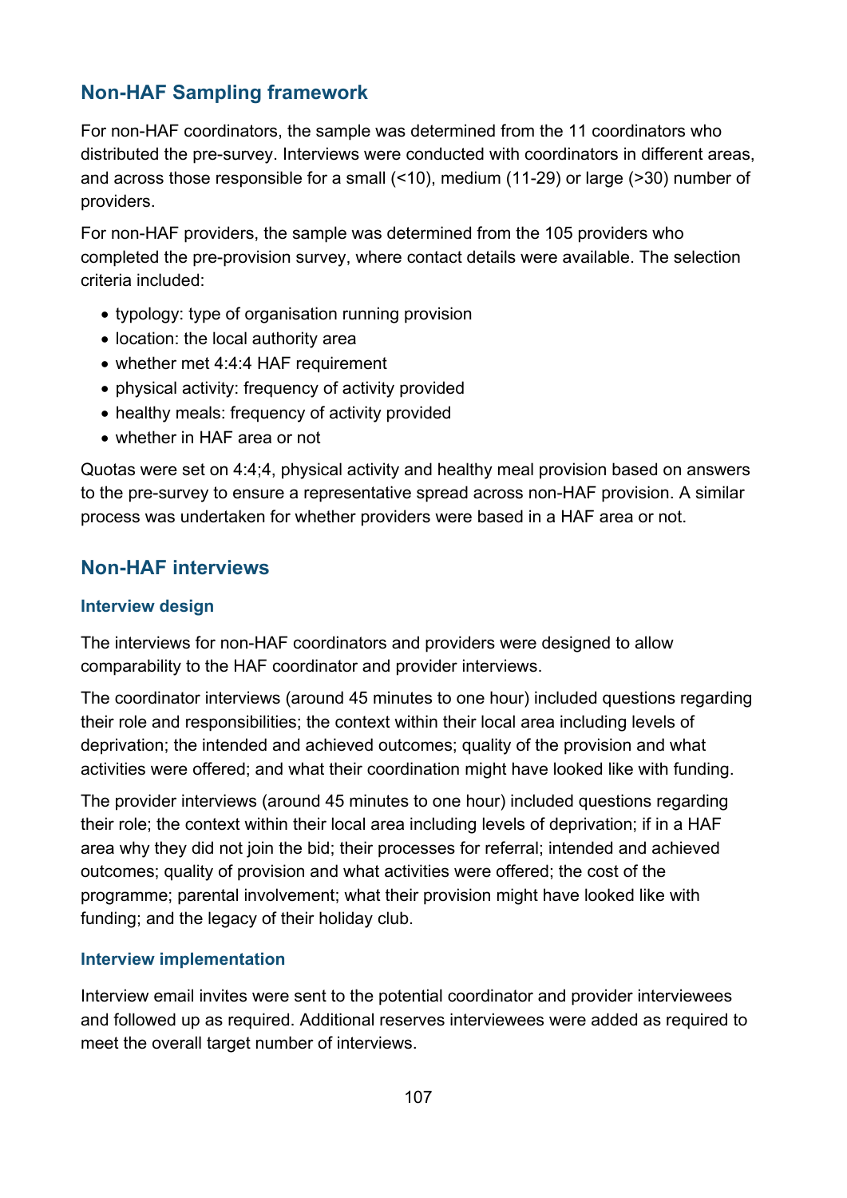## Non-HAF Sampling framework

For non-HAF coordinators, the sample was determined from the 11 coordinators who distributed the pre-survey. Interviews were conducted with coordinators in different areas, and across those responsible for a small (<10), medium (11-29) or large (>30) number of providers.

For non-HAF providers, the sample was determined from the 105 providers who completed the pre-provision survey, where contact details were available. The selection criteria included:

- typology: type of organisation running provision
- location: the local authority area
- whether met 4:4:4 HAF requirement
- physical activity: frequency of activity provided
- healthy meals: frequency of activity provided
- whether in HAF area or not

Quotas were set on 4:4;4, physical activity and healthy meal provision based on answers to the pre-survey to ensure a representative spread across non-HAF provision. A similar process was undertaken for whether providers were based in a HAF area or not.

## Non-HAF interviews

### Interview design

The interviews for non-HAF coordinators and providers were designed to allow comparability to the HAF coordinator and provider interviews.

The coordinator interviews (around 45 minutes to one hour) included questions regarding their role and responsibilities; the context within their local area including levels of deprivation; the intended and achieved outcomes; quality of the provision and what activities were offered; and what their coordination might have looked like with funding.

The provider interviews (around 45 minutes to one hour) included questions regarding their role; the context within their local area including levels of deprivation; if in a HAF area why they did not join the bid; their processes for referral; intended and achieved outcomes; quality of provision and what activities were offered; the cost of the programme; parental involvement; what their provision might have looked like with funding; and the legacy of their holiday club.

### Interview implementation

Interview email invites were sent to the potential coordinator and provider interviewees and followed up as required. Additional reserves interviewees were added as required to meet the overall target number of interviews.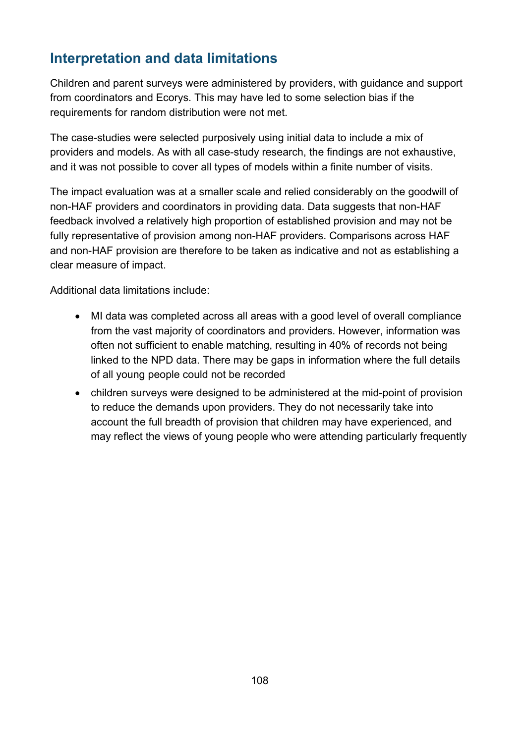## Interpretation and data limitations

Children and parent surveys were administered by providers, with guidance and support from coordinators and Ecorys. This may have led to some selection bias if the requirements for random distribution were not met.

The case-studies were selected purposively using initial data to include a mix of providers and models. As with all case-study research, the findings are not exhaustive, and it was not possible to cover all types of models within a finite number of visits.

The impact evaluation was at a smaller scale and relied considerably on the goodwill of non-HAF providers and coordinators in providing data. Data suggests that non-HAF feedback involved a relatively high proportion of established provision and may not be fully representative of provision among non-HAF providers. Comparisons across HAF and non-HAF provision are therefore to be taken as indicative and not as establishing a clear measure of impact.

Additional data limitations include:

- MI data was completed across all areas with a good level of overall compliance from the vast majority of coordinators and providers. However, information was often not sufficient to enable matching, resulting in 40% of records not being linked to the NPD data. There may be gaps in information where the full details of all young people could not be recorded
- children surveys were designed to be administered at the mid-point of provision to reduce the demands upon providers. They do not necessarily take into account the full breadth of provision that children may have experienced, and may reflect the views of young people who were attending particularly frequently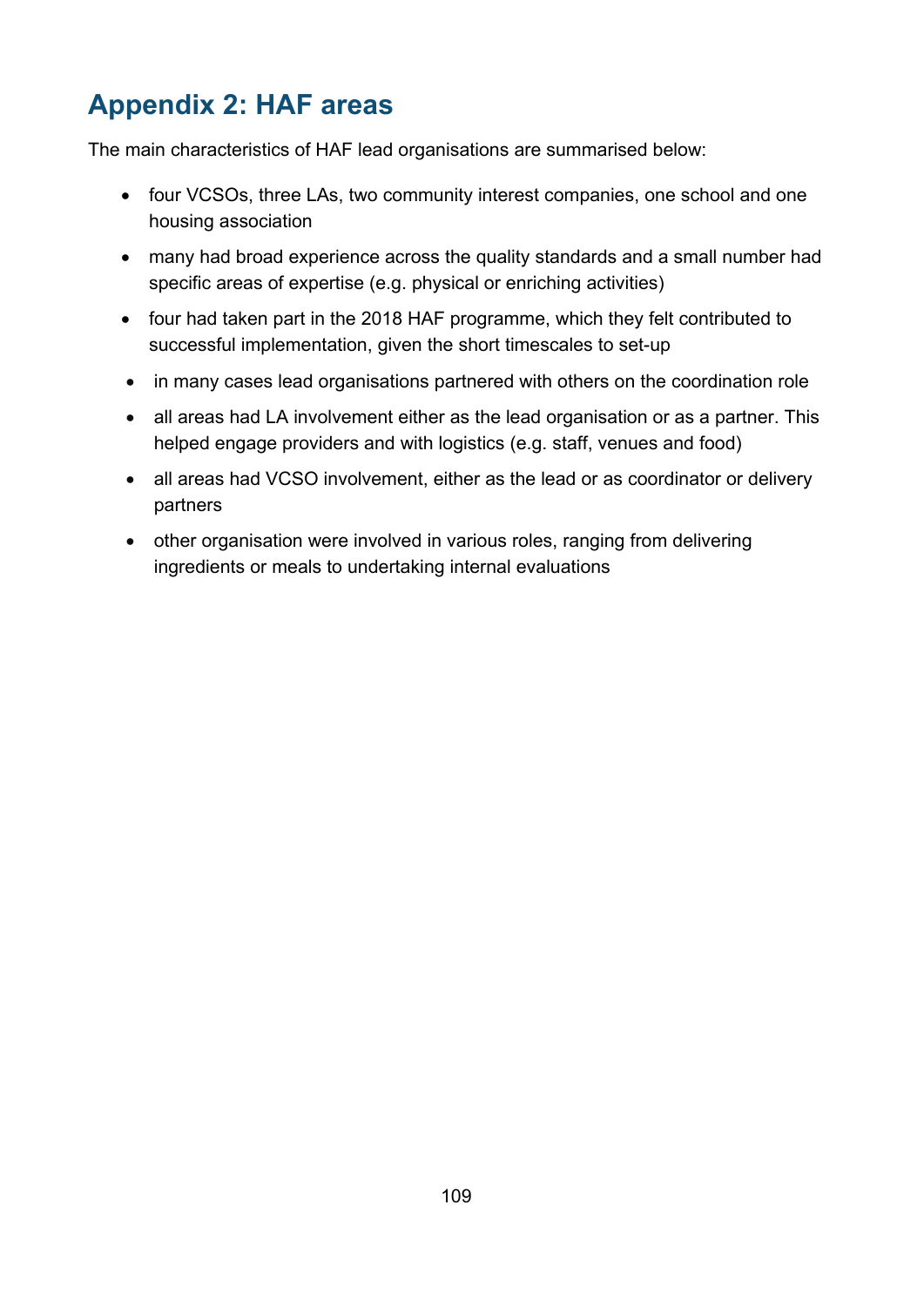## Appendix 2: HAF areas

The main characteristics of HAF lead organisations are summarised below:

- four VCSOs, three LAs, two community interest companies, one school and one housing association
- many had broad experience across the quality standards and a small number had specific areas of expertise (e.g. physical or enriching activities)
- four had taken part in the 2018 HAF programme, which they felt contributed to successful implementation, given the short timescales to set-up
- in many cases lead organisations partnered with others on the coordination role
- all areas had LA involvement either as the lead organisation or as a partner. This helped engage providers and with logistics (e.g. staff, venues and food)
- all areas had VCSO involvement, either as the lead or as coordinator or delivery partners
- other organisation were involved in various roles, ranging from delivering ingredients or meals to undertaking internal evaluations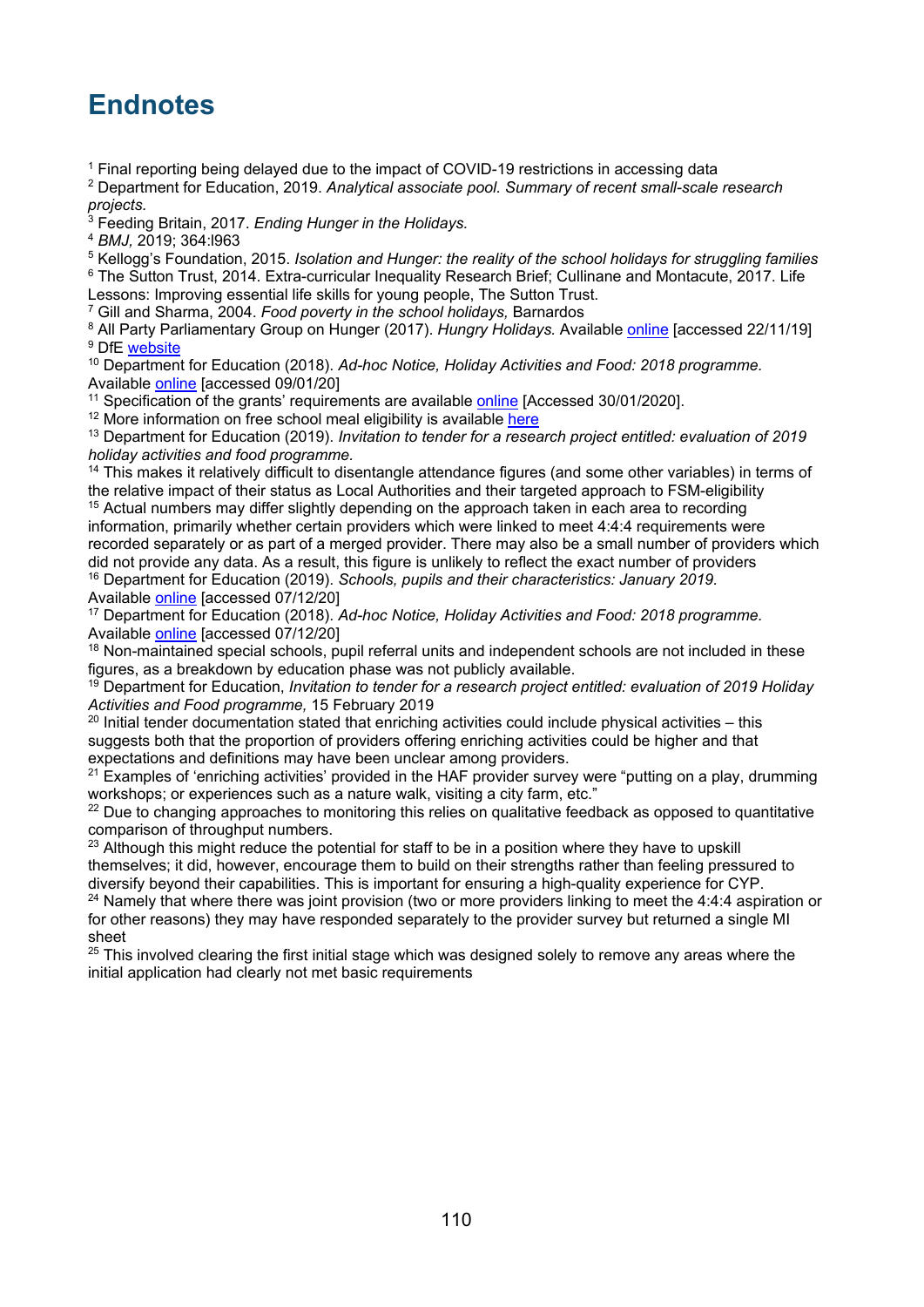# Endnotes

[1] Final reporting being delayed due to the impact of COVID-19 restrictions in accessing data

[2] Department for Education, 2019. *Analytical associate pool. Summary of recent small-scale research projects.*

[3] Feeding Britain, 2017. *Ending Hunger in the Holidays.*

[4] *BMJ,* 2019; 364:l963

[5] Kellogg's Foundation, 2015. *Isolation and Hunger: the reality of the school holidays for struggling families*

[6] The Sutton Trust, 2014. Extra-curricular Inequality Research Brief; Cullinane and Montacute, 2017. Life Lessons: Improving essential life skills for young people, The Sutton Trust.

[7] Gill and Sharma, 2004. *Food poverty in the school holidays,* Barnardos

[8] All Party Parliamentary Group on Hunger (2017). *Hungry Holidays.* Available online [accessed 22/11/19]

[9] DfE website

[10] Department for Education (2018). *Ad-hoc Notice, Holiday Activities and Food: 2018 programme.* Available online [accessed 09/01/20]

[11] Specification of the grants' requirements are available online [Accessed 30/01/2020].

[12] More information on free school meal eligibility is available here

[13] Department for Education (2019). *Invitation to tender for a research project entitled: evaluation of 2019 holiday activities and food programme.*

[14] This makes it relatively difficult to disentangle attendance figures (and some other variables) in terms of the relative impact of their status as Local Authorities and their targeted approach to FSM-eligibility

[15] Actual numbers may differ slightly depending on the approach taken in each area to recording information, primarily whether certain providers which were linked to meet 4:4:4 requirements were recorded separately or as part of a merged provider. There may also be a small number of providers which did not provide any data. As a result, this figure is unlikely to reflect the exact number of providers

[16] Department for Education (2019). *Schools, pupils and their characteristics: January 2019.* Available online [accessed 07/12/20]

[17] Department for Education (2018). *Ad-hoc Notice, Holiday Activities and Food: 2018 programme.* Available online [accessed 07/12/20]

[18] Non-maintained special schools, pupil referral units and independent schools are not included in these figures, as a breakdown by education phase was not publicly available.

[19] Department for Education, *Invitation to tender for a research project entitled: evaluation of 2019 Holiday Activities and Food programme,* 15 February 2019

[20] Initial tender documentation stated that enriching activities could include physical activities – this suggests both that the proportion of providers offering enriching activities could be higher and that expectations and definitions may have been unclear among providers.

[21] Examples of 'enriching activities' provided in the HAF provider survey were "putting on a play, drumming workshops; or experiences such as a nature walk, visiting a city farm, etc."

[22] Due to changing approaches to monitoring this relies on qualitative feedback as opposed to quantitative comparison of throughput numbers.

[23] Although this might reduce the potential for staff to be in a position where they have to upskill themselves; it did, however, encourage them to build on their strengths rather than feeling pressured to diversify beyond their capabilities. This is important for ensuring a high-quality experience for CYP.

[24] Namely that where there was joint provision (two or more providers linking to meet the 4:4:4 aspiration or for other reasons) they may have responded separately to the provider survey but returned a single MI sheet

[25] This involved clearing the first initial stage which was designed solely to remove any areas where the initial application had clearly not met basic requirements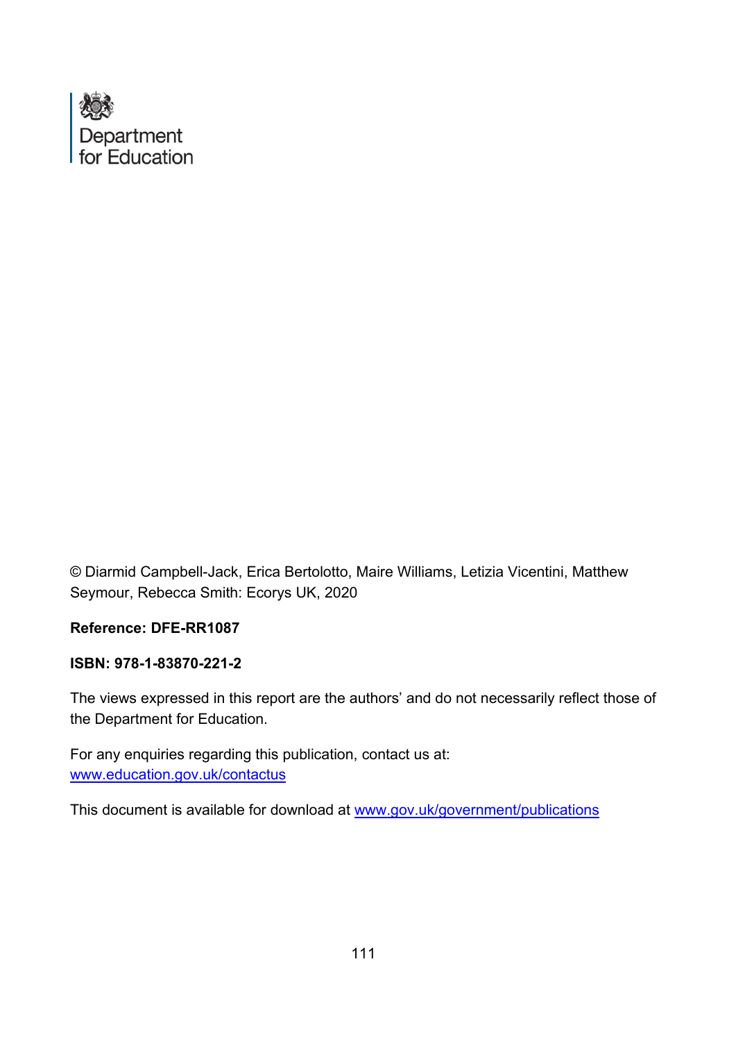Department for Education

© Diarmid Campbell-Jack, Erica Bertolotto, Maire Williams, Letizia Vicentini, Matthew Seymour, Rebecca Smith: Ecorys UK, 2020

**Reference: DFE-RR1087**

**ISBN: 978-1-83870-221-2**

The views expressed in this report are the authors' and do not necessarily reflect those of the Department for Education.

For any enquiries regarding this publication, contact us at: [www.education.gov.uk/contactus](www.education.gov.uk/contactus)

This document is available for download at [www.gov.uk/government/publications](www.gov.uk/government/publications)